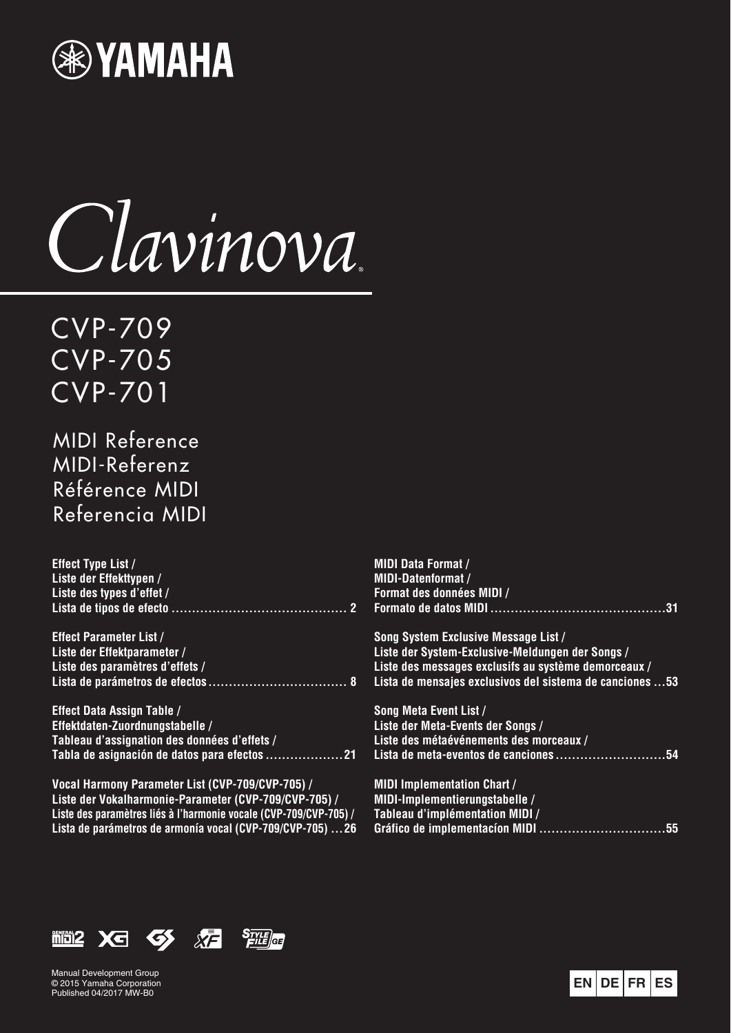# YAMAHA

# Clavinova

## CVP-709
## CVP-705
## CVP-701

MIDI Reference
MIDI-Referenz
Référence MIDI
Referencia MIDI

**Effect Type List /**
**Liste der Effekttypen /**
**Liste des types d'effet /**
**Lista de tipos de efecto .......................................... 2**

**Effect Parameter List /**
**Liste der Effektparameter /**
**Liste des paramètres d'effets /**
**Lista de parámetros de efectos ................................. 8**

**Effect Data Assign Table /**
**Effektdaten-Zuordnungstabelle /**
**Tableau d'assignation des données d'effets /**
**Tabla de asignación de datos para efectos ..................21**

**Vocal Harmony Parameter List (CVP-709/CVP-705) /**
**Liste der Vokalharmonie-Parameter (CVP-709/CVP-705) /**
**Liste des paramètres liés à l'harmonie vocale (CVP-709/CVP-705) /**
**Lista de parámetros de armonía vocal (CVP-709/CVP-705) ...26**

**MIDI Data Format /**
**MIDI-Datenformat /**
**Format des données MIDI /**
**Formato de datos MIDI ..........................................31**

**Song System Exclusive Message List /**
**Liste der System-Exclusive-Meldungen der Songs /**
**Liste des messages exclusifs au système demorceaux /**
**Lista de mensajes exclusivos del sistema de canciones ...53**

**Song Meta Event List /**
**Liste der Meta-Events der Songs /**
**Liste des métaévénements des morceaux /**
**Lista de meta-eventos de canciones ..........................54**

**MIDI Implementation Chart /**
**MIDI-Implementierungstabelle /**
**Tableau d'implémentation MIDI /**
**Gráfico de implementacíon MIDI ...............................55**

Manual Development Group
© 2015 Yamaha Corporation
Published 04/2017 MW-B0

EN DE FR ES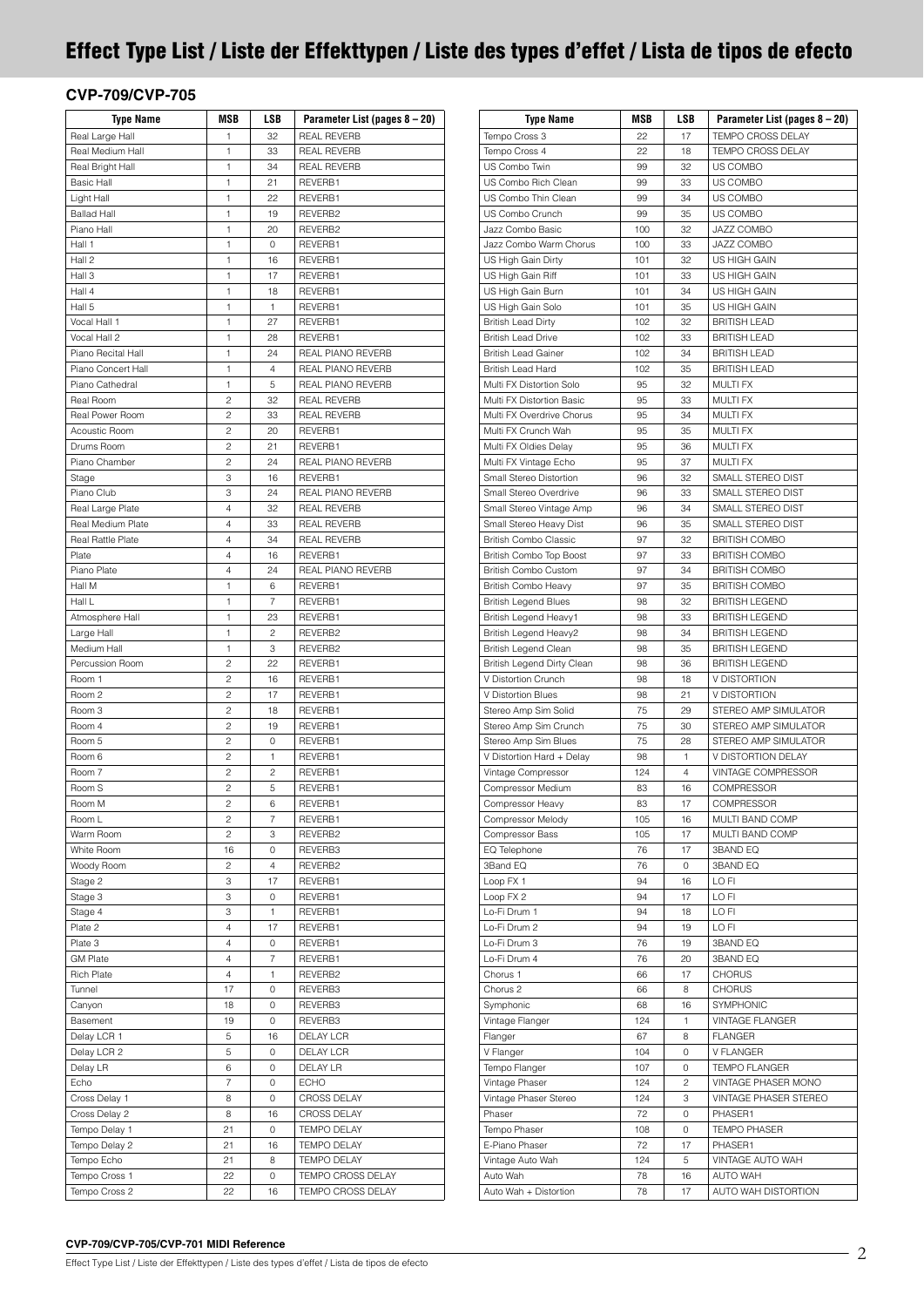# Effect Type List / Liste der Effekttypen / Liste des types d'effet / Lista de tipos de efecto

## CVP-709/CVP-705

| Type Name | MSB | LSB | Parameter List (pages 8 – 20) |
|---|---|---|---|
| Real Large Hall | 1 | 32 | REAL REVERB |
| Real Medium Hall | 1 | 33 | REAL REVERB |
| Real Bright Hall | 1 | 34 | REAL REVERB |
| Basic Hall | 1 | 21 | REVERB1 |
| Light Hall | 1 | 22 | REVERB1 |
| Ballad Hall | 1 | 19 | REVERB2 |
| Piano Hall | 1 | 20 | REVERB2 |
| Hall 1 | 1 | 0 | REVERB1 |
| Hall 2 | 1 | 16 | REVERB1 |
| Hall 3 | 1 | 17 | REVERB1 |
| Hall 4 | 1 | 18 | REVERB1 |
| Hall 5 | 1 | 1 | REVERB1 |
| Vocal Hall 1 | 1 | 27 | REVERB1 |
| Vocal Hall 2 | 1 | 28 | REVERB1 |
| Piano Recital Hall | 1 | 24 | REAL PIANO REVERB |
| Piano Concert Hall | 1 | 4 | REAL PIANO REVERB |
| Piano Cathedral | 1 | 5 | REAL PIANO REVERB |
| Real Room | 2 | 32 | REAL REVERB |
| Real Power Room | 2 | 33 | REAL REVERB |
| Acoustic Room | 2 | 20 | REVERB1 |
| Drums Room | 2 | 21 | REVERB1 |
| Piano Chamber | 2 | 24 | REAL PIANO REVERB |
| Stage | 3 | 16 | REVERB1 |
| Piano Club | 3 | 24 | REAL PIANO REVERB |
| Real Large Plate | 4 | 32 | REAL REVERB |
| Real Medium Plate | 4 | 33 | REAL REVERB |
| Real Rattle Plate | 4 | 34 | REAL REVERB |
| Plate | 4 | 16 | REVERB1 |
| Piano Plate | 4 | 24 | REAL PIANO REVERB |
| Hall M | 1 | 6 | REVERB1 |
| Hall L | 1 | 7 | REVERB1 |
| Atmosphere Hall | 1 | 23 | REVERB1 |
| Large Hall | 1 | 2 | REVERB2 |
| Medium Hall | 1 | 3 | REVERB2 |
| Percussion Room | 2 | 22 | REVERB1 |
| Room 1 | 2 | 16 | REVERB1 |
| Room 2 | 2 | 17 | REVERB1 |
| Room 3 | 2 | 18 | REVERB1 |
| Room 4 | 2 | 19 | REVERB1 |
| Room 5 | 2 | 0 | REVERB1 |
| Room 6 | 2 | 1 | REVERB1 |
| Room 7 | 2 | 2 | REVERB1 |
| Room S | 2 | 5 | REVERB1 |
| Room M | 2 | 6 | REVERB1 |
| Room L | 2 | 7 | REVERB1 |
| Warm Room | 2 | 3 | REVERB2 |
| White Room | 16 | 0 | REVERB3 |
| Woody Room | 2 | 4 | REVERB2 |
| Stage 2 | 3 | 17 | REVERB1 |
| Stage 3 | 3 | 0 | REVERB1 |
| Stage 4 | 3 | 1 | REVERB1 |
| Plate 2 | 4 | 17 | REVERB1 |
| Plate 3 | 4 | 0 | REVERB1 |
| GM Plate | 4 | 7 | REVERB1 |
| Rich Plate | 4 | 1 | REVERB2 |
| Tunnel | 17 | 0 | REVERB3 |
| Canyon | 18 | 0 | REVERB3 |
| Basement | 19 | 0 | REVERB3 |
| Delay LCR 1 | 5 | 16 | DELAY LCR |
| Delay LCR 2 | 5 | 0 | DELAY LCR |
| Delay LR | 6 | 0 | DELAY LR |
| Echo | 7 | 0 | ECHO |
| Cross Delay 1 | 8 | 0 | CROSS DELAY |
| Cross Delay 2 | 8 | 16 | CROSS DELAY |
| Tempo Delay 1 | 21 | 0 | TEMPO DELAY |
| Tempo Delay 2 | 21 | 16 | TEMPO DELAY |
| Tempo Echo | 21 | 8 | TEMPO DELAY |
| Tempo Cross 1 | 22 | 0 | TEMPO CROSS DELAY |
| Tempo Cross 2 | 22 | 16 | TEMPO CROSS DELAY |
| Tempo Cross 3 | 22 | 17 | TEMPO CROSS DELAY |
| Tempo Cross 4 | 22 | 18 | TEMPO CROSS DELAY |
| US Combo Twin | 99 | 32 | US COMBO |
| US Combo Rich Clean | 99 | 33 | US COMBO |
| US Combo Thin Clean | 99 | 34 | US COMBO |
| US Combo Crunch | 99 | 35 | US COMBO |
| Jazz Combo Basic | 100 | 32 | JAZZ COMBO |
| Jazz Combo Warm Chorus | 100 | 33 | JAZZ COMBO |
| US High Gain Dirty | 101 | 32 | US HIGH GAIN |
| US High Gain Riff | 101 | 33 | US HIGH GAIN |
| US High Gain Burn | 101 | 34 | US HIGH GAIN |
| US High Gain Solo | 101 | 35 | US HIGH GAIN |
| British Lead Dirty | 102 | 32 | BRITISH LEAD |
| British Lead Drive | 102 | 33 | BRITISH LEAD |
| British Lead Gainer | 102 | 34 | BRITISH LEAD |
| British Lead Hard | 102 | 35 | BRITISH LEAD |
| Multi FX Distortion Solo | 95 | 32 | MULTI FX |
| Multi FX Distortion Basic | 95 | 33 | MULTI FX |
| Multi FX Overdrive Chorus | 95 | 34 | MULTI FX |
| Multi FX Crunch Wah | 95 | 35 | MULTI FX |
| Multi FX Oldies Delay | 95 | 36 | MULTI FX |
| Multi FX Vintage Echo | 95 | 37 | MULTI FX |
| Small Stereo Distortion | 96 | 32 | SMALL STEREO DIST |
| Small Stereo Overdrive | 96 | 33 | SMALL STEREO DIST |
| Small Stereo Vintage Amp | 96 | 34 | SMALL STEREO DIST |
| Small Stereo Heavy Dist | 96 | 35 | SMALL STEREO DIST |
| British Combo Classic | 97 | 32 | BRITISH COMBO |
| British Combo Top Boost | 97 | 33 | BRITISH COMBO |
| British Combo Custom | 97 | 34 | BRITISH COMBO |
| British Combo Heavy | 97 | 35 | BRITISH COMBO |
| British Legend Blues | 98 | 32 | BRITISH LEGEND |
| British Legend Heavy1 | 98 | 33 | BRITISH LEGEND |
| British Legend Heavy2 | 98 | 34 | BRITISH LEGEND |
| British Legend Clean | 98 | 35 | BRITISH LEGEND |
| British Legend Dirty Clean | 98 | 36 | BRITISH LEGEND |
| V Distortion Crunch | 98 | 18 | V DISTORTION |
| V Distortion Blues | 98 | 21 | V DISTORTION |
| Stereo Amp Sim Solid | 75 | 29 | STEREO AMP SIMULATOR |
| Stereo Amp Sim Crunch | 75 | 30 | STEREO AMP SIMULATOR |
| Stereo Amp Sim Blues | 75 | 28 | STEREO AMP SIMULATOR |
| V Distortion Hard + Delay | 98 | 1 | V DISTORTION DELAY |
| Vintage Compressor | 124 | 4 | VINTAGE COMPRESSOR |
| Compressor Medium | 83 | 16 | COMPRESSOR |
| Compressor Heavy | 83 | 17 | COMPRESSOR |
| Compressor Melody | 105 | 16 | MULTI BAND COMP |
| Compressor Bass | 105 | 17 | MULTI BAND COMP |
| EQ Telephone | 76 | 17 | 3BAND EQ |
| 3Band EQ | 76 | 0 | 3BAND EQ |
| Loop FX 1 | 94 | 16 | LO FI |
| Loop FX 2 | 94 | 17 | LO FI |
| Lo-Fi Drum 1 | 94 | 18 | LO FI |
| Lo-Fi Drum 2 | 94 | 19 | LO FI |
| Lo-Fi Drum 3 | 76 | 19 | 3BAND EQ |
| Lo-Fi Drum 4 | 76 | 20 | 3BAND EQ |
| Chorus 1 | 66 | 17 | CHORUS |
| Chorus 2 | 66 | 8 | CHORUS |
| Symphonic | 68 | 16 | SYMPHONIC |
| Vintage Flanger | 124 | 1 | VINTAGE FLANGER |
| Flanger | 67 | 8 | FLANGER |
| V Flanger | 104 | 0 | V FLANGER |
| Tempo Flanger | 107 | 0 | TEMPO FLANGER |
| Vintage Phaser | 124 | 2 | VINTAGE PHASER MONO |
| Vintage Phaser Stereo | 124 | 3 | VINTAGE PHASER STEREO |
| Phaser | 72 | 0 | PHASER1 |
| Tempo Phaser | 108 | 0 | TEMPO PHASER |
| E-Piano Phaser | 72 | 17 | PHASER1 |
| Vintage Auto Wah | 124 | 5 | VINTAGE AUTO WAH |
| Auto Wah | 78 | 16 | AUTO WAH |
| Auto Wah + Distortion | 78 | 17 | AUTO WAH DISTORTION |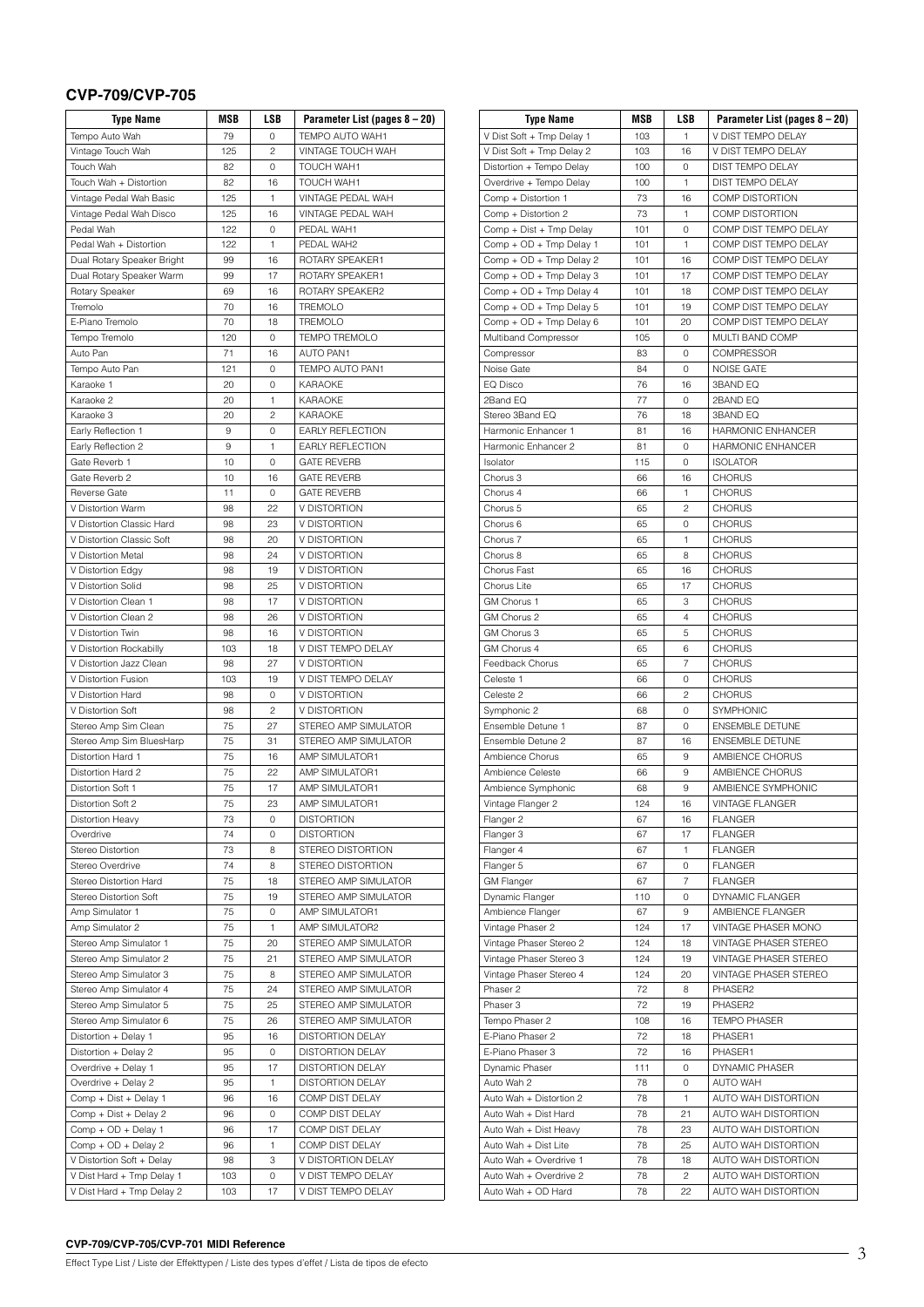## CVP-709/CVP-705

| Type Name | MSB | LSB | Parameter List (pages 8 – 20) |
|---|---|---|---|
| Tempo Auto Wah | 79 | 0 | TEMPO AUTO WAH1 |
| Vintage Touch Wah | 125 | 2 | VINTAGE TOUCH WAH |
| Touch Wah | 82 | 0 | TOUCH WAH1 |
| Touch Wah + Distortion | 82 | 16 | TOUCH WAH1 |
| Vintage Pedal Wah Basic | 125 | 1 | VINTAGE PEDAL WAH |
| Vintage Pedal Wah Disco | 125 | 16 | VINTAGE PEDAL WAH |
| Pedal Wah | 122 | 0 | PEDAL WAH1 |
| Pedal Wah + Distortion | 122 | 1 | PEDAL WAH2 |
| Dual Rotary Speaker Bright | 99 | 16 | ROTARY SPEAKER1 |
| Dual Rotary Speaker Warm | 99 | 17 | ROTARY SPEAKER1 |
| Rotary Speaker | 69 | 16 | ROTARY SPEAKER2 |
| Tremolo | 70 | 16 | TREMOLO |
| E-Piano Tremolo | 70 | 18 | TREMOLO |
| Tempo Tremolo | 120 | 0 | TEMPO TREMOLO |
| Auto Pan | 71 | 16 | AUTO PAN1 |
| Tempo Auto Pan | 121 | 0 | TEMPO AUTO PAN1 |
| Karaoke 1 | 20 | 0 | KARAOKE |
| Karaoke 2 | 20 | 1 | KARAOKE |
| Karaoke 3 | 20 | 2 | KARAOKE |
| Early Reflection 1 | 9 | 0 | EARLY REFLECTION |
| Early Reflection 2 | 9 | 1 | EARLY REFLECTION |
| Gate Reverb 1 | 10 | 0 | GATE REVERB |
| Gate Reverb 2 | 10 | 16 | GATE REVERB |
| Reverse Gate | 11 | 0 | GATE REVERB |
| V Distortion Warm | 98 | 22 | V DISTORTION |
| V Distortion Classic Hard | 98 | 23 | V DISTORTION |
| V Distortion Classic Soft | 98 | 20 | V DISTORTION |
| V Distortion Metal | 98 | 24 | V DISTORTION |
| V Distortion Edgy | 98 | 19 | V DISTORTION |
| V Distortion Solid | 98 | 25 | V DISTORTION |
| V Distortion Clean 1 | 98 | 17 | V DISTORTION |
| V Distortion Clean 2 | 98 | 26 | V DISTORTION |
| V Distortion Twin | 98 | 16 | V DISTORTION |
| V Distortion Rockabilly | 103 | 18 | V DIST TEMPO DELAY |
| V Distortion Jazz Clean | 98 | 27 | V DISTORTION |
| V Distortion Fusion | 103 | 19 | V DIST TEMPO DELAY |
| V Distortion Hard | 98 | 0 | V DISTORTION |
| V Distortion Soft | 98 | 2 | V DISTORTION |
| Stereo Amp Sim Clean | 75 | 27 | STEREO AMP SIMULATOR |
| Stereo Amp Sim BluesHarp | 75 | 31 | STEREO AMP SIMULATOR |
| Distortion Hard 1 | 75 | 16 | AMP SIMULATOR1 |
| Distortion Hard 2 | 75 | 22 | AMP SIMULATOR1 |
| Distortion Soft 1 | 75 | 17 | AMP SIMULATOR1 |
| Distortion Soft 2 | 75 | 23 | AMP SIMULATOR1 |
| Distortion Heavy | 73 | 0 | DISTORTION |
| Overdrive | 74 | 0 | DISTORTION |
| Stereo Distortion | 73 | 8 | STEREO DISTORTION |
| Stereo Overdrive | 74 | 8 | STEREO DISTORTION |
| Stereo Distortion Hard | 75 | 18 | STEREO AMP SIMULATOR |
| Stereo Distortion Soft | 75 | 19 | STEREO AMP SIMULATOR |
| Amp Simulator 1 | 75 | 0 | AMP SIMULATOR1 |
| Amp Simulator 2 | 75 | 1 | AMP SIMULATOR2 |
| Stereo Amp Simulator 1 | 75 | 20 | STEREO AMP SIMULATOR |
| Stereo Amp Simulator 2 | 75 | 21 | STEREO AMP SIMULATOR |
| Stereo Amp Simulator 3 | 75 | 8 | STEREO AMP SIMULATOR |
| Stereo Amp Simulator 4 | 75 | 24 | STEREO AMP SIMULATOR |
| Stereo Amp Simulator 5 | 75 | 25 | STEREO AMP SIMULATOR |
| Stereo Amp Simulator 6 | 75 | 26 | STEREO AMP SIMULATOR |
| Distortion + Delay 1 | 95 | 16 | DISTORTION DELAY |
| Distortion + Delay 2 | 95 | 0 | DISTORTION DELAY |
| Overdrive + Delay 1 | 95 | 17 | DISTORTION DELAY |
| Overdrive + Delay 2 | 95 | 1 | DISTORTION DELAY |
| Comp + Dist + Delay 1 | 96 | 16 | COMP DIST DELAY |
| Comp + Dist + Delay 2 | 96 | 0 | COMP DIST DELAY |
| Comp + OD + Delay 1 | 96 | 17 | COMP DIST DELAY |
| Comp + OD + Delay 2 | 96 | 1 | COMP DIST DELAY |
| V Distortion Soft + Delay | 98 | 3 | V DISTORTION DELAY |
| V Dist Hard + Tmp Delay 1 | 103 | 0 | V DIST TEMPO DELAY |
| V Dist Hard + Tmp Delay 2 | 103 | 17 | V DIST TEMPO DELAY |
| V Dist Soft + Tmp Delay 1 | 103 | 1 | V DIST TEMPO DELAY |
| V Dist Soft + Tmp Delay 2 | 103 | 16 | V DIST TEMPO DELAY |
| Distortion + Tempo Delay | 100 | 0 | DIST TEMPO DELAY |
| Overdrive + Tempo Delay | 100 | 1 | DIST TEMPO DELAY |
| Comp + Distortion 1 | 73 | 16 | COMP DISTORTION |
| Comp + Distortion 2 | 73 | 1 | COMP DISTORTION |
| Comp + Dist + Tmp Delay | 101 | 0 | COMP DIST TEMPO DELAY |
| Comp + OD + Tmp Delay 1 | 101 | 1 | COMP DIST TEMPO DELAY |
| Comp + OD + Tmp Delay 2 | 101 | 16 | COMP DIST TEMPO DELAY |
| Comp + OD + Tmp Delay 3 | 101 | 17 | COMP DIST TEMPO DELAY |
| Comp + OD + Tmp Delay 4 | 101 | 18 | COMP DIST TEMPO DELAY |
| Comp + OD + Tmp Delay 5 | 101 | 19 | COMP DIST TEMPO DELAY |
| Comp + OD + Tmp Delay 6 | 101 | 20 | COMP DIST TEMPO DELAY |
| Multiband Compressor | 105 | 0 | MULTI BAND COMP |
| Compressor | 83 | 0 | COMPRESSOR |
| Noise Gate | 84 | 0 | NOISE GATE |
| EQ Disco | 76 | 16 | 3BAND EQ |
| 2Band EQ | 77 | 0 | 2BAND EQ |
| Stereo 3Band EQ | 76 | 18 | 3BAND EQ |
| Harmonic Enhancer 1 | 81 | 16 | HARMONIC ENHANCER |
| Harmonic Enhancer 2 | 81 | 0 | HARMONIC ENHANCER |
| Isolator | 115 | 0 | ISOLATOR |
| Chorus 3 | 66 | 16 | CHORUS |
| Chorus 4 | 66 | 1 | CHORUS |
| Chorus 5 | 65 | 2 | CHORUS |
| Chorus 6 | 65 | 0 | CHORUS |
| Chorus 7 | 65 | 1 | CHORUS |
| Chorus 8 | 65 | 8 | CHORUS |
| Chorus Fast | 65 | 16 | CHORUS |
| Chorus Lite | 65 | 17 | CHORUS |
| GM Chorus 1 | 65 | 3 | CHORUS |
| GM Chorus 2 | 65 | 4 | CHORUS |
| GM Chorus 3 | 65 | 5 | CHORUS |
| GM Chorus 4 | 65 | 6 | CHORUS |
| Feedback Chorus | 65 | 7 | CHORUS |
| Celeste 1 | 66 | 0 | CHORUS |
| Celeste 2 | 66 | 2 | CHORUS |
| Symphonic 2 | 68 | 0 | SYMPHONIC |
| Ensemble Detune 1 | 87 | 0 | ENSEMBLE DETUNE |
| Ensemble Detune 2 | 87 | 16 | ENSEMBLE DETUNE |
| Ambience Chorus | 65 | 9 | AMBIENCE CHORUS |
| Ambience Celeste | 66 | 9 | AMBIENCE CHORUS |
| Ambience Symphonic | 68 | 9 | AMBIENCE SYMPHONIC |
| Vintage Flanger 2 | 124 | 16 | VINTAGE FLANGER |
| Flanger 2 | 67 | 16 | FLANGER |
| Flanger 3 | 67 | 17 | FLANGER |
| Flanger 4 | 67 | 1 | FLANGER |
| Flanger 5 | 67 | 0 | FLANGER |
| GM Flanger | 67 | 7 | FLANGER |
| Dynamic Flanger | 110 | 0 | DYNAMIC FLANGER |
| Ambience Flanger | 67 | 9 | AMBIENCE FLANGER |
| Vintage Phaser 2 | 124 | 17 | VINTAGE PHASER MONO |
| Vintage Phaser Stereo 2 | 124 | 18 | VINTAGE PHASER STEREO |
| Vintage Phaser Stereo 3 | 124 | 19 | VINTAGE PHASER STEREO |
| Vintage Phaser Stereo 4 | 124 | 20 | VINTAGE PHASER STEREO |
| Phaser 2 | 72 | 8 | PHASER2 |
| Phaser 3 | 72 | 19 | PHASER2 |
| Tempo Phaser 2 | 108 | 16 | TEMPO PHASER |
| E-Piano Phaser 2 | 72 | 18 | PHASER1 |
| E-Piano Phaser 3 | 72 | 16 | PHASER1 |
| Dynamic Phaser | 111 | 0 | DYNAMIC PHASER |
| Auto Wah 2 | 78 | 0 | AUTO WAH |
| Auto Wah + Distortion 2 | 78 | 1 | AUTO WAH DISTORTION |
| Auto Wah + Dist Hard | 78 | 21 | AUTO WAH DISTORTION |
| Auto Wah + Dist Heavy | 78 | 23 | AUTO WAH DISTORTION |
| Auto Wah + Dist Lite | 78 | 25 | AUTO WAH DISTORTION |
| Auto Wah + Overdrive 1 | 78 | 18 | AUTO WAH DISTORTION |
| Auto Wah + Overdrive 2 | 78 | 2 | AUTO WAH DISTORTION |
| Auto Wah + OD Hard | 78 | 22 | AUTO WAH DISTORTION |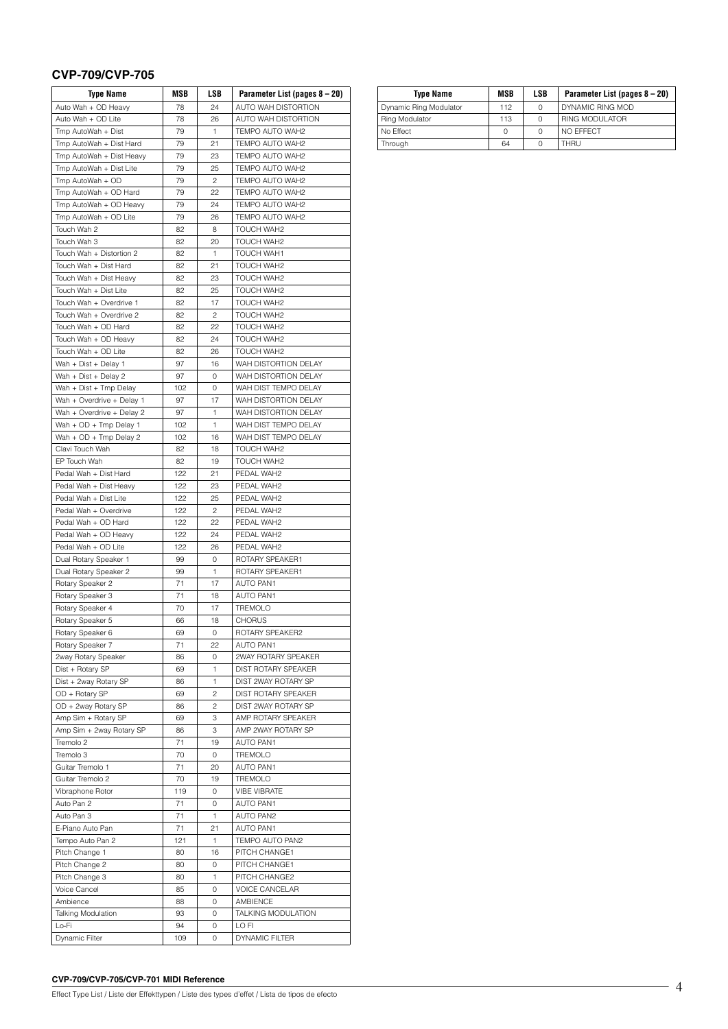## CVP-709/CVP-705

| Type Name | MSB | LSB | Parameter List (pages 8 – 20) |
|---|---|---|---|
| Auto Wah + OD Heavy | 78 | 24 | AUTO WAH DISTORTION |
| Auto Wah + OD Lite | 78 | 26 | AUTO WAH DISTORTION |
| Tmp AutoWah + Dist | 79 | 1 | TEMPO AUTO WAH2 |
| Tmp AutoWah + Dist Hard | 79 | 21 | TEMPO AUTO WAH2 |
| Tmp AutoWah + Dist Heavy | 79 | 23 | TEMPO AUTO WAH2 |
| Tmp AutoWah + Dist Lite | 79 | 25 | TEMPO AUTO WAH2 |
| Tmp AutoWah + OD | 79 | 2 | TEMPO AUTO WAH2 |
| Tmp AutoWah + OD Hard | 79 | 22 | TEMPO AUTO WAH2 |
| Tmp AutoWah + OD Heavy | 79 | 24 | TEMPO AUTO WAH2 |
| Tmp AutoWah + OD Lite | 79 | 26 | TEMPO AUTO WAH2 |
| Touch Wah 2 | 82 | 8 | TOUCH WAH2 |
| Touch Wah 3 | 82 | 20 | TOUCH WAH2 |
| Touch Wah + Distortion 2 | 82 | 1 | TOUCH WAH1 |
| Touch Wah + Dist Hard | 82 | 21 | TOUCH WAH2 |
| Touch Wah + Dist Heavy | 82 | 23 | TOUCH WAH2 |
| Touch Wah + Dist Lite | 82 | 25 | TOUCH WAH2 |
| Touch Wah + Overdrive 1 | 82 | 17 | TOUCH WAH2 |
| Touch Wah + Overdrive 2 | 82 | 2 | TOUCH WAH2 |
| Touch Wah + OD Hard | 82 | 22 | TOUCH WAH2 |
| Touch Wah + OD Heavy | 82 | 24 | TOUCH WAH2 |
| Touch Wah + OD Lite | 82 | 26 | TOUCH WAH2 |
| Wah + Dist + Delay 1 | 97 | 16 | WAH DISTORTION DELAY |
| Wah + Dist + Delay 2 | 97 | 0 | WAH DISTORTION DELAY |
| Wah + Dist + Tmp Delay | 102 | 0 | WAH DIST TEMPO DELAY |
| Wah + Overdrive + Delay 1 | 97 | 17 | WAH DISTORTION DELAY |
| Wah + Overdrive + Delay 2 | 97 | 1 | WAH DISTORTION DELAY |
| Wah + OD + Tmp Delay 1 | 102 | 1 | WAH DIST TEMPO DELAY |
| Wah + OD + Tmp Delay 2 | 102 | 16 | WAH DIST TEMPO DELAY |
| Clavi Touch Wah | 82 | 18 | TOUCH WAH2 |
| EP Touch Wah | 82 | 19 | TOUCH WAH2 |
| Pedal Wah + Dist Hard | 122 | 21 | PEDAL WAH2 |
| Pedal Wah + Dist Heavy | 122 | 23 | PEDAL WAH2 |
| Pedal Wah + Dist Lite | 122 | 25 | PEDAL WAH2 |
| Pedal Wah + Overdrive | 122 | 2 | PEDAL WAH2 |
| Pedal Wah + OD Hard | 122 | 22 | PEDAL WAH2 |
| Pedal Wah + OD Heavy | 122 | 24 | PEDAL WAH2 |
| Pedal Wah + OD Lite | 122 | 26 | PEDAL WAH2 |
| Dual Rotary Speaker 1 | 99 | 0 | ROTARY SPEAKER1 |
| Dual Rotary Speaker 2 | 99 | 1 | ROTARY SPEAKER1 |
| Rotary Speaker 2 | 71 | 17 | AUTO PAN1 |
| Rotary Speaker 3 | 71 | 18 | AUTO PAN1 |
| Rotary Speaker 4 | 70 | 17 | TREMOLO |
| Rotary Speaker 5 | 66 | 18 | CHORUS |
| Rotary Speaker 6 | 69 | 0 | ROTARY SPEAKER2 |
| Rotary Speaker 7 | 71 | 22 | AUTO PAN1 |
| 2way Rotary Speaker | 86 | 0 | 2WAY ROTARY SPEAKER |
| Dist + Rotary SP | 69 | 1 | DIST ROTARY SPEAKER |
| Dist + 2way Rotary SP | 86 | 1 | DIST 2WAY ROTARY SP |
| OD + Rotary SP | 69 | 2 | DIST ROTARY SPEAKER |
| OD + 2way Rotary SP | 86 | 2 | DIST 2WAY ROTARY SP |
| Amp Sim + Rotary SP | 69 | 3 | AMP ROTARY SPEAKER |
| Amp Sim + 2way Rotary SP | 86 | 3 | AMP 2WAY ROTARY SP |
| Tremolo 2 | 71 | 19 | AUTO PAN1 |
| Tremolo 3 | 70 | 0 | TREMOLO |
| Guitar Tremolo 1 | 71 | 20 | AUTO PAN1 |
| Guitar Tremolo 2 | 70 | 19 | TREMOLO |
| Vibraphone Rotor | 119 | 0 | VIBE VIBRATE |
| Auto Pan 2 | 71 | 0 | AUTO PAN1 |
| Auto Pan 3 | 71 | 1 | AUTO PAN2 |
| E-Piano Auto Pan | 71 | 21 | AUTO PAN1 |
| Tempo Auto Pan 2 | 121 | 1 | TEMPO AUTO PAN2 |
| Pitch Change 1 | 80 | 16 | PITCH CHANGE1 |
| Pitch Change 2 | 80 | 0 | PITCH CHANGE1 |
| Pitch Change 3 | 80 | 1 | PITCH CHANGE2 |
| Voice Cancel | 85 | 0 | VOICE CANCELAR |
| Ambience | 88 | 0 | AMBIENCE |
| Talking Modulation | 93 | 0 | TALKING MODULATION |
| Lo-Fi | 94 | 0 | LO FI |
| Dynamic Filter | 109 | 0 | DYNAMIC FILTER |
| Dynamic Ring Modulator | 112 | 0 | DYNAMIC RING MOD |
| Ring Modulator | 113 | 0 | RING MODULATOR |
| No Effect | 0 | 0 | NO EFFECT |
| Through | 64 | 0 | THRU |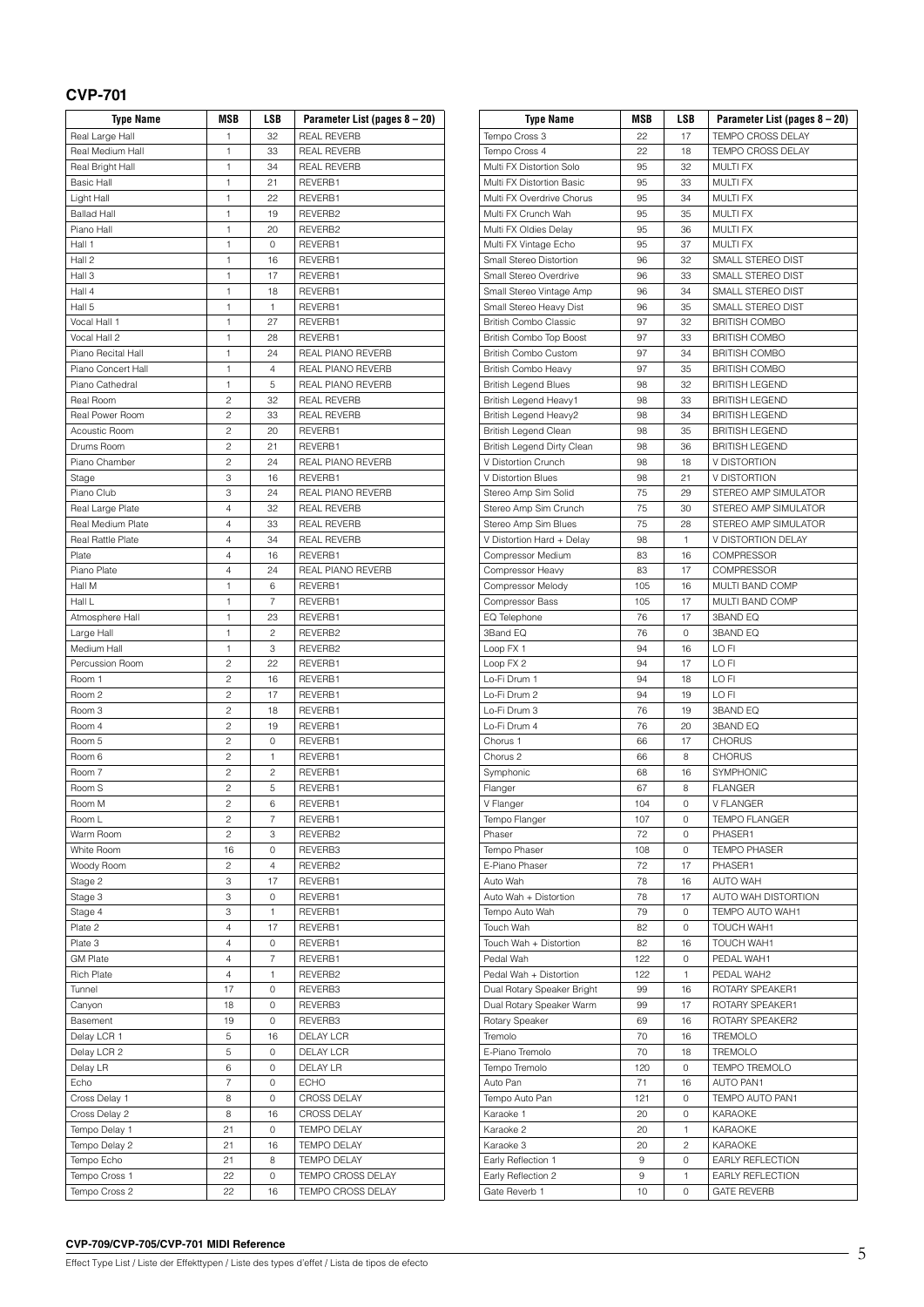## CVP-701

| Type Name | MSB | LSB | Parameter List (pages 8 – 20) |
|---|---|---|---|
| Real Large Hall | 1 | 32 | REAL REVERB |
| Real Medium Hall | 1 | 33 | REAL REVERB |
| Real Bright Hall | 1 | 34 | REAL REVERB |
| Basic Hall | 1 | 21 | REVERB1 |
| Light Hall | 1 | 22 | REVERB1 |
| Ballad Hall | 1 | 19 | REVERB2 |
| Piano Hall | 1 | 20 | REVERB2 |
| Hall 1 | 1 | 0 | REVERB1 |
| Hall 2 | 1 | 16 | REVERB1 |
| Hall 3 | 1 | 17 | REVERB1 |
| Hall 4 | 1 | 18 | REVERB1 |
| Hall 5 | 1 | 1 | REVERB1 |
| Vocal Hall 1 | 1 | 27 | REVERB1 |
| Vocal Hall 2 | 1 | 28 | REVERB1 |
| Piano Recital Hall | 1 | 24 | REAL PIANO REVERB |
| Piano Concert Hall | 1 | 4 | REAL PIANO REVERB |
| Piano Cathedral | 1 | 5 | REAL PIANO REVERB |
| Real Room | 2 | 32 | REAL REVERB |
| Real Power Room | 2 | 33 | REAL REVERB |
| Acoustic Room | 2 | 20 | REVERB1 |
| Drums Room | 2 | 21 | REVERB1 |
| Piano Chamber | 2 | 24 | REAL PIANO REVERB |
| Stage | 3 | 16 | REVERB1 |
| Piano Club | 3 | 24 | REAL PIANO REVERB |
| Real Large Plate | 4 | 32 | REAL REVERB |
| Real Medium Plate | 4 | 33 | REAL REVERB |
| Real Rattle Plate | 4 | 34 | REAL REVERB |
| Plate | 4 | 16 | REVERB1 |
| Piano Plate | 4 | 24 | REAL PIANO REVERB |
| Hall M | 1 | 6 | REVERB1 |
| Hall L | 1 | 7 | REVERB1 |
| Atmosphere Hall | 1 | 23 | REVERB1 |
| Large Hall | 1 | 2 | REVERB2 |
| Medium Hall | 1 | 3 | REVERB2 |
| Percussion Room | 2 | 22 | REVERB1 |
| Room 1 | 2 | 16 | REVERB1 |
| Room 2 | 2 | 17 | REVERB1 |
| Room 3 | 2 | 18 | REVERB1 |
| Room 4 | 2 | 19 | REVERB1 |
| Room 5 | 2 | 0 | REVERB1 |
| Room 6 | 2 | 1 | REVERB1 |
| Room 7 | 2 | 2 | REVERB1 |
| Room S | 2 | 5 | REVERB1 |
| Room M | 2 | 6 | REVERB1 |
| Room L | 2 | 7 | REVERB1 |
| Warm Room | 2 | 3 | REVERB2 |
| White Room | 16 | 0 | REVERB3 |
| Woody Room | 2 | 4 | REVERB2 |
| Stage 2 | 3 | 17 | REVERB1 |
| Stage 3 | 3 | 0 | REVERB1 |
| Stage 4 | 3 | 1 | REVERB1 |
| Plate 2 | 4 | 17 | REVERB1 |
| Plate 3 | 4 | 0 | REVERB1 |
| GM Plate | 4 | 7 | REVERB1 |
| Rich Plate | 4 | 1 | REVERB2 |
| Tunnel | 17 | 0 | REVERB3 |
| Canyon | 18 | 0 | REVERB3 |
| Basement | 19 | 0 | REVERB3 |
| Delay LCR 1 | 5 | 16 | DELAY LCR |
| Delay LCR 2 | 5 | 0 | DELAY LCR |
| Delay LR | 6 | 0 | DELAY LR |
| Echo | 7 | 0 | ECHO |
| Cross Delay 1 | 8 | 0 | CROSS DELAY |
| Cross Delay 2 | 8 | 16 | CROSS DELAY |
| Tempo Delay 1 | 21 | 0 | TEMPO DELAY |
| Tempo Delay 2 | 21 | 16 | TEMPO DELAY |
| Tempo Echo | 21 | 8 | TEMPO DELAY |
| Tempo Cross 1 | 22 | 0 | TEMPO CROSS DELAY |
| Tempo Cross 2 | 22 | 16 | TEMPO CROSS DELAY |
| Tempo Cross 3 | 22 | 17 | TEMPO CROSS DELAY |
| Tempo Cross 4 | 22 | 18 | TEMPO CROSS DELAY |
| Multi FX Distortion Solo | 95 | 32 | MULTI FX |
| Multi FX Distortion Basic | 95 | 33 | MULTI FX |
| Multi FX Overdrive Chorus | 95 | 34 | MULTI FX |
| Multi FX Crunch Wah | 95 | 35 | MULTI FX |
| Multi FX Oldies Delay | 95 | 36 | MULTI FX |
| Multi FX Vintage Echo | 95 | 37 | MULTI FX |
| Small Stereo Distortion | 96 | 32 | SMALL STEREO DIST |
| Small Stereo Overdrive | 96 | 33 | SMALL STEREO DIST |
| Small Stereo Vintage Amp | 96 | 34 | SMALL STEREO DIST |
| Small Stereo Heavy Dist | 96 | 35 | SMALL STEREO DIST |
| British Combo Classic | 97 | 32 | BRITISH COMBO |
| British Combo Top Boost | 97 | 33 | BRITISH COMBO |
| British Combo Custom | 97 | 34 | BRITISH COMBO |
| British Combo Heavy | 97 | 35 | BRITISH COMBO |
| British Legend Blues | 98 | 32 | BRITISH LEGEND |
| British Legend Heavy1 | 98 | 33 | BRITISH LEGEND |
| British Legend Heavy2 | 98 | 34 | BRITISH LEGEND |
| British Legend Clean | 98 | 35 | BRITISH LEGEND |
| British Legend Dirty Clean | 98 | 36 | BRITISH LEGEND |
| V Distortion Crunch | 98 | 18 | V DISTORTION |
| V Distortion Blues | 98 | 21 | V DISTORTION |
| Stereo Amp Sim Solid | 75 | 29 | STEREO AMP SIMULATOR |
| Stereo Amp Sim Crunch | 75 | 30 | STEREO AMP SIMULATOR |
| Stereo Amp Sim Blues | 75 | 28 | STEREO AMP SIMULATOR |
| V Distortion Hard + Delay | 98 | 1 | V DISTORTION DELAY |
| Compressor Medium | 83 | 16 | COMPRESSOR |
| Compressor Heavy | 83 | 17 | COMPRESSOR |
| Compressor Melody | 105 | 16 | MULTI BAND COMP |
| Compressor Bass | 105 | 17 | MULTI BAND COMP |
| EQ Telephone | 76 | 17 | 3BAND EQ |
| 3Band EQ | 76 | 0 | 3BAND EQ |
| Loop FX 1 | 94 | 16 | LO FI |
| Loop FX 2 | 94 | 17 | LO FI |
| Lo-Fi Drum 1 | 94 | 18 | LO FI |
| Lo-Fi Drum 2 | 94 | 19 | LO FI |
| Lo-Fi Drum 3 | 76 | 19 | 3BAND EQ |
| Lo-Fi Drum 4 | 76 | 20 | 3BAND EQ |
| Chorus 1 | 66 | 17 | CHORUS |
| Chorus 2 | 66 | 8 | CHORUS |
| Symphonic | 68 | 16 | SYMPHONIC |
| Flanger | 67 | 8 | FLANGER |
| V Flanger | 104 | 0 | V FLANGER |
| Tempo Flanger | 107 | 0 | TEMPO FLANGER |
| Phaser | 72 | 0 | PHASER1 |
| Tempo Phaser | 108 | 0 | TEMPO PHASER |
| E-Piano Phaser | 72 | 17 | PHASER1 |
| Auto Wah | 78 | 16 | AUTO WAH |
| Auto Wah + Distortion | 78 | 17 | AUTO WAH DISTORTION |
| Tempo Auto Wah | 79 | 0 | TEMPO AUTO WAH1 |
| Touch Wah | 82 | 0 | TOUCH WAH1 |
| Touch Wah + Distortion | 82 | 16 | TOUCH WAH1 |
| Pedal Wah | 122 | 0 | PEDAL WAH1 |
| Pedal Wah + Distortion | 122 | 1 | PEDAL WAH2 |
| Dual Rotary Speaker Bright | 99 | 16 | ROTARY SPEAKER1 |
| Dual Rotary Speaker Warm | 99 | 17 | ROTARY SPEAKER1 |
| Rotary Speaker | 69 | 16 | ROTARY SPEAKER2 |
| Tremolo | 70 | 16 | TREMOLO |
| E-Piano Tremolo | 70 | 18 | TREMOLO |
| Tempo Tremolo | 120 | 0 | TEMPO TREMOLO |
| Auto Pan | 71 | 16 | AUTO PAN1 |
| Tempo Auto Pan | 121 | 0 | TEMPO AUTO PAN1 |
| Karaoke 1 | 20 | 0 | KARAOKE |
| Karaoke 2 | 20 | 1 | KARAOKE |
| Karaoke 3 | 20 | 2 | KARAOKE |
| Early Reflection 1 | 9 | 0 | EARLY REFLECTION |
| Early Reflection 2 | 9 | 1 | EARLY REFLECTION |
| Gate Reverb 1 | 10 | 0 | GATE REVERB |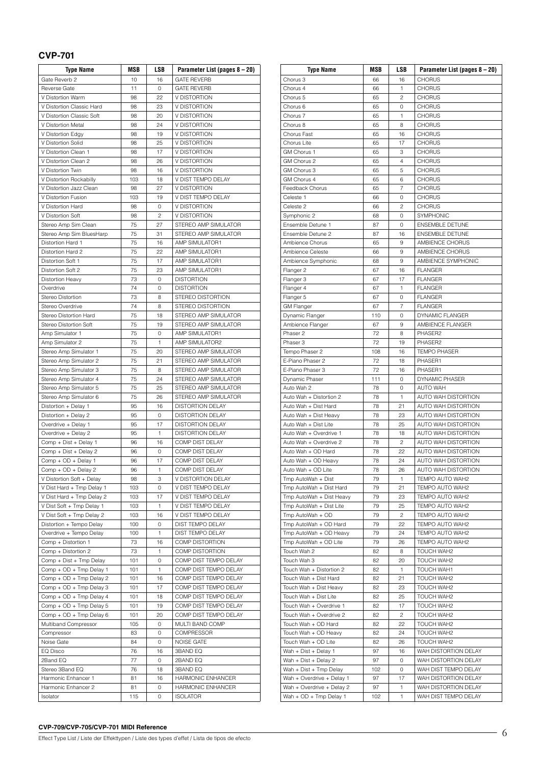## CVP-701

| Type Name | MSB | LSB | Parameter List (pages 8 – 20) |
|---|---|---|---|
| Gate Reverb 2 | 10 | 16 | GATE REVERB |
| Reverse Gate | 11 | 0 | GATE REVERB |
| V Distortion Warm | 98 | 22 | V DISTORTION |
| V Distortion Classic Hard | 98 | 23 | V DISTORTION |
| V Distortion Classic Soft | 98 | 20 | V DISTORTION |
| V Distortion Metal | 98 | 24 | V DISTORTION |
| V Distortion Edgy | 98 | 19 | V DISTORTION |
| V Distortion Solid | 98 | 25 | V DISTORTION |
| V Distortion Clean 1 | 98 | 17 | V DISTORTION |
| V Distortion Clean 2 | 98 | 26 | V DISTORTION |
| V Distortion Twin | 98 | 16 | V DISTORTION |
| V Distortion Rockabilly | 103 | 18 | V DIST TEMPO DELAY |
| V Distortion Jazz Clean | 98 | 27 | V DISTORTION |
| V Distortion Fusion | 103 | 19 | V DIST TEMPO DELAY |
| V Distortion Hard | 98 | 0 | V DISTORTION |
| V Distortion Soft | 98 | 2 | V DISTORTION |
| Stereo Amp Sim Clean | 75 | 27 | STEREO AMP SIMULATOR |
| Stereo Amp Sim BluesHarp | 75 | 31 | STEREO AMP SIMULATOR |
| Distortion Hard 1 | 75 | 16 | AMP SIMULATOR1 |
| Distortion Hard 2 | 75 | 22 | AMP SIMULATOR1 |
| Distortion Soft 1 | 75 | 17 | AMP SIMULATOR1 |
| Distortion Soft 2 | 75 | 23 | AMP SIMULATOR1 |
| Distortion Heavy | 73 | 0 | DISTORTION |
| Overdrive | 74 | 0 | DISTORTION |
| Stereo Distortion | 73 | 8 | STEREO DISTORTION |
| Stereo Overdrive | 74 | 8 | STEREO DISTORTION |
| Stereo Distortion Hard | 75 | 18 | STEREO AMP SIMULATOR |
| Stereo Distortion Soft | 75 | 19 | STEREO AMP SIMULATOR |
| Amp Simulator 1 | 75 | 0 | AMP SIMULATOR1 |
| Amp Simulator 2 | 75 | 1 | AMP SIMULATOR2 |
| Stereo Amp Simulator 1 | 75 | 20 | STEREO AMP SIMULATOR |
| Stereo Amp Simulator 2 | 75 | 21 | STEREO AMP SIMULATOR |
| Stereo Amp Simulator 3 | 75 | 8 | STEREO AMP SIMULATOR |
| Stereo Amp Simulator 4 | 75 | 24 | STEREO AMP SIMULATOR |
| Stereo Amp Simulator 5 | 75 | 25 | STEREO AMP SIMULATOR |
| Stereo Amp Simulator 6 | 75 | 26 | STEREO AMP SIMULATOR |
| Distortion + Delay 1 | 95 | 16 | DISTORTION DELAY |
| Distortion + Delay 2 | 95 | 0 | DISTORTION DELAY |
| Overdrive + Delay 1 | 95 | 17 | DISTORTION DELAY |
| Overdrive + Delay 2 | 95 | 1 | DISTORTION DELAY |
| Comp + Dist + Delay 1 | 96 | 16 | COMP DIST DELAY |
| Comp + Dist + Delay 2 | 96 | 0 | COMP DIST DELAY |
| Comp + OD + Delay 1 | 96 | 17 | COMP DIST DELAY |
| Comp + OD + Delay 2 | 96 | 1 | COMP DIST DELAY |
| V Distortion Soft + Delay | 98 | 3 | V DISTORTION DELAY |
| V Dist Hard + Tmp Delay 1 | 103 | 0 | V DIST TEMPO DELAY |
| V Dist Hard + Tmp Delay 2 | 103 | 17 | V DIST TEMPO DELAY |
| V Dist Soft + Tmp Delay 1 | 103 | 1 | V DIST TEMPO DELAY |
| V Dist Soft + Tmp Delay 2 | 103 | 16 | V DIST TEMPO DELAY |
| Distortion + Tempo Delay | 100 | 0 | DIST TEMPO DELAY |
| Overdrive + Tempo Delay | 100 | 1 | DIST TEMPO DELAY |
| Comp + Distortion 1 | 73 | 16 | COMP DISTORTION |
| Comp + Distortion 2 | 73 | 1 | COMP DISTORTION |
| Comp + Dist + Tmp Delay | 101 | 0 | COMP DIST TEMPO DELAY |
| Comp + OD + Tmp Delay 1 | 101 | 1 | COMP DIST TEMPO DELAY |
| Comp + OD + Tmp Delay 2 | 101 | 16 | COMP DIST TEMPO DELAY |
| Comp + OD + Tmp Delay 3 | 101 | 17 | COMP DIST TEMPO DELAY |
| Comp + OD + Tmp Delay 4 | 101 | 18 | COMP DIST TEMPO DELAY |
| Comp + OD + Tmp Delay 5 | 101 | 19 | COMP DIST TEMPO DELAY |
| Comp + OD + Tmp Delay 6 | 101 | 20 | COMP DIST TEMPO DELAY |
| Multiband Compressor | 105 | 0 | MULTI BAND COMP |
| Compressor | 83 | 0 | COMPRESSOR |
| Noise Gate | 84 | 0 | NOISE GATE |
| EQ Disco | 76 | 16 | 3BAND EQ |
| 2Band EQ | 77 | 0 | 2BAND EQ |
| Stereo 3Band EQ | 76 | 18 | 3BAND EQ |
| Harmonic Enhancer 1 | 81 | 16 | HARMONIC ENHANCER |
| Harmonic Enhancer 2 | 81 | 0 | HARMONIC ENHANCER |
| Isolator | 115 | 0 | ISOLATOR |

| Type Name | MSB | LSB | Parameter List (pages 8 – 20) |
|---|---|---|---|
| Chorus 3 | 66 | 16 | CHORUS |
| Chorus 4 | 66 | 1 | CHORUS |
| Chorus 5 | 65 | 2 | CHORUS |
| Chorus 6 | 65 | 0 | CHORUS |
| Chorus 7 | 65 | 1 | CHORUS |
| Chorus 8 | 65 | 8 | CHORUS |
| Chorus Fast | 65 | 16 | CHORUS |
| Chorus Lite | 65 | 17 | CHORUS |
| GM Chorus 1 | 65 | 3 | CHORUS |
| GM Chorus 2 | 65 | 4 | CHORUS |
| GM Chorus 3 | 65 | 5 | CHORUS |
| GM Chorus 4 | 65 | 6 | CHORUS |
| Feedback Chorus | 65 | 7 | CHORUS |
| Celeste 1 | 66 | 0 | CHORUS |
| Celeste 2 | 66 | 2 | CHORUS |
| Symphonic 2 | 68 | 0 | SYMPHONIC |
| Ensemble Detune 1 | 87 | 0 | ENSEMBLE DETUNE |
| Ensemble Detune 2 | 87 | 16 | ENSEMBLE DETUNE |
| Ambience Chorus | 65 | 9 | AMBIENCE CHORUS |
| Ambience Celeste | 66 | 9 | AMBIENCE CHORUS |
| Ambience Symphonic | 68 | 9 | AMBIENCE SYMPHONIC |
| Flanger 2 | 67 | 16 | FLANGER |
| Flanger 3 | 67 | 17 | FLANGER |
| Flanger 4 | 67 | 1 | FLANGER |
| Flanger 5 | 67 | 0 | FLANGER |
| GM Flanger | 67 | 7 | FLANGER |
| Dynamic Flanger | 110 | 0 | DYNAMIC FLANGER |
| Ambience Flanger | 67 | 9 | AMBIENCE FLANGER |
| Phaser 2 | 72 | 8 | PHASER2 |
| Phaser 3 | 72 | 19 | PHASER2 |
| Tempo Phaser 2 | 108 | 16 | TEMPO PHASER |
| E-Piano Phaser 2 | 72 | 18 | PHASER1 |
| E-Piano Phaser 3 | 72 | 16 | PHASER1 |
| Dynamic Phaser | 111 | 0 | DYNAMIC PHASER |
| Auto Wah 2 | 78 | 0 | AUTO WAH |
| Auto Wah + Distortion 2 | 78 | 1 | AUTO WAH DISTORTION |
| Auto Wah + Dist Hard | 78 | 21 | AUTO WAH DISTORTION |
| Auto Wah + Dist Heavy | 78 | 23 | AUTO WAH DISTORTION |
| Auto Wah + Dist Lite | 78 | 25 | AUTO WAH DISTORTION |
| Auto Wah + Overdrive 1 | 78 | 18 | AUTO WAH DISTORTION |
| Auto Wah + Overdrive 2 | 78 | 2 | AUTO WAH DISTORTION |
| Auto Wah + OD Hard | 78 | 22 | AUTO WAH DISTORTION |
| Auto Wah + OD Heavy | 78 | 24 | AUTO WAH DISTORTION |
| Auto Wah + OD Lite | 78 | 26 | AUTO WAH DISTORTION |
| Tmp AutoWah + Dist | 79 | 1 | TEMPO AUTO WAH2 |
| Tmp AutoWah + Dist Hard | 79 | 21 | TEMPO AUTO WAH2 |
| Tmp AutoWah + Dist Heavy | 79 | 23 | TEMPO AUTO WAH2 |
| Tmp AutoWah + Dist Lite | 79 | 25 | TEMPO AUTO WAH2 |
| Tmp AutoWah + OD | 79 | 2 | TEMPO AUTO WAH2 |
| Tmp AutoWah + OD Hard | 79 | 22 | TEMPO AUTO WAH2 |
| Tmp AutoWah + OD Heavy | 79 | 24 | TEMPO AUTO WAH2 |
| Tmp AutoWah + OD Lite | 79 | 26 | TEMPO AUTO WAH2 |
| Touch Wah 2 | 82 | 8 | TOUCH WAH2 |
| Touch Wah 3 | 82 | 20 | TOUCH WAH2 |
| Touch Wah + Distortion 2 | 82 | 1 | TOUCH WAH1 |
| Touch Wah + Dist Hard | 82 | 21 | TOUCH WAH2 |
| Touch Wah + Dist Heavy | 82 | 23 | TOUCH WAH2 |
| Touch Wah + Dist Lite | 82 | 25 | TOUCH WAH2 |
| Touch Wah + Overdrive 1 | 82 | 17 | TOUCH WAH2 |
| Touch Wah + Overdrive 2 | 82 | 2 | TOUCH WAH2 |
| Touch Wah + OD Hard | 82 | 22 | TOUCH WAH2 |
| Touch Wah + OD Heavy | 82 | 24 | TOUCH WAH2 |
| Touch Wah + OD Lite | 82 | 26 | TOUCH WAH2 |
| Wah + Dist + Delay 1 | 97 | 16 | WAH DISTORTION DELAY |
| Wah + Dist + Delay 2 | 97 | 0 | WAH DISTORTION DELAY |
| Wah + Dist + Tmp Delay | 102 | 0 | WAH DIST TEMPO DELAY |
| Wah + Overdrive + Delay 1 | 97 | 17 | WAH DISTORTION DELAY |
| Wah + Overdrive + Delay 2 | 97 | 1 | WAH DISTORTION DELAY |
| Wah + OD + Tmp Delay 1 | 102 | 1 | WAH DIST TEMPO DELAY |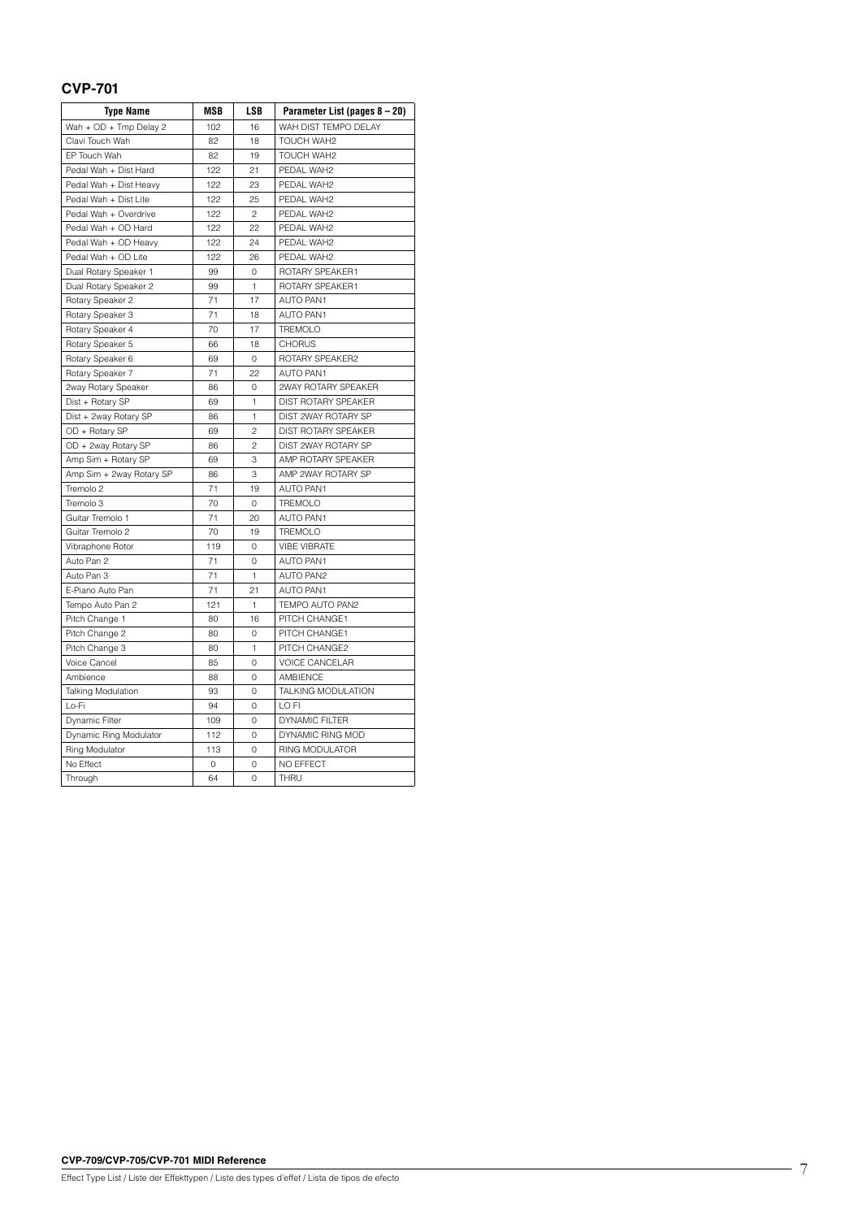## CVP-701

| Type Name | MSB | LSB | Parameter List (pages 8 – 20) |
|---|---|---|---|
| Wah + OD + Tmp Delay 2 | 102 | 16 | WAH DIST TEMPO DELAY |
| Clavi Touch Wah | 82 | 18 | TOUCH WAH2 |
| EP Touch Wah | 82 | 19 | TOUCH WAH2 |
| Pedal Wah + Dist Hard | 122 | 21 | PEDAL WAH2 |
| Pedal Wah + Dist Heavy | 122 | 23 | PEDAL WAH2 |
| Pedal Wah + Dist Lite | 122 | 25 | PEDAL WAH2 |
| Pedal Wah + Overdrive | 122 | 2 | PEDAL WAH2 |
| Pedal Wah + OD Hard | 122 | 22 | PEDAL WAH2 |
| Pedal Wah + OD Heavy | 122 | 24 | PEDAL WAH2 |
| Pedal Wah + OD Lite | 122 | 26 | PEDAL WAH2 |
| Dual Rotary Speaker 1 | 99 | 0 | ROTARY SPEAKER1 |
| Dual Rotary Speaker 2 | 99 | 1 | ROTARY SPEAKER1 |
| Rotary Speaker 2 | 71 | 17 | AUTO PAN1 |
| Rotary Speaker 3 | 71 | 18 | AUTO PAN1 |
| Rotary Speaker 4 | 70 | 17 | TREMOLO |
| Rotary Speaker 5 | 66 | 18 | CHORUS |
| Rotary Speaker 6 | 69 | 0 | ROTARY SPEAKER2 |
| Rotary Speaker 7 | 71 | 22 | AUTO PAN1 |
| 2way Rotary Speaker | 86 | 0 | 2WAY ROTARY SPEAKER |
| Dist + Rotary SP | 69 | 1 | DIST ROTARY SPEAKER |
| Dist + 2way Rotary SP | 86 | 1 | DIST 2WAY ROTARY SP |
| OD + Rotary SP | 69 | 2 | DIST ROTARY SPEAKER |
| OD + 2way Rotary SP | 86 | 2 | DIST 2WAY ROTARY SP |
| Amp Sim + Rotary SP | 69 | 3 | AMP ROTARY SPEAKER |
| Amp Sim + 2way Rotary SP | 86 | 3 | AMP 2WAY ROTARY SP |
| Tremolo 2 | 71 | 19 | AUTO PAN1 |
| Tremolo 3 | 70 | 0 | TREMOLO |
| Guitar Tremolo 1 | 71 | 20 | AUTO PAN1 |
| Guitar Tremolo 2 | 70 | 19 | TREMOLO |
| Vibraphone Rotor | 119 | 0 | VIBE VIBRATE |
| Auto Pan 2 | 71 | 0 | AUTO PAN1 |
| Auto Pan 3 | 71 | 1 | AUTO PAN2 |
| E-Piano Auto Pan | 71 | 21 | AUTO PAN1 |
| Tempo Auto Pan 2 | 121 | 1 | TEMPO AUTO PAN2 |
| Pitch Change 1 | 80 | 16 | PITCH CHANGE1 |
| Pitch Change 2 | 80 | 0 | PITCH CHANGE1 |
| Pitch Change 3 | 80 | 1 | PITCH CHANGE2 |
| Voice Cancel | 85 | 0 | VOICE CANCELAR |
| Ambience | 88 | 0 | AMBIENCE |
| Talking Modulation | 93 | 0 | TALKING MODULATION |
| Lo-Fi | 94 | 0 | LO FI |
| Dynamic Filter | 109 | 0 | DYNAMIC FILTER |
| Dynamic Ring Modulator | 112 | 0 | DYNAMIC RING MOD |
| Ring Modulator | 113 | 0 | RING MODULATOR |
| No Effect | 0 | 0 | NO EFFECT |
| Through | 64 | 0 | THRU |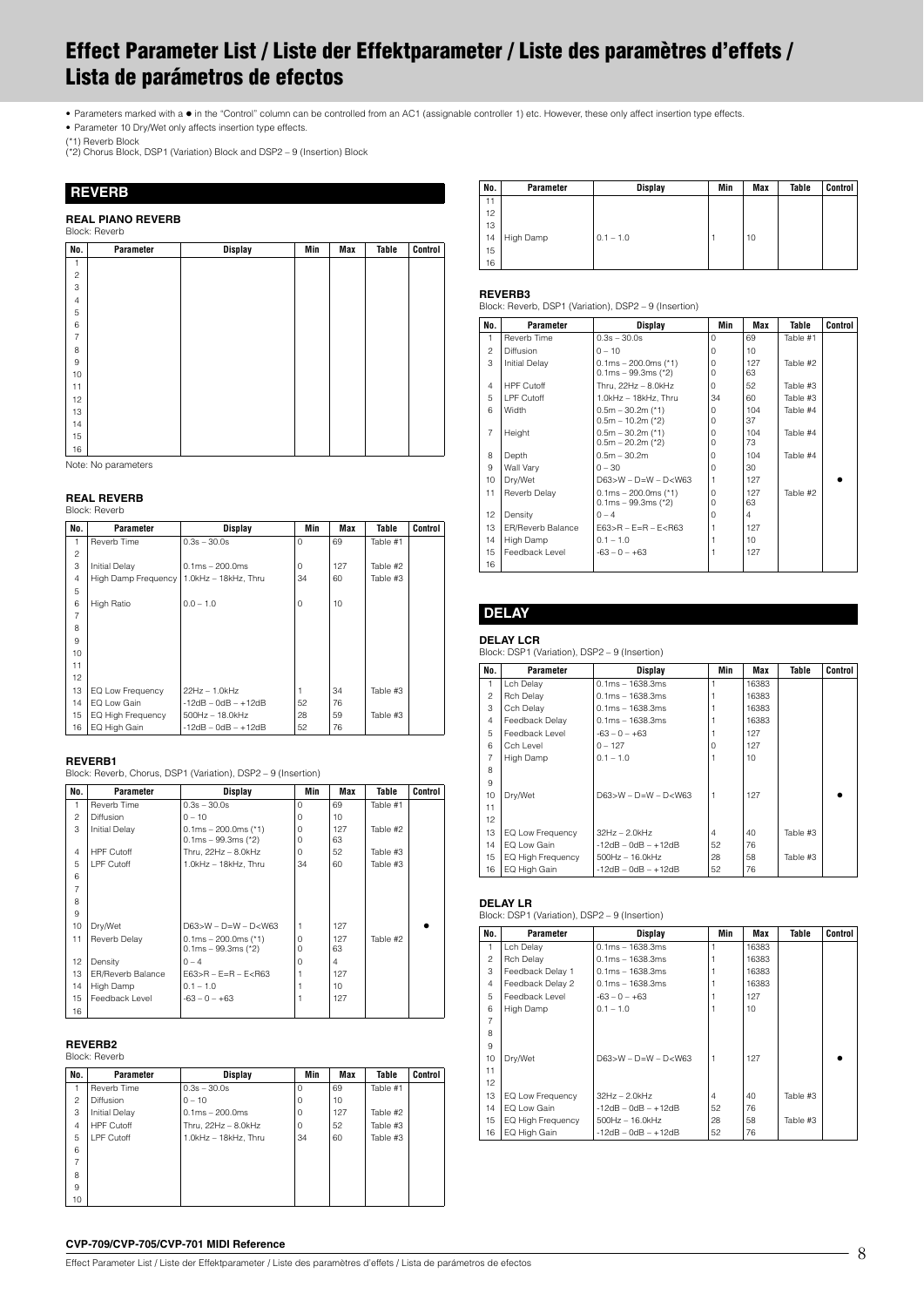# Effect Parameter List / Liste der Effektparameter / Liste des paramètres d'effets / Lista de parámetros de efectos

- Parameters marked with a ● in the "Control" column can be controlled from an AC1 (assignable controller 1) etc. However, these only affect insertion type effects.
- Parameter 10 Dry/Wet only affects insertion type effects.

(*1) Reverb Block
(*2) Chorus Block, DSP1 (Variation) Block and DSP2 – 9 (Insertion) Block

## REVERB

### REAL PIANO REVERB

Block: Reverb

| No. | Parameter | Display | Min | Max | Table | Control |
|---|---|---|---|---|---|---|
| 1 | | | | | | |
| 2 | | | | | | |
| 3 | | | | | | |
| 4 | | | | | | |
| 5 | | | | | | |
| 6 | | | | | | |
| 7 | | | | | | |
| 8 | | | | | | |
| 9 | | | | | | |
| 10 | | | | | | |
| 11 | | | | | | |
| 12 | | | | | | |
| 13 | | | | | | |
| 14 | | | | | | |
| 15 | | | | | | |
| 16 | | | | | | |

Note: No parameters

### REAL REVERB

Block: Reverb

| No. | Parameter | Display | Min | Max | Table | Control |
|---|---|---|---|---|---|---|
| 1 | Reverb Time | 0.3s – 30.0s | 0 | 69 | Table #1 | |
| 2 | | | | | | |
| 3 | Initial Delay | 0.1ms – 200.0ms | 0 | 127 | Table #2 | |
| 4 | High Damp Frequency | 1.0kHz – 18kHz, Thru | 34 | 60 | Table #3 | |
| 5 | | | | | | |
| 6 | High Ratio | 0.0 – 1.0 | 0 | 10 | | |
| 7 | | | | | | |
| 8 | | | | | | |
| 9 | | | | | | |
| 10 | | | | | | |
| 11 | | | | | | |
| 12 | | | | | | |
| 13 | EQ Low Frequency | 22Hz – 1.0kHz | 1 | 34 | Table #3 | |
| 14 | EQ Low Gain | -12dB – 0dB – +12dB | 52 | 76 | | |
| 15 | EQ High Frequency | 500Hz – 18.0kHz | 28 | 59 | Table #3 | |
| 16 | EQ High Gain | -12dB – 0dB – +12dB | 52 | 76 | | |

### REVERB1

Block: Reverb, Chorus, DSP1 (Variation), DSP2 – 9 (Insertion)

| No. | Parameter | Display | Min | Max | Table | Control |
|---|---|---|---|---|---|---|
| 1 | Reverb Time | 0.3s – 30.0s | 0 | 69 | Table #1 | |
| 2 | Diffusion | 0 – 10 | 0 | 10 | | |
| 3 | Initial Delay | 0.1ms – 200.0ms (*1)<br>0.1ms – 99.3ms (*2) | 0<br>0 | 127<br>63 | Table #2 | |
| 4 | HPF Cutoff | Thru, 22Hz – 8.0kHz | 0 | 52 | Table #3 | |
| 5 | LPF Cutoff | 1.0kHz – 18kHz, Thru | 34 | 60 | Table #3 | |
| 6 | | | | | | |
| 7 | | | | | | |
| 8 | | | | | | |
| 9 | | | | | | |
| 10 | Dry/Wet | D63>W – D=W – D<W63 | 1 | 127 | | ● |
| 11 | Reverb Delay | 0.1ms – 200.0ms (*1)<br>0.1ms – 99.3ms (*2) | 0<br>0 | 127<br>63 | Table #2 | |
| 12 | Density | 0 – 4 | 0 | 4 | | |
| 13 | ER/Reverb Balance | E63>R – E=R – E<R63 | 1 | 127 | | |
| 14 | High Damp | 0.1 – 1.0 | 1 | 10 | | |
| 15 | Feedback Level | -63 – 0 – +63 | 1 | 127 | | |
| 16 | | | | | | |

### REVERB2

Block: Reverb

| No. | Parameter | Display | Min | Max | Table | Control |
|---|---|---|---|---|---|---|
| 1 | Reverb Time | 0.3s – 30.0s | 0 | 69 | Table #1 | |
| 2 | Diffusion | 0 – 10 | 0 | 10 | | |
| 3 | Initial Delay | 0.1ms – 200.0ms | 0 | 127 | Table #2 | |
| 4 | HPF Cutoff | Thru, 22Hz – 8.0kHz | 0 | 52 | Table #3 | |
| 5 | LPF Cutoff | 1.0kHz – 18kHz, Thru | 34 | 60 | Table #3 | |
| 6 | | | | | | |
| 7 | | | | | | |
| 8 | | | | | | |
| 9 | | | | | | |
| 10 | | | | | | |
| 11 | | | | | | |
| 12 | | | | | | |
| 13 | | | | | | |
| 14 | High Damp | 0.1 – 1.0 | 1 | 10 | | |
| 15 | | | | | | |
| 16 | | | | | | |

### REVERB3

Block: Reverb, DSP1 (Variation), DSP2 – 9 (Insertion)

| No. | Parameter | Display | Min | Max | Table | Control |
|---|---|---|---|---|---|---|
| 1 | Reverb Time | 0.3s – 30.0s | 0 | 69 | Table #1 | |
| 2 | Diffusion | 0 – 10 | 0 | 10 | | |
| 3 | Initial Delay | 0.1ms – 200.0ms (*1)<br>0.1ms – 99.3ms (*2) | 0<br>0 | 127<br>63 | Table #2 | |
| 4 | HPF Cutoff | Thru, 22Hz – 8.0kHz | 0 | 52 | Table #3 | |
| 5 | LPF Cutoff | 1.0kHz – 18kHz, Thru | 34 | 60 | Table #3 | |
| 6 | Width | 0.5m – 30.2m (*1)<br>0.5m – 10.2m (*2) | 0<br>0 | 104<br>37 | Table #4 | |
| 7 | Height | 0.5m – 30.2m (*1)<br>0.5m – 20.2m (*2) | 0<br>0 | 104<br>73 | Table #4 | |
| 8 | Depth | 0.5m – 30.2m | 0 | 104 | Table #4 | |
| 9 | Wall Vary | 0 – 30 | 0 | 30 | | |
| 10 | Dry/Wet | D63>W – D=W – D<W63 | 1 | 127 | | ● |
| 11 | Reverb Delay | 0.1ms – 200.0ms (*1)<br>0.1ms – 99.3ms (*2) | 0<br>0 | 127<br>63 | Table #2 | |
| 12 | Density | 0 – 4 | 0 | 4 | | |
| 13 | ER/Reverb Balance | E63>R – E=R – E<R63 | 1 | 127 | | |
| 14 | High Damp | 0.1 – 1.0 | 1 | 10 | | |
| 15 | Feedback Level | -63 – 0 – +63 | 1 | 127 | | |
| 16 | | | | | | |

## DELAY

### DELAY LCR

Block: DSP1 (Variation), DSP2 – 9 (Insertion)

| No. | Parameter | Display | Min | Max | Table | Control |
|---|---|---|---|---|---|---|
| 1 | Lch Delay | 0.1ms – 1638.3ms | 1 | 16383 | | |
| 2 | Rch Delay | 0.1ms – 1638.3ms | 1 | 16383 | | |
| 3 | Cch Delay | 0.1ms – 1638.3ms | 1 | 16383 | | |
| 4 | Feedback Delay | 0.1ms – 1638.3ms | 1 | 16383 | | |
| 5 | Feedback Level | -63 – 0 – +63 | 1 | 127 | | |
| 6 | Cch Level | 0 – 127 | 0 | 127 | | |
| 7 | High Damp | 0.1 – 1.0 | 1 | 10 | | |
| 8 | | | | | | |
| 9 | | | | | | |
| 10 | Dry/Wet | D63>W – D=W – D<W63 | 1 | 127 | | ● |
| 11 | | | | | | |
| 12 | | | | | | |
| 13 | EQ Low Frequency | 32Hz – 2.0kHz | 4 | 40 | Table #3 | |
| 14 | EQ Low Gain | -12dB – 0dB – +12dB | 52 | 76 | | |
| 15 | EQ High Frequency | 500Hz – 16.0kHz | 28 | 58 | Table #3 | |
| 16 | EQ High Gain | -12dB – 0dB – +12dB | 52 | 76 | | |

### DELAY LR

Block: DSP1 (Variation), DSP2 – 9 (Insertion)

| No. | Parameter | Display | Min | Max | Table | Control |
|---|---|---|---|---|---|---|
| 1 | Lch Delay | 0.1ms – 1638.3ms | 1 | 16383 | | |
| 2 | Rch Delay | 0.1ms – 1638.3ms | 1 | 16383 | | |
| 3 | Feedback Delay 1 | 0.1ms – 1638.3ms | 1 | 16383 | | |
| 4 | Feedback Delay 2 | 0.1ms – 1638.3ms | 1 | 16383 | | |
| 5 | Feedback Level | -63 – 0 – +63 | 1 | 127 | | |
| 6 | High Damp | 0.1 – 1.0 | 1 | 10 | | |
| 7 | | | | | | |
| 8 | | | | | | |
| 9 | | | | | | |
| 10 | Dry/Wet | D63>W – D=W – D<W63 | 1 | 127 | | ● |
| 11 | | | | | | |
| 12 | | | | | | |
| 13 | EQ Low Frequency | 32Hz – 2.0kHz | 4 | 40 | Table #3 | |
| 14 | EQ Low Gain | -12dB – 0dB – +12dB | 52 | 76 | | |
| 15 | EQ High Frequency | 500Hz – 16.0kHz | 28 | 58 | Table #3 | |
| 16 | EQ High Gain | -12dB – 0dB – +12dB | 52 | 76 | | |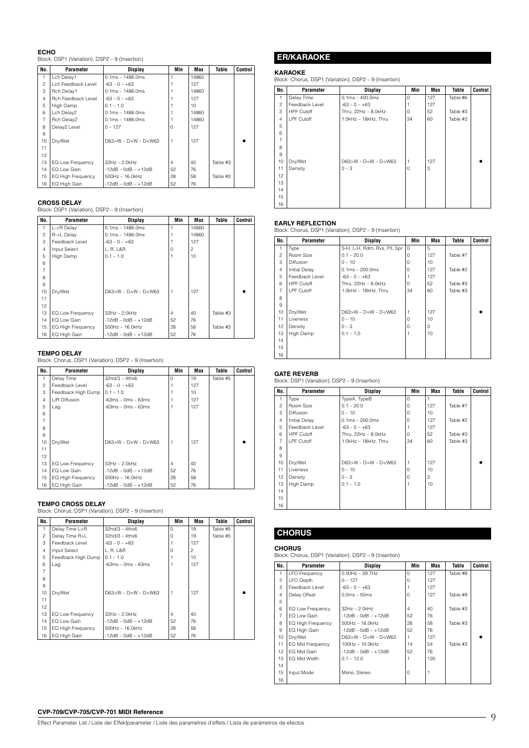### ECHO

Block: DSP1 (Variation), DSP2 – 9 (Insertion)

| No. | Parameter | Display | Min | Max | Table | Control |
|---|---|---|---|---|---|---|
| 1 | Lch Delay1 | 0.1ms – 1486.0ms | 1 | 14860 | | |
| 2 | Lch Feedback Level | -63 – 0 – +63 | 1 | 127 | | |
| 3 | Rch Delay1 | 0.1ms – 1486.0ms | 1 | 14860 | | |
| 4 | Rch Feedback Level | -63 – 0 – +63 | 1 | 127 | | |
| 5 | High Damp | 0.1 – 1.0 | 1 | 10 | | |
| 6 | Lch Delay2 | 0.1ms – 1486.0ms | 1 | 14860 | | |
| 7 | Rch Delay2 | 0.1ms – 1486.0ms | 1 | 14860 | | |
| 8 | Delay2 Level | 0 – 127 | 0 | 127 | | |
| 9 | | | | | | |
| 10 | Dry/Wet | D63>W – D=W – D<W63 | 1 | 127 | | ● |
| 11 | | | | | | |
| 12 | | | | | | |
| 13 | EQ Low Frequency | 32Hz – 2.0kHz | 4 | 40 | Table #3 | |
| 14 | EQ Low Gain | -12dB – 0dB – +12dB | 52 | 76 | | |
| 15 | EQ High Frequency | 500Hz – 16.0kHz | 28 | 58 | Table #3 | |
| 16 | EQ High Gain | -12dB – 0dB – +12dB | 52 | 76 | | |

### CROSS DELAY

Block: DSP1 (Variation), DSP2 – 9 (Insertion)

| No. | Parameter | Display | Min | Max | Table | Control |
|---|---|---|---|---|---|---|
| 1 | L->R Delay | 0.1ms – 1486.0ms | 1 | 14860 | | |
| 2 | R->L Delay | 0.1ms – 1486.0ms | 1 | 14860 | | |
| 3 | Feedback Level | -63 – 0 – +63 | 1 | 127 | | |
| 4 | Input Select | L, R, L&R | 0 | 2 | | |
| 5 | High Damp | 0.1 – 1.0 | 1 | 10 | | |
| 6 | | | | | | |
| 7 | | | | | | |
| 8 | | | | | | |
| 9 | | | | | | |
| 10 | Dry/Wet | D63>W – D=W – D<W63 | 1 | 127 | | ● |
| 11 | | | | | | |
| 12 | | | | | | |
| 13 | EQ Low Frequency | 32Hz – 2.0kHz | 4 | 40 | Table #3 | |
| 14 | EQ Low Gain | -12dB – 0dB – +12dB | 52 | 76 | | |
| 15 | EQ High Frequency | 500Hz – 16.0kHz | 28 | 58 | Table #3 | |
| 16 | EQ High Gain | -12dB – 0dB – +12dB | 52 | 76 | | |

### TEMPO DELAY

Block: Chorus, DSP1 (Variation), DSP2 – 9 (Insertion)

| No. | Parameter | Display | Min | Max | Table | Control |
|---|---|---|---|---|---|---|
| 1 | Delay Time | 32nd/3 – 4thx6 | 0 | 19 | Table #5 | |
| 2 | Feedback Level | -63 – 0 – +63 | 1 | 127 | | |
| 3 | Feedback High Dump | 0.1 – 1.0 | 1 | 10 | | |
| 4 | L/R Diffusion | -63ms – 0ms – 63ms | 1 | 127 | | |
| 5 | Lag | -63ms – 0ms – 63ms | 1 | 127 | | |
| 6 | | | | | | |
| 7 | | | | | | |
| 8 | | | | | | |
| 9 | | | | | | |
| 10 | Dry/Wet | D63>W – D=W – D<W63 | 1 | 127 | | ● |
| 11 | | | | | | |
| 12 | | | | | | |
| 13 | EQ Low Frequency | 32Hz – 2.0kHz | 4 | 40 | | |
| 14 | EQ Low Gain | -12dB – 0dB – +12dB | 52 | 76 | | |
| 15 | EQ High Frequency | 500Hz – 16.0kHz | 28 | 58 | | |
| 16 | EQ High Gain | -12dB – 0dB – +12dB | 52 | 76 | | |

### TEMPO CROSS DELAY

Block: Chorus, DSP1 (Variation), DSP2 – 9 (Insertion)

| No. | Parameter | Display | Min | Max | Table | Control |
|---|---|---|---|---|---|---|
| 1 | Delay Time L>R | 32nd/3 – 4thx6 | 0 | 19 | Table #5 | |
| 2 | Delay Time R>L | 32nd/3 – 4thx6 | 0 | 19 | Table #5 | |
| 3 | Feedback Level | -63 – 0 – +63 | 1 | 127 | | |
| 4 | Input Select | L, R, L&R | 0 | 2 | | |
| 5 | Feedback High Dump | 0.1 – 1.0 | 1 | 10 | | |
| 6 | Lag | -63ms – 0ms – 63ms | 1 | 127 | | |
| 7 | | | | | | |
| 8 | | | | | | |
| 9 | | | | | | |
| 10 | Dry/Wet | D63>W – D=W – D<W63 | 1 | 127 | | ● |
| 11 | | | | | | |
| 12 | | | | | | |
| 13 | EQ Low Frequency | 32Hz – 2.0kHz | 4 | 40 | | |
| 14 | EQ Low Gain | -12dB – 0dB – +12dB | 52 | 76 | | |
| 15 | EQ High Frequency | 500Hz – 16.0kHz | 28 | 58 | | |
| 16 | EQ High Gain | -12dB – 0dB – +12dB | 52 | 76 | | |

## ER/KARAOKE

### KARAOKE

Block: Chorus, DSP1 (Variation), DSP2 – 9 (Insertion)

| No. | Parameter | Display | Min | Max | Table | Control |
|---|---|---|---|---|---|---|
| 1 | Delay Time | 0.1ms – 400.0ms | 0 | 127 | Table #6 | |
| 2 | Feedback Level | -63 – 0 – +63 | 1 | 127 | | |
| 3 | HPF Cutoff | Thru, 22Hz – 8.0kHz | 0 | 52 | Table #3 | |
| 4 | LPF Cutoff | 1.0kHz – 18kHz, Thru | 34 | 60 | Table #3 | |
| 5 | | | | | | |
| 6 | | | | | | |
| 7 | | | | | | |
| 8 | | | | | | |
| 9 | | | | | | |
| 10 | Dry/Wet | D63>W – D=W – D<W63 | 1 | 127 | | ● |
| 11 | Density | 0 – 3 | 0 | 3 | | |
| 12 | | | | | | |
| 13 | | | | | | |
| 14 | | | | | | |
| 15 | | | | | | |
| 16 | | | | | | |

### EARLY REFLECTION

Block: Chorus, DSP1 (Variation), DSP2 – 9 (Insertion)

| No. | Parameter | Display | Min | Max | Table | Control |
|---|---|---|---|---|---|---|
| 1 | Type | S-H, L-H, Rdm, Rvs, Plt, Spr | 0 | 5 | | |
| 2 | Room Size | 0.1 – 20.0 | 0 | 127 | Table #7 | |
| 3 | Diffusion | 0 – 10 | 0 | 10 | | |
| 4 | Initial Delay | 0.1ms – 200.0ms | 0 | 127 | Table #2 | |
| 5 | Feedback Level | -63 – 0 – +63 | 1 | 127 | | |
| 6 | HPF Cutoff | Thru, 22Hz – 8.0kHz | 0 | 52 | Table #3 | |
| 7 | LPF Cutoff | 1.0kHz – 18kHz, Thru | 34 | 60 | Table #3 | |
| 8 | | | | | | |
| 9 | | | | | | |
| 10 | Dry/Wet | D63>W – D=W – D<W63 | 1 | 127 | | ● |
| 11 | Liveness | 0 – 10 | 0 | 10 | | |
| 12 | Density | 0 – 3 | 0 | 3 | | |
| 13 | High Damp | 0.1 – 1.0 | 1 | 10 | | |
| 14 | | | | | | |
| 15 | | | | | | |
| 16 | | | | | | |

### GATE REVERB

Block: DSP1 (Variation), DSP2 – 9 (Insertion)

| No. | Parameter | Display | Min | Max | Table | Control |
|---|---|---|---|---|---|---|
| 1 | Type | TypeA, TypeB | 0 | 1 | | |
| 2 | Room Size | 0.1 – 20.0 | 0 | 127 | Table #7 | |
| 3 | Diffusion | 0 – 10 | 0 | 10 | | |
| 4 | Initial Delay | 0.1ms – 200.0ms | 0 | 127 | Table #2 | |
| 5 | Feedback Level | -63 – 0 – +63 | 1 | 127 | | |
| 6 | HPF Cutoff | Thru, 22Hz – 8.0kHz | 0 | 52 | Table #3 | |
| 7 | LPF Cutoff | 1.0kHz – 18kHz, Thru | 34 | 60 | Table #3 | |
| 8 | | | | | | |
| 9 | | | | | | |
| 10 | Dry/Wet | D63>W – D=W – D<W63 | 1 | 127 | | ● |
| 11 | Liveness | 0 – 10 | 0 | 10 | | |
| 12 | Density | 0 – 3 | 0 | 3 | | |
| 13 | High Damp | 0.1 – 1.0 | 1 | 10 | | |
| 14 | | | | | | |
| 15 | | | | | | |
| 16 | | | | | | |

## CHORUS

### CHORUS

Block: Chorus, DSP1 (Variation), DSP2 – 9 (Insertion)

| No. | Parameter | Display | Min | Max | Table | Control |
|---|---|---|---|---|---|---|
| 1 | LFO Frequency | 0.00Hz – 39.7Hz | 0 | 127 | Table #8 | |
| 2 | LFO Depth | 0 – 127 | 0 | 127 | | |
| 3 | Feedback Level | -63 – 0 – +63 | 1 | 127 | | |
| 4 | Delay Offset | 0.0ms – 50ms | 0 | 127 | Table #9 | |
| 5 | | | | | | |
| 6 | EQ Low Frequency | 32Hz – 2.0kHz | 4 | 40 | Table #3 | |
| 7 | EQ Low Gain | -12dB – 0dB – +12dB | 52 | 76 | | |
| 8 | EQ High Frequency | 500Hz – 16.0kHz | 28 | 58 | Table #3 | |
| 9 | EQ High Gain | -12dB – 0dB – +12dB | 52 | 76 | | |
| 10 | Dry/Wet | D63>W – D=W – D<W63 | 1 | 127 | | ● |
| 11 | EQ Mid Frequency | 100Hz – 10.0kHz | 14 | 54 | Table #3 | |
| 12 | EQ Mid Gain | -12dB – 0dB – +12dB | 52 | 76 | | |
| 13 | EQ Mid Width | 0.1 – 12.0 | 1 | 120 | | |
| 14 | | | | | | |
| 15 | Input Mode | Mono, Stereo | 0 | 1 | | |
| 16 | | | | | | |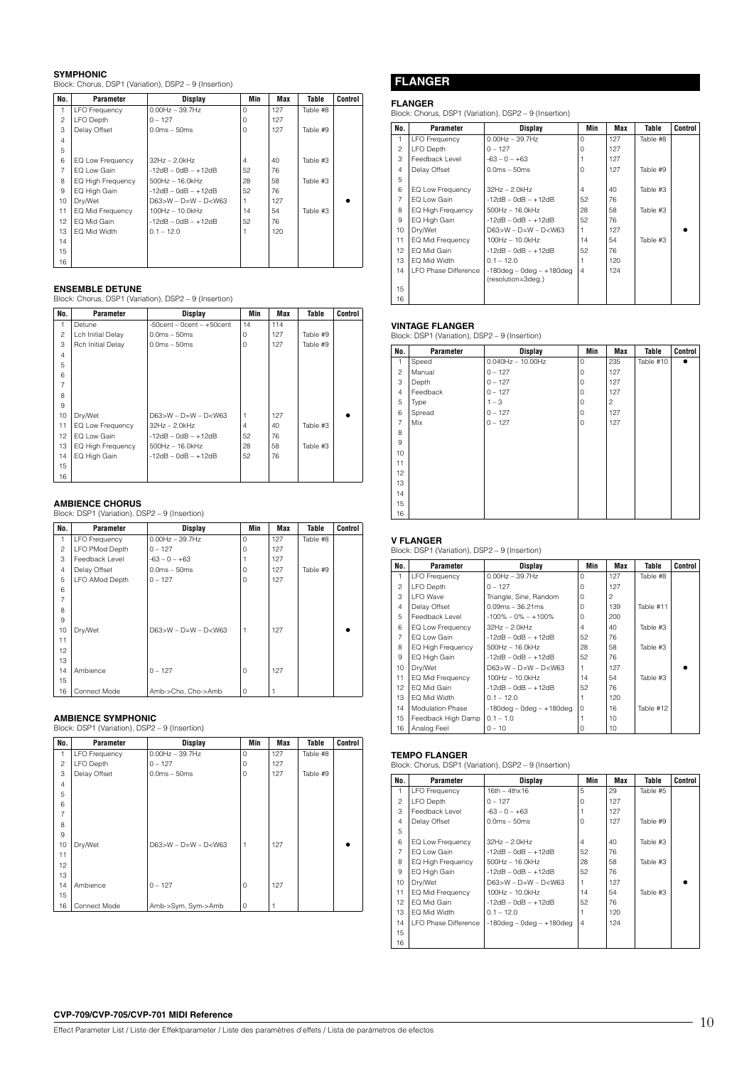### SYMPHONIC

Block: Chorus, DSP1 (Variation), DSP2 – 9 (Insertion)

| No. | Parameter | Display | Min | Max | Table | Control |
|---|---|---|---|---|---|---|
| 1 | LFO Frequency | 0.00Hz – 39.7Hz | 0 | 127 | Table #8 | |
| 2 | LFO Depth | 0 – 127 | 0 | 127 | | |
| 3 | Delay Offset | 0.0ms – 50ms | 0 | 127 | Table #9 | |
| 4 | | | | | | |
| 5 | | | | | | |
| 6 | EQ Low Frequency | 32Hz – 2.0kHz | 4 | 40 | Table #3 | |
| 7 | EQ Low Gain | -12dB – 0dB – +12dB | 52 | 76 | | |
| 8 | EQ High Frequency | 500Hz – 16.0kHz | 28 | 58 | Table #3 | |
| 9 | EQ High Gain | -12dB – 0dB – +12dB | 52 | 76 | | |
| 10 | Dry/Wet | D63>W – D=W – D<W63 | 1 | 127 | | ● |
| 11 | EQ Mid Frequency | 100Hz – 10.0kHz | 14 | 54 | Table #3 | |
| 12 | EQ Mid Gain | -12dB – 0dB – +12dB | 52 | 76 | | |
| 13 | EQ Mid Width | 0.1 – 12.0 | 1 | 120 | | |
| 14 | | | | | | |
| 15 | | | | | | |
| 16 | | | | | | |

### ENSEMBLE DETUNE

Block: Chorus, DSP1 (Variation), DSP2 – 9 (Insertion)

| No. | Parameter | Display | Min | Max | Table | Control |
|---|---|---|---|---|---|---|
| 1 | Detune | -50cent – 0cent – +50cent | 14 | 114 | | |
| 2 | Lch Initial Delay | 0.0ms – 50ms | 0 | 127 | Table #9 | |
| 3 | Rch Initial Delay | 0.0ms – 50ms | 0 | 127 | Table #9 | |
| 4 | | | | | | |
| 5 | | | | | | |
| 6 | | | | | | |
| 7 | | | | | | |
| 8 | | | | | | |
| 9 | | | | | | |
| 10 | Dry/Wet | D63>W – D=W – D<W63 | 1 | 127 | | ● |
| 11 | EQ Low Frequency | 32Hz – 2.0kHz | 4 | 40 | Table #3 | |
| 12 | EQ Low Gain | -12dB – 0dB – +12dB | 52 | 76 | | |
| 13 | EQ High Frequency | 500Hz – 16.0kHz | 28 | 58 | Table #3 | |
| 14 | EQ High Gain | -12dB – 0dB – +12dB | 52 | 76 | | |
| 15 | | | | | | |
| 16 | | | | | | |

### AMBIENCE CHORUS

Block: DSP1 (Variation), DSP2 – 9 (Insertion)

| No. | Parameter | Display | Min | Max | Table | Control |
|---|---|---|---|---|---|---|
| 1 | LFO Frequency | 0.00Hz – 39.7Hz | 0 | 127 | Table #8 | |
| 2 | LFO PMod Depth | 0 – 127 | 0 | 127 | | |
| 3 | Feedback Level | -63 – 0 – +63 | 1 | 127 | | |
| 4 | Delay Offset | 0.0ms – 50ms | 0 | 127 | Table #9 | |
| 5 | LFO AMod Depth | 0 – 127 | 0 | 127 | | |
| 6 | | | | | | |
| 7 | | | | | | |
| 8 | | | | | | |
| 9 | | | | | | |
| 10 | Dry/Wet | D63>W – D=W – D<W63 | 1 | 127 | | ● |
| 11 | | | | | | |
| 12 | | | | | | |
| 13 | | | | | | |
| 14 | Ambience | 0 – 127 | 0 | 127 | | |
| 15 | | | | | | |
| 16 | Connect Mode | Amb->Cho, Cho->Amb | 0 | 1 | | |

### AMBIENCE SYMPHONIC

Block: DSP1 (Variation), DSP2 – 9 (Insertion)

| No. | Parameter | Display | Min | Max | Table | Control |
|---|---|---|---|---|---|---|
| 1 | LFO Frequency | 0.00Hz – 39.7Hz | 0 | 127 | Table #8 | |
| 2 | LFO Depth | 0 – 127 | 0 | 127 | | |
| 3 | Delay Offset | 0.0ms – 50ms | 0 | 127 | Table #9 | |
| 4 | | | | | | |
| 5 | | | | | | |
| 6 | | | | | | |
| 7 | | | | | | |
| 8 | | | | | | |
| 9 | | | | | | |
| 10 | Dry/Wet | D63>W – D=W – D<W63 | 1 | 127 | | ● |
| 11 | | | | | | |
| 12 | | | | | | |
| 13 | | | | | | |
| 14 | Ambience | 0 – 127 | 0 | 127 | | |
| 15 | | | | | | |
| 16 | Connect Mode | Amb->Sym, Sym->Amb | 0 | 1 | | |

## FLANGER

### FLANGER

Block: Chorus, DSP1 (Variation), DSP2 – 9 (Insertion)

| No. | Parameter | Display | Min | Max | Table | Control |
|---|---|---|---|---|---|---|
| 1 | LFO Frequency | 0.00Hz – 39.7Hz | 0 | 127 | Table #8 | |
| 2 | LFO Depth | 0 – 127 | 0 | 127 | | |
| 3 | Feedback Level | -63 – 0 – +63 | 1 | 127 | | |
| 4 | Delay Offset | 0.0ms – 50ms | 0 | 127 | Table #9 | |
| 5 | | | | | | |
| 6 | EQ Low Frequency | 32Hz – 2.0kHz | 4 | 40 | Table #3 | |
| 7 | EQ Low Gain | -12dB – 0dB – +12dB | 52 | 76 | | |
| 8 | EQ High Frequency | 500Hz – 16.0kHz | 28 | 58 | Table #3 | |
| 9 | EQ High Gain | -12dB – 0dB – +12dB | 52 | 76 | | |
| 10 | Dry/Wet | D63>W – D=W – D<W63 | 1 | 127 | | ● |
| 11 | EQ Mid Frequency | 100Hz – 10.0kHz | 14 | 54 | Table #3 | |
| 12 | EQ Mid Gain | -12dB – 0dB – +12dB | 52 | 76 | | |
| 13 | EQ Mid Width | 0.1 – 12.0 | 1 | 120 | | |
| 14 | LFO Phase Difference | -180deg – 0deg – +180deg (resolution=3deg.) | 4 | 124 | | |
| 15 | | | | | | |
| 16 | | | | | | |

### VINTAGE FLANGER

Block: DSP1 (Variation), DSP2 – 9 (Insertion)

| No. | Parameter | Display | Min | Max | Table | Control |
|---|---|---|---|---|---|---|
| 1 | Speed | 0.040Hz – 10.00Hz | 0 | 235 | Table #10 | ● |
| 2 | Manual | 0 – 127 | 0 | 127 | | |
| 3 | Depth | 0 – 127 | 0 | 127 | | |
| 4 | Feedback | 0 – 127 | 0 | 127 | | |
| 5 | Type | 1 – 3 | 0 | 2 | | |
| 6 | Spread | 0 – 127 | 0 | 127 | | |
| 7 | Mix | 0 – 127 | 0 | 127 | | |
| 8 | | | | | | |
| 9 | | | | | | |
| 10 | | | | | | |
| 11 | | | | | | |
| 12 | | | | | | |
| 13 | | | | | | |
| 14 | | | | | | |
| 15 | | | | | | |
| 16 | | | | | | |

### V FLANGER

Block: DSP1 (Variation), DSP2 – 9 (Insertion)

| No. | Parameter | Display | Min | Max | Table | Control |
|---|---|---|---|---|---|---|
| 1 | LFO Frequency | 0.00Hz – 39.7Hz | 0 | 127 | Table #8 | |
| 2 | LFO Depth | 0 – 127 | 0 | 127 | | |
| 3 | LFO Wave | Triangle, Sine, Random | 0 | 2 | | |
| 4 | Delay Offset | 0.09ms – 36.21ms | 0 | 139 | Table #11 | |
| 5 | Feedback Level | -100% – 0% – +100% | 0 | 200 | | |
| 6 | EQ Low Frequency | 32Hz – 2.0kHz | 4 | 40 | Table #3 | |
| 7 | EQ Low Gain | -12dB – 0dB – +12dB | 52 | 76 | | |
| 8 | EQ High Frequency | 500Hz – 16.0kHz | 28 | 58 | Table #3 | |
| 9 | EQ High Gain | -12dB – 0dB – +12dB | 52 | 76 | | |
| 10 | Dry/Wet | D63>W – D=W – D<W63 | 1 | 127 | | ● |
| 11 | EQ Mid Frequency | 100Hz – 10.0kHz | 14 | 54 | Table #3 | |
| 12 | EQ Mid Gain | -12dB – 0dB – +12dB | 52 | 76 | | |
| 13 | EQ Mid Width | 0.1 – 12.0 | 1 | 120 | | |
| 14 | Modulation Phase | -180deg – 0deg – +180deg | 0 | 16 | Table #12 | |
| 15 | Feedback High Damp | 0.1 – 1.0 | 1 | 10 | | |
| 16 | Analog Feel | 0 – 10 | 0 | 10 | | |

### TEMPO FLANGER

Block: Chorus, DSP1 (Variation), DSP2 – 9 (Insertion)

| No. | Parameter | Display | Min | Max | Table | Control |
|---|---|---|---|---|---|---|
| 1 | LFO Frequency | 16th – 4thx16 | 5 | 29 | Table #5 | |
| 2 | LFO Depth | 0 – 127 | 0 | 127 | | |
| 3 | Feedback Level | -63 – 0 – +63 | 1 | 127 | | |
| 4 | Delay Offset | 0.0ms – 50ms | 0 | 127 | Table #9 | |
| 5 | | | | | | |
| 6 | EQ Low Frequency | 32Hz – 2.0kHz | 4 | 40 | Table #3 | |
| 7 | EQ Low Gain | -12dB – 0dB – +12dB | 52 | 76 | | |
| 8 | EQ High Frequency | 500Hz – 16.0kHz | 28 | 58 | Table #3 | |
| 9 | EQ High Gain | -12dB – 0dB – +12dB | 52 | 76 | | |
| 10 | Dry/Wet | D63>W – D=W – D<W63 | 1 | 127 | | ● |
| 11 | EQ Mid Frequency | 100Hz – 10.0kHz | 14 | 54 | Table #3 | |
| 12 | EQ Mid Gain | -12dB – 0dB – +12dB | 52 | 76 | | |
| 13 | EQ Mid Width | 0.1 – 12.0 | 1 | 120 | | |
| 14 | LFO Phase Difference | -180deg – 0deg – +180deg | 4 | 124 | | |
| 15 | | | | | | |
| 16 | | | | | | |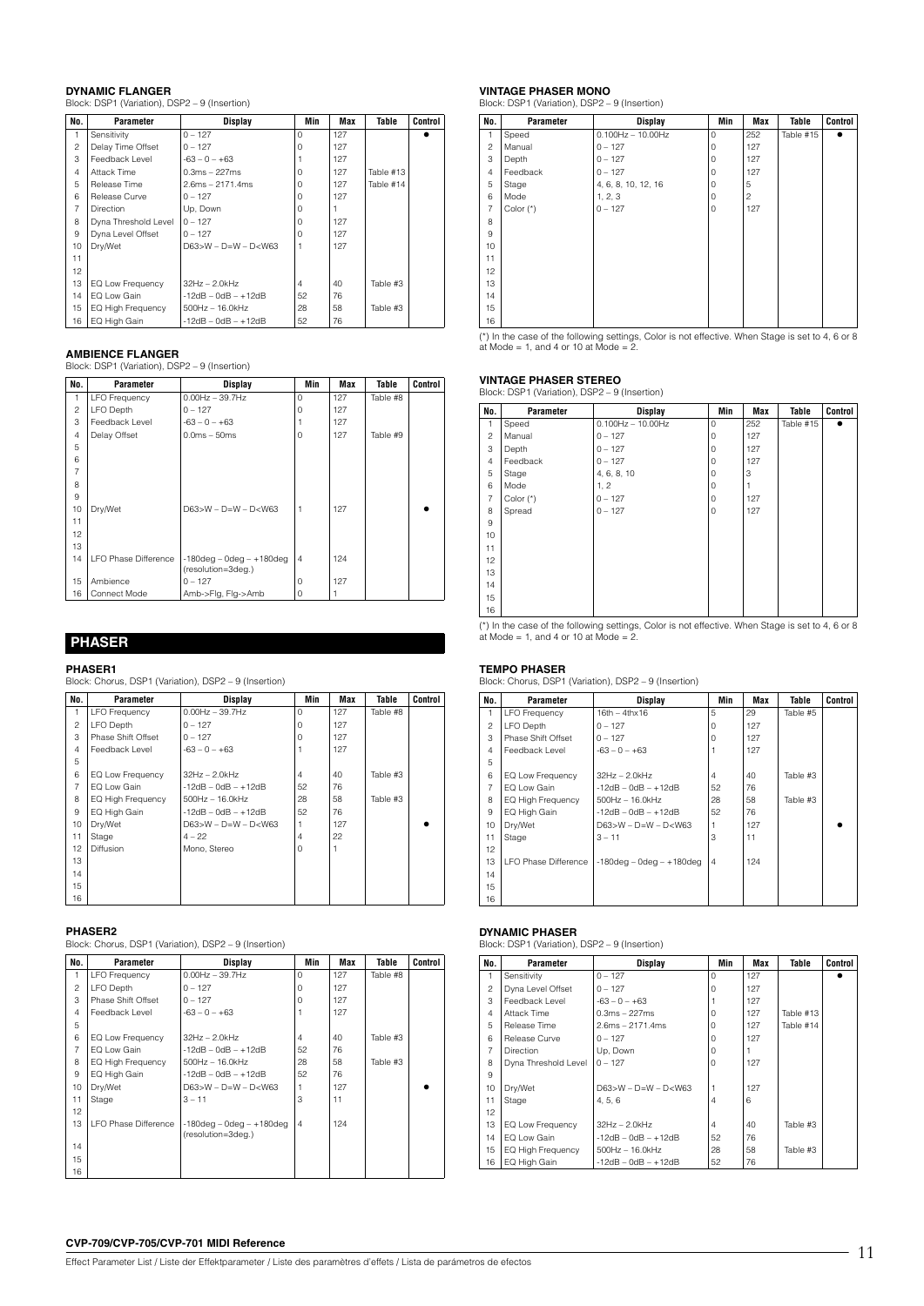#### DYNAMIC FLANGER

Block: DSP1 (Variation), DSP2 – 9 (Insertion)

| No. | Parameter | Display | Min | Max | Table | Control |
|---|---|---|---|---|---|---|
| 1 | Sensitivity | 0 – 127 | 0 | 127 | | ● |
| 2 | Delay Time Offset | 0 – 127 | 0 | 127 | | |
| 3 | Feedback Level | -63 – 0 – +63 | 1 | 127 | | |
| 4 | Attack Time | 0.3ms – 227ms | 0 | 127 | Table #13 | |
| 5 | Release Time | 2.6ms – 2171.4ms | 0 | 127 | Table #14 | |
| 6 | Release Curve | 0 – 127 | 0 | 127 | | |
| 7 | Direction | Up, Down | 0 | 1 | | |
| 8 | Dyna Threshold Level | 0 – 127 | 0 | 127 | | |
| 9 | Dyna Level Offset | 0 – 127 | 0 | 127 | | |
| 10 | Dry/Wet | D63>W – D=W – D<W63 | 1 | 127 | | |
| 11 | | | | | | |
| 12 | | | | | | |
| 13 | EQ Low Frequency | 32Hz – 2.0kHz | 4 | 40 | Table #3 | |
| 14 | EQ Low Gain | -12dB – 0dB – +12dB | 52 | 76 | | |
| 15 | EQ High Frequency | 500Hz – 16.0kHz | 28 | 58 | Table #3 | |
| 16 | EQ High Gain | -12dB – 0dB – +12dB | 52 | 76 | | |

#### AMBIENCE FLANGER

Block: DSP1 (Variation), DSP2 – 9 (Insertion)

| No. | Parameter | Display | Min | Max | Table | Control |
|---|---|---|---|---|---|---|
| 1 | LFO Frequency | 0.00Hz – 39.7Hz | 0 | 127 | Table #8 | |
| 2 | LFO Depth | 0 – 127 | 0 | 127 | | |
| 3 | Feedback Level | -63 – 0 – +63 | 1 | 127 | | |
| 4 | Delay Offset | 0.0ms – 50ms | 0 | 127 | Table #9 | |
| 5 | | | | | | |
| 6 | | | | | | |
| 7 | | | | | | |
| 8 | | | | | | |
| 9 | | | | | | |
| 10 | Dry/Wet | D63>W – D=W – D<W63 | 1 | 127 | | ● |
| 11 | | | | | | |
| 12 | | | | | | |
| 13 | | | | | | |
| 14 | LFO Phase Difference | -180deg – 0deg – +180deg (resolution=3deg.) | 4 | 124 | | |
| 15 | Ambience | 0 – 127 | 0 | 127 | | |
| 16 | Connect Mode | Amb->Flg, Flg->Amb | 0 | 1 | | |

## PHASER

#### PHASER1

Block: Chorus, DSP1 (Variation), DSP2 – 9 (Insertion)

| No. | Parameter | Display | Min | Max | Table | Control |
|---|---|---|---|---|---|---|
| 1 | LFO Frequency | 0.00Hz – 39.7Hz | 0 | 127 | Table #8 | |
| 2 | LFO Depth | 0 – 127 | 0 | 127 | | |
| 3 | Phase Shift Offset | 0 – 127 | 0 | 127 | | |
| 4 | Feedback Level | -63 – 0 – +63 | 1 | 127 | | |
| 5 | | | | | | |
| 6 | EQ Low Frequency | 32Hz – 2.0kHz | 4 | 40 | Table #3 | |
| 7 | EQ Low Gain | -12dB – 0dB – +12dB | 52 | 76 | | |
| 8 | EQ High Frequency | 500Hz – 16.0kHz | 28 | 58 | Table #3 | |
| 9 | EQ High Gain | -12dB – 0dB – +12dB | 52 | 76 | | |
| 10 | Dry/Wet | D63>W – D=W – D<W63 | 1 | 127 | | ● |
| 11 | Stage | 4 – 22 | 4 | 22 | | |
| 12 | Diffusion | Mono, Stereo | 0 | 1 | | |
| 13 | | | | | | |
| 14 | | | | | | |
| 15 | | | | | | |
| 16 | | | | | | |

#### PHASER2

Block: Chorus, DSP1 (Variation), DSP2 – 9 (Insertion)

| No. | Parameter | Display | Min | Max | Table | Control |
|---|---|---|---|---|---|---|
| 1 | LFO Frequency | 0.00Hz – 39.7Hz | 0 | 127 | Table #8 | |
| 2 | LFO Depth | 0 – 127 | 0 | 127 | | |
| 3 | Phase Shift Offset | 0 – 127 | 0 | 127 | | |
| 4 | Feedback Level | -63 – 0 – +63 | 1 | 127 | | |
| 5 | | | | | | |
| 6 | EQ Low Frequency | 32Hz – 2.0kHz | 4 | 40 | Table #3 | |
| 7 | EQ Low Gain | -12dB – 0dB – +12dB | 52 | 76 | | |
| 8 | EQ High Frequency | 500Hz – 16.0kHz | 28 | 58 | Table #3 | |
| 9 | EQ High Gain | -12dB – 0dB – +12dB | 52 | 76 | | |
| 10 | Dry/Wet | D63>W – D=W – D<W63 | 1 | 127 | | ● |
| 11 | Stage | 3 – 11 | 3 | 11 | | |
| 12 | | | | | | |
| 13 | LFO Phase Difference | -180deg – 0deg – +180deg (resolution=3deg.) | 4 | 124 | | |
| 14 | | | | | | |
| 15 | | | | | | |
| 16 | | | | | | |

#### VINTAGE PHASER MONO

Block: DSP1 (Variation), DSP2 – 9 (Insertion)

| No. | Parameter | Display | Min | Max | Table | Control |
|---|---|---|---|---|---|---|
| 1 | Speed | 0.100Hz – 10.00Hz | 0 | 252 | Table #15 | ● |
| 2 | Manual | 0 – 127 | 0 | 127 | | |
| 3 | Depth | 0 – 127 | 0 | 127 | | |
| 4 | Feedback | 0 – 127 | 0 | 127 | | |
| 5 | Stage | 4, 6, 8, 10, 12, 16 | 0 | 5 | | |
| 6 | Mode | 1, 2, 3 | 0 | 2 | | |
| 7 | Color (*) | 0 – 127 | 0 | 127 | | |
| 8 | | | | | | |
| 9 | | | | | | |
| 10 | | | | | | |
| 11 | | | | | | |
| 12 | | | | | | |
| 13 | | | | | | |
| 14 | | | | | | |
| 15 | | | | | | |
| 16 | | | | | | |

(*) In the case of the following settings, Color is not effective. When Stage is set to 4, 6 or 8 at Mode = 1, and 4 or 10 at Mode = 2.

#### VINTAGE PHASER STEREO

Block: DSP1 (Variation), DSP2 – 9 (Insertion)

| No. | Parameter | Display | Min | Max | Table | Control |
|---|---|---|---|---|---|---|
| 1 | Speed | 0.100Hz – 10.00Hz | 0 | 252 | Table #15 | ● |
| 2 | Manual | 0 – 127 | 0 | 127 | | |
| 3 | Depth | 0 – 127 | 0 | 127 | | |
| 4 | Feedback | 0 – 127 | 0 | 127 | | |
| 5 | Stage | 4, 6, 8, 10 | 0 | 3 | | |
| 6 | Mode | 1, 2 | 0 | 1 | | |
| 7 | Color (*) | 0 – 127 | 0 | 127 | | |
| 8 | Spread | 0 – 127 | 0 | 127 | | |
| 9 | | | | | | |
| 10 | | | | | | |
| 11 | | | | | | |
| 12 | | | | | | |
| 13 | | | | | | |
| 14 | | | | | | |
| 15 | | | | | | |
| 16 | | | | | | |

(*) In the case of the following settings, Color is not effective. When Stage is set to 4, 6 or 8 at Mode = 1, and 4 or 10 at Mode = 2.

#### TEMPO PHASER

Block: Chorus, DSP1 (Variation), DSP2 – 9 (Insertion)

| No. | Parameter | Display | Min | Max | Table | Control |
|---|---|---|---|---|---|---|
| 1 | LFO Frequency | 16th – 4thx16 | 5 | 29 | Table #5 | |
| 2 | LFO Depth | 0 – 127 | 0 | 127 | | |
| 3 | Phase Shift Offset | 0 – 127 | 0 | 127 | | |
| 4 | Feedback Level | -63 – 0 – +63 | 1 | 127 | | |
| 5 | | | | | | |
| 6 | EQ Low Frequency | 32Hz – 2.0kHz | 4 | 40 | Table #3 | |
| 7 | EQ Low Gain | -12dB – 0dB – +12dB | 52 | 76 | | |
| 8 | EQ High Frequency | 500Hz – 16.0kHz | 28 | 58 | Table #3 | |
| 9 | EQ High Gain | -12dB – 0dB – +12dB | 52 | 76 | | |
| 10 | Dry/Wet | D63>W – D=W – D<W63 | 1 | 127 | | ● |
| 11 | Stage | 3 – 11 | 3 | 11 | | |
| 12 | | | | | | |
| 13 | LFO Phase Difference | -180deg – 0deg – +180deg | 4 | 124 | | |
| 14 | | | | | | |
| 15 | | | | | | |
| 16 | | | | | | |

#### DYNAMIC PHASER

Block: DSP1 (Variation), DSP2 – 9 (Insertion)

| No. | Parameter | Display | Min | Max | Table | Control |
|---|---|---|---|---|---|---|
| 1 | Sensitivity | 0 – 127 | 0 | 127 | | ● |
| 2 | Dyna Level Offset | 0 – 127 | 0 | 127 | | |
| 3 | Feedback Level | -63 – 0 – +63 | 1 | 127 | | |
| 4 | Attack Time | 0.3ms – 227ms | 0 | 127 | Table #13 | |
| 5 | Release Time | 2.6ms – 2171.4ms | 0 | 127 | Table #14 | |
| 6 | Release Curve | 0 – 127 | 0 | 127 | | |
| 7 | Direction | Up, Down | 0 | 1 | | |
| 8 | Dyna Threshold Level | 0 – 127 | 0 | 127 | | |
| 9 | | | | | | |
| 10 | Dry/Wet | D63>W – D=W – D<W63 | 1 | 127 | | |
| 11 | Stage | 4, 5, 6 | 4 | 6 | | |
| 12 | | | | | | |
| 13 | EQ Low Frequency | 32Hz – 2.0kHz | 4 | 40 | Table #3 | |
| 14 | EQ Low Gain | -12dB – 0dB – +12dB | 52 | 76 | | |
| 15 | EQ High Frequency | 500Hz – 16.0kHz | 28 | 58 | Table #3 | |
| 16 | EQ High Gain | -12dB – 0dB – +12dB | 52 | 76 | | |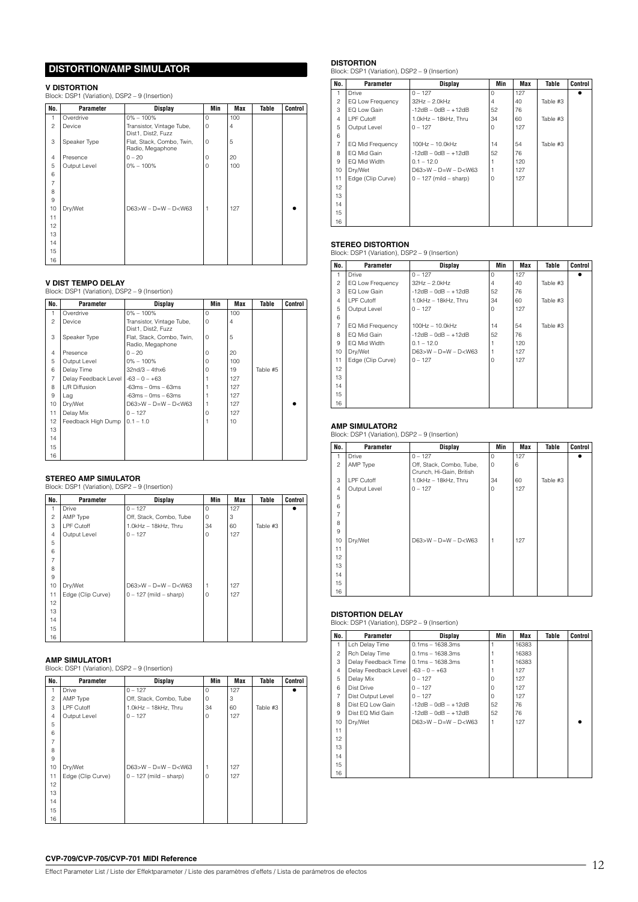## DISTORTION/AMP SIMULATOR

### V DISTORTION

Block: DSP1 (Variation), DSP2 – 9 (Insertion)

| No. | Parameter | Display | Min | Max | Table | Control |
|---|---|---|---|---|---|---|
| 1 | Overdrive | 0% – 100% | 0 | 100 | | |
| 2 | Device | Transistor, Vintage Tube, Dist1, Dist2, Fuzz | 0 | 4 | | |
| 3 | Speaker Type | Flat, Stack, Combo, Twin, Radio, Megaphone | 0 | 5 | | |
| 4 | Presence | 0 – 20 | 0 | 20 | | |
| 5 | Output Level | 0% – 100% | 0 | 100 | | |
| 6 | | | | | | |
| 7 | | | | | | |
| 8 | | | | | | |
| 9 | | | | | | |
| 10 | Dry/Wet | D63>W – D=W – D<W63 | 1 | 127 | | ● |
| 11 | | | | | | |
| 12 | | | | | | |
| 13 | | | | | | |
| 14 | | | | | | |
| 15 | | | | | | |
| 16 | | | | | | |

### V DIST TEMPO DELAY

Block: DSP1 (Variation), DSP2 – 9 (Insertion)

| No. | Parameter | Display | Min | Max | Table | Control |
|---|---|---|---|---|---|---|
| 1 | Overdrive | 0% – 100% | 0 | 100 | | |
| 2 | Device | Transistor, Vintage Tube, Dist1, Dist2, Fuzz | 0 | 4 | | |
| 3 | Speaker Type | Flat, Stack, Combo, Twin, Radio, Megaphone | 0 | 5 | | |
| 4 | Presence | 0 – 20 | 0 | 20 | | |
| 5 | Output Level | 0% – 100% | 0 | 100 | | |
| 6 | Delay Time | 32nd/3 – 4thx6 | 0 | 19 | Table #5 | |
| 7 | Delay Feedback Level | -63 – 0 – +63 | 1 | 127 | | |
| 8 | L/R Diffusion | -63ms – 0ms – 63ms | 1 | 127 | | |
| 9 | Lag | -63ms – 0ms – 63ms | 1 | 127 | | |
| 10 | Dry/Wet | D63>W – D=W – D<W63 | 1 | 127 | | ● |
| 11 | Delay Mix | 0 – 127 | 0 | 127 | | |
| 12 | Feedback High Dump | 0.1 – 1.0 | 1 | 10 | | |
| 13 | | | | | | |
| 14 | | | | | | |
| 15 | | | | | | |
| 16 | | | | | | |

### STEREO AMP SIMULATOR

Block: DSP1 (Variation), DSP2 – 9 (Insertion)

| No. | Parameter | Display | Min | Max | Table | Control |
|---|---|---|---|---|---|---|
| 1 | Drive | 0 – 127 | 0 | 127 | | ● |
| 2 | AMP Type | Off, Stack, Combo, Tube | 0 | 3 | | |
| 3 | LPF Cutoff | 1.0kHz – 18kHz, Thru | 34 | 60 | Table #3 | |
| 4 | Output Level | 0 – 127 | 0 | 127 | | |
| 5 | | | | | | |
| 6 | | | | | | |
| 7 | | | | | | |
| 8 | | | | | | |
| 9 | | | | | | |
| 10 | Dry/Wet | D63>W – D=W – D<W63 | 1 | 127 | | |
| 11 | Edge (Clip Curve) | 0 – 127 (mild – sharp) | 0 | 127 | | |
| 12 | | | | | | |
| 13 | | | | | | |
| 14 | | | | | | |
| 15 | | | | | | |
| 16 | | | | | | |

### AMP SIMULATOR1

Block: DSP1 (Variation), DSP2 – 9 (Insertion)

| No. | Parameter | Display | Min | Max | Table | Control |
|---|---|---|---|---|---|---|
| 1 | Drive | 0 – 127 | 0 | 127 | | ● |
| 2 | AMP Type | Off, Stack, Combo, Tube | 0 | 3 | | |
| 3 | LPF Cutoff | 1.0kHz – 18kHz, Thru | 34 | 60 | Table #3 | |
| 4 | Output Level | 0 – 127 | 0 | 127 | | |
| 5 | | | | | | |
| 6 | | | | | | |
| 7 | | | | | | |
| 8 | | | | | | |
| 9 | | | | | | |
| 10 | Dry/Wet | D63>W – D=W – D<W63 | 1 | 127 | | |
| 11 | Edge (Clip Curve) | 0 – 127 (mild – sharp) | 0 | 127 | | |
| 12 | | | | | | |
| 13 | | | | | | |
| 14 | | | | | | |
| 15 | | | | | | |
| 16 | | | | | | |

### DISTORTION

Block: DSP1 (Variation), DSP2 – 9 (Insertion)

| No. | Parameter | Display | Min | Max | Table | Control |
|---|---|---|---|---|---|---|
| 1 | Drive | 0 – 127 | 0 | 127 | | ● |
| 2 | EQ Low Frequency | 32Hz – 2.0kHz | 4 | 40 | Table #3 | |
| 3 | EQ Low Gain | -12dB – 0dB – +12dB | 52 | 76 | | |
| 4 | LPF Cutoff | 1.0kHz – 18kHz, Thru | 34 | 60 | Table #3 | |
| 5 | Output Level | 0 – 127 | 0 | 127 | | |
| 6 | | | | | | |
| 7 | EQ Mid Frequency | 100Hz – 10.0kHz | 14 | 54 | Table #3 | |
| 8 | EQ Mid Gain | -12dB – 0dB – +12dB | 52 | 76 | | |
| 9 | EQ Mid Width | 0.1 – 12.0 | 1 | 120 | | |
| 10 | Dry/Wet | D63>W – D=W – D<W63 | 1 | 127 | | |
| 11 | Edge (Clip Curve) | 0 – 127 (mild – sharp) | 0 | 127 | | |
| 12 | | | | | | |
| 13 | | | | | | |
| 14 | | | | | | |
| 15 | | | | | | |
| 16 | | | | | | |

### STEREO DISTORTION

Block: DSP1 (Variation), DSP2 – 9 (Insertion)

| No. | Parameter | Display | Min | Max | Table | Control |
|---|---|---|---|---|---|---|
| 1 | Drive | 0 – 127 | 0 | 127 | | ● |
| 2 | EQ Low Frequency | 32Hz – 2.0kHz | 4 | 40 | Table #3 | |
| 3 | EQ Low Gain | -12dB – 0dB – +12dB | 52 | 76 | | |
| 4 | LPF Cutoff | 1.0kHz – 18kHz, Thru | 34 | 60 | Table #3 | |
| 5 | Output Level | 0 – 127 | 0 | 127 | | |
| 6 | | | | | | |
| 7 | EQ Mid Frequency | 100Hz – 10.0kHz | 14 | 54 | Table #3 | |
| 8 | EQ Mid Gain | -12dB – 0dB – +12dB | 52 | 76 | | |
| 9 | EQ Mid Width | 0.1 – 12.0 | 1 | 120 | | |
| 10 | Dry/Wet | D63>W – D=W – D<W63 | 1 | 127 | | |
| 11 | Edge (Clip Curve) | 0 – 127 | 0 | 127 | | |
| 12 | | | | | | |
| 13 | | | | | | |
| 14 | | | | | | |
| 15 | | | | | | |
| 16 | | | | | | |

### AMP SIMULATOR2

Block: DSP1 (Variation), DSP2 – 9 (Insertion)

| No. | Parameter | Display | Min | Max | Table | Control |
|---|---|---|---|---|---|---|
| 1 | Drive | 0 – 127 | 0 | 127 | | ● |
| 2 | AMP Type | Off, Stack, Combo, Tube, Crunch, Hi-Gain, British | 0 | 6 | | |
| 3 | LPF Cutoff | 1.0kHz – 18kHz, Thru | 34 | 60 | Table #3 | |
| 4 | Output Level | 0 – 127 | 0 | 127 | | |
| 5 | | | | | | |
| 6 | | | | | | |
| 7 | | | | | | |
| 8 | | | | | | |
| 9 | | | | | | |
| 10 | Dry/Wet | D63>W – D=W – D<W63 | 1 | 127 | | |
| 11 | | | | | | |
| 12 | | | | | | |
| 13 | | | | | | |
| 14 | | | | | | |
| 15 | | | | | | |
| 16 | | | | | | |

### DISTORTION DELAY

Block: DSP1 (Variation), DSP2 – 9 (Insertion)

| No. | Parameter | Display | Min | Max | Table | Control |
|---|---|---|---|---|---|---|
| 1 | Lch Delay Time | 0.1ms – 1638.3ms | 1 | 16383 | | |
| 2 | Rch Delay Time | 0.1ms – 1638.3ms | 1 | 16383 | | |
| 3 | Delay Feedback Time | 0.1ms – 1638.3ms | 1 | 16383 | | |
| 4 | Delay Feedback Level | -63 – 0 – +63 | 1 | 127 | | |
| 5 | Delay Mix | 0 – 127 | 0 | 127 | | |
| 6 | Dist Drive | 0 – 127 | 0 | 127 | | |
| 7 | Dist Output Level | 0 – 127 | 0 | 127 | | |
| 8 | Dist EQ Low Gain | -12dB – 0dB – +12dB | 52 | 76 | | |
| 9 | Dist EQ Mid Gain | -12dB – 0dB – +12dB | 52 | 76 | | |
| 10 | Dry/Wet | D63>W – D=W – D<W63 | 1 | 127 | | ● |
| 11 | | | | | | |
| 12 | | | | | | |
| 13 | | | | | | |
| 14 | | | | | | |
| 15 | | | | | | |
| 16 | | | | | | |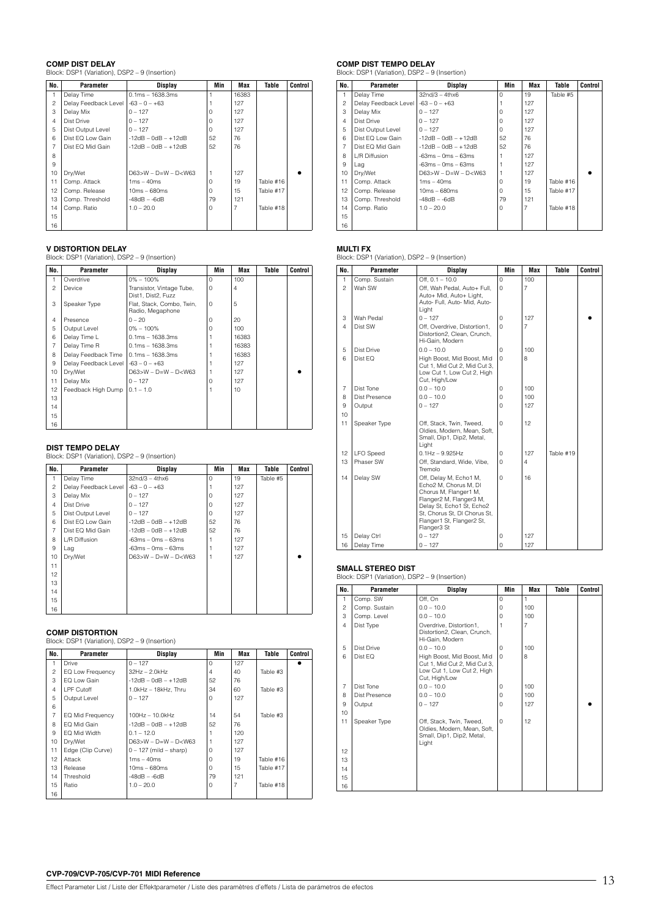### COMP DIST DELAY

Block: DSP1 (Variation), DSP2 – 9 (Insertion)

| No. | Parameter | Display | Min | Max | Table | Control |
|---|---|---|---|---|---|---|
| 1 | Delay Time | 0.1ms – 1638.3ms | 1 | 16383 | | |
| 2 | Delay Feedback Level | -63 – 0 – +63 | 1 | 127 | | |
| 3 | Delay Mix | 0 – 127 | 0 | 127 | | |
| 4 | Dist Drive | 0 – 127 | 0 | 127 | | |
| 5 | Dist Output Level | 0 – 127 | 0 | 127 | | |
| 6 | Dist EQ Low Gain | -12dB – 0dB – +12dB | 52 | 76 | | |
| 7 | Dist EQ Mid Gain | -12dB – 0dB – +12dB | 52 | 76 | | |
| 8 | | | | | | |
| 9 | | | | | | |
| 10 | Dry/Wet | D63>W – D=W – D<W63 | 1 | 127 | | ● |
| 11 | Comp. Attack | 1ms – 40ms | 0 | 19 | Table #16 | |
| 12 | Comp. Release | 10ms – 680ms | 0 | 15 | Table #17 | |
| 13 | Comp. Threshold | -48dB – -6dB | 79 | 121 | | |
| 14 | Comp. Ratio | 1.0 – 20.0 | 0 | 7 | Table #18 | |
| 15 | | | | | | |
| 16 | | | | | | |

### V DISTORTION DELAY

Block: DSP1 (Variation), DSP2 – 9 (Insertion)

| No. | Parameter | Display | Min | Max | Table | Control |
|---|---|---|---|---|---|---|
| 1 | Overdrive | 0% – 100% | 0 | 100 | | |
| 2 | Device | Transistor, Vintage Tube, Dist1, Dist2, Fuzz | 0 | 4 | | |
| 3 | Speaker Type | Flat, Stack, Combo, Twin, Radio, Megaphone | 0 | 5 | | |
| 4 | Presence | 0 – 20 | 0 | 20 | | |
| 5 | Output Level | 0% – 100% | 0 | 100 | | |
| 6 | Delay Time L | 0.1ms – 1638.3ms | 1 | 16383 | | |
| 7 | Delay Time R | 0.1ms – 1638.3ms | 1 | 16383 | | |
| 8 | Delay Feedback Time | 0.1ms – 1638.3ms | 1 | 16383 | | |
| 9 | Delay Feedback Level | -63 – 0 – +63 | 1 | 127 | | |
| 10 | Dry/Wet | D63>W – D=W – D<W63 | 1 | 127 | | ● |
| 11 | Delay Mix | 0 – 127 | 0 | 127 | | |
| 12 | Feedback High Dump | 0.1 – 1.0 | 1 | 10 | | |
| 13 | | | | | | |
| 14 | | | | | | |
| 15 | | | | | | |
| 16 | | | | | | |

### DIST TEMPO DELAY

Block: DSP1 (Variation), DSP2 – 9 (Insertion)

| No. | Parameter | Display | Min | Max | Table | Control |
|---|---|---|---|---|---|---|
| 1 | Delay Time | 32nd/3 – 4thx6 | 0 | 19 | Table #5 | |
| 2 | Delay Feedback Level | -63 – 0 – +63 | 1 | 127 | | |
| 3 | Delay Mix | 0 – 127 | 0 | 127 | | |
| 4 | Dist Drive | 0 – 127 | 0 | 127 | | |
| 5 | Dist Output Level | 0 – 127 | 0 | 127 | | |
| 6 | Dist EQ Low Gain | -12dB – 0dB – +12dB | 52 | 76 | | |
| 7 | Dist EQ Mid Gain | -12dB – 0dB – +12dB | 52 | 76 | | |
| 8 | L/R Diffusion | -63ms – 0ms – 63ms | 1 | 127 | | |
| 9 | Lag | -63ms – 0ms – 63ms | 1 | 127 | | |
| 10 | Dry/Wet | D63>W – D=W – D<W63 | 1 | 127 | | ● |
| 11 | | | | | | |
| 12 | | | | | | |
| 13 | | | | | | |
| 14 | | | | | | |
| 15 | | | | | | |
| 16 | | | | | | |

### COMP DISTORTION

Block: DSP1 (Variation), DSP2 – 9 (Insertion)

| No. | Parameter | Display | Min | Max | Table | Control |
|---|---|---|---|---|---|---|
| 1 | Drive | 0 – 127 | 0 | 127 | | ● |
| 2 | EQ Low Frequency | 32Hz – 2.0kHz | 4 | 40 | Table #3 | |
| 3 | EQ Low Gain | -12dB – 0dB – +12dB | 52 | 76 | | |
| 4 | LPF Cutoff | 1.0kHz – 18kHz, Thru | 34 | 60 | Table #3 | |
| 5 | Output Level | 0 – 127 | 0 | 127 | | |
| 6 | | | | | | |
| 7 | EQ Mid Frequency | 100Hz – 10.0kHz | 14 | 54 | Table #3 | |
| 8 | EQ Mid Gain | -12dB – 0dB – +12dB | 52 | 76 | | |
| 9 | EQ Mid Width | 0.1 – 12.0 | 1 | 120 | | |
| 10 | Dry/Wet | D63>W – D=W – D<W63 | 1 | 127 | | |
| 11 | Edge (Clip Curve) | 0 – 127 (mild – sharp) | 0 | 127 | | |
| 12 | Attack | 1ms – 40ms | 0 | 19 | Table #16 | |
| 13 | Release | 10ms – 680ms | 0 | 15 | Table #17 | |
| 14 | Threshold | -48dB – -6dB | 79 | 121 | | |
| 15 | Ratio | 1.0 – 20.0 | 0 | 7 | Table #18 | |
| 16 | | | | | | |

### COMP DIST TEMPO DELAY

Block: DSP1 (Variation), DSP2 – 9 (Insertion)

| No. | Parameter | Display | Min | Max | Table | Control |
|---|---|---|---|---|---|---|
| 1 | Delay Time | 32nd/3 – 4thx6 | 0 | 19 | Table #5 | |
| 2 | Delay Feedback Level | -63 – 0 – +63 | 1 | 127 | | |
| 3 | Delay Mix | 0 – 127 | 0 | 127 | | |
| 4 | Dist Drive | 0 – 127 | 0 | 127 | | |
| 5 | Dist Output Level | 0 – 127 | 0 | 127 | | |
| 6 | Dist EQ Low Gain | -12dB – 0dB – +12dB | 52 | 76 | | |
| 7 | Dist EQ Mid Gain | -12dB – 0dB – +12dB | 52 | 76 | | |
| 8 | L/R Diffusion | -63ms – 0ms – 63ms | 1 | 127 | | |
| 9 | Lag | -63ms – 0ms – 63ms | 1 | 127 | | |
| 10 | Dry/Wet | D63>W – D=W – D<W63 | 1 | 127 | | ● |
| 11 | Comp. Attack | 1ms – 40ms | 0 | 19 | Table #16 | |
| 12 | Comp. Release | 10ms – 680ms | 0 | 15 | Table #17 | |
| 13 | Comp. Threshold | -48dB – -6dB | 79 | 121 | | |
| 14 | Comp. Ratio | 1.0 – 20.0 | 0 | 7 | Table #18 | |
| 15 | | | | | | |
| 16 | | | | | | |

### MULTI FX

Block: DSP1 (Variation), DSP2 – 9 (Insertion)

| No. | Parameter | Display | Min | Max | Table | Control |
|---|---|---|---|---|---|---|
| 1 | Comp. Sustain | Off, 0.1 – 10.0 | 0 | 100 | | |
| 2 | Wah SW | Off, Wah Pedal, Auto+ Full, Auto+ Mid, Auto+ Light, Auto- Full, Auto- Mid, Auto- Light | 0 | 7 | | |
| 3 | Wah Pedal | 0 – 127 | 0 | 127 | | ● |
| 4 | Dist SW | Off, Overdrive, Distortion1, Distortion2, Clean, Crunch, Hi-Gain, Modern | 0 | 7 | | |
| 5 | Dist Drive | 0.0 – 10.0 | 0 | 100 | | |
| 6 | Dist EQ | High Boost, Mid Boost, Mid Cut 1, Mid Cut 2, Mid Cut 3, Low Cut 1, Low Cut 2, High Cut, High/Low | 0 | 8 | | |
| 7 | Dist Tone | 0.0 – 10.0 | 0 | 100 | | |
| 8 | Dist Presence | 0.0 – 10.0 | 0 | 100 | | |
| 9 | Output | 0 – 127 | 0 | 127 | | |
| 10 | | | | | | |
| 11 | Speaker Type | Off, Stack, Twin, Tweed, Oldies, Modern, Mean, Soft, Small, Dip1, Dip2, Metal, Light | 0 | 12 | | |
| 12 | LFO Speed | 0.1Hz – 9.925Hz | 0 | 127 | Table #19 | |
| 13 | Phaser SW | Off, Standard, Wide, Vibe, Tremolo | 0 | 4 | | |
| 14 | Delay SW | Off, Delay M, Echo1 M, Echo2 M, Chorus M, DI Chorus M, Flanger1 M, Flanger2 M, Flanger3 M, Delay St, Echo1 St, Echo2 St, Chorus St, DI Chorus St, Flanger1 St, Flanger2 St, Flanger3 St | 0 | 16 | | |
| 15 | Delay Ctrl | 0 – 127 | 0 | 127 | | |
| 16 | Delay Time | 0 – 127 | 0 | 127 | | |

### SMALL STEREO DIST

Block: DSP1 (Variation), DSP2 – 9 (Insertion)

| No. | Parameter | Display | Min | Max | Table | Control |
|---|---|---|---|---|---|---|
| 1 | Comp. SW | Off, On | 0 | 1 | | |
| 2 | Comp. Sustain | 0.0 – 10.0 | 0 | 100 | | |
| 3 | Comp. Level | 0.0 – 10.0 | 0 | 100 | | |
| 4 | Dist Type | Overdrive, Distortion1, Distortion2, Clean, Crunch, Hi-Gain, Modern | 1 | 7 | | |
| 5 | Dist Drive | 0.0 – 10.0 | 0 | 100 | | |
| 6 | Dist EQ | High Boost, Mid Boost, Mid Cut 1, Mid Cut 2, Mid Cut 3, Low Cut 1, Low Cut 2, High Cut, High/Low | 0 | 8 | | |
| 7 | Dist Tone | 0.0 – 10.0 | 0 | 100 | | |
| 8 | Dist Presence | 0.0 – 10.0 | 0 | 100 | | |
| 9 | Output | 0 – 127 | 0 | 127 | | ● |
| 10 | | | | | | |
| 11 | Speaker Type | Off, Stack, Twin, Tweed, Oldies, Modern, Mean, Soft, Small, Dip1, Dip2, Metal, Light | 0 | 12 | | |
| 12 | | | | | | |
| 13 | | | | | | |
| 14 | | | | | | |
| 15 | | | | | | |
| 16 | | | | | | |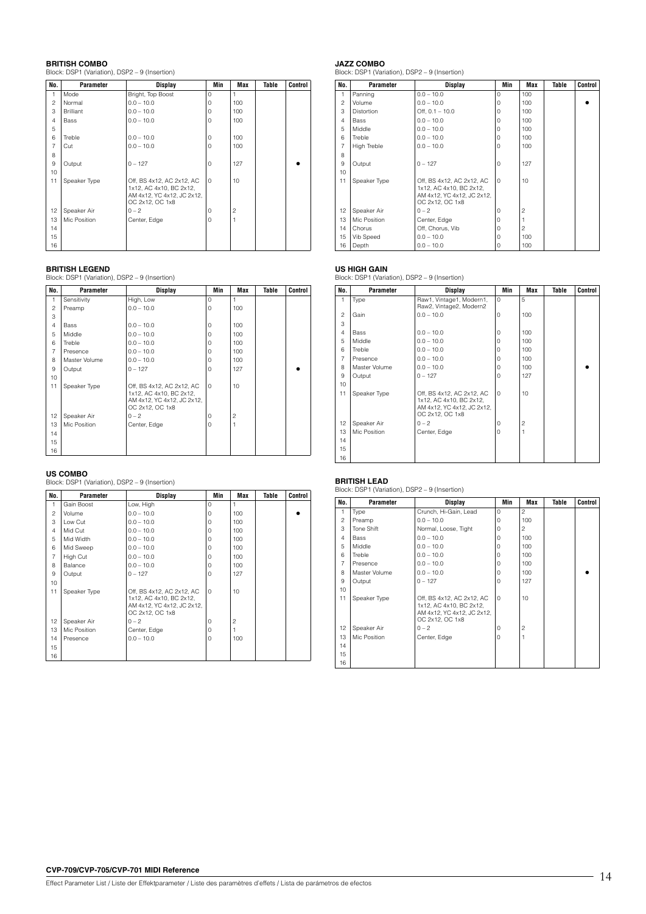### BRITISH COMBO

Block: DSP1 (Variation), DSP2 – 9 (Insertion)

| No. | Parameter | Display | Min | Max | Table | Control |
|---|---|---|---|---|---|---|
| 1 | Mode | Bright, Top Boost | 0 | 1 | | |
| 2 | Normal | 0.0 – 10.0 | 0 | 100 | | |
| 3 | Brilliant | 0.0 – 10.0 | 0 | 100 | | |
| 4 | Bass | 0.0 – 10.0 | 0 | 100 | | |
| 5 | | | | | | |
| 6 | Treble | 0.0 – 10.0 | 0 | 100 | | |
| 7 | Cut | 0.0 – 10.0 | 0 | 100 | | |
| 8 | | | | | | |
| 9 | Output | 0 – 127 | 0 | 127 | | ● |
| 10 | | | | | | |
| 11 | Speaker Type | Off, BS 4x12, AC 2x12, AC 1x12, AC 4x10, BC 2x12, AM 4x12, YC 4x12, JC 2x12, OC 2x12, OC 1x8 | 0 | 10 | | |
| 12 | Speaker Air | 0 – 2 | 0 | 2 | | |
| 13 | Mic Position | Center, Edge | 0 | 1 | | |
| 14 | | | | | | |
| 15 | | | | | | |
| 16 | | | | | | |

### BRITISH LEGEND

Block: DSP1 (Variation), DSP2 – 9 (Insertion)

| No. | Parameter | Display | Min | Max | Table | Control |
|---|---|---|---|---|---|---|
| 1 | Sensitivity | High, Low | 0 | 1 | | |
| 2 | Preamp | 0.0 – 10.0 | 0 | 100 | | |
| 3 | | | | | | |
| 4 | Bass | 0.0 – 10.0 | 0 | 100 | | |
| 5 | Middle | 0.0 – 10.0 | 0 | 100 | | |
| 6 | Treble | 0.0 – 10.0 | 0 | 100 | | |
| 7 | Presence | 0.0 – 10.0 | 0 | 100 | | |
| 8 | Master Volume | 0.0 – 10.0 | 0 | 100 | | |
| 9 | Output | 0 – 127 | 0 | 127 | | ● |
| 10 | | | | | | |
| 11 | Speaker Type | Off, BS 4x12, AC 2x12, AC 1x12, AC 4x10, BC 2x12, AM 4x12, YC 4x12, JC 2x12, OC 2x12, OC 1x8 | 0 | 10 | | |
| 12 | Speaker Air | 0 – 2 | 0 | 2 | | |
| 13 | Mic Position | Center, Edge | 0 | 1 | | |
| 14 | | | | | | |
| 15 | | | | | | |
| 16 | | | | | | |

### US COMBO

Block: DSP1 (Variation), DSP2 – 9 (Insertion)

| No. | Parameter | Display | Min | Max | Table | Control |
|---|---|---|---|---|---|---|
| 1 | Gain Boost | Low, High | 0 | 1 | | |
| 2 | Volume | 0.0 – 10.0 | 0 | 100 | | ● |
| 3 | Low Cut | 0.0 – 10.0 | 0 | 100 | | |
| 4 | Mid Cut | 0.0 – 10.0 | 0 | 100 | | |
| 5 | Mid Width | 0.0 – 10.0 | 0 | 100 | | |
| 6 | Mid Sweep | 0.0 – 10.0 | 0 | 100 | | |
| 7 | High Cut | 0.0 – 10.0 | 0 | 100 | | |
| 8 | Balance | 0.0 – 10.0 | 0 | 100 | | |
| 9 | Output | 0 – 127 | 0 | 127 | | |
| 10 | | | | | | |
| 11 | Speaker Type | Off, BS 4x12, AC 2x12, AC 1x12, AC 4x10, BC 2x12, AM 4x12, YC 4x12, JC 2x12, OC 2x12, OC 1x8 | 0 | 10 | | |
| 12 | Speaker Air | 0 – 2 | 0 | 2 | | |
| 13 | Mic Position | Center, Edge | 0 | 1 | | |
| 14 | Presence | 0.0 – 10.0 | 0 | 100 | | |
| 15 | | | | | | |
| 16 | | | | | | |

### JAZZ COMBO

Block: DSP1 (Variation), DSP2 – 9 (Insertion)

| No. | Parameter | Display | Min | Max | Table | Control |
|---|---|---|---|---|---|---|
| 1 | Panning | 0.0 – 10.0 | 0 | 100 | | |
| 2 | Volume | 0.0 – 10.0 | 0 | 100 | | ● |
| 3 | Distortion | Off, 0.1 – 10.0 | 0 | 100 | | |
| 4 | Bass | 0.0 – 10.0 | 0 | 100 | | |
| 5 | Middle | 0.0 – 10.0 | 0 | 100 | | |
| 6 | Treble | 0.0 – 10.0 | 0 | 100 | | |
| 7 | High Treble | 0.0 – 10.0 | 0 | 100 | | |
| 8 | | | | | | |
| 9 | Output | 0 – 127 | 0 | 127 | | |
| 10 | | | | | | |
| 11 | Speaker Type | Off, BS 4x12, AC 2x12, AC 1x12, AC 4x10, BC 2x12, AM 4x12, YC 4x12, JC 2x12, OC 2x12, OC 1x8 | 0 | 10 | | |
| 12 | Speaker Air | 0 – 2 | 0 | 2 | | |
| 13 | Mic Position | Center, Edge | 0 | 1 | | |
| 14 | Chorus | Off, Chorus, Vib | 0 | 2 | | |
| 15 | Vib Speed | 0.0 – 10.0 | 0 | 100 | | |
| 16 | Depth | 0.0 – 10.0 | 0 | 100 | | |

### US HIGH GAIN

Block: DSP1 (Variation), DSP2 – 9 (Insertion)

| No. | Parameter | Display | Min | Max | Table | Control |
|---|---|---|---|---|---|---|
| 1 | Type | Raw1, Vintage1, Modern1, Raw2, Vintage2, Modern2 | 0 | 5 | | |
| 2 | Gain | 0.0 – 10.0 | 0 | 100 | | |
| 3 | | | | | | |
| 4 | Bass | 0.0 – 10.0 | 0 | 100 | | |
| 5 | Middle | 0.0 – 10.0 | 0 | 100 | | |
| 6 | Treble | 0.0 – 10.0 | 0 | 100 | | |
| 7 | Presence | 0.0 – 10.0 | 0 | 100 | | |
| 8 | Master Volume | 0.0 – 10.0 | 0 | 100 | | ● |
| 9 | Output | 0 – 127 | 0 | 127 | | |
| 10 | | | | | | |
| 11 | Speaker Type | Off, BS 4x12, AC 2x12, AC 1x12, AC 4x10, BC 2x12, AM 4x12, YC 4x12, JC 2x12, OC 2x12, OC 1x8 | 0 | 10 | | |
| 12 | Speaker Air | 0 – 2 | 0 | 2 | | |
| 13 | Mic Position | Center, Edge | 0 | 1 | | |
| 14 | | | | | | |
| 15 | | | | | | |
| 16 | | | | | | |

### BRITISH LEAD

Block: DSP1 (Variation), DSP2 – 9 (Insertion)

| No. | Parameter | Display | Min | Max | Table | Control |
|---|---|---|---|---|---|---|
| 1 | Type | Crunch, Hi-Gain, Lead | 0 | 2 | | |
| 2 | Preamp | 0.0 – 10.0 | 0 | 100 | | |
| 3 | Tone Shift | Normal, Loose, Tight | 0 | 2 | | |
| 4 | Bass | 0.0 – 10.0 | 0 | 100 | | |
| 5 | Middle | 0.0 – 10.0 | 0 | 100 | | |
| 6 | Treble | 0.0 – 10.0 | 0 | 100 | | |
| 7 | Presence | 0.0 – 10.0 | 0 | 100 | | |
| 8 | Master Volume | 0.0 – 10.0 | 0 | 100 | | ● |
| 9 | Output | 0 – 127 | 0 | 127 | | |
| 10 | | | | | | |
| 11 | Speaker Type | Off, BS 4x12, AC 2x12, AC 1x12, AC 4x10, BC 2x12, AM 4x12, YC 4x12, JC 2x12, OC 2x12, OC 1x8 | 0 | 10 | | |
| 12 | Speaker Air | 0 – 2 | 0 | 2 | | |
| 13 | Mic Position | Center, Edge | 0 | 1 | | |
| 14 | | | | | | |
| 15 | | | | | | |
| 16 | | | | | | |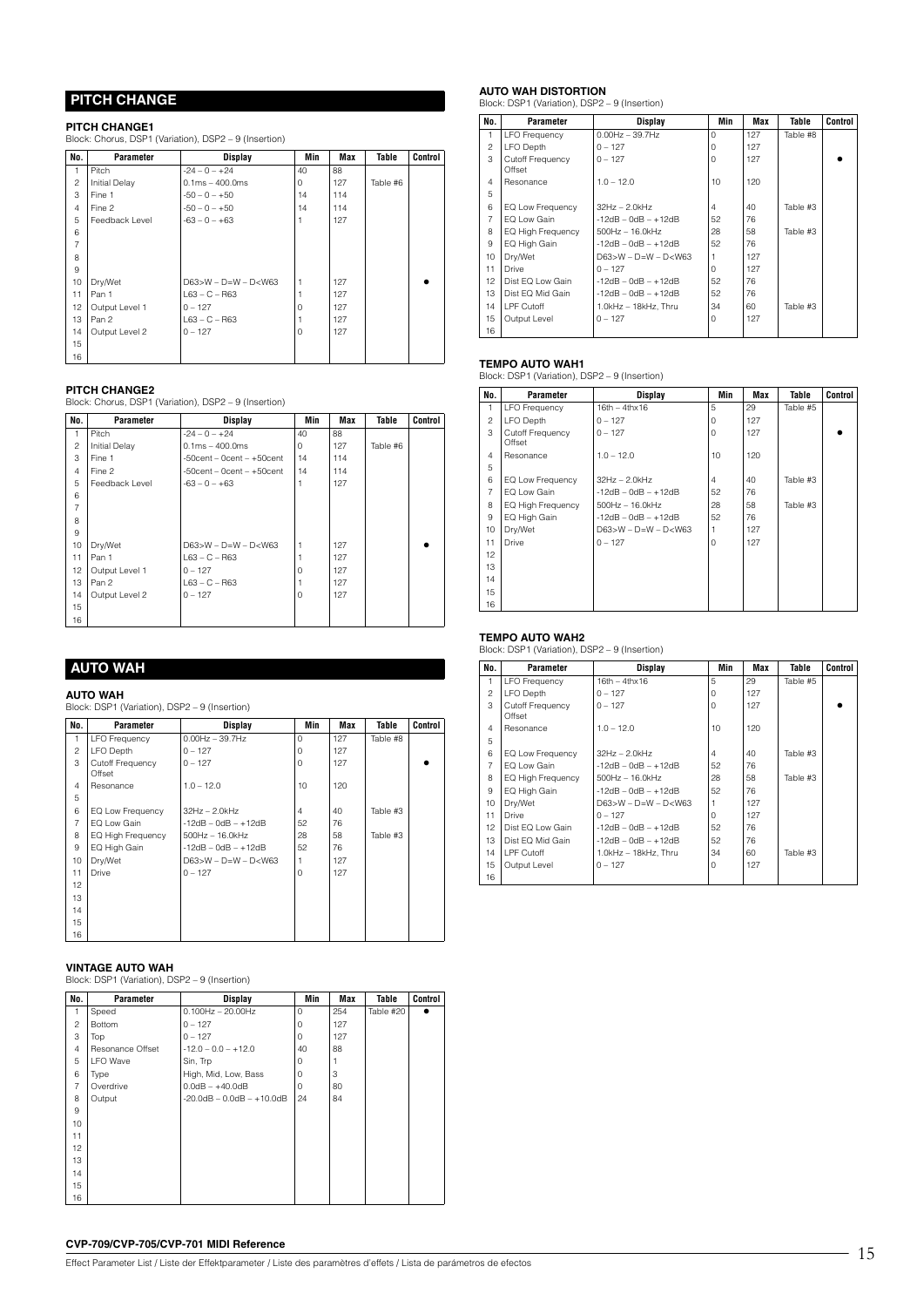## PITCH CHANGE

### PITCH CHANGE1

Block: Chorus, DSP1 (Variation), DSP2 – 9 (Insertion)

| No. | Parameter | Display | Min | Max | Table | Control |
|---|---|---|---|---|---|---|
| 1 | Pitch | -24 – 0 – +24 | 40 | 88 | | |
| 2 | Initial Delay | 0.1ms – 400.0ms | 0 | 127 | Table #6 | |
| 3 | Fine 1 | -50 – 0 – +50 | 14 | 114 | | |
| 4 | Fine 2 | -50 – 0 – +50 | 14 | 114 | | |
| 5 | Feedback Level | -63 – 0 – +63 | 1 | 127 | | |
| 6 | | | | | | |
| 7 | | | | | | |
| 8 | | | | | | |
| 9 | | | | | | |
| 10 | Dry/Wet | D63>W – D=W – D<W63 | 1 | 127 | | ● |
| 11 | Pan 1 | L63 – C – R63 | 1 | 127 | | |
| 12 | Output Level 1 | 0 – 127 | 0 | 127 | | |
| 13 | Pan 2 | L63 – C – R63 | 1 | 127 | | |
| 14 | Output Level 2 | 0 – 127 | 0 | 127 | | |
| 15 | | | | | | |
| 16 | | | | | | |

### PITCH CHANGE2

Block: Chorus, DSP1 (Variation), DSP2 – 9 (Insertion)

| No. | Parameter | Display | Min | Max | Table | Control |
|---|---|---|---|---|---|---|
| 1 | Pitch | -24 – 0 – +24 | 40 | 88 | | |
| 2 | Initial Delay | 0.1ms – 400.0ms | 0 | 127 | Table #6 | |
| 3 | Fine 1 | -50cent – 0cent – +50cent | 14 | 114 | | |
| 4 | Fine 2 | -50cent – 0cent – +50cent | 14 | 114 | | |
| 5 | Feedback Level | -63 – 0 – +63 | 1 | 127 | | |
| 6 | | | | | | |
| 7 | | | | | | |
| 8 | | | | | | |
| 9 | | | | | | |
| 10 | Dry/Wet | D63>W – D=W – D<W63 | 1 | 127 | | ● |
| 11 | Pan 1 | L63 – C – R63 | 1 | 127 | | |
| 12 | Output Level 1 | 0 – 127 | 0 | 127 | | |
| 13 | Pan 2 | L63 – C – R63 | 1 | 127 | | |
| 14 | Output Level 2 | 0 – 127 | 0 | 127 | | |
| 15 | | | | | | |
| 16 | | | | | | |

## AUTO WAH

### AUTO WAH

Block: DSP1 (Variation), DSP2 – 9 (Insertion)

| No. | Parameter | Display | Min | Max | Table | Control |
|---|---|---|---|---|---|---|
| 1 | LFO Frequency | 0.00Hz – 39.7Hz | 0 | 127 | Table #8 | |
| 2 | LFO Depth | 0 – 127 | 0 | 127 | | |
| 3 | Cutoff Frequency Offset | 0 – 127 | 0 | 127 | | ● |
| 4 | Resonance | 1.0 – 12.0 | 10 | 120 | | |
| 5 | | | | | | |
| 6 | EQ Low Frequency | 32Hz – 2.0kHz | 4 | 40 | Table #3 | |
| 7 | EQ Low Gain | -12dB – 0dB – +12dB | 52 | 76 | | |
| 8 | EQ High Frequency | 500Hz – 16.0kHz | 28 | 58 | Table #3 | |
| 9 | EQ High Gain | -12dB – 0dB – +12dB | 52 | 76 | | |
| 10 | Dry/Wet | D63>W – D=W – D<W63 | 1 | 127 | | |
| 11 | Drive | 0 – 127 | 0 | 127 | | |
| 12 | | | | | | |
| 13 | | | | | | |
| 14 | | | | | | |
| 15 | | | | | | |
| 16 | | | | | | |

### VINTAGE AUTO WAH

Block: DSP1 (Variation), DSP2 – 9 (Insertion)

| No. | Parameter | Display | Min | Max | Table | Control |
|---|---|---|---|---|---|---|
| 1 | Speed | 0.100Hz – 20.00Hz | 0 | 254 | Table #20 | ● |
| 2 | Bottom | 0 – 127 | 0 | 127 | | |
| 3 | Top | 0 – 127 | 0 | 127 | | |
| 4 | Resonance Offset | -12.0 – 0.0 – +12.0 | 40 | 88 | | |
| 5 | LFO Wave | Sin, Trp | 0 | 1 | | |
| 6 | Type | High, Mid, Low, Bass | 0 | 3 | | |
| 7 | Overdrive | 0.0dB – +40.0dB | 0 | 80 | | |
| 8 | Output | -20.0dB – 0.0dB – +10.0dB | 24 | 84 | | |
| 9 | | | | | | |
| 10 | | | | | | |
| 11 | | | | | | |
| 12 | | | | | | |
| 13 | | | | | | |
| 14 | | | | | | |
| 15 | | | | | | |
| 16 | | | | | | |

### AUTO WAH DISTORTION

Block: DSP1 (Variation), DSP2 – 9 (Insertion)

| No. | Parameter | Display | Min | Max | Table | Control |
|---|---|---|---|---|---|---|
| 1 | LFO Frequency | 0.00Hz – 39.7Hz | 0 | 127 | Table #8 | |
| 2 | LFO Depth | 0 – 127 | 0 | 127 | | |
| 3 | Cutoff Frequency Offset | 0 – 127 | 0 | 127 | | ● |
| 4 | Resonance | 1.0 – 12.0 | 10 | 120 | | |
| 5 | | | | | | |
| 6 | EQ Low Frequency | 32Hz – 2.0kHz | 4 | 40 | Table #3 | |
| 7 | EQ Low Gain | -12dB – 0dB – +12dB | 52 | 76 | | |
| 8 | EQ High Frequency | 500Hz – 16.0kHz | 28 | 58 | Table #3 | |
| 9 | EQ High Gain | -12dB – 0dB – +12dB | 52 | 76 | | |
| 10 | Dry/Wet | D63>W – D=W – D<W63 | 1 | 127 | | |
| 11 | Drive | 0 – 127 | 0 | 127 | | |
| 12 | Dist EQ Low Gain | -12dB – 0dB – +12dB | 52 | 76 | | |
| 13 | Dist EQ Mid Gain | -12dB – 0dB – +12dB | 52 | 76 | | |
| 14 | LPF Cutoff | 1.0kHz – 18kHz, Thru | 34 | 60 | Table #3 | |
| 15 | Output Level | 0 – 127 | 0 | 127 | | |
| 16 | | | | | | |

### TEMPO AUTO WAH1

Block: DSP1 (Variation), DSP2 – 9 (Insertion)

| No. | Parameter | Display | Min | Max | Table | Control |
|---|---|---|---|---|---|---|
| 1 | LFO Frequency | 16th – 4thx16 | 5 | 29 | Table #5 | |
| 2 | LFO Depth | 0 – 127 | 0 | 127 | | |
| 3 | Cutoff Frequency Offset | 0 – 127 | 0 | 127 | | ● |
| 4 | Resonance | 1.0 – 12.0 | 10 | 120 | | |
| 5 | | | | | | |
| 6 | EQ Low Frequency | 32Hz – 2.0kHz | 4 | 40 | Table #3 | |
| 7 | EQ Low Gain | -12dB – 0dB – +12dB | 52 | 76 | | |
| 8 | EQ High Frequency | 500Hz – 16.0kHz | 28 | 58 | Table #3 | |
| 9 | EQ High Gain | -12dB – 0dB – +12dB | 52 | 76 | | |
| 10 | Dry/Wet | D63>W – D=W – D<W63 | 1 | 127 | | |
| 11 | Drive | 0 – 127 | 0 | 127 | | |
| 12 | | | | | | |
| 13 | | | | | | |
| 14 | | | | | | |
| 15 | | | | | | |
| 16 | | | | | | |

### TEMPO AUTO WAH2

Block: DSP1 (Variation), DSP2 – 9 (Insertion)

| No. | Parameter | Display | Min | Max | Table | Control |
|---|---|---|---|---|---|---|
| 1 | LFO Frequency | 16th – 4thx16 | 5 | 29 | Table #5 | |
| 2 | LFO Depth | 0 – 127 | 0 | 127 | | |
| 3 | Cutoff Frequency Offset | 0 – 127 | 0 | 127 | | ● |
| 4 | Resonance | 1.0 – 12.0 | 10 | 120 | | |
| 5 | | | | | | |
| 6 | EQ Low Frequency | 32Hz – 2.0kHz | 4 | 40 | Table #3 | |
| 7 | EQ Low Gain | -12dB – 0dB – +12dB | 52 | 76 | | |
| 8 | EQ High Frequency | 500Hz – 16.0kHz | 28 | 58 | Table #3 | |
| 9 | EQ High Gain | -12dB – 0dB – +12dB | 52 | 76 | | |
| 10 | Dry/Wet | D63>W – D=W – D<W63 | 1 | 127 | | |
| 11 | Drive | 0 – 127 | 0 | 127 | | |
| 12 | Dist EQ Low Gain | -12dB – 0dB – +12dB | 52 | 76 | | |
| 13 | Dist EQ Mid Gain | -12dB – 0dB – +12dB | 52 | 76 | | |
| 14 | LPF Cutoff | 1.0kHz – 18kHz, Thru | 34 | 60 | Table #3 | |
| 15 | Output Level | 0 – 127 | 0 | 127 | | |
| 16 | | | | | | |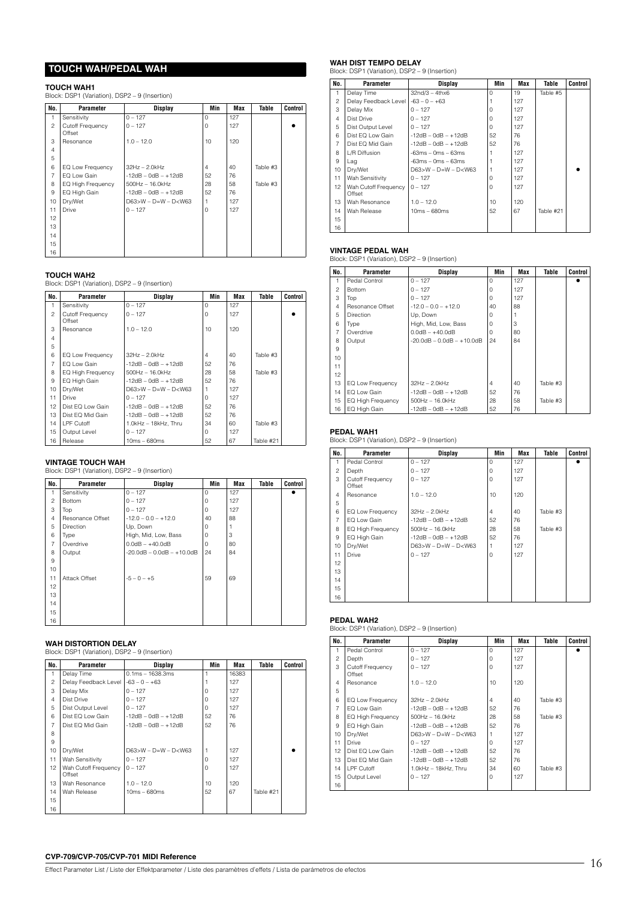## TOUCH WAH/PEDAL WAH

### TOUCH WAH1

Block: DSP1 (Variation), DSP2 – 9 (Insertion)

| No. | Parameter | Display | Min | Max | Table | Control |
|---|---|---|---|---|---|---|
| 1 | Sensitivity | 0 – 127 | 0 | 127 | | |
| 2 | Cutoff Frequency Offset | 0 – 127 | 0 | 127 | | ● |
| 3 | Resonance | 1.0 – 12.0 | 10 | 120 | | |
| 4 | | | | | | |
| 5 | | | | | | |
| 6 | EQ Low Frequency | 32Hz – 2.0kHz | 4 | 40 | Table #3 | |
| 7 | EQ Low Gain | -12dB – 0dB – +12dB | 52 | 76 | | |
| 8 | EQ High Frequency | 500Hz – 16.0kHz | 28 | 58 | Table #3 | |
| 9 | EQ High Gain | -12dB – 0dB – +12dB | 52 | 76 | | |
| 10 | Dry/Wet | D63>W – D=W – D<W63 | 1 | 127 | | |
| 11 | Drive | 0 – 127 | 0 | 127 | | |
| 12 | | | | | | |
| 13 | | | | | | |
| 14 | | | | | | |
| 15 | | | | | | |
| 16 | | | | | | |

### TOUCH WAH2

Block: DSP1 (Variation), DSP2 – 9 (Insertion)

| No. | Parameter | Display | Min | Max | Table | Control |
|---|---|---|---|---|---|---|
| 1 | Sensitivity | 0 – 127 | 0 | 127 | | |
| 2 | Cutoff Frequency Offset | 0 – 127 | 0 | 127 | | ● |
| 3 | Resonance | 1.0 – 12.0 | 10 | 120 | | |
| 4 | | | | | | |
| 5 | | | | | | |
| 6 | EQ Low Frequency | 32Hz – 2.0kHz | 4 | 40 | Table #3 | |
| 7 | EQ Low Gain | -12dB – 0dB – +12dB | 52 | 76 | | |
| 8 | EQ High Frequency | 500Hz – 16.0kHz | 28 | 58 | Table #3 | |
| 9 | EQ High Gain | -12dB – 0dB – +12dB | 52 | 76 | | |
| 10 | Dry/Wet | D63>W – D=W – D<W63 | 1 | 127 | | |
| 11 | Drive | 0 – 127 | 0 | 127 | | |
| 12 | Dist EQ Low Gain | -12dB – 0dB – +12dB | 52 | 76 | | |
| 13 | Dist EQ Mid Gain | -12dB – 0dB – +12dB | 52 | 76 | | |
| 14 | LPF Cutoff | 1.0kHz – 18kHz, Thru | 34 | 60 | Table #3 | |
| 15 | Output Level | 0 – 127 | 0 | 127 | | |
| 16 | Release | 10ms – 680ms | 52 | 67 | Table #21 | |

### VINTAGE TOUCH WAH

Block: DSP1 (Variation), DSP2 – 9 (Insertion)

| No. | Parameter | Display | Min | Max | Table | Control |
|---|---|---|---|---|---|---|
| 1 | Sensitivity | 0 – 127 | 0 | 127 | | ● |
| 2 | Bottom | 0 – 127 | 0 | 127 | | |
| 3 | Top | 0 – 127 | 0 | 127 | | |
| 4 | Resonance Offset | -12.0 – 0.0 – +12.0 | 40 | 88 | | |
| 5 | Direction | Up, Down | 0 | 1 | | |
| 6 | Type | High, Mid, Low, Bass | 0 | 3 | | |
| 7 | Overdrive | 0.0dB – +40.0dB | 0 | 80 | | |
| 8 | Output | -20.0dB – 0.0dB – +10.0dB | 24 | 84 | | |
| 9 | | | | | | |
| 10 | | | | | | |
| 11 | Attack Offset | -5 – 0 – +5 | 59 | 69 | | |
| 12 | | | | | | |
| 13 | | | | | | |
| 14 | | | | | | |
| 15 | | | | | | |
| 16 | | | | | | |

### WAH DISTORTION DELAY

Block: DSP1 (Variation), DSP2 – 9 (Insertion)

| No. | Parameter | Display | Min | Max | Table | Control |
|---|---|---|---|---|---|---|
| 1 | Delay Time | 0.1ms – 1638.3ms | 1 | 16383 | | |
| 2 | Delay Feedback Level | -63 – 0 – +63 | 1 | 127 | | |
| 3 | Delay Mix | 0 – 127 | 0 | 127 | | |
| 4 | Dist Drive | 0 – 127 | 0 | 127 | | |
| 5 | Dist Output Level | 0 – 127 | 0 | 127 | | |
| 6 | Dist EQ Low Gain | -12dB – 0dB – +12dB | 52 | 76 | | |
| 7 | Dist EQ Mid Gain | -12dB – 0dB – +12dB | 52 | 76 | | |
| 8 | | | | | | |
| 9 | | | | | | |
| 10 | Dry/Wet | D63>W – D=W – D<W63 | 1 | 127 | | ● |
| 11 | Wah Sensitivity | 0 – 127 | 0 | 127 | | |
| 12 | Wah Cutoff Frequency Offset | 0 – 127 | 0 | 127 | | |
| 13 | Wah Resonance | 1.0 – 12.0 | 10 | 120 | | |
| 14 | Wah Release | 10ms – 680ms | 52 | 67 | Table #21 | |
| 15 | | | | | | |
| 16 | | | | | | |

### WAH DIST TEMPO DELAY

Block: DSP1 (Variation), DSP2 – 9 (Insertion)

| No. | Parameter | Display | Min | Max | Table | Control |
|---|---|---|---|---|---|---|
| 1 | Delay Time | 32nd/3 – 4thx6 | 0 | 19 | Table #5 | |
| 2 | Delay Feedback Level | -63 – 0 – +63 | 1 | 127 | | |
| 3 | Delay Mix | 0 – 127 | 0 | 127 | | |
| 4 | Dist Drive | 0 – 127 | 0 | 127 | | |
| 5 | Dist Output Level | 0 – 127 | 0 | 127 | | |
| 6 | Dist EQ Low Gain | -12dB – 0dB – +12dB | 52 | 76 | | |
| 7 | Dist EQ Mid Gain | -12dB – 0dB – +12dB | 52 | 76 | | |
| 8 | L/R Diffusion | -63ms – 0ms – 63ms | 1 | 127 | | |
| 9 | Lag | -63ms – 0ms – 63ms | 1 | 127 | | |
| 10 | Dry/Wet | D63>W – D=W – D<W63 | 1 | 127 | | ● |
| 11 | Wah Sensitivity | 0 – 127 | 0 | 127 | | |
| 12 | Wah Cutoff Frequency Offset | 0 – 127 | 0 | 127 | | |
| 13 | Wah Resonance | 1.0 – 12.0 | 10 | 120 | | |
| 14 | Wah Release | 10ms – 680ms | 52 | 67 | Table #21 | |
| 15 | | | | | | |
| 16 | | | | | | |

### VINTAGE PEDAL WAH

Block: DSP1 (Variation), DSP2 – 9 (Insertion)

| No. | Parameter | Display | Min | Max | Table | Control |
|---|---|---|---|---|---|---|
| 1 | Pedal Control | 0 – 127 | 0 | 127 | | ● |
| 2 | Bottom | 0 – 127 | 0 | 127 | | |
| 3 | Top | 0 – 127 | 0 | 127 | | |
| 4 | Resonance Offset | -12.0 – 0.0 – +12.0 | 40 | 88 | | |
| 5 | Direction | Up, Down | 0 | 1 | | |
| 6 | Type | High, Mid, Low, Bass | 0 | 3 | | |
| 7 | Overdrive | 0.0dB – +40.0dB | 0 | 80 | | |
| 8 | Output | -20.0dB – 0.0dB – +10.0dB | 24 | 84 | | |
| 9 | | | | | | |
| 10 | | | | | | |
| 11 | | | | | | |
| 12 | | | | | | |
| 13 | EQ Low Frequency | 32Hz – 2.0kHz | 4 | 40 | Table #3 | |
| 14 | EQ Low Gain | -12dB – 0dB – +12dB | 52 | 76 | | |
| 15 | EQ High Frequency | 500Hz – 16.0kHz | 28 | 58 | Table #3 | |
| 16 | EQ High Gain | -12dB – 0dB – +12dB | 52 | 76 | | |

### PEDAL WAH1

Block: DSP1 (Variation), DSP2 – 9 (Insertion)

| No. | Parameter | Display | Min | Max | Table | Control |
|---|---|---|---|---|---|---|
| 1 | Pedal Control | 0 – 127 | 0 | 127 | | ● |
| 2 | Depth | 0 – 127 | 0 | 127 | | |
| 3 | Cutoff Frequency Offset | 0 – 127 | 0 | 127 | | |
| 4 | Resonance | 1.0 – 12.0 | 10 | 120 | | |
| 5 | | | | | | |
| 6 | EQ Low Frequency | 32Hz – 2.0kHz | 4 | 40 | Table #3 | |
| 7 | EQ Low Gain | -12dB – 0dB – +12dB | 52 | 76 | | |
| 8 | EQ High Frequency | 500Hz – 16.0kHz | 28 | 58 | Table #3 | |
| 9 | EQ High Gain | -12dB – 0dB – +12dB | 52 | 76 | | |
| 10 | Dry/Wet | D63>W – D=W – D<W63 | 1 | 127 | | |
| 11 | Drive | 0 – 127 | 0 | 127 | | |
| 12 | | | | | | |
| 13 | | | | | | |
| 14 | | | | | | |
| 15 | | | | | | |
| 16 | | | | | | |

### PEDAL WAH2

Block: DSP1 (Variation), DSP2 – 9 (Insertion)

| No. | Parameter | Display | Min | Max | Table | Control |
|---|---|---|---|---|---|---|
| 1 | Pedal Control | 0 – 127 | 0 | 127 | | ● |
| 2 | Depth | 0 – 127 | 0 | 127 | | |
| 3 | Cutoff Frequency Offset | 0 – 127 | 0 | 127 | | |
| 4 | Resonance | 1.0 – 12.0 | 10 | 120 | | |
| 5 | | | | | | |
| 6 | EQ Low Frequency | 32Hz – 2.0kHz | 4 | 40 | Table #3 | |
| 7 | EQ Low Gain | -12dB – 0dB – +12dB | 52 | 76 | | |
| 8 | EQ High Frequency | 500Hz – 16.0kHz | 28 | 58 | Table #3 | |
| 9 | EQ High Gain | -12dB – 0dB – +12dB | 52 | 76 | | |
| 10 | Dry/Wet | D63>W – D=W – D<W63 | 1 | 127 | | |
| 11 | Drive | 0 – 127 | 0 | 127 | | |
| 12 | Dist EQ Low Gain | -12dB – 0dB – +12dB | 52 | 76 | | |
| 13 | Dist EQ Mid Gain | -12dB – 0dB – +12dB | 52 | 76 | | |
| 14 | LPF Cutoff | 1.0kHz – 18kHz, Thru | 34 | 60 | Table #3 | |
| 15 | Output Level | 0 – 127 | 0 | 127 | | |
| 16 | | | | | | |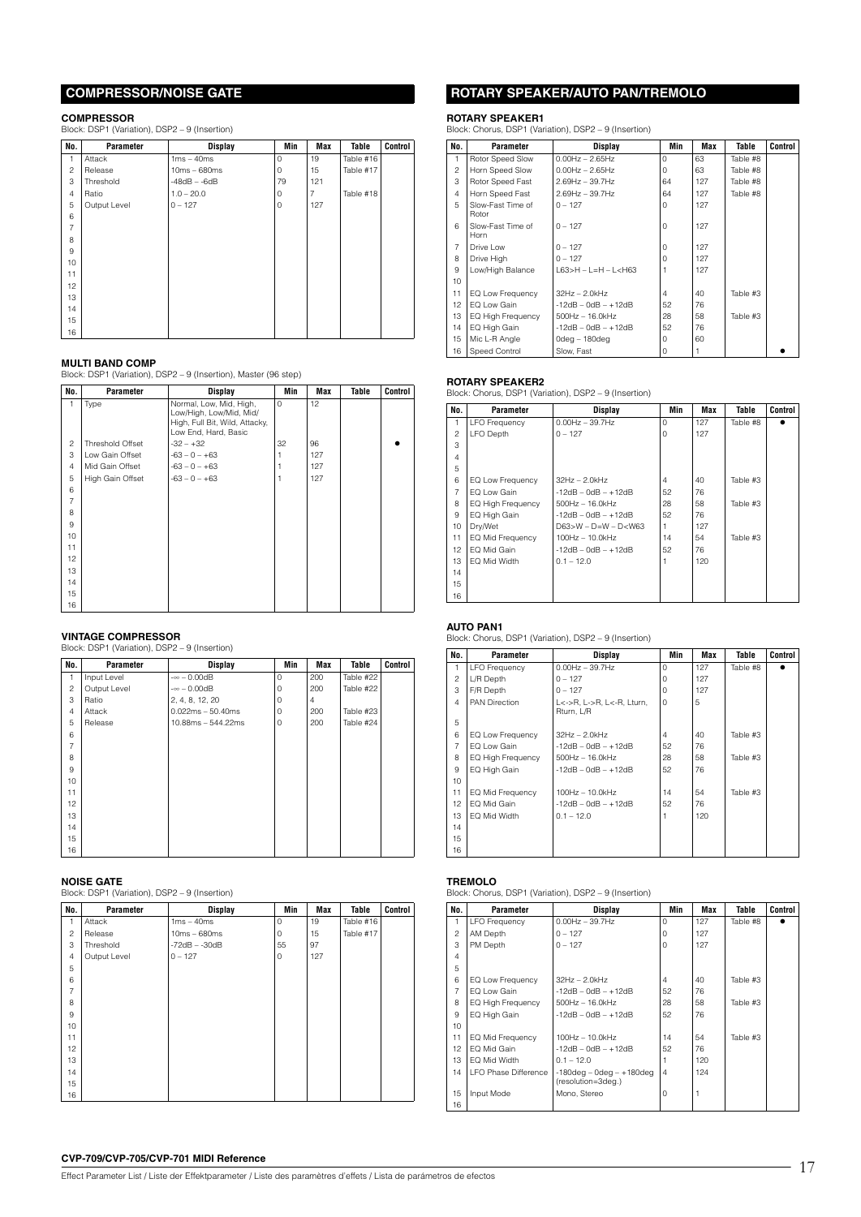## COMPRESSOR/NOISE GATE

### COMPRESSOR

Block: DSP1 (Variation), DSP2 – 9 (Insertion)

| No. | Parameter | Display | Min | Max | Table | Control |
|---|---|---|---|---|---|---|
| 1 | Attack | 1ms – 40ms | 0 | 19 | Table #16 | |
| 2 | Release | 10ms – 680ms | 0 | 15 | Table #17 | |
| 3 | Threshold | -48dB – -6dB | 79 | 121 | | |
| 4 | Ratio | 1.0 – 20.0 | 0 | 7 | Table #18 | |
| 5 | Output Level | 0 – 127 | 0 | 127 | | |
| 6 | | | | | | |
| 7 | | | | | | |
| 8 | | | | | | |
| 9 | | | | | | |
| 10 | | | | | | |
| 11 | | | | | | |
| 12 | | | | | | |
| 13 | | | | | | |
| 14 | | | | | | |
| 15 | | | | | | |
| 16 | | | | | | |

### MULTI BAND COMP

Block: DSP1 (Variation), DSP2 – 9 (Insertion), Master (96 step)

| No. | Parameter | Display | Min | Max | Table | Control |
|---|---|---|---|---|---|---|
| 1 | Type | Normal, Low, Mid, High, Low/High, Low/Mid, Mid/High, Full Bit, Wild, Attacky, Low End, Hard, Basic | 0 | 12 | | |
| 2 | Threshold Offset | -32 – +32 | 32 | 96 | | ● |
| 3 | Low Gain Offset | -63 – 0 – +63 | 1 | 127 | | |
| 4 | Mid Gain Offset | -63 – 0 – +63 | 1 | 127 | | |
| 5 | High Gain Offset | -63 – 0 – +63 | 1 | 127 | | |
| 6 | | | | | | |
| 7 | | | | | | |
| 8 | | | | | | |
| 9 | | | | | | |
| 10 | | | | | | |
| 11 | | | | | | |
| 12 | | | | | | |
| 13 | | | | | | |
| 14 | | | | | | |
| 15 | | | | | | |
| 16 | | | | | | |

### VINTAGE COMPRESSOR

Block: DSP1 (Variation), DSP2 – 9 (Insertion)

| No. | Parameter | Display | Min | Max | Table | Control |
|---|---|---|---|---|---|---|
| 1 | Input Level | -∞ – 0.00dB | 0 | 200 | Table #22 | |
| 2 | Output Level | -∞ – 0.00dB | 0 | 200 | Table #22 | |
| 3 | Ratio | 2, 4, 8, 12, 20 | 0 | 4 | | |
| 4 | Attack | 0.022ms – 50.40ms | 0 | 200 | Table #23 | |
| 5 | Release | 10.88ms – 544.22ms | 0 | 200 | Table #24 | |
| 6 | | | | | | |
| 7 | | | | | | |
| 8 | | | | | | |
| 9 | | | | | | |
| 10 | | | | | | |
| 11 | | | | | | |
| 12 | | | | | | |
| 13 | | | | | | |
| 14 | | | | | | |
| 15 | | | | | | |
| 16 | | | | | | |

### NOISE GATE

Block: DSP1 (Variation), DSP2 – 9 (Insertion)

| No. | Parameter | Display | Min | Max | Table | Control |
|---|---|---|---|---|---|---|
| 1 | Attack | 1ms – 40ms | 0 | 19 | Table #16 | |
| 2 | Release | 10ms – 680ms | 0 | 15 | Table #17 | |
| 3 | Threshold | -72dB – -30dB | 55 | 97 | | |
| 4 | Output Level | 0 – 127 | 0 | 127 | | |
| 5 | | | | | | |
| 6 | | | | | | |
| 7 | | | | | | |
| 8 | | | | | | |
| 9 | | | | | | |
| 10 | | | | | | |
| 11 | | | | | | |
| 12 | | | | | | |
| 13 | | | | | | |
| 14 | | | | | | |
| 15 | | | | | | |
| 16 | | | | | | |

## ROTARY SPEAKER/AUTO PAN/TREMOLO

### ROTARY SPEAKER1

Block: Chorus, DSP1 (Variation), DSP2 – 9 (Insertion)

| No. | Parameter | Display | Min | Max | Table | Control |
|---|---|---|---|---|---|---|
| 1 | Rotor Speed Slow | 0.00Hz – 2.65Hz | 0 | 63 | Table #8 | |
| 2 | Horn Speed Slow | 0.00Hz – 2.65Hz | 0 | 63 | Table #8 | |
| 3 | Rotor Speed Fast | 2.69Hz – 39.7Hz | 64 | 127 | Table #8 | |
| 4 | Horn Speed Fast | 2.69Hz – 39.7Hz | 64 | 127 | Table #8 | |
| 5 | Slow-Fast Time of Rotor | 0 – 127 | 0 | 127 | | |
| 6 | Slow-Fast Time of Horn | 0 – 127 | 0 | 127 | | |
| 7 | Drive Low | 0 – 127 | 0 | 127 | | |
| 8 | Drive High | 0 – 127 | 0 | 127 | | |
| 9 | Low/High Balance | L63>H – L=H – L<H63 | 1 | 127 | | |
| 10 | | | | | | |
| 11 | EQ Low Frequency | 32Hz – 2.0kHz | 4 | 40 | Table #3 | |
| 12 | EQ Low Gain | -12dB – 0dB – +12dB | 52 | 76 | | |
| 13 | EQ High Frequency | 500Hz – 16.0kHz | 28 | 58 | Table #3 | |
| 14 | EQ High Gain | -12dB – 0dB – +12dB | 52 | 76 | | |
| 15 | Mic L-R Angle | 0deg – 180deg | 0 | 60 | | |
| 16 | Speed Control | Slow, Fast | 0 | 1 | | ● |

### ROTARY SPEAKER2

Block: Chorus, DSP1 (Variation), DSP2 – 9 (Insertion)

| No. | Parameter | Display | Min | Max | Table | Control |
|---|---|---|---|---|---|---|
| 1 | LFO Frequency | 0.00Hz – 39.7Hz | 0 | 127 | Table #8 | ● |
| 2 | LFO Depth | 0 – 127 | 0 | 127 | | |
| 3 | | | | | | |
| 4 | | | | | | |
| 5 | | | | | | |
| 6 | EQ Low Frequency | 32Hz – 2.0kHz | 4 | 40 | Table #3 | |
| 7 | EQ Low Gain | -12dB – 0dB – +12dB | 52 | 76 | | |
| 8 | EQ High Frequency | 500Hz – 16.0kHz | 28 | 58 | Table #3 | |
| 9 | EQ High Gain | -12dB – 0dB – +12dB | 52 | 76 | | |
| 10 | Dry/Wet | D63>W – D=W – D<W63 | 1 | 127 | | |
| 11 | EQ Mid Frequency | 100Hz – 10.0kHz | 14 | 54 | Table #3 | |
| 12 | EQ Mid Gain | -12dB – 0dB – +12dB | 52 | 76 | | |
| 13 | EQ Mid Width | 0.1 – 12.0 | 1 | 120 | | |
| 14 | | | | | | |
| 15 | | | | | | |
| 16 | | | | | | |

### AUTO PAN1

Block: Chorus, DSP1 (Variation), DSP2 – 9 (Insertion)

| No. | Parameter | Display | Min | Max | Table | Control |
|---|---|---|---|---|---|---|
| 1 | LFO Frequency | 0.00Hz – 39.7Hz | 0 | 127 | Table #8 | ● |
| 2 | L/R Depth | 0 – 127 | 0 | 127 | | |
| 3 | F/R Depth | 0 – 127 | 0 | 127 | | |
| 4 | PAN Direction | L<->R, L->R, L<-R, Lturn, Rturn, L/R | 0 | 5 | | |
| 5 | | | | | | |
| 6 | EQ Low Frequency | 32Hz – 2.0kHz | 4 | 40 | Table #3 | |
| 7 | EQ Low Gain | -12dB – 0dB – +12dB | 52 | 76 | | |
| 8 | EQ High Frequency | 500Hz – 16.0kHz | 28 | 58 | Table #3 | |
| 9 | EQ High Gain | -12dB – 0dB – +12dB | 52 | 76 | | |
| 10 | | | | | | |
| 11 | EQ Mid Frequency | 100Hz – 10.0kHz | 14 | 54 | Table #3 | |
| 12 | EQ Mid Gain | -12dB – 0dB – +12dB | 52 | 76 | | |
| 13 | EQ Mid Width | 0.1 – 12.0 | 1 | 120 | | |
| 14 | | | | | | |
| 15 | | | | | | |
| 16 | | | | | | |

### TREMOLO

Block: Chorus, DSP1 (Variation), DSP2 – 9 (Insertion)

| No. | Parameter | Display | Min | Max | Table | Control |
|---|---|---|---|---|---|---|
| 1 | LFO Frequency | 0.00Hz – 39.7Hz | 0 | 127 | Table #8 | ● |
| 2 | AM Depth | 0 – 127 | 0 | 127 | | |
| 3 | PM Depth | 0 – 127 | 0 | 127 | | |
| 4 | | | | | | |
| 5 | | | | | | |
| 6 | EQ Low Frequency | 32Hz – 2.0kHz | 4 | 40 | Table #3 | |
| 7 | EQ Low Gain | -12dB – 0dB – +12dB | 52 | 76 | | |
| 8 | EQ High Frequency | 500Hz – 16.0kHz | 28 | 58 | Table #3 | |
| 9 | EQ High Gain | -12dB – 0dB – +12dB | 52 | 76 | | |
| 10 | | | | | | |
| 11 | EQ Mid Frequency | 100Hz – 10.0kHz | 14 | 54 | Table #3 | |
| 12 | EQ Mid Gain | -12dB – 0dB – +12dB | 52 | 76 | | |
| 13 | EQ Mid Width | 0.1 – 12.0 | 1 | 120 | | |
| 14 | LFO Phase Difference | -180deg – 0deg – +180deg (resolution=3deg.) | 4 | 124 | | |
| 15 | Input Mode | Mono, Stereo | 0 | 1 | | |
| 16 | | | | | | |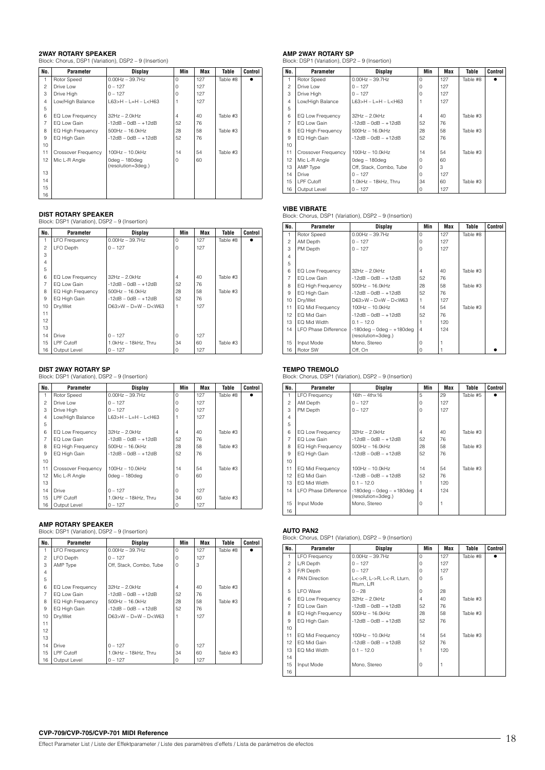## 2WAY ROTARY SPEAKER

Block: Chorus, DSP1 (Variation), DSP2 – 9 (Insertion)

| No. | Parameter | Display | Min | Max | Table | Control |
|---|---|---|---|---|---|---|
| 1 | Rotor Speed | 0.00Hz – 39.7Hz | 0 | 127 | Table #8 | ● |
| 2 | Drive Low | 0 – 127 | 0 | 127 | | |
| 3 | Drive High | 0 – 127 | 0 | 127 | | |
| 4 | Low/High Balance | L63>H – L=H – L<H63 | 1 | 127 | | |
| 5 | | | | | | |
| 6 | EQ Low Frequency | 32Hz – 2.0kHz | 4 | 40 | Table #3 | |
| 7 | EQ Low Gain | -12dB – 0dB – +12dB | 52 | 76 | | |
| 8 | EQ High Frequency | 500Hz – 16.0kHz | 28 | 58 | Table #3 | |
| 9 | EQ High Gain | -12dB – 0dB – +12dB | 52 | 76 | | |
| 10 | | | | | | |
| 11 | Crossover Frequency | 100Hz – 10.0kHz | 14 | 54 | Table #3 | |
| 12 | Mic L-R Angle | 0deg – 180deg (resolution=3deg.) | 0 | 60 | | |
| 13 | | | | | | |
| 14 | | | | | | |
| 15 | | | | | | |
| 16 | | | | | | |

## DIST ROTARY SPEAKER

Block: DSP1 (Variation), DSP2 – 9 (Insertion)

| No. | Parameter | Display | Min | Max | Table | Control |
|---|---|---|---|---|---|---|
| 1 | LFO Frequency | 0.00Hz – 39.7Hz | 0 | 127 | Table #8 | ● |
| 2 | LFO Depth | 0 – 127 | 0 | 127 | | |
| 3 | | | | | | |
| 4 | | | | | | |
| 5 | | | | | | |
| 6 | EQ Low Frequency | 32Hz – 2.0kHz | 4 | 40 | Table #3 | |
| 7 | EQ Low Gain | -12dB – 0dB – +12dB | 52 | 76 | | |
| 8 | EQ High Frequency | 500Hz – 16.0kHz | 28 | 58 | Table #3 | |
| 9 | EQ High Gain | -12dB – 0dB – +12dB | 52 | 76 | | |
| 10 | Dry/Wet | D63>W – D=W – D<W63 | 1 | 127 | | |
| 11 | | | | | | |
| 12 | | | | | | |
| 13 | | | | | | |
| 14 | Drive | 0 – 127 | 0 | 127 | | |
| 15 | LPF Cutoff | 1.0kHz – 18kHz, Thru | 34 | 60 | Table #3 | |
| 16 | Output Level | 0 – 127 | 0 | 127 | | |

## DIST 2WAY ROTARY SP

Block: DSP1 (Variation), DSP2 – 9 (Insertion)

| No. | Parameter | Display | Min | Max | Table | Control |
|---|---|---|---|---|---|---|
| 1 | Rotor Speed | 0.00Hz – 39.7Hz | 0 | 127 | Table #8 | ● |
| 2 | Drive Low | 0 – 127 | 0 | 127 | | |
| 3 | Drive High | 0 – 127 | 0 | 127 | | |
| 4 | Low/High Balance | L63>H – L=H – L<H63 | 1 | 127 | | |
| 5 | | | | | | |
| 6 | EQ Low Frequency | 32Hz – 2.0kHz | 4 | 40 | Table #3 | |
| 7 | EQ Low Gain | -12dB – 0dB – +12dB | 52 | 76 | | |
| 8 | EQ High Frequency | 500Hz – 16.0kHz | 28 | 58 | Table #3 | |
| 9 | EQ High Gain | -12dB – 0dB – +12dB | 52 | 76 | | |
| 10 | | | | | | |
| 11 | Crossover Frequency | 100Hz – 10.0kHz | 14 | 54 | Table #3 | |
| 12 | Mic L-R Angle | 0deg – 180deg | 0 | 60 | | |
| 13 | | | | | | |
| 14 | Drive | 0 – 127 | 0 | 127 | | |
| 15 | LPF Cutoff | 1.0kHz – 18kHz, Thru | 34 | 60 | Table #3 | |
| 16 | Output Level | 0 – 127 | 0 | 127 | | |

## AMP ROTARY SPEAKER

Block: DSP1 (Variation), DSP2 – 9 (Insertion)

| No. | Parameter | Display | Min | Max | Table | Control |
|---|---|---|---|---|---|---|
| 1 | LFO Frequency | 0.00Hz – 39.7Hz | 0 | 127 | Table #8 | ● |
| 2 | LFO Depth | 0 – 127 | 0 | 127 | | |
| 3 | AMP Type | Off, Stack, Combo, Tube | 0 | 3 | | |
| 4 | | | | | | |
| 5 | | | | | | |
| 6 | EQ Low Frequency | 32Hz – 2.0kHz | 4 | 40 | Table #3 | |
| 7 | EQ Low Gain | -12dB – 0dB – +12dB | 52 | 76 | | |
| 8 | EQ High Frequency | 500Hz – 16.0kHz | 28 | 58 | Table #3 | |
| 9 | EQ High Gain | -12dB – 0dB – +12dB | 52 | 76 | | |
| 10 | Dry/Wet | D63>W – D=W – D<W63 | 1 | 127 | | |
| 11 | | | | | | |
| 12 | | | | | | |
| 13 | | | | | | |
| 14 | Drive | 0 – 127 | 0 | 127 | | |
| 15 | LPF Cutoff | 1.0kHz – 18kHz, Thru | 34 | 60 | Table #3 | |
| 16 | Output Level | 0 – 127 | 0 | 127 | | |

## AMP 2WAY ROTARY SP

Block: DSP1 (Variation), DSP2 – 9 (Insertion)

| No. | Parameter | Display | Min | Max | Table | Control |
|---|---|---|---|---|---|---|
| 1 | Rotor Speed | 0.00Hz – 39.7Hz | 0 | 127 | Table #8 | ● |
| 2 | Drive Low | 0 – 127 | 0 | 127 | | |
| 3 | Drive High | 0 – 127 | 0 | 127 | | |
| 4 | Low/High Balance | L63>H – L=H – L<H63 | 1 | 127 | | |
| 5 | | | | | | |
| 6 | EQ Low Frequency | 32Hz – 2.0kHz | 4 | 40 | Table #3 | |
| 7 | EQ Low Gain | -12dB – 0dB – +12dB | 52 | 76 | | |
| 8 | EQ High Frequency | 500Hz – 16.0kHz | 28 | 58 | Table #3 | |
| 9 | EQ High Gain | -12dB – 0dB – +12dB | 52 | 76 | | |
| 10 | | | | | | |
| 11 | Crossover Frequency | 100Hz – 10.0kHz | 14 | 54 | Table #3 | |
| 12 | Mic L-R Angle | 0deg – 180deg | 0 | 60 | | |
| 13 | AMP Type | Off, Stack, Combo, Tube | 0 | 3 | | |
| 14 | Drive | 0 – 127 | 0 | 127 | | |
| 15 | LPF Cutoff | 1.0kHz – 18kHz, Thru | 34 | 60 | Table #3 | |
| 16 | Output Level | 0 – 127 | 0 | 127 | | |

## VIBE VIBRATE

Block: Chorus, DSP1 (Variation), DSP2 – 9 (Insertion)

| No. | Parameter | Display | Min | Max | Table | Control |
|---|---|---|---|---|---|---|
| 1 | Rotor Speed | 0.00Hz – 39.7Hz | 0 | 127 | Table #8 | |
| 2 | AM Depth | 0 – 127 | 0 | 127 | | |
| 3 | PM Depth | 0 – 127 | 0 | 127 | | |
| 4 | | | | | | |
| 5 | | | | | | |
| 6 | EQ Low Frequency | 32Hz – 2.0kHz | 4 | 40 | Table #3 | |
| 7 | EQ Low Gain | -12dB – 0dB – +12dB | 52 | 76 | | |
| 8 | EQ High Frequency | 500Hz – 16.0kHz | 28 | 58 | Table #3 | |
| 9 | EQ High Gain | -12dB – 0dB – +12dB | 52 | 76 | | |
| 10 | Dry/Wet | D63>W – D=W – D<W63 | 1 | 127 | | |
| 11 | EQ Mid Frequency | 100Hz – 10.0kHz | 14 | 54 | Table #3 | |
| 12 | EQ Mid Gain | -12dB – 0dB – +12dB | 52 | 76 | | |
| 13 | EQ Mid Width | 0.1 – 12.0 | 1 | 120 | | |
| 14 | LFO Phase Difference | -180deg – 0deg – +180deg (resolution=3deg.) | 4 | 124 | | |
| 15 | Input Mode | Mono, Stereo | 0 | 1 | | |
| 16 | Rotor SW | Off, On | 0 | 1 | | ● |

## TEMPO TREMOLO

Block: Chorus, DSP1 (Variation), DSP2 – 9 (Insertion)

| No. | Parameter | Display | Min | Max | Table | Control |
|---|---|---|---|---|---|---|
| 1 | LFO Frequency | 16th – 4thx16 | 5 | 29 | Table #5 | ● |
| 2 | AM Depth | 0 – 127 | 0 | 127 | | |
| 3 | PM Depth | 0 – 127 | 0 | 127 | | |
| 4 | | | | | | |
| 5 | | | | | | |
| 6 | EQ Low Frequency | 32Hz – 2.0kHz | 4 | 40 | Table #3 | |
| 7 | EQ Low Gain | -12dB – 0dB – +12dB | 52 | 76 | | |
| 8 | EQ High Frequency | 500Hz – 16.0kHz | 28 | 58 | Table #3 | |
| 9 | EQ High Gain | -12dB – 0dB – +12dB | 52 | 76 | | |
| 10 | | | | | | |
| 11 | EQ Mid Frequency | 100Hz – 10.0kHz | 14 | 54 | Table #3 | |
| 12 | EQ Mid Gain | -12dB – 0dB – +12dB | 52 | 76 | | |
| 13 | EQ Mid Width | 0.1 – 12.0 | 1 | 120 | | |
| 14 | LFO Phase Difference | -180deg – 0deg – +180deg (resolution=3deg.) | 4 | 124 | | |
| 15 | Input Mode | Mono, Stereo | 0 | 1 | | |
| 16 | | | | | | |

## AUTO PAN2

Block: Chorus, DSP1 (Variation), DSP2 – 9 (Insertion)

| No. | Parameter | Display | Min | Max | Table | Control |
|---|---|---|---|---|---|---|
| 1 | LFO Frequency | 0.00Hz – 39.7Hz | 0 | 127 | Table #8 | ● |
| 2 | L/R Depth | 0 – 127 | 0 | 127 | | |
| 3 | F/R Depth | 0 – 127 | 0 | 127 | | |
| 4 | PAN Direction | L<->R, L->R, L<-R, Lturn, Rturn, L/R | 0 | 5 | | |
| 5 | LFO Wave | 0 – 28 | 0 | 28 | | |
| 6 | EQ Low Frequency | 32Hz – 2.0kHz | 4 | 40 | Table #3 | |
| 7 | EQ Low Gain | -12dB – 0dB – +12dB | 52 | 76 | | |
| 8 | EQ High Frequency | 500Hz – 16.0kHz | 28 | 58 | Table #3 | |
| 9 | EQ High Gain | -12dB – 0dB – +12dB | 52 | 76 | | |
| 10 | | | | | | |
| 11 | EQ Mid Frequency | 100Hz – 10.0kHz | 14 | 54 | Table #3 | |
| 12 | EQ Mid Gain | -12dB – 0dB – +12dB | 52 | 76 | | |
| 13 | EQ Mid Width | 0.1 – 12.0 | 1 | 120 | | |
| 14 | | | | | | |
| 15 | Input Mode | Mono, Stereo | 0 | 1 | | |
| 16 | | | | | | |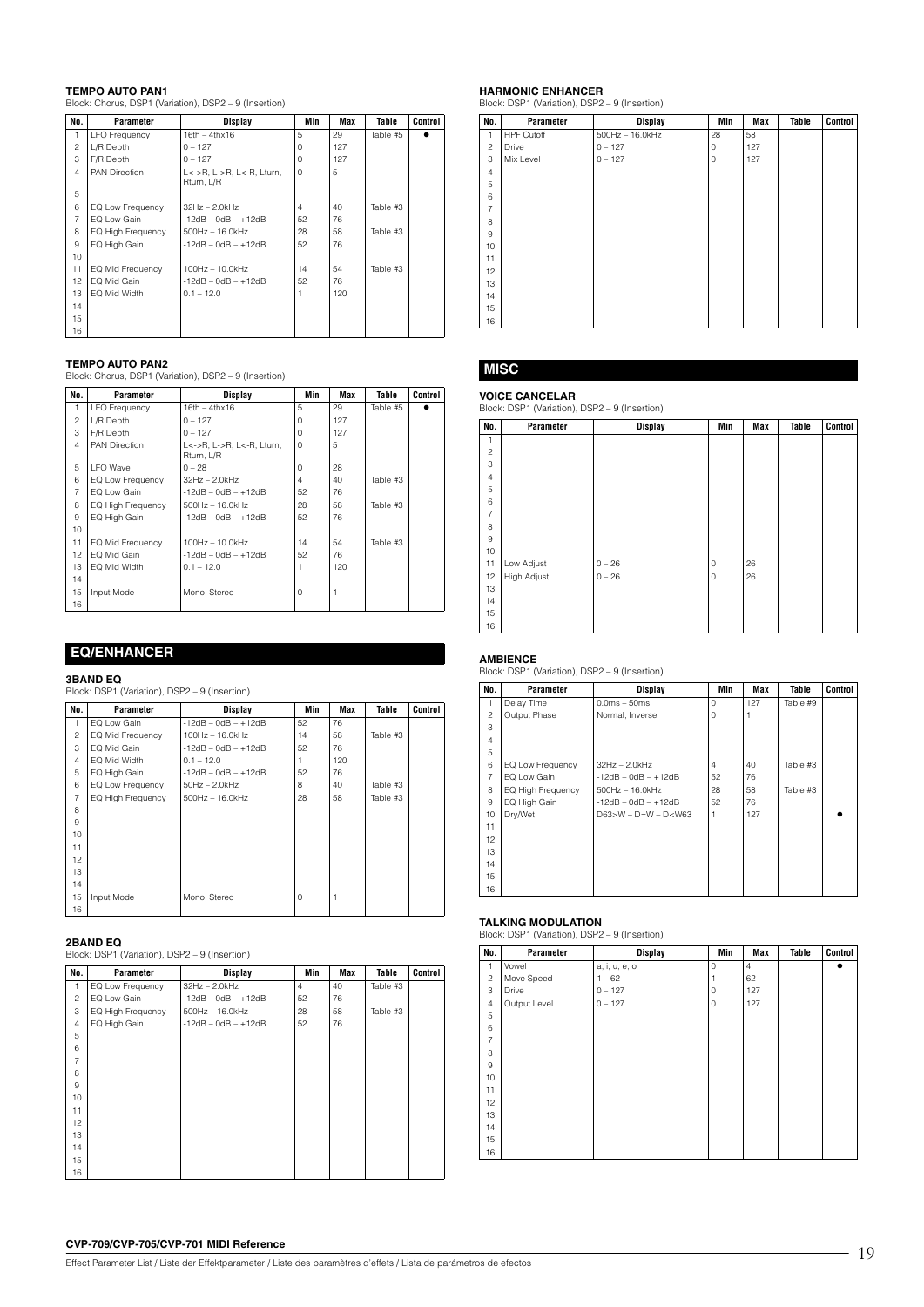**TEMPO AUTO PAN1**
Block: Chorus, DSP1 (Variation), DSP2 – 9 (Insertion)

| No. | Parameter | Display | Min | Max | Table | Control |
|---|---|---|---|---|---|---|
| 1 | LFO Frequency | 16th – 4thx16 | 5 | 29 | Table #5 | ● |
| 2 | L/R Depth | 0 – 127 | 0 | 127 | | |
| 3 | F/R Depth | 0 – 127 | 0 | 127 | | |
| 4 | PAN Direction | L<->R, L->R, L<-R, Lturn, Rturn, L/R | 0 | 5 | | |
| 5 | | | | | | |
| 6 | EQ Low Frequency | 32Hz – 2.0kHz | 4 | 40 | Table #3 | |
| 7 | EQ Low Gain | -12dB – 0dB – +12dB | 52 | 76 | | |
| 8 | EQ High Frequency | 500Hz – 16.0kHz | 28 | 58 | Table #3 | |
| 9 | EQ High Gain | -12dB – 0dB – +12dB | 52 | 76 | | |
| 10 | | | | | | |
| 11 | EQ Mid Frequency | 100Hz – 10.0kHz | 14 | 54 | Table #3 | |
| 12 | EQ Mid Gain | -12dB – 0dB – +12dB | 52 | 76 | | |
| 13 | EQ Mid Width | 0.1 – 12.0 | 1 | 120 | | |
| 14 | | | | | | |
| 15 | | | | | | |
| 16 | | | | | | |

**TEMPO AUTO PAN2**
Block: Chorus, DSP1 (Variation), DSP2 – 9 (Insertion)

| No. | Parameter | Display | Min | Max | Table | Control |
|---|---|---|---|---|---|---|
| 1 | LFO Frequency | 16th – 4thx16 | 5 | 29 | Table #5 | ● |
| 2 | L/R Depth | 0 – 127 | 0 | 127 | | |
| 3 | F/R Depth | 0 – 127 | 0 | 127 | | |
| 4 | PAN Direction | L<->R, L->R, L<-R, Lturn, Rturn, L/R | 0 | 5 | | |
| 5 | LFO Wave | 0 – 28 | 0 | 28 | | |
| 6 | EQ Low Frequency | 32Hz – 2.0kHz | 4 | 40 | Table #3 | |
| 7 | EQ Low Gain | -12dB – 0dB – +12dB | 52 | 76 | | |
| 8 | EQ High Frequency | 500Hz – 16.0kHz | 28 | 58 | Table #3 | |
| 9 | EQ High Gain | -12dB – 0dB – +12dB | 52 | 76 | | |
| 10 | | | | | | |
| 11 | EQ Mid Frequency | 100Hz – 10.0kHz | 14 | 54 | Table #3 | |
| 12 | EQ Mid Gain | -12dB – 0dB – +12dB | 52 | 76 | | |
| 13 | EQ Mid Width | 0.1 – 12.0 | 1 | 120 | | |
| 14 | | | | | | |
| 15 | Input Mode | Mono, Stereo | 0 | 1 | | |
| 16 | | | | | | |

## EQ/ENHANCER

**3BAND EQ**
Block: DSP1 (Variation), DSP2 – 9 (Insertion)

| No. | Parameter | Display | Min | Max | Table | Control |
|---|---|---|---|---|---|---|
| 1 | EQ Low Gain | -12dB – 0dB – +12dB | 52 | 76 | | |
| 2 | EQ Mid Frequency | 100Hz – 16.0kHz | 14 | 58 | Table #3 | |
| 3 | EQ Mid Gain | -12dB – 0dB – +12dB | 52 | 76 | | |
| 4 | EQ Mid Width | 0.1 – 12.0 | 1 | 120 | | |
| 5 | EQ High Gain | -12dB – 0dB – +12dB | 52 | 76 | | |
| 6 | EQ Low Frequency | 50Hz – 2.0kHz | 8 | 40 | Table #3 | |
| 7 | EQ High Frequency | 500Hz – 16.0kHz | 28 | 58 | Table #3 | |
| 8 | | | | | | |
| 9 | | | | | | |
| 10 | | | | | | |
| 11 | | | | | | |
| 12 | | | | | | |
| 13 | | | | | | |
| 14 | | | | | | |
| 15 | Input Mode | Mono, Stereo | 0 | 1 | | |
| 16 | | | | | | |

**2BAND EQ**
Block: DSP1 (Variation), DSP2 – 9 (Insertion)

| No. | Parameter | Display | Min | Max | Table | Control |
|---|---|---|---|---|---|---|
| 1 | EQ Low Frequency | 32Hz – 2.0kHz | 4 | 40 | Table #3 | |
| 2 | EQ Low Gain | -12dB – 0dB – +12dB | 52 | 76 | | |
| 3 | EQ High Frequency | 500Hz – 16.0kHz | 28 | 58 | Table #3 | |
| 4 | EQ High Gain | -12dB – 0dB – +12dB | 52 | 76 | | |
| 5 | | | | | | |
| 6 | | | | | | |
| 7 | | | | | | |
| 8 | | | | | | |
| 9 | | | | | | |
| 10 | | | | | | |
| 11 | | | | | | |
| 12 | | | | | | |
| 13 | | | | | | |
| 14 | | | | | | |
| 15 | | | | | | |
| 16 | | | | | | |

**HARMONIC ENHANCER**
Block: DSP1 (Variation), DSP2 – 9 (Insertion)

| No. | Parameter | Display | Min | Max | Table | Control |
|---|---|---|---|---|---|---|
| 1 | HPF Cutoff | 500Hz – 16.0kHz | 28 | 58 | | |
| 2 | Drive | 0 – 127 | 0 | 127 | | |
| 3 | Mix Level | 0 – 127 | 0 | 127 | | |
| 4 | | | | | | |
| 5 | | | | | | |
| 6 | | | | | | |
| 7 | | | | | | |
| 8 | | | | | | |
| 9 | | | | | | |
| 10 | | | | | | |
| 11 | | | | | | |
| 12 | | | | | | |
| 13 | | | | | | |
| 14 | | | | | | |
| 15 | | | | | | |
| 16 | | | | | | |

## MISC

**VOICE CANCELAR**
Block: DSP1 (Variation), DSP2 – 9 (Insertion)

| No. | Parameter | Display | Min | Max | Table | Control |
|---|---|---|---|---|---|---|
| 1 | | | | | | |
| 2 | | | | | | |
| 3 | | | | | | |
| 4 | | | | | | |
| 5 | | | | | | |
| 6 | | | | | | |
| 7 | | | | | | |
| 8 | | | | | | |
| 9 | | | | | | |
| 10 | | | | | | |
| 11 | Low Adjust | 0 – 26 | 0 | 26 | | |
| 12 | High Adjust | 0 – 26 | 0 | 26 | | |
| 13 | | | | | | |
| 14 | | | | | | |
| 15 | | | | | | |
| 16 | | | | | | |

**AMBIENCE**
Block: DSP1 (Variation), DSP2 – 9 (Insertion)

| No. | Parameter | Display | Min | Max | Table | Control |
|---|---|---|---|---|---|---|
| 1 | Delay Time | 0.0ms – 50ms | 0 | 127 | Table #9 | |
| 2 | Output Phase | Normal, Inverse | 0 | 1 | | |
| 3 | | | | | | |
| 4 | | | | | | |
| 5 | | | | | | |
| 6 | EQ Low Frequency | 32Hz – 2.0kHz | 4 | 40 | Table #3 | |
| 7 | EQ Low Gain | -12dB – 0dB – +12dB | 52 | 76 | | |
| 8 | EQ High Frequency | 500Hz – 16.0kHz | 28 | 58 | Table #3 | |
| 9 | EQ High Gain | -12dB – 0dB – +12dB | 52 | 76 | | |
| 10 | Dry/Wet | D63>W – D=W – D<W63 | 1 | 127 | | ● |
| 11 | | | | | | |
| 12 | | | | | | |
| 13 | | | | | | |
| 14 | | | | | | |
| 15 | | | | | | |
| 16 | | | | | | |

**TALKING MODULATION**
Block: DSP1 (Variation), DSP2 – 9 (Insertion)

| No. | Parameter | Display | Min | Max | Table | Control |
|---|---|---|---|---|---|---|
| 1 | Vowel | a, i, u, e, o | 0 | 4 | | ● |
| 2 | Move Speed | 1 – 62 | 1 | 62 | | |
| 3 | Drive | 0 – 127 | 0 | 127 | | |
| 4 | Output Level | 0 – 127 | 0 | 127 | | |
| 5 | | | | | | |
| 6 | | | | | | |
| 7 | | | | | | |
| 8 | | | | | | |
| 9 | | | | | | |
| 10 | | | | | | |
| 11 | | | | | | |
| 12 | | | | | | |
| 13 | | | | | | |
| 14 | | | | | | |
| 15 | | | | | | |
| 16 | | | | | | |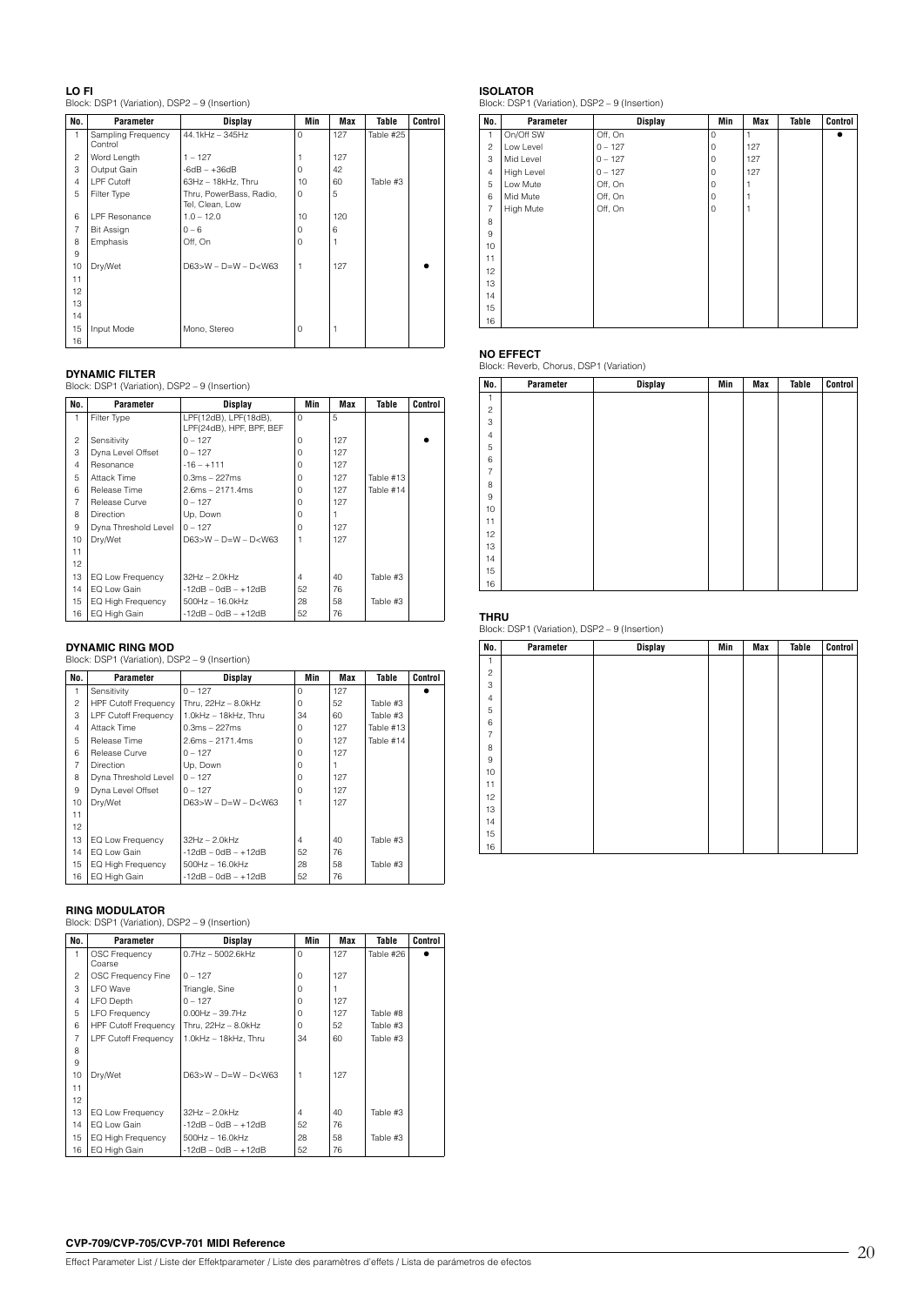### LO FI

Block: DSP1 (Variation), DSP2 – 9 (Insertion)

| No. | Parameter | Display | Min | Max | Table | Control |
|---|---|---|---|---|---|---|
| 1 | Sampling Frequency Control | 44.1kHz – 345Hz | 0 | 127 | Table #25 | |
| 2 | Word Length | 1 – 127 | 1 | 127 | | |
| 3 | Output Gain | -6dB – +36dB | 0 | 42 | | |
| 4 | LPF Cutoff | 63Hz – 18kHz, Thru | 10 | 60 | Table #3 | |
| 5 | Filter Type | Thru, PowerBass, Radio, Tel, Clean, Low | 0 | 5 | | |
| 6 | LPF Resonance | 1.0 – 12.0 | 10 | 120 | | |
| 7 | Bit Assign | 0 – 6 | 0 | 6 | | |
| 8 | Emphasis | Off, On | 0 | 1 | | |
| 9 | | | | | | |
| 10 | Dry/Wet | D63>W – D=W – D<W63 | 1 | 127 | | ● |
| 11 | | | | | | |
| 12 | | | | | | |
| 13 | | | | | | |
| 14 | | | | | | |
| 15 | Input Mode | Mono, Stereo | 0 | 1 | | |
| 16 | | | | | | |

### DYNAMIC FILTER

Block: DSP1 (Variation), DSP2 – 9 (Insertion)

| No. | Parameter | Display | Min | Max | Table | Control |
|---|---|---|---|---|---|---|
| 1 | Filter Type | LPF(12dB), LPF(18dB), LPF(24dB), HPF, BPF, BEF | 0 | 5 | | |
| 2 | Sensitivity | 0 – 127 | 0 | 127 | | ● |
| 3 | Dyna Level Offset | 0 – 127 | 0 | 127 | | |
| 4 | Resonance | -16 – +111 | 0 | 127 | | |
| 5 | Attack Time | 0.3ms – 227ms | 0 | 127 | Table #13 | |
| 6 | Release Time | 2.6ms – 2171.4ms | 0 | 127 | Table #14 | |
| 7 | Release Curve | 0 – 127 | 0 | 127 | | |
| 8 | Direction | Up, Down | 0 | 1 | | |
| 9 | Dyna Threshold Level | 0 – 127 | 0 | 127 | | |
| 10 | Dry/Wet | D63>W – D=W – D<W63 | 1 | 127 | | |
| 11 | | | | | | |
| 12 | | | | | | |
| 13 | EQ Low Frequency | 32Hz – 2.0kHz | 4 | 40 | Table #3 | |
| 14 | EQ Low Gain | -12dB – 0dB – +12dB | 52 | 76 | | |
| 15 | EQ High Frequency | 500Hz – 16.0kHz | 28 | 58 | Table #3 | |
| 16 | EQ High Gain | -12dB – 0dB – +12dB | 52 | 76 | | |

### DYNAMIC RING MOD

Block: DSP1 (Variation), DSP2 – 9 (Insertion)

| No. | Parameter | Display | Min | Max | Table | Control |
|---|---|---|---|---|---|---|
| 1 | Sensitivity | 0 – 127 | 0 | 127 | | ● |
| 2 | HPF Cutoff Frequency | Thru, 22Hz – 8.0kHz | 0 | 52 | Table #3 | |
| 3 | LPF Cutoff Frequency | 1.0kHz – 18kHz, Thru | 34 | 60 | Table #3 | |
| 4 | Attack Time | 0.3ms – 227ms | 0 | 127 | Table #13 | |
| 5 | Release Time | 2.6ms – 2171.4ms | 0 | 127 | Table #14 | |
| 6 | Release Curve | 0 – 127 | 0 | 127 | | |
| 7 | Direction | Up, Down | 0 | 1 | | |
| 8 | Dyna Threshold Level | 0 – 127 | 0 | 127 | | |
| 9 | Dyna Level Offset | 0 – 127 | 0 | 127 | | |
| 10 | Dry/Wet | D63>W – D=W – D<W63 | 1 | 127 | | |
| 11 | | | | | | |
| 12 | | | | | | |
| 13 | EQ Low Frequency | 32Hz – 2.0kHz | 4 | 40 | Table #3 | |
| 14 | EQ Low Gain | -12dB – 0dB – +12dB | 52 | 76 | | |
| 15 | EQ High Frequency | 500Hz – 16.0kHz | 28 | 58 | Table #3 | |
| 16 | EQ High Gain | -12dB – 0dB – +12dB | 52 | 76 | | |

### RING MODULATOR

Block: DSP1 (Variation), DSP2 – 9 (Insertion)

| No. | Parameter | Display | Min | Max | Table | Control |
|---|---|---|---|---|---|---|
| 1 | OSC Frequency Coarse | 0.7Hz – 5002.6kHz | 0 | 127 | Table #26 | ● |
| 2 | OSC Frequency Fine | 0 – 127 | 0 | 127 | | |
| 3 | LFO Wave | Triangle, Sine | 0 | 1 | | |
| 4 | LFO Depth | 0 – 127 | 0 | 127 | | |
| 5 | LFO Frequency | 0.00Hz – 39.7Hz | 0 | 127 | Table #8 | |
| 6 | HPF Cutoff Frequency | Thru, 22Hz – 8.0kHz | 0 | 52 | Table #3 | |
| 7 | LPF Cutoff Frequency | 1.0kHz – 18kHz, Thru | 34 | 60 | Table #3 | |
| 8 | | | | | | |
| 9 | | | | | | |
| 10 | Dry/Wet | D63>W – D=W – D<W63 | 1 | 127 | | |
| 11 | | | | | | |
| 12 | | | | | | |
| 13 | EQ Low Frequency | 32Hz – 2.0kHz | 4 | 40 | Table #3 | |
| 14 | EQ Low Gain | -12dB – 0dB – +12dB | 52 | 76 | | |
| 15 | EQ High Frequency | 500Hz – 16.0kHz | 28 | 58 | Table #3 | |
| 16 | EQ High Gain | -12dB – 0dB – +12dB | 52 | 76 | | |

### ISOLATOR

Block: DSP1 (Variation), DSP2 – 9 (Insertion)

| No. | Parameter | Display | Min | Max | Table | Control |
|---|---|---|---|---|---|---|
| 1 | On/Off SW | Off, On | 0 | 1 | | ● |
| 2 | Low Level | 0 – 127 | 0 | 127 | | |
| 3 | Mid Level | 0 – 127 | 0 | 127 | | |
| 4 | High Level | 0 – 127 | 0 | 127 | | |
| 5 | Low Mute | Off, On | 0 | 1 | | |
| 6 | Mid Mute | Off, On | 0 | 1 | | |
| 7 | High Mute | Off, On | 0 | 1 | | |
| 8 | | | | | | |
| 9 | | | | | | |
| 10 | | | | | | |
| 11 | | | | | | |
| 12 | | | | | | |
| 13 | | | | | | |
| 14 | | | | | | |
| 15 | | | | | | |
| 16 | | | | | | |

### NO EFFECT

Block: Reverb, Chorus, DSP1 (Variation)

| No. | Parameter | Display | Min | Max | Table | Control |
|---|---|---|---|---|---|---|
| 1 | | | | | | |
| 2 | | | | | | |
| 3 | | | | | | |
| 4 | | | | | | |
| 5 | | | | | | |
| 6 | | | | | | |
| 7 | | | | | | |
| 8 | | | | | | |
| 9 | | | | | | |
| 10 | | | | | | |
| 11 | | | | | | |
| 12 | | | | | | |
| 13 | | | | | | |
| 14 | | | | | | |
| 15 | | | | | | |
| 16 | | | | | | |

### THRU

Block: DSP1 (Variation), DSP2 – 9 (Insertion)

| No. | Parameter | Display | Min | Max | Table | Control |
|---|---|---|---|---|---|---|
| 1 | | | | | | |
| 2 | | | | | | |
| 3 | | | | | | |
| 4 | | | | | | |
| 5 | | | | | | |
| 6 | | | | | | |
| 7 | | | | | | |
| 8 | | | | | | |
| 9 | | | | | | |
| 10 | | | | | | |
| 11 | | | | | | |
| 12 | | | | | | |
| 13 | | | | | | |
| 14 | | | | | | |
| 15 | | | | | | |
| 16 | | | | | | |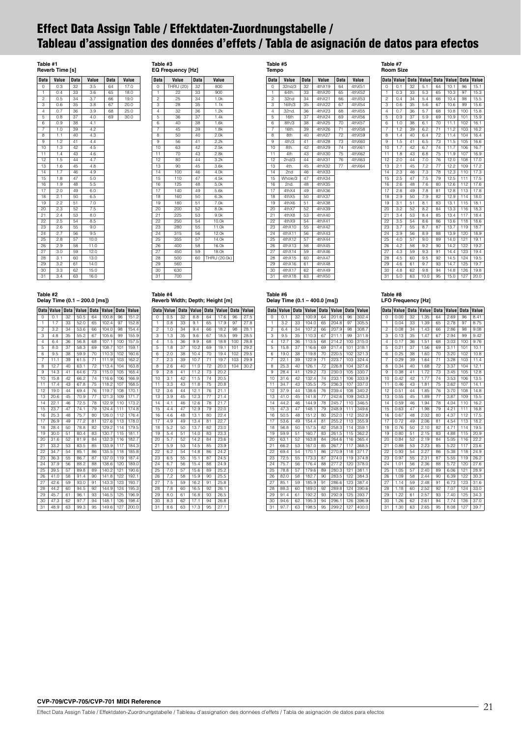# Effect Data Assign Table / Effektdaten-Zuordnungstabelle / Tableau d'assignation des données d'effets / Tabla de asignación de datos para efectos

**Table #1**
**Reverb Time [s]**

| Data | Value | Data | Value | Data | Value |
|---|---|---|---|---|---|
| 0 | 0.3 | 32 | 3.5 | 64 | 17.0 |
| 1 | 0.4 | 33 | 3.6 | 65 | 18.0 |
| 2 | 0.5 | 34 | 3.7 | 66 | 19.0 |
| 3 | 0.6 | 35 | 3.8 | 67 | 20.0 |
| 4 | 0.7 | 36 | 3.9 | 68 | 25.0 |
| 5 | 0.8 | 37 | 4.0 | 69 | 30.0 |
| 6 | 0.9 | 38 | 4.1 | | |
| 7 | 1.0 | 39 | 4.2 | | |
| 8 | 1.1 | 40 | 4.3 | | |
| 9 | 1.2 | 41 | 4.4 | | |
| 10 | 1.3 | 42 | 4.5 | | |
| 11 | 1.4 | 43 | 4.6 | | |
| 12 | 1.5 | 44 | 4.7 | | |
| 13 | 1.6 | 45 | 4.8 | | |
| 14 | 1.7 | 46 | 4.9 | | |
| 15 | 1.8 | 47 | 5.0 | | |
| 16 | 1.9 | 48 | 5.5 | | |
| 17 | 2.0 | 49 | 6.0 | | |
| 18 | 2.1 | 50 | 6.5 | | |
| 19 | 2.2 | 51 | 7.0 | | |
| 20 | 2.3 | 52 | 7.5 | | |
| 21 | 2.4 | 53 | 8.0 | | |
| 22 | 2.5 | 54 | 8.5 | | |
| 23 | 2.6 | 55 | 9.0 | | |
| 24 | 2.7 | 56 | 9.5 | | |
| 25 | 2.8 | 57 | 10.0 | | |
| 26 | 2.9 | 58 | 11.0 | | |
| 27 | 3.0 | 59 | 12.0 | | |
| 28 | 3.1 | 60 | 13.0 | | |
| 29 | 3.2 | 61 | 14.0 | | |
| 30 | 3.3 | 62 | 15.0 | | |
| 31 | 3.4 | 63 | 16.0 | | |

**Table #2**
**Delay Time (0.1 – 200.0 [ms])**

| Data | Value | Data | Value | Data | Value | Data | Value |
|---|---|---|---|---|---|---|---|
| 0 | 0.1 | 32 | 50.5 | 64 | 100.8 | 96 | 151.2 |
| 1 | 1.7 | 33 | 52.0 | 65 | 102.4 | 97 | 152.8 |
| 2 | 3.2 | 34 | 53.6 | 66 | 104.0 | 98 | 154.4 |
| 3 | 4.8 | 35 | 55.2 | 67 | 105.6 | 99 | 155.9 |
| 4 | 6.4 | 36 | 56.8 | 68 | 107.1 | 100 | 157.5 |
| 5 | 8.0 | 37 | 58.3 | 69 | 108.7 | 101 | 159.1 |
| 6 | 9.5 | 38 | 59.9 | 70 | 110.3 | 102 | 160.6 |
| 7 | 11.1 | 39 | 61.5 | 71 | 111.9 | 103 | 162.2 |
| 8 | 12.7 | 40 | 63.1 | 72 | 113.4 | 104 | 163.8 |
| 9 | 14.3 | 41 | 64.6 | 73 | 115.0 | 105 | 165.4 |
| 10 | 15.8 | 42 | 66.2 | 74 | 116.6 | 106 | 166.9 |
| 11 | 17.4 | 43 | 67.8 | 75 | 118.2 | 107 | 168.5 |
| 12 | 19.0 | 44 | 69.4 | 76 | 119.7 | 108 | 170.1 |
| 13 | 20.6 | 45 | 70.9 | 77 | 121.3 | 109 | 171.7 |
| 14 | 22.1 | 46 | 72.5 | 78 | 122.9 | 110 | 173.2 |
| 15 | 23.7 | 47 | 74.1 | 79 | 124.4 | 111 | 174.8 |
| 16 | 25.3 | 48 | 75.7 | 80 | 126.0 | 112 | 176.4 |
| 17 | 26.9 | 49 | 77.2 | 81 | 127.6 | 113 | 178.0 |
| 18 | 28.4 | 50 | 78.8 | 82 | 129.2 | 114 | 179.5 |
| 19 | 30.0 | 51 | 80.4 | 83 | 130.7 | 115 | 181.1 |
| 20 | 31.6 | 52 | 81.9 | 84 | 132.3 | 116 | 182.7 |
| 21 | 33.2 | 53 | 83.5 | 85 | 133.9 | 117 | 184.3 |
| 22 | 34.7 | 54 | 85.1 | 86 | 135.5 | 118 | 185.8 |
| 23 | 36.3 | 55 | 86.7 | 87 | 137.0 | 119 | 187.4 |
| 24 | 37.9 | 56 | 88.2 | 88 | 138.6 | 120 | 189.0 |
| 25 | 39.5 | 57 | 89.8 | 89 | 140.2 | 121 | 190.6 |
| 26 | 41.0 | 58 | 91.4 | 90 | 141.8 | 122 | 192.1 |
| 27 | 42.6 | 59 | 93.0 | 91 | 143.3 | 123 | 193.7 |
| 28 | 44.2 | 60 | 94.5 | 92 | 144.9 | 124 | 195.3 |
| 29 | 45.7 | 61 | 96.1 | 93 | 146.5 | 125 | 196.9 |
| 30 | 47.3 | 62 | 97.7 | 94 | 148.1 | 126 | 198.4 |
| 31 | 48.9 | 63 | 99.3 | 95 | 149.6 | 127 | 200.0 |

**Table #3**
**EQ Frequency [Hz]**

| Data | Value | Data | Value |
|---|---|---|---|
| 0 | THRU (20) | 32 | 800 |
| 1 | 22 | 33 | 900 |
| 2 | 25 | 34 | 1.0k |
| 3 | 28 | 35 | 1.1k |
| 4 | 32 | 36 | 1.2k |
| 5 | 36 | 37 | 1.4k |
| 6 | 40 | 38 | 1.6k |
| 7 | 45 | 39 | 1.8k |
| 8 | 50 | 40 | 2.0k |
| 9 | 56 | 41 | 2.2k |
| 10 | 63 | 42 | 2.5k |
| 11 | 70 | 43 | 2.8k |
| 12 | 80 | 44 | 3.2k |
| 13 | 90 | 45 | 3.6k |
| 14 | 100 | 46 | 4.0k |
| 15 | 110 | 47 | 4.5k |
| 16 | 125 | 48 | 5.0k |
| 17 | 140 | 49 | 5.6k |
| 18 | 160 | 50 | 6.3k |
| 19 | 180 | 51 | 7.0k |
| 20 | 200 | 52 | 8.0k |
| 21 | 225 | 53 | 9.0k |
| 22 | 250 | 54 | 10.0k |
| 23 | 280 | 55 | 11.0k |
| 24 | 315 | 56 | 12.0k |
| 25 | 355 | 57 | 14.0k |
| 26 | 400 | 58 | 16.0k |
| 27 | 450 | 59 | 18.0k |
| 28 | 500 | 60 | THRU (20.0k) |
| 29 | 560 | | |
| 30 | 630 | | |
| 31 | 700 | | |

**Table #4**
**Reverb Width; Depth; Height [m]**

| Data | Value | Data | Value | Data | Value | Data | Value |
|---|---|---|---|---|---|---|---|
| 0 | 0.5 | 32 | 8.8 | 64 | 17.6 | 96 | 27.5 |
| 1 | 0.8 | 33 | 9.1 | 65 | 17.9 | 97 | 27.8 |
| 2 | 1.0 | 34 | 9.4 | 66 | 18.2 | 98 | 28.1 |
| 3 | 1.3 | 35 | 9.6 | 67 | 18.5 | 99 | 28.5 |
| 4 | 1.5 | 36 | 9.9 | 68 | 18.8 | 100 | 28.8 |
| 5 | 1.8 | 37 | 10.2 | 69 | 19.1 | 101 | 29.2 |
| 6 | 2.0 | 38 | 10.4 | 70 | 19.4 | 102 | 29.5 |
| 7 | 2.3 | 39 | 10.7 | 71 | 19.7 | 103 | 29.9 |
| 8 | 2.6 | 40 | 11.0 | 72 | 20.0 | 104 | 30.2 |
| 9 | 2.8 | 41 | 11.2 | 73 | 20.2 | | |
| 10 | 3.1 | 42 | 11.5 | 74 | 20.5 | | |
| 11 | 3.3 | 43 | 11.8 | 75 | 20.8 | | |
| 12 | 3.6 | 44 | 12.1 | 76 | 21.1 | | |
| 13 | 3.9 | 45 | 12.3 | 77 | 21.4 | | |
| 14 | 4.1 | 46 | 12.6 | 78 | 21.7 | | |
| 15 | 4.4 | 47 | 12.9 | 79 | 22.0 | | |
| 16 | 4.6 | 48 | 13.1 | 80 | 22.4 | | |
| 17 | 4.9 | 49 | 13.4 | 81 | 22.7 | | |
| 18 | 5.2 | 50 | 13.7 | 82 | 23.0 | | |
| 19 | 5.4 | 51 | 14.0 | 83 | 23.3 | | |
| 20 | 5.7 | 52 | 14.2 | 84 | 23.6 | | |
| 21 | 5.9 | 53 | 14.5 | 85 | 23.9 | | |
| 22 | 6.2 | 54 | 14.8 | 86 | 24.2 | | |
| 23 | 6.5 | 55 | 15.1 | 87 | 24.5 | | |
| 24 | 6.7 | 56 | 15.4 | 88 | 24.9 | | |
| 25 | 7.0 | 57 | 15.6 | 89 | 25.2 | | |
| 26 | 7.2 | 58 | 15.9 | 90 | 25.5 | | |
| 27 | 7.5 | 59 | 16.2 | 91 | 25.8 | | |
| 28 | 7.8 | 60 | 16.5 | 92 | 26.1 | | |
| 29 | 8.0 | 61 | 16.8 | 93 | 26.5 | | |
| 30 | 8.3 | 62 | 17.1 | 94 | 26.8 | | |
| 31 | 8.6 | 63 | 17.3 | 95 | 27.1 | | |

**Table #5**
**Tempo**

| Data | Value | Data | Value | Data | Value |
|---|---|---|---|---|---|
| 0 | 32nd/3 | 32 | 4thX19 | 64 | 4thX51 |
| 1 | 64th. | 33 | 4thX20 | 65 | 4thX52 |
| 2 | 32nd | 34 | 4thX21 | 66 | 4thX53 |
| 3 | 16th/3 | 35 | 4thX22 | 67 | 4thX54 |
| 4 | 32nd. | 36 | 4thX23 | 68 | 4thX55 |
| 5 | 16th | 37 | 4thX24 | 69 | 4thX56 |
| 6 | 8th/3 | 38 | 4thX25 | 70 | 4thX57 |
| 7 | 16th. | 39 | 4thX26 | 71 | 4thX58 |
| 8 | 8th | 40 | 4thX27 | 72 | 4thX59 |
| 9 | 4th/3 | 41 | 4thX28 | 73 | 4thX60 |
| 10 | 8th. | 42 | 4thX29 | 74 | 4thX61 |
| 11 | 4th | 43 | 4thX30 | 75 | 4thX62 |
| 12 | 2nd/3 | 44 | 4thX31 | 76 | 4thX63 |
| 13 | 4th. | 45 | 4thX32 | 77 | 4thX64 |
| 14 | 2nd | 46 | 4thX33 | | |
| 15 | Whole/3 | 47 | 4thX34 | | |
| 16 | 2nd. | 48 | 4thX35 | | |
| 17 | 4thX4 | 49 | 4thX36 | | |
| 18 | 4thX5 | 50 | 4thX37 | | |
| 19 | 4thX6 | 51 | 4thX38 | | |
| 20 | 4thX7 | 52 | 4thX39 | | |
| 21 | 4thX8 | 53 | 4thX40 | | |
| 22 | 4thX9 | 54 | 4thX41 | | |
| 23 | 4thX10 | 55 | 4thX42 | | |
| 24 | 4thX11 | 56 | 4thX43 | | |
| 25 | 4thX12 | 57 | 4thX44 | | |
| 26 | 4thX13 | 58 | 4thX45 | | |
| 27 | 4thX14 | 59 | 4thX46 | | |
| 28 | 4thX15 | 60 | 4thX47 | | |
| 29 | 4thX16 | 61 | 4thX48 | | |
| 30 | 4thX17 | 62 | 4thX49 | | |
| 31 | 4thX18 | 63 | 4thX50 | | |

**Table #6**
**Delay Time (0.1 – 400.0 [ms])**

| Data | Value | Data | Value | Data | Value | Data | Value |
|---|---|---|---|---|---|---|---|
| 0 | 0.1 | 32 | 100.9 | 64 | 201.6 | 96 | 302.4 |
| 1 | 3.2 | 33 | 104.0 | 65 | 204.8 | 97 | 305.5 |
| 2 | 6.4 | 34 | 107.2 | 66 | 207.9 | 98 | 308.7 |
| 3 | 9.5 | 35 | 110.3 | 67 | 211.1 | 99 | 311.8 |
| 4 | 12.7 | 36 | 113.5 | 68 | 214.2 | 100 | 315.0 |
| 5 | 15.8 | 37 | 116.6 | 69 | 217.4 | 101 | 318.1 |
| 6 | 19.0 | 38 | 119.8 | 70 | 220.5 | 102 | 321.3 |
| 7 | 22.1 | 39 | 122.9 | 71 | 223.7 | 103 | 324.4 |
| 8 | 25.3 | 40 | 126.1 | 72 | 226.8 | 104 | 327.6 |
| 9 | 28.4 | 41 | 129.2 | 73 | 230.0 | 105 | 330.7 |
| 10 | 31.6 | 42 | 132.4 | 74 | 233.1 | 106 | 333.9 |
| 11 | 34.7 | 43 | 135.5 | 75 | 236.3 | 107 | 337.0 |
| 12 | 37.9 | 44 | 138.6 | 76 | 239.4 | 108 | 340.2 |
| 13 | 41.0 | 45 | 141.8 | 77 | 242.6 | 109 | 343.3 |
| 14 | 44.2 | 46 | 144.9 | 78 | 245.7 | 110 | 346.5 |
| 15 | 47.3 | 47 | 148.1 | 79 | 248.9 | 111 | 349.6 |
| 16 | 50.5 | 48 | 151.2 | 80 | 252.0 | 112 | 352.8 |
| 17 | 53.6 | 49 | 154.4 | 81 | 255.2 | 113 | 355.9 |
| 18 | 56.8 | 50 | 157.5 | 82 | 258.3 | 114 | 359.1 |
| 19 | 59.9 | 51 | 160.7 | 83 | 261.5 | 115 | 362.2 |
| 20 | 63.1 | 52 | 163.8 | 84 | 264.6 | 116 | 365.4 |
| 21 | 66.2 | 53 | 167.0 | 85 | 267.7 | 117 | 368.5 |
| 22 | 69.4 | 54 | 170.1 | 86 | 270.9 | 118 | 371.7 |
| 23 | 72.5 | 55 | 173.3 | 87 | 274.0 | 119 | 374.8 |
| 24 | 75.7 | 56 | 176.4 | 88 | 277.2 | 120 | 378.0 |
| 25 | 78.8 | 57 | 179.6 | 89 | 280.3 | 121 | 381.1 |
| 26 | 82.0 | 58 | 182.7 | 90 | 283.5 | 122 | 384.3 |
| 27 | 85.1 | 59 | 185.9 | 91 | 286.6 | 123 | 387.4 |
| 28 | 88.3 | 60 | 189.0 | 92 | 289.8 | 124 | 390.6 |
| 29 | 91.4 | 61 | 192.2 | 93 | 292.9 | 125 | 393.7 |
| 30 | 94.6 | 62 | 195.3 | 94 | 296.1 | 126 | 396.9 |
| 31 | 97.7 | 63 | 198.5 | 95 | 299.2 | 127 | 400.0 |

**Table #7**
**Room Size**

| Data | Value | Data | Value | Data | Value | Data | Value |
|---|---|---|---|---|---|---|---|
| 0 | 0.1 | 32 | 5.1 | 64 | 10.1 | 96 | 15.1 |
| 1 | 0.3 | 33 | 5.3 | 65 | 10.3 | 97 | 15.3 |
| 2 | 0.4 | 34 | 5.4 | 66 | 10.4 | 98 | 15.5 |
| 3 | 0.6 | 35 | 5.6 | 67 | 10.6 | 99 | 15.6 |
| 4 | 0.7 | 36 | 5.7 | 68 | 10.8 | 100 | 15.8 |
| 5 | 0.9 | 37 | 5.9 | 69 | 10.9 | 101 | 15.9 |
| 6 | 1.0 | 38 | 6.1 | 70 | 11.1 | 102 | 16.1 |
| 7 | 1.2 | 39 | 6.2 | 71 | 11.2 | 103 | 16.2 |
| 8 | 1.4 | 40 | 6.4 | 72 | 11.4 | 104 | 16.4 |
| 9 | 1.5 | 41 | 6.5 | 73 | 11.5 | 105 | 16.6 |
| 10 | 1.7 | 42 | 6.7 | 74 | 11.7 | 106 | 16.7 |
| 11 | 1.8 | 43 | 6.8 | 75 | 11.9 | 107 | 16.9 |
| 12 | 2.0 | 44 | 7.0 | 76 | 12.0 | 108 | 17.0 |
| 13 | 2.1 | 45 | 7.2 | 77 | 12.2 | 109 | 17.2 |
| 14 | 2.3 | 46 | 7.3 | 78 | 12.3 | 110 | 17.3 |
| 15 | 2.5 | 47 | 7.5 | 79 | 12.5 | 111 | 17.5 |
| 16 | 2.6 | 48 | 7.6 | 80 | 12.6 | 112 | 17.6 |
| 17 | 2.8 | 49 | 7.8 | 81 | 12.8 | 113 | 17.8 |
| 18 | 2.9 | 50 | 7.9 | 82 | 12.9 | 114 | 18.0 |
| 19 | 3.1 | 51 | 8.1 | 83 | 13.1 | 115 | 18.1 |
| 20 | 3.2 | 52 | 8.2 | 84 | 13.3 | 116 | 18.3 |
| 21 | 3.4 | 53 | 8.4 | 85 | 13.4 | 117 | 18.4 |
| 22 | 3.5 | 54 | 8.6 | 86 | 13.6 | 118 | 18.6 |
| 23 | 3.7 | 55 | 8.7 | 87 | 13.7 | 119 | 18.7 |
| 24 | 3.9 | 56 | 8.9 | 88 | 13.9 | 120 | 18.9 |
| 25 | 4.0 | 57 | 9.0 | 89 | 14.0 | 121 | 19.1 |
| 26 | 4.2 | 58 | 9.2 | 90 | 14.2 | 122 | 19.2 |
| 27 | 4.3 | 59 | 9.3 | 91 | 14.4 | 123 | 19.4 |
| 28 | 4.5 | 60 | 9.5 | 92 | 14.5 | 124 | 19.5 |
| 29 | 4.6 | 61 | 9.7 | 93 | 14.7 | 125 | 19.7 |
| 30 | 4.8 | 62 | 9.8 | 94 | 14.8 | 126 | 19.8 |
| 31 | 5.0 | 63 | 10.0 | 95 | 15.0 | 127 | 20.0 |

**Table #8**
**LFO Frequency [Hz]**

| Data | Value | Data | Value | Data | Value | Data | Value |
|---|---|---|---|---|---|---|---|
| 0 | 0.00 | 32 | 1.35 | 64 | 2.69 | 96 | 8.41 |
| 1 | 0.04 | 33 | 1.39 | 65 | 2.78 | 97 | 8.75 |
| 2 | 0.08 | 34 | 1.43 | 66 | 2.86 | 98 | 9.08 |
| 3 | 0.13 | 35 | 1.47 | 67 | 2.94 | 99 | 9.42 |
| 4 | 0.17 | 36 | 1.51 | 68 | 3.03 | 100 | 9.76 |
| 5 | 0.21 | 37 | 1.56 | 69 | 3.11 | 101 | 10.1 |
| 6 | 0.25 | 38 | 1.60 | 70 | 3.20 | 102 | 10.8 |
| 7 | 0.29 | 39 | 1.64 | 71 | 3.28 | 103 | 11.4 |
| 8 | 0.34 | 40 | 1.68 | 72 | 3.37 | 104 | 12.1 |
| 9 | 0.38 | 41 | 1.72 | 73 | 3.45 | 105 | 12.8 |
| 10 | 0.42 | 42 | 1.77 | 74 | 3.53 | 106 | 13.5 |
| 11 | 0.46 | 43 | 1.81 | 75 | 3.62 | 107 | 14.1 |
| 12 | 0.51 | 44 | 1.85 | 76 | 3.70 | 108 | 14.8 |
| 13 | 0.55 | 45 | 1.89 | 77 | 3.87 | 109 | 15.5 |
| 14 | 0.59 | 46 | 1.94 | 78 | 4.04 | 110 | 16.2 |
| 15 | 0.63 | 47 | 1.98 | 79 | 4.21 | 111 | 16.8 |
| 16 | 0.67 | 48 | 2.02 | 80 | 4.37 | 112 | 17.5 |
| 17 | 0.72 | 49 | 2.06 | 81 | 4.54 | 113 | 18.2 |
| 18 | 0.76 | 50 | 2.10 | 82 | 4.71 | 114 | 19.5 |
| 19 | 0.80 | 51 | 2.15 | 83 | 4.88 | 115 | 20.9 |
| 20 | 0.84 | 52 | 2.19 | 84 | 5.05 | 116 | 22.2 |
| 21 | 0.88 | 53 | 2.23 | 85 | 5.22 | 117 | 23.6 |
| 22 | 0.93 | 54 | 2.27 | 86 | 5.38 | 118 | 24.9 |
| 23 | 0.97 | 55 | 2.31 | 87 | 5.55 | 119 | 26.2 |
| 24 | 1.01 | 56 | 2.36 | 88 | 5.72 | 120 | 27.6 |
| 25 | 1.05 | 57 | 2.40 | 89 | 6.06 | 121 | 28.9 |
| 26 | 1.09 | 58 | 2.44 | 90 | 6.39 | 122 | 30.3 |
| 27 | 1.14 | 59 | 2.48 | 91 | 6.73 | 123 | 31.6 |
| 28 | 1.18 | 60 | 2.52 | 92 | 7.07 | 124 | 33.0 |
| 29 | 1.22 | 61 | 2.57 | 93 | 7.40 | 125 | 34.3 |
| 30 | 1.26 | 62 | 2.61 | 94 | 7.74 | 126 | 37.0 |
| 31 | 1.30 | 63 | 2.65 | 95 | 8.08 | 127 | 39.7 |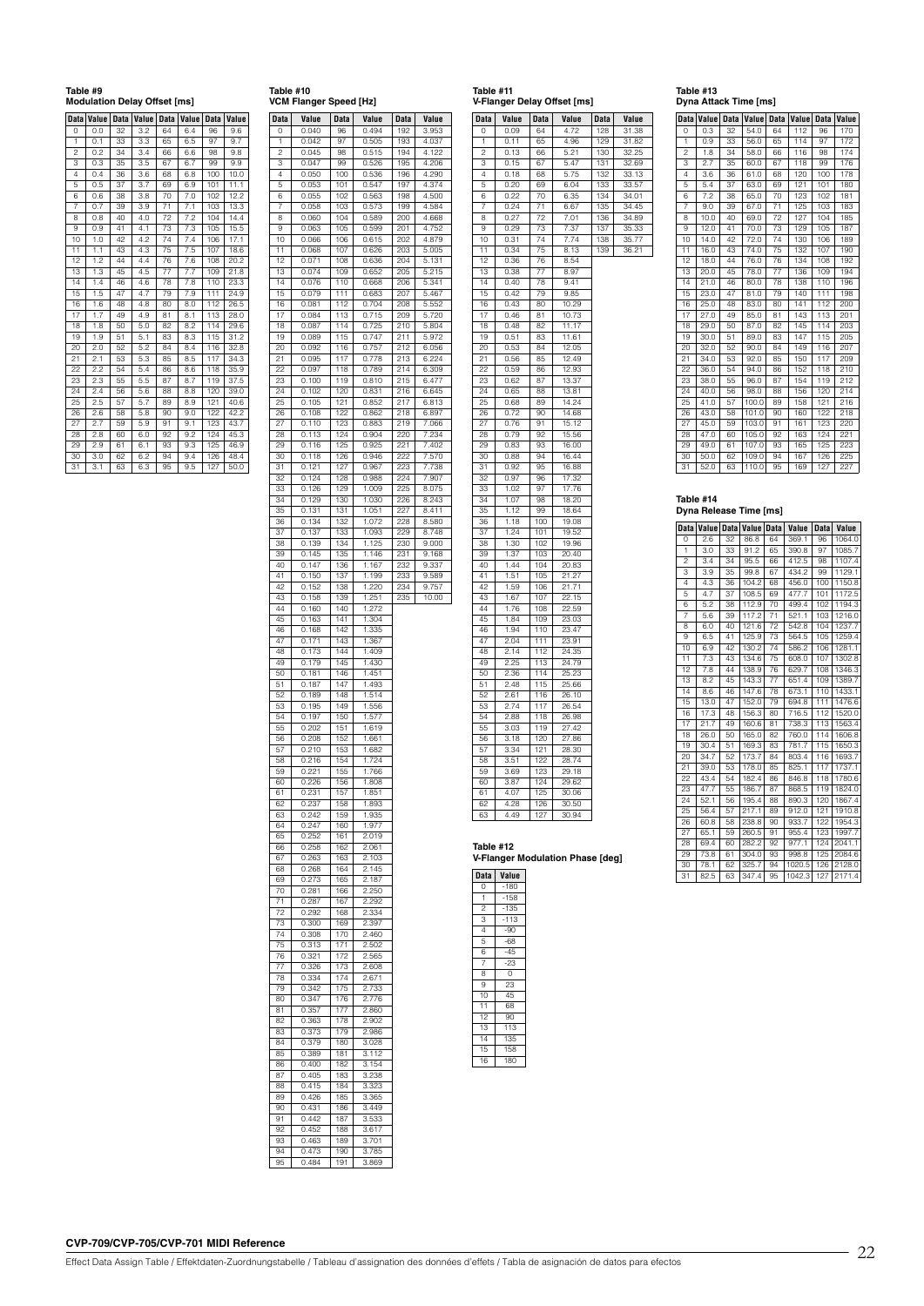### Table #9
### Modulation Delay Offset [ms]

| Data | Value | Data | Value | Data | Value | Data | Value |
|---|---|---|---|---|---|---|---|
| 0 | 0.0 | 32 | 3.2 | 64 | 6.4 | 96 | 9.6 |
| 1 | 0.1 | 33 | 3.3 | 65 | 6.5 | 97 | 9.7 |
| 2 | 0.2 | 34 | 3.4 | 66 | 6.6 | 98 | 9.8 |
| 3 | 0.3 | 35 | 3.5 | 67 | 6.7 | 99 | 9.9 |
| 4 | 0.4 | 36 | 3.6 | 68 | 6.8 | 100 | 10.0 |
| 5 | 0.5 | 37 | 3.7 | 69 | 6.9 | 101 | 11.1 |
| 6 | 0.6 | 38 | 3.8 | 70 | 7.0 | 102 | 12.2 |
| 7 | 0.7 | 39 | 3.9 | 71 | 7.1 | 103 | 13.3 |
| 8 | 0.8 | 40 | 4.0 | 72 | 7.2 | 104 | 14.4 |
| 9 | 0.9 | 41 | 4.1 | 73 | 7.3 | 105 | 15.5 |
| 10 | 1.0 | 42 | 4.2 | 74 | 7.4 | 106 | 17.1 |
| 11 | 1.1 | 43 | 4.3 | 75 | 7.5 | 107 | 18.6 |
| 12 | 1.2 | 44 | 4.4 | 76 | 7.6 | 108 | 20.2 |
| 13 | 1.3 | 45 | 4.5 | 77 | 7.7 | 109 | 21.8 |
| 14 | 1.4 | 46 | 4.6 | 78 | 7.8 | 110 | 23.3 |
| 15 | 1.5 | 47 | 4.7 | 79 | 7.9 | 111 | 24.9 |
| 16 | 1.6 | 48 | 4.8 | 80 | 8.0 | 112 | 26.5 |
| 17 | 1.7 | 49 | 4.9 | 81 | 8.1 | 113 | 28.0 |
| 18 | 1.8 | 50 | 5.0 | 82 | 8.2 | 114 | 29.6 |
| 19 | 1.9 | 51 | 5.1 | 83 | 8.3 | 115 | 31.2 |
| 20 | 2.0 | 52 | 5.2 | 84 | 8.4 | 116 | 32.8 |
| 21 | 2.1 | 53 | 5.3 | 85 | 8.5 | 117 | 34.3 |
| 22 | 2.2 | 54 | 5.4 | 86 | 8.6 | 118 | 35.9 |
| 23 | 2.3 | 55 | 5.5 | 87 | 8.7 | 119 | 37.5 |
| 24 | 2.4 | 56 | 5.6 | 88 | 8.8 | 120 | 39.0 |
| 25 | 2.5 | 57 | 5.7 | 89 | 8.9 | 121 | 40.6 |
| 26 | 2.6 | 58 | 5.8 | 90 | 9.0 | 122 | 42.2 |
| 27 | 2.7 | 59 | 5.9 | 91 | 9.1 | 123 | 43.7 |
| 28 | 2.8 | 60 | 6.0 | 92 | 9.2 | 124 | 45.3 |
| 29 | 2.9 | 61 | 6.1 | 93 | 9.3 | 125 | 46.9 |
| 30 | 3.0 | 62 | 6.2 | 94 | 9.4 | 126 | 48.4 |
| 31 | 3.1 | 63 | 6.3 | 95 | 9.5 | 127 | 50.0 |

### Table #10
### VCM Flanger Speed [Hz]

| Data | Value | Data | Value | Data | Value |
|---|---|---|---|---|---|
| 0 | 0.040 | 96 | 0.494 | 192 | 3.953 |
| 1 | 0.042 | 97 | 0.505 | 193 | 4.037 |
| 2 | 0.045 | 98 | 0.515 | 194 | 4.122 |
| 3 | 0.047 | 99 | 0.526 | 195 | 4.206 |
| 4 | 0.050 | 100 | 0.536 | 196 | 4.290 |
| 5 | 0.053 | 101 | 0.547 | 197 | 4.374 |
| 6 | 0.055 | 102 | 0.563 | 198 | 4.500 |
| 7 | 0.058 | 103 | 0.573 | 199 | 4.584 |
| 8 | 0.060 | 104 | 0.589 | 200 | 4.668 |
| 9 | 0.063 | 105 | 0.599 | 201 | 4.752 |
| 10 | 0.066 | 106 | 0.615 | 202 | 4.879 |
| 11 | 0.068 | 107 | 0.626 | 203 | 5.005 |
| 12 | 0.071 | 108 | 0.636 | 204 | 5.131 |
| 13 | 0.074 | 109 | 0.652 | 205 | 5.215 |
| 14 | 0.076 | 110 | 0.668 | 206 | 5.341 |
| 15 | 0.079 | 111 | 0.683 | 207 | 5.467 |
| 16 | 0.081 | 112 | 0.704 | 208 | 5.552 |
| 17 | 0.084 | 113 | 0.715 | 209 | 5.720 |
| 18 | 0.087 | 114 | 0.725 | 210 | 5.804 |
| 19 | 0.089 | 115 | 0.747 | 211 | 5.972 |
| 20 | 0.092 | 116 | 0.757 | 212 | 6.056 |
| 21 | 0.095 | 117 | 0.778 | 213 | 6.224 |
| 22 | 0.097 | 118 | 0.789 | 214 | 6.309 |
| 23 | 0.100 | 119 | 0.810 | 215 | 6.477 |
| 24 | 0.102 | 120 | 0.831 | 216 | 6.645 |
| 25 | 0.105 | 121 | 0.852 | 217 | 6.813 |
| 26 | 0.108 | 122 | 0.862 | 218 | 6.897 |
| 27 | 0.110 | 123 | 0.883 | 219 | 7.066 |
| 28 | 0.113 | 124 | 0.904 | 220 | 7.234 |
| 29 | 0.116 | 125 | 0.925 | 221 | 7.402 |
| 30 | 0.118 | 126 | 0.946 | 222 | 7.570 |
| 31 | 0.121 | 127 | 0.967 | 223 | 7.738 |
| 32 | 0.124 | 128 | 0.988 | 224 | 7.907 |
| 33 | 0.126 | 129 | 1.009 | 225 | 8.075 |
| 34 | 0.129 | 130 | 1.030 | 226 | 8.243 |
| 35 | 0.131 | 131 | 1.051 | 227 | 8.411 |
| 36 | 0.134 | 132 | 1.072 | 228 | 8.580 |
| 37 | 0.137 | 133 | 1.093 | 229 | 8.748 |
| 38 | 0.139 | 134 | 1.125 | 230 | 9.000 |
| 39 | 0.145 | 135 | 1.146 | 231 | 9.168 |
| 40 | 0.147 | 136 | 1.167 | 232 | 9.337 |
| 41 | 0.150 | 137 | 1.199 | 233 | 9.589 |
| 42 | 0.152 | 138 | 1.220 | 234 | 9.757 |
| 43 | 0.158 | 139 | 1.251 | 235 | 10.00 |
| 44 | 0.160 | 140 | 1.272 | | |
| 45 | 0.163 | 141 | 1.304 | | |
| 46 | 0.168 | 142 | 1.335 | | |
| 47 | 0.171 | 143 | 1.367 | | |
| 48 | 0.173 | 144 | 1.409 | | |
| 49 | 0.179 | 145 | 1.430 | | |
| 50 | 0.181 | 146 | 1.451 | | |
| 51 | 0.187 | 147 | 1.493 | | |
| 52 | 0.189 | 148 | 1.514 | | |
| 53 | 0.195 | 149 | 1.556 | | |
| 54 | 0.197 | 150 | 1.577 | | |
| 55 | 0.202 | 151 | 1.619 | | |
| 56 | 0.208 | 152 | 1.661 | | |
| 57 | 0.210 | 153 | 1.682 | | |
| 58 | 0.216 | 154 | 1.724 | | |
| 59 | 0.221 | 155 | 1.766 | | |
| 60 | 0.226 | 156 | 1.808 | | |
| 61 | 0.231 | 157 | 1.851 | | |
| 62 | 0.237 | 158 | 1.893 | | |
| 63 | 0.242 | 159 | 1.935 | | |
| 64 | 0.247 | 160 | 1.977 | | |
| 65 | 0.252 | 161 | 2.019 | | |
| 66 | 0.258 | 162 | 2.061 | | |
| 67 | 0.263 | 163 | 2.103 | | |
| 68 | 0.268 | 164 | 2.145 | | |
| 69 | 0.273 | 165 | 2.187 | | |
| 70 | 0.281 | 166 | 2.250 | | |
| 71 | 0.287 | 167 | 2.292 | | |
| 72 | 0.292 | 168 | 2.334 | | |
| 73 | 0.300 | 169 | 2.397 | | |
| 74 | 0.308 | 170 | 2.460 | | |
| 75 | 0.313 | 171 | 2.502 | | |
| 76 | 0.321 | 172 | 2.565 | | |
| 77 | 0.326 | 173 | 2.608 | | |
| 78 | 0.334 | 174 | 2.671 | | |
| 79 | 0.342 | 175 | 2.733 | | |
| 80 | 0.347 | 176 | 2.776 | | |
| 81 | 0.357 | 177 | 2.860 | | |
| 82 | 0.363 | 178 | 2.902 | | |
| 83 | 0.373 | 179 | 2.986 | | |
| 84 | 0.379 | 180 | 3.028 | | |
| 85 | 0.389 | 181 | 3.112 | | |
| 86 | 0.400 | 182 | 3.154 | | |
| 87 | 0.405 | 183 | 3.238 | | |
| 88 | 0.415 | 184 | 3.323 | | |
| 89 | 0.426 | 185 | 3.365 | | |
| 90 | 0.431 | 186 | 3.449 | | |
| 91 | 0.442 | 187 | 3.533 | | |
| 92 | 0.452 | 188 | 3.617 | | |
| 93 | 0.463 | 189 | 3.701 | | |
| 94 | 0.473 | 190 | 3.785 | | |
| 95 | 0.484 | 191 | 3.869 | | |

### Table #11
### V-Flanger Delay Offset [ms]

| Data | Value | Data | Value | Data | Value |
|---|---|---|---|---|---|
| 0 | 0.09 | 64 | 4.72 | 128 | 31.38 |
| 1 | 0.11 | 65 | 4.96 | 129 | 31.82 |
| 2 | 0.13 | 66 | 5.21 | 130 | 32.25 |
| 3 | 0.15 | 67 | 5.47 | 131 | 32.69 |
| 4 | 0.18 | 68 | 5.75 | 132 | 33.13 |
| 5 | 0.20 | 69 | 6.04 | 133 | 33.57 |
| 6 | 0.22 | 70 | 6.35 | 134 | 34.01 |
| 7 | 0.24 | 71 | 6.67 | 135 | 34.45 |
| 8 | 0.27 | 72 | 7.01 | 136 | 34.89 |
| 9 | 0.29 | 73 | 7.37 | 137 | 35.33 |
| 10 | 0.31 | 74 | 7.74 | 138 | 35.77 |
| 11 | 0.34 | 75 | 8.13 | 139 | 36.21 |
| 12 | 0.36 | 76 | 8.54 | | |
| 13 | 0.38 | 77 | 8.97 | | |
| 14 | 0.40 | 78 | 9.41 | | |
| 15 | 0.42 | 79 | 9.85 | | |
| 16 | 0.43 | 80 | 10.29 | | |
| 17 | 0.46 | 81 | 10.73 | | |
| 18 | 0.48 | 82 | 11.17 | | |
| 19 | 0.51 | 83 | 11.61 | | |
| 20 | 0.53 | 84 | 12.05 | | |
| 21 | 0.56 | 85 | 12.49 | | |
| 22 | 0.59 | 86 | 12.93 | | |
| 23 | 0.62 | 87 | 13.37 | | |
| 24 | 0.65 | 88 | 13.81 | | |
| 25 | 0.68 | 89 | 14.24 | | |
| 26 | 0.72 | 90 | 14.68 | | |
| 27 | 0.76 | 91 | 15.12 | | |
| 28 | 0.79 | 92 | 15.56 | | |
| 29 | 0.83 | 93 | 16.00 | | |
| 30 | 0.88 | 94 | 16.44 | | |
| 31 | 0.92 | 95 | 16.88 | | |
| 32 | 0.97 | 96 | 17.32 | | |
| 33 | 1.02 | 97 | 17.76 | | |
| 34 | 1.07 | 98 | 18.20 | | |
| 35 | 1.12 | 99 | 18.64 | | |
| 36 | 1.18 | 100 | 19.08 | | |
| 37 | 1.24 | 101 | 19.52 | | |
| 38 | 1.30 | 102 | 19.96 | | |
| 39 | 1.37 | 103 | 20.40 | | |
| 40 | 1.44 | 104 | 20.83 | | |
| 41 | 1.51 | 105 | 21.27 | | |
| 42 | 1.59 | 106 | 21.71 | | |
| 43 | 1.67 | 107 | 22.15 | | |
| 44 | 1.76 | 108 | 22.59 | | |
| 45 | 1.84 | 109 | 23.03 | | |
| 46 | 1.94 | 110 | 23.47 | | |
| 47 | 2.04 | 111 | 23.91 | | |
| 48 | 2.14 | 112 | 24.35 | | |
| 49 | 2.25 | 113 | 24.79 | | |
| 50 | 2.36 | 114 | 25.23 | | |
| 51 | 2.48 | 115 | 25.66 | | |
| 52 | 2.61 | 116 | 26.10 | | |
| 53 | 2.74 | 117 | 26.54 | | |
| 54 | 2.88 | 118 | 26.98 | | |
| 55 | 3.03 | 119 | 27.42 | | |
| 56 | 3.18 | 120 | 27.86 | | |
| 57 | 3.34 | 121 | 28.30 | | |
| 58 | 3.51 | 122 | 28.74 | | |
| 59 | 3.69 | 123 | 29.18 | | |
| 60 | 3.87 | 124 | 29.62 | | |
| 61 | 4.07 | 125 | 30.06 | | |
| 62 | 4.28 | 126 | 30.50 | | |
| 63 | 4.49 | 127 | 30.94 | | |

### Table #12
### V-Flanger Modulation Phase [deg]

| Data | Value |
|---|---|
| 0 | -180 |
| 1 | -158 |
| 2 | -135 |
| 3 | -113 |
| 4 | -90 |
| 5 | -68 |
| 6 | -45 |
| 7 | -23 |
| 8 | 0 |
| 9 | 23 |
| 10 | 45 |
| 11 | 68 |
| 12 | 90 |
| 13 | 113 |
| 14 | 135 |
| 15 | 158 |
| 16 | 180 |

### Table #13
### Dyna Attack Time [ms]

| Data | Value | Data | Value | Data | Value | Data | Value |
|---|---|---|---|---|---|---|---|
| 0 | 0.3 | 32 | 54.0 | 64 | 112 | 96 | 170 |
| 1 | 0.9 | 33 | 56.0 | 65 | 114 | 97 | 172 |
| 2 | 1.8 | 34 | 58.0 | 66 | 116 | 98 | 174 |
| 3 | 2.7 | 35 | 60.0 | 67 | 118 | 99 | 176 |
| 4 | 3.6 | 36 | 61.0 | 68 | 120 | 100 | 178 |
| 5 | 5.4 | 37 | 63.0 | 69 | 121 | 101 | 180 |
| 6 | 7.2 | 38 | 65.0 | 70 | 123 | 102 | 181 |
| 7 | 9.0 | 39 | 67.0 | 71 | 125 | 103 | 183 |
| 8 | 10.0 | 40 | 69.0 | 72 | 127 | 104 | 185 |
| 9 | 12.0 | 41 | 70.0 | 73 | 129 | 105 | 187 |
| 10 | 14.0 | 42 | 72.0 | 74 | 130 | 106 | 189 |
| 11 | 16.0 | 43 | 74.0 | 75 | 132 | 107 | 190 |
| 12 | 18.0 | 44 | 76.0 | 76 | 134 | 108 | 192 |
| 13 | 20.0 | 45 | 78.0 | 77 | 136 | 109 | 194 |
| 14 | 21.0 | 46 | 80.0 | 78 | 138 | 110 | 196 |
| 15 | 23.0 | 47 | 81.0 | 79 | 140 | 111 | 198 |
| 16 | 25.0 | 48 | 83.0 | 80 | 141 | 112 | 200 |
| 17 | 27.0 | 49 | 85.0 | 81 | 143 | 113 | 201 |
| 18 | 29.0 | 50 | 87.0 | 82 | 145 | 114 | 203 |
| 19 | 30.0 | 51 | 89.0 | 83 | 147 | 115 | 205 |
| 20 | 32.0 | 52 | 90.0 | 84 | 149 | 116 | 207 |
| 21 | 34.0 | 53 | 92.0 | 85 | 150 | 117 | 209 |
| 22 | 36.0 | 54 | 94.0 | 86 | 152 | 118 | 210 |
| 23 | 38.0 | 55 | 96.0 | 87 | 154 | 119 | 212 |
| 24 | 40.0 | 56 | 98.0 | 88 | 156 | 120 | 214 |
| 25 | 41.0 | 57 | 100.0 | 89 | 158 | 121 | 216 |
| 26 | 43.0 | 58 | 101.0 | 90 | 160 | 122 | 218 |
| 27 | 45.0 | 59 | 103.0 | 91 | 161 | 123 | 220 |
| 28 | 47.0 | 60 | 105.0 | 92 | 163 | 124 | 221 |
| 29 | 49.0 | 61 | 107.0 | 93 | 165 | 125 | 223 |
| 30 | 50.0 | 62 | 109.0 | 94 | 167 | 126 | 225 |
| 31 | 52.0 | 63 | 110.0 | 95 | 169 | 127 | 227 |

### Table #14
### Dyna Release Time [ms]

| Data | Value | Data | Value | Data | Value | Data | Value |
|---|---|---|---|---|---|---|---|
| 0 | 2.6 | 32 | 86.8 | 64 | 369.1 | 96 | 1064.0 |
| 1 | 3.0 | 33 | 91.2 | 65 | 390.8 | 97 | 1085.7 |
| 2 | 3.4 | 34 | 95.5 | 66 | 412.5 | 98 | 1107.4 |
| 3 | 3.9 | 35 | 99.8 | 67 | 434.2 | 99 | 1129.1 |
| 4 | 4.3 | 36 | 104.2 | 68 | 456.0 | 100 | 1150.8 |
| 5 | 4.7 | 37 | 108.5 | 69 | 477.7 | 101 | 1172.5 |
| 6 | 5.2 | 38 | 112.9 | 70 | 499.4 | 102 | 1194.3 |
| 7 | 5.6 | 39 | 117.2 | 71 | 521.1 | 103 | 1216.0 |
| 8 | 6.0 | 40 | 121.6 | 72 | 542.8 | 104 | 1237.7 |
| 9 | 6.5 | 41 | 125.9 | 73 | 564.5 | 105 | 1259.4 |
| 10 | 6.9 | 42 | 130.2 | 74 | 586.2 | 106 | 1281.1 |
| 11 | 7.3 | 43 | 134.6 | 75 | 608.0 | 107 | 1302.8 |
| 12 | 7.8 | 44 | 138.9 | 76 | 629.7 | 108 | 1346.3 |
| 13 | 8.2 | 45 | 143.3 | 77 | 651.4 | 109 | 1389.7 |
| 14 | 8.6 | 46 | 147.6 | 78 | 673.1 | 110 | 1433.1 |
| 15 | 13.0 | 47 | 152.0 | 79 | 694.8 | 111 | 1476.6 |
| 16 | 17.3 | 48 | 156.3 | 80 | 716.5 | 112 | 1520.0 |
| 17 | 21.7 | 49 | 160.6 | 81 | 738.3 | 113 | 1563.4 |
| 18 | 26.0 | 50 | 165.0 | 82 | 760.0 | 114 | 1606.8 |
| 19 | 30.4 | 51 | 169.3 | 83 | 781.7 | 115 | 1650.3 |
| 20 | 34.7 | 52 | 173.7 | 84 | 803.4 | 116 | 1693.7 |
| 21 | 39.0 | 53 | 178.0 | 85 | 825.1 | 117 | 1737.1 |
| 22 | 43.4 | 54 | 182.4 | 86 | 846.8 | 118 | 1780.6 |
| 23 | 47.7 | 55 | 186.7 | 87 | 868.5 | 119 | 1824.0 |
| 24 | 52.1 | 56 | 195.4 | 88 | 890.3 | 120 | 1867.4 |
| 25 | 56.4 | 57 | 217.1 | 89 | 912.0 | 121 | 1910.8 |
| 26 | 60.8 | 58 | 238.8 | 90 | 933.7 | 122 | 1954.3 |
| 27 | 65.1 | 59 | 260.5 | 91 | 955.4 | 123 | 1997.7 |
| 28 | 69.4 | 60 | 282.2 | 92 | 977.1 | 124 | 2041.1 |
| 29 | 73.8 | 61 | 304.0 | 93 | 998.8 | 125 | 2084.6 |
| 30 | 78.1 | 62 | 325.7 | 94 | 1020.5 | 126 | 2128.0 |
| 31 | 82.5 | 63 | 347.4 | 95 | 1042.3 | 127 | 2171.4 |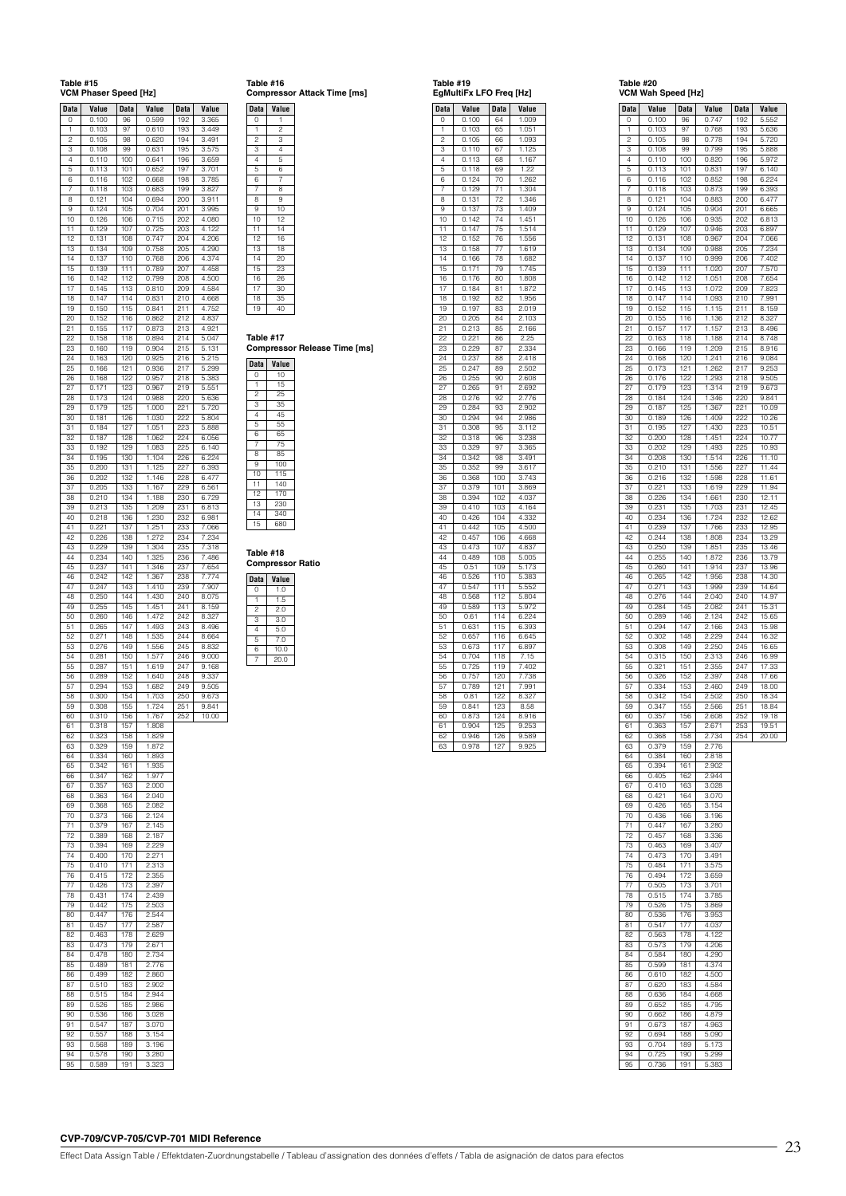**Table #15**
**VCM Phaser Speed [Hz]**

| Data | Value | Data | Value | Data | Value |
|---|---|---|---|---|---|
| 0 | 0.100 | 96 | 0.599 | 192 | 3.365 |
| 1 | 0.103 | 97 | 0.610 | 193 | 3.449 |
| 2 | 0.105 | 98 | 0.620 | 194 | 3.491 |
| 3 | 0.108 | 99 | 0.631 | 195 | 3.575 |
| 4 | 0.110 | 100 | 0.641 | 196 | 3.659 |
| 5 | 0.113 | 101 | 0.652 | 197 | 3.701 |
| 6 | 0.116 | 102 | 0.668 | 198 | 3.785 |
| 7 | 0.118 | 103 | 0.683 | 199 | 3.827 |
| 8 | 0.121 | 104 | 0.694 | 200 | 3.911 |
| 9 | 0.124 | 105 | 0.704 | 201 | 3.995 |
| 10 | 0.126 | 106 | 0.715 | 202 | 4.080 |
| 11 | 0.129 | 107 | 0.725 | 203 | 4.122 |
| 12 | 0.131 | 108 | 0.747 | 204 | 4.206 |
| 13 | 0.134 | 109 | 0.758 | 205 | 4.290 |
| 14 | 0.137 | 110 | 0.768 | 206 | 4.374 |
| 15 | 0.139 | 111 | 0.789 | 207 | 4.458 |
| 16 | 0.142 | 112 | 0.799 | 208 | 4.500 |
| 17 | 0.145 | 113 | 0.810 | 209 | 4.584 |
| 18 | 0.147 | 114 | 0.831 | 210 | 4.668 |
| 19 | 0.150 | 115 | 0.841 | 211 | 4.752 |
| 20 | 0.152 | 116 | 0.862 | 212 | 4.837 |
| 21 | 0.155 | 117 | 0.873 | 213 | 4.921 |
| 22 | 0.158 | 118 | 0.894 | 214 | 5.047 |
| 23 | 0.160 | 119 | 0.904 | 215 | 5.131 |
| 24 | 0.163 | 120 | 0.925 | 216 | 5.215 |
| 25 | 0.166 | 121 | 0.936 | 217 | 5.299 |
| 26 | 0.168 | 122 | 0.957 | 218 | 5.383 |
| 27 | 0.171 | 123 | 0.967 | 219 | 5.551 |
| 28 | 0.173 | 124 | 0.988 | 220 | 5.636 |
| 29 | 0.179 | 125 | 1.000 | 221 | 5.720 |
| 30 | 0.181 | 126 | 1.030 | 222 | 5.804 |
| 31 | 0.184 | 127 | 1.051 | 223 | 5.888 |
| 32 | 0.187 | 128 | 1.062 | 224 | 6.056 |
| 33 | 0.192 | 129 | 1.083 | 225 | 6.140 |
| 34 | 0.195 | 130 | 1.104 | 226 | 6.224 |
| 35 | 0.200 | 131 | 1.125 | 227 | 6.393 |
| 36 | 0.202 | 132 | 1.146 | 228 | 6.477 |
| 37 | 0.205 | 133 | 1.167 | 229 | 6.561 |
| 38 | 0.210 | 134 | 1.188 | 230 | 6.729 |
| 39 | 0.213 | 135 | 1.209 | 231 | 6.813 |
| 40 | 0.218 | 136 | 1.230 | 232 | 6.981 |
| 41 | 0.221 | 137 | 1.251 | 233 | 7.066 |
| 42 | 0.226 | 138 | 1.272 | 234 | 7.234 |
| 43 | 0.229 | 139 | 1.304 | 235 | 7.318 |
| 44 | 0.234 | 140 | 1.325 | 236 | 7.486 |
| 45 | 0.237 | 141 | 1.346 | 237 | 7.654 |
| 46 | 0.242 | 142 | 1.367 | 238 | 7.774 |
| 47 | 0.247 | 143 | 1.410 | 239 | 7.907 |
| 48 | 0.250 | 144 | 1.430 | 240 | 8.075 |
| 49 | 0.255 | 145 | 1.451 | 241 | 8.159 |
| 50 | 0.260 | 146 | 1.472 | 242 | 8.327 |
| 51 | 0.265 | 147 | 1.493 | 243 | 8.496 |
| 52 | 0.271 | 148 | 1.535 | 244 | 8.664 |
| 53 | 0.276 | 149 | 1.556 | 245 | 8.832 |
| 54 | 0.281 | 150 | 1.577 | 246 | 9.000 |
| 55 | 0.287 | 151 | 1.619 | 247 | 9.168 |
| 56 | 0.289 | 152 | 1.640 | 248 | 9.337 |
| 57 | 0.294 | 153 | 1.682 | 249 | 9.505 |
| 58 | 0.300 | 154 | 1.703 | 250 | 9.673 |
| 59 | 0.308 | 155 | 1.724 | 251 | 9.841 |
| 60 | 0.310 | 156 | 1.767 | 252 | 10.00 |
| 61 | 0.318 | 157 | 1.808 | | |
| 62 | 0.323 | 158 | 1.829 | | |
| 63 | 0.329 | 159 | 1.872 | | |
| 64 | 0.334 | 160 | 1.893 | | |
| 65 | 0.342 | 161 | 1.935 | | |
| 66 | 0.347 | 162 | 1.977 | | |
| 67 | 0.357 | 163 | 2.000 | | |
| 68 | 0.363 | 164 | 2.040 | | |
| 69 | 0.368 | 165 | 2.082 | | |
| 70 | 0.373 | 166 | 2.124 | | |
| 71 | 0.379 | 167 | 2.145 | | |
| 72 | 0.389 | 168 | 2.187 | | |
| 73 | 0.394 | 169 | 2.229 | | |
| 74 | 0.400 | 170 | 2.271 | | |
| 75 | 0.410 | 171 | 2.313 | | |
| 76 | 0.415 | 172 | 2.355 | | |
| 77 | 0.426 | 173 | 2.397 | | |
| 78 | 0.431 | 174 | 2.439 | | |
| 79 | 0.442 | 175 | 2.503 | | |
| 80 | 0.447 | 176 | 2.544 | | |
| 81 | 0.457 | 177 | 2.587 | | |
| 82 | 0.463 | 178 | 2.629 | | |
| 83 | 0.473 | 179 | 2.671 | | |
| 84 | 0.478 | 180 | 2.734 | | |
| 85 | 0.489 | 181 | 2.776 | | |
| 86 | 0.499 | 182 | 2.860 | | |
| 87 | 0.510 | 183 | 2.902 | | |
| 88 | 0.515 | 184 | 2.944 | | |
| 89 | 0.526 | 185 | 2.986 | | |
| 90 | 0.536 | 186 | 3.028 | | |
| 91 | 0.547 | 187 | 3.070 | | |
| 92 | 0.557 | 188 | 3.154 | | |
| 93 | 0.568 | 189 | 3.196 | | |
| 94 | 0.578 | 190 | 3.280 | | |
| 95 | 0.589 | 191 | 3.323 | | |

**Table #16**
**Compressor Attack Time [ms]**

| Data | Value |
|---|---|
| 0 | 1 |
| 1 | 2 |
| 2 | 3 |
| 3 | 4 |
| 4 | 5 |
| 5 | 6 |
| 6 | 7 |
| 7 | 8 |
| 8 | 9 |
| 9 | 10 |
| 10 | 12 |
| 11 | 14 |
| 12 | 16 |
| 13 | 18 |
| 14 | 20 |
| 15 | 23 |
| 16 | 26 |
| 17 | 30 |
| 18 | 35 |
| 19 | 40 |

**Table #17**
**Compressor Release Time [ms]**

| Data | Value |
|---|---|
| 0 | 10 |
| 1 | 15 |
| 2 | 25 |
| 3 | 35 |
| 4 | 45 |
| 5 | 55 |
| 6 | 65 |
| 7 | 75 |
| 8 | 85 |
| 9 | 100 |
| 10 | 115 |
| 11 | 140 |
| 12 | 170 |
| 13 | 230 |
| 14 | 340 |
| 15 | 680 |

**Table #18**
**Compressor Ratio**

| Data | Value |
|---|---|
| 0 | 1.0 |
| 1 | 1.5 |
| 2 | 2.0 |
| 3 | 3.0 |
| 4 | 5.0 |
| 5 | 7.0 |
| 6 | 10.0 |
| 7 | 20.0 |

**Table #19**
**EgMultiFx LFO Freq [Hz]**

| Data | Value | Data | Value |
|---|---|---|---|
| 0 | 0.100 | 64 | 1.009 |
| 1 | 0.103 | 65 | 1.051 |
| 2 | 0.105 | 66 | 1.093 |
| 3 | 0.110 | 67 | 1.125 |
| 4 | 0.113 | 68 | 1.167 |
| 5 | 0.118 | 69 | 1.22 |
| 6 | 0.124 | 70 | 1.262 |
| 7 | 0.129 | 71 | 1.304 |
| 8 | 0.131 | 72 | 1.346 |
| 9 | 0.137 | 73 | 1.409 |
| 10 | 0.142 | 74 | 1.451 |
| 11 | 0.147 | 75 | 1.514 |
| 12 | 0.152 | 76 | 1.556 |
| 13 | 0.158 | 77 | 1.619 |
| 14 | 0.166 | 78 | 1.682 |
| 15 | 0.171 | 79 | 1.745 |
| 16 | 0.176 | 80 | 1.808 |
| 17 | 0.184 | 81 | 1.872 |
| 18 | 0.192 | 82 | 1.956 |
| 19 | 0.197 | 83 | 2.019 |
| 20 | 0.205 | 84 | 2.103 |
| 21 | 0.213 | 85 | 2.166 |
| 22 | 0.221 | 86 | 2.25 |
| 23 | 0.229 | 87 | 2.334 |
| 24 | 0.237 | 88 | 2.418 |
| 25 | 0.247 | 89 | 2.502 |
| 26 | 0.255 | 90 | 2.608 |
| 27 | 0.265 | 91 | 2.692 |
| 28 | 0.276 | 92 | 2.776 |
| 29 | 0.284 | 93 | 2.902 |
| 30 | 0.294 | 94 | 2.986 |
| 31 | 0.308 | 95 | 3.112 |
| 32 | 0.318 | 96 | 3.238 |
| 33 | 0.329 | 97 | 3.365 |
| 34 | 0.342 | 98 | 3.491 |
| 35 | 0.352 | 99 | 3.617 |
| 36 | 0.368 | 100 | 3.743 |
| 37 | 0.379 | 101 | 3.869 |
| 38 | 0.394 | 102 | 4.037 |
| 39 | 0.410 | 103 | 4.164 |
| 40 | 0.426 | 104 | 4.332 |
| 41 | 0.442 | 105 | 4.500 |
| 42 | 0.457 | 106 | 4.668 |
| 43 | 0.473 | 107 | 4.837 |
| 44 | 0.489 | 108 | 5.005 |
| 45 | 0.51 | 109 | 5.173 |
| 46 | 0.526 | 110 | 5.383 |
| 47 | 0.547 | 111 | 5.552 |
| 48 | 0.568 | 112 | 5.804 |
| 49 | 0.589 | 113 | 5.972 |
| 50 | 0.61 | 114 | 6.224 |
| 51 | 0.631 | 115 | 6.393 |
| 52 | 0.657 | 116 | 6.645 |
| 53 | 0.673 | 117 | 6.897 |
| 54 | 0.704 | 118 | 7.15 |
| 55 | 0.725 | 119 | 7.402 |
| 56 | 0.757 | 120 | 7.738 |
| 57 | 0.789 | 121 | 7.991 |
| 58 | 0.81 | 122 | 8.327 |
| 59 | 0.841 | 123 | 8.58 |
| 60 | 0.873 | 124 | 8.916 |
| 61 | 0.904 | 125 | 9.253 |
| 62 | 0.946 | 126 | 9.589 |
| 63 | 0.978 | 127 | 9.925 |

**Table #20**
**VCM Wah Speed [Hz]**

| Data | Value | Data | Value | Data | Value |
|---|---|---|---|---|---|
| 0 | 0.100 | 96 | 0.747 | 192 | 5.552 |
| 1 | 0.103 | 97 | 0.768 | 193 | 5.636 |
| 2 | 0.105 | 98 | 0.778 | 194 | 5.720 |
| 3 | 0.108 | 99 | 0.799 | 195 | 5.888 |
| 4 | 0.110 | 100 | 0.820 | 196 | 5.972 |
| 5 | 0.113 | 101 | 0.831 | 197 | 6.140 |
| 6 | 0.116 | 102 | 0.852 | 198 | 6.224 |
| 7 | 0.118 | 103 | 0.873 | 199 | 6.393 |
| 8 | 0.121 | 104 | 0.883 | 200 | 6.477 |
| 9 | 0.124 | 105 | 0.904 | 201 | 6.665 |
| 10 | 0.126 | 106 | 0.935 | 202 | 6.813 |
| 11 | 0.129 | 107 | 0.946 | 203 | 6.897 |
| 12 | 0.131 | 108 | 0.967 | 204 | 7.066 |
| 13 | 0.134 | 109 | 0.988 | 205 | 7.234 |
| 14 | 0.137 | 110 | 0.999 | 206 | 7.402 |
| 15 | 0.139 | 111 | 1.020 | 207 | 7.570 |
| 16 | 0.142 | 112 | 1.051 | 208 | 7.654 |
| 17 | 0.145 | 113 | 1.072 | 209 | 7.823 |
| 18 | 0.147 | 114 | 1.093 | 210 | 7.991 |
| 19 | 0.152 | 115 | 1.115 | 211 | 8.159 |
| 20 | 0.155 | 116 | 1.136 | 212 | 8.327 |
| 21 | 0.157 | 117 | 1.157 | 213 | 8.496 |
| 22 | 0.163 | 118 | 1.188 | 214 | 8.748 |
| 23 | 0.166 | 119 | 1.209 | 215 | 8.916 |
| 24 | 0.168 | 120 | 1.241 | 216 | 9.084 |
| 25 | 0.173 | 121 | 1.262 | 217 | 9.253 |
| 26 | 0.176 | 122 | 1.293 | 218 | 9.505 |
| 27 | 0.179 | 123 | 1.314 | 219 | 9.673 |
| 28 | 0.184 | 124 | 1.346 | 220 | 9.841 |
| 29 | 0.187 | 125 | 1.367 | 221 | 10.09 |
| 30 | 0.189 | 126 | 1.409 | 222 | 10.26 |
| 31 | 0.195 | 127 | 1.430 | 223 | 10.51 |
| 32 | 0.200 | 128 | 1.451 | 224 | 10.77 |
| 33 | 0.202 | 129 | 1.493 | 225 | 10.93 |
| 34 | 0.208 | 130 | 1.514 | 226 | 11.10 |
| 35 | 0.210 | 131 | 1.556 | 227 | 11.44 |
| 36 | 0.216 | 132 | 1.598 | 228 | 11.61 |
| 37 | 0.221 | 133 | 1.619 | 229 | 11.94 |
| 38 | 0.226 | 134 | 1.661 | 230 | 12.11 |
| 39 | 0.231 | 135 | 1.703 | 231 | 12.45 |
| 40 | 0.234 | 136 | 1.724 | 232 | 12.62 |
| 41 | 0.239 | 137 | 1.766 | 233 | 12.95 |
| 42 | 0.244 | 138 | 1.808 | 234 | 13.29 |
| 43 | 0.250 | 139 | 1.851 | 235 | 13.46 |
| 44 | 0.255 | 140 | 1.872 | 236 | 13.79 |
| 45 | 0.260 | 141 | 1.914 | 237 | 13.96 |
| 46 | 0.265 | 142 | 1.956 | 238 | 14.30 |
| 47 | 0.271 | 143 | 1.999 | 239 | 14.64 |
| 48 | 0.276 | 144 | 2.040 | 240 | 14.97 |
| 49 | 0.284 | 145 | 2.082 | 241 | 15.31 |
| 50 | 0.289 | 146 | 2.124 | 242 | 15.65 |
| 51 | 0.294 | 147 | 2.166 | 243 | 15.98 |
| 52 | 0.302 | 148 | 2.229 | 244 | 16.32 |
| 53 | 0.308 | 149 | 2.250 | 245 | 16.65 |
| 54 | 0.315 | 150 | 2.313 | 246 | 16.99 |
| 55 | 0.321 | 151 | 2.355 | 247 | 17.33 |
| 56 | 0.326 | 152 | 2.397 | 248 | 17.66 |
| 57 | 0.334 | 153 | 2.460 | 249 | 18.00 |
| 58 | 0.342 | 154 | 2.502 | 250 | 18.34 |
| 59 | 0.347 | 155 | 2.566 | 251 | 18.84 |
| 60 | 0.357 | 156 | 2.608 | 252 | 19.18 |
| 61 | 0.363 | 157 | 2.671 | 253 | 19.51 |
| 62 | 0.368 | 158 | 2.734 | 254 | 20.00 |
| 63 | 0.379 | 159 | 2.776 | | |
| 64 | 0.384 | 160 | 2.818 | | |
| 65 | 0.394 | 161 | 2.902 | | |
| 66 | 0.405 | 162 | 2.944 | | |
| 67 | 0.410 | 163 | 3.028 | | |
| 68 | 0.421 | 164 | 3.070 | | |
| 69 | 0.426 | 165 | 3.154 | | |
| 70 | 0.436 | 166 | 3.196 | | |
| 71 | 0.447 | 167 | 3.280 | | |
| 72 | 0.457 | 168 | 3.336 | | |
| 73 | 0.463 | 169 | 3.407 | | |
| 74 | 0.473 | 170 | 3.491 | | |
| 75 | 0.484 | 171 | 3.575 | | |
| 76 | 0.494 | 172 | 3.659 | | |
| 77 | 0.505 | 173 | 3.701 | | |
| 78 | 0.515 | 174 | 3.785 | | |
| 79 | 0.526 | 175 | 3.869 | | |
| 80 | 0.536 | 176 | 3.953 | | |
| 81 | 0.547 | 177 | 4.037 | | |
| 82 | 0.563 | 178 | 4.122 | | |
| 83 | 0.573 | 179 | 4.206 | | |
| 84 | 0.584 | 180 | 4.290 | | |
| 85 | 0.599 | 181 | 4.374 | | |
| 86 | 0.610 | 182 | 4.500 | | |
| 87 | 0.620 | 183 | 4.584 | | |
| 88 | 0.636 | 184 | 4.668 | | |
| 89 | 0.652 | 185 | 4.795 | | |
| 90 | 0.662 | 186 | 4.879 | | |
| 91 | 0.673 | 187 | 4.963 | | |
| 92 | 0.694 | 188 | 5.090 | | |
| 93 | 0.704 | 189 | 5.173 | | |
| 94 | 0.725 | 190 | 5.299 | | |
| 95 | 0.736 | 191 | 5.383 | | |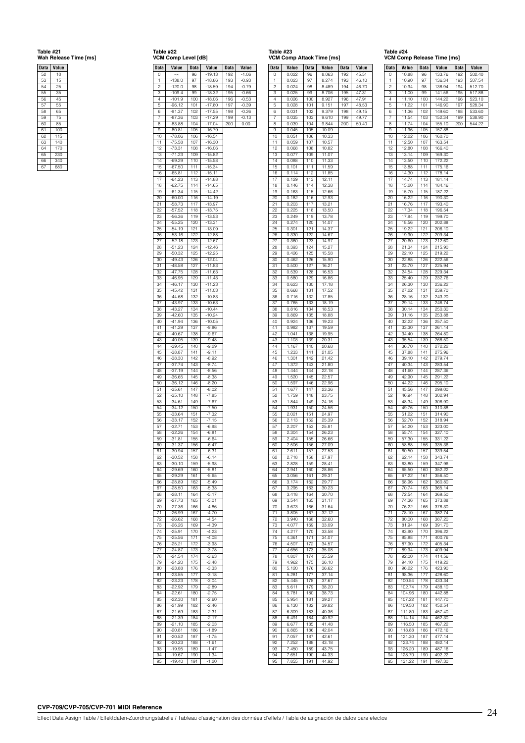**Table #21**
**Wah Release Time [ms]**

| Data | Value |
|---|---|
| 52 | 10 |
| 53 | 15 |
| 54 | 25 |
| 55 | 35 |
| 56 | 45 |
| 57 | 55 |
| 58 | 65 |
| 59 | 75 |
| 60 | 85 |
| 61 | 100 |
| 62 | 115 |
| 63 | 140 |
| 64 | 170 |
| 65 | 230 |
| 66 | 340 |
| 67 | 680 |

**Table #22**
**VCM Comp Level [dB]**

| Data | Value | Data | Value | Data | Value |
|---|---|---|---|---|---|
| 0 | -∞ | 96 | -19.13 | 192 | -1.06 |
| 1 | -138.0 | 97 | -18.86 | 193 | -0.93 |
| 2 | -120.0 | 98 | -18.59 | 194 | -0.79 |
| 3 | -109.4 | 99 | -18.32 | 195 | -0.66 |
| 4 | -101.9 | 100 | -18.06 | 196 | -0.53 |
| 5 | -96.12 | 101 | -17.80 | 197 | -0.39 |
| 6 | -91.37 | 102 | -17.55 | 198 | -0.26 |
| 7 | -87.36 | 103 | -17.29 | 199 | -0.13 |
| 8 | -83.88 | 104 | -17.04 | 200 | 0.00 |
| 9 | -80.81 | 105 | -16.79 | | |
| 10 | -78.06 | 106 | -16.54 | | |
| 11 | -75.58 | 107 | -16.30 | | |
| 12 | -73.31 | 108 | -16.06 | | |
| 13 | -71.23 | 109 | -15.82 | | |
| 14 | -69.29 | 110 | -15.58 | | |
| 15 | -67.50 | 111 | -15.34 | | |
| 16 | -65.81 | 112 | -15.11 | | |
| 17 | -64.23 | 113 | -14.88 | | |
| 18 | -62.75 | 114 | -14.65 | | |
| 19 | -61.34 | 115 | -14.42 | | |
| 20 | -60.00 | 116 | -14.19 | | |
| 21 | -58.73 | 117 | -13.97 | | |
| 22 | -57.52 | 118 | -13.75 | | |
| 23 | -56.36 | 119 | -13.53 | | |
| 24 | -55.25 | 120 | -13.31 | | |
| 25 | -54.19 | 121 | -13.09 | | |
| 26 | -53.16 | 122 | -12.88 | | |
| 27 | -52.18 | 123 | -12.67 | | |
| 28 | -51.23 | 124 | -12.46 | | |
| 29 | -50.32 | 125 | -12.25 | | |
| 30 | -49.43 | 126 | -12.04 | | |
| 31 | -48.58 | 127 | -11.83 | | |
| 32 | -47.75 | 128 | -11.63 | | |
| 33 | -46.95 | 129 | -11.43 | | |
| 34 | -46.17 | 130 | -11.23 | | |
| 35 | -45.42 | 131 | -11.03 | | |
| 36 | -44.68 | 132 | -10.83 | | |
| 37 | -43.97 | 133 | -10.63 | | |
| 38 | -43.27 | 134 | -10.44 | | |
| 39 | -42.60 | 135 | -10.24 | | |
| 40 | -41.94 | 136 | -10.05 | | |
| 41 | -41.29 | 137 | -9.86 | | |
| 42 | -40.67 | 138 | -9.67 | | |
| 43 | -40.05 | 139 | -9.48 | | |
| 44 | -39.45 | 140 | -9.29 | | |
| 45 | -38.87 | 141 | -9.11 | | |
| 46 | -38.30 | 142 | -8.92 | | |
| 47 | -37.74 | 143 | -8.74 | | |
| 48 | -37.19 | 144 | -8.56 | | |
| 49 | -36.65 | 145 | -8.38 | | |
| 50 | -36.12 | 146 | -8.20 | | |
| 51 | -35.61 | 147 | -8.02 | | |
| 52 | -35.10 | 148 | -7.85 | | |
| 53 | -34.61 | 149 | -7.67 | | |
| 54 | -34.12 | 150 | -7.50 | | |
| 55 | -33.64 | 151 | -7.32 | | |
| 56 | -33.17 | 152 | -7.15 | | |
| 57 | -32.71 | 153 | -6.98 | | |
| 58 | -32.26 | 154 | -6.81 | | |
| 59 | -31.81 | 155 | -6.64 | | |
| 60 | -31.37 | 156 | -6.47 | | |
| 61 | -30.94 | 157 | -6.31 | | |
| 62 | -30.52 | 158 | -6.14 | | |
| 63 | -30.10 | 159 | -5.98 | | |
| 64 | -29.69 | 160 | -5.81 | | |
| 65 | -29.29 | 161 | -5.65 | | |
| 66 | -28.89 | 162 | -5.49 | | |
| 67 | -28.50 | 163 | -5.33 | | |
| 68 | -28.11 | 164 | -5.17 | | |
| 69 | -27.73 | 165 | -5.01 | | |
| 70 | -27.36 | 166 | -4.86 | | |
| 71 | -26.99 | 167 | -4.70 | | |
| 72 | -26.62 | 168 | -4.54 | | |
| 73 | -26.26 | 169 | -4.39 | | |
| 74 | -25.91 | 170 | -4.23 | | |
| 75 | -25.56 | 171 | -4.08 | | |
| 76 | -25.21 | 172 | -3.93 | | |
| 77 | -24.87 | 173 | -3.78 | | |
| 78 | -24.54 | 174 | -3.63 | | |
| 79 | -24.20 | 175 | -3.48 | | |
| 80 | -23.88 | 176 | -3.33 | | |
| 81 | -23.55 | 177 | -3.18 | | |
| 82 | -23.23 | 178 | -3.04 | | |
| 83 | -22.92 | 179 | -2.89 | | |
| 84 | -22.61 | 180 | -2.75 | | |
| 85 | -22.30 | 181 | -2.60 | | |
| 86 | -21.99 | 182 | -2.46 | | |
| 87 | -21.69 | 183 | -2.31 | | |
| 88 | -21.39 | 184 | -2.17 | | |
| 89 | -21.10 | 185 | -2.03 | | |
| 90 | -20.81 | 186 | -1.89 | | |
| 91 | -20.52 | 187 | -1.75 | | |
| 92 | -20.23 | 188 | -1.61 | | |
| 93 | -19.95 | 189 | -1.47 | | |
| 94 | -19.67 | 190 | -1.34 | | |
| 95 | -19.40 | 191 | -1.20 | | |

**Table #23**
**VCM Comp Attack Time [ms]**

| Data | Value | Data | Value | Data | Value |
|---|---|---|---|---|---|
| 0 | 0.022 | 96 | 8.063 | 192 | 45.51 |
| 1 | 0.023 | 97 | 8.274 | 193 | 46.10 |
| 2 | 0.024 | 98 | 8.489 | 194 | 46.70 |
| 3 | 0.025 | 99 | 8.706 | 195 | 47.31 |
| 4 | 0.026 | 100 | 8.927 | 196 | 47.91 |
| 5 | 0.028 | 101 | 9.151 | 197 | 48.53 |
| 6 | 0.031 | 102 | 9.379 | 198 | 49.15 |
| 7 | 0.035 | 103 | 9.610 | 199 | 49.77 |
| 8 | 0.039 | 104 | 9.844 | 200 | 50.40 |
| 9 | 0.045 | 105 | 10.09 | | |
| 10 | 0.051 | 106 | 10.33 | | |
| 11 | 0.059 | 107 | 10.57 | | |
| 12 | 0.068 | 108 | 10.82 | | |
| 13 | 0.077 | 109 | 11.07 | | |
| 14 | 0.088 | 110 | 11.33 | | |
| 15 | 0.101 | 111 | 11.59 | | |
| 16 | 0.114 | 112 | 11.85 | | |
| 17 | 0.129 | 113 | 12.11 | | |
| 18 | 0.146 | 114 | 12.38 | | |
| 19 | 0.163 | 115 | 12.66 | | |
| 20 | 0.182 | 116 | 12.93 | | |
| 21 | 0.203 | 117 | 13.21 | | |
| 22 | 0.225 | 118 | 13.50 | | |
| 23 | 0.249 | 119 | 13.78 | | |
| 24 | 0.274 | 120 | 14.07 | | |
| 25 | 0.301 | 121 | 14.37 | | |
| 26 | 0.330 | 122 | 14.67 | | |
| 27 | 0.360 | 123 | 14.97 | | |
| 28 | 0.393 | 124 | 15.27 | | |
| 29 | 0.426 | 125 | 15.58 | | |
| 30 | 0.462 | 126 | 15.90 | | |
| 31 | 0.500 | 127 | 16.21 | | |
| 32 | 0.539 | 128 | 16.53 | | |
| 33 | 0.580 | 129 | 16.86 | | |
| 34 | 0.623 | 130 | 17.18 | | |
| 35 | 0.668 | 131 | 17.52 | | |
| 36 | 0.716 | 132 | 17.85 | | |
| 37 | 0.765 | 133 | 18.19 | | |
| 38 | 0.816 | 134 | 18.53 | | |
| 39 | 0.869 | 135 | 18.88 | | |
| 40 | 0.924 | 136 | 19.23 | | |
| 41 | 0.982 | 137 | 19.59 | | |
| 42 | 1.041 | 138 | 19.95 | | |
| 43 | 1.103 | 139 | 20.31 | | |
| 44 | 1.167 | 140 | 20.68 | | |
| 45 | 1.233 | 141 | 21.05 | | |
| 46 | 1.301 | 142 | 21.42 | | |
| 47 | 1.372 | 143 | 21.80 | | |
| 48 | 1.444 | 144 | 22.18 | | |
| 49 | 1.520 | 145 | 22.57 | | |
| 50 | 1.597 | 146 | 22.96 | | |
| 51 | 1.677 | 147 | 23.36 | | |
| 52 | 1.759 | 148 | 23.75 | | |
| 53 | 1.844 | 149 | 24.16 | | |
| 54 | 1.931 | 150 | 24.56 | | |
| 55 | 2.021 | 151 | 24.97 | | |
| 56 | 2.113 | 152 | 25.39 | | |
| 57 | 2.207 | 153 | 25.81 | | |
| 58 | 2.304 | 154 | 26.23 | | |
| 59 | 2.404 | 155 | 26.66 | | |
| 60 | 2.506 | 156 | 27.09 | | |
| 61 | 2.611 | 157 | 27.53 | | |
| 62 | 2.718 | 158 | 27.97 | | |
| 63 | 2.828 | 159 | 28.41 | | |
| 64 | 2.941 | 160 | 28.86 | | |
| 65 | 3.056 | 161 | 29.31 | | |
| 66 | 3.174 | 162 | 29.77 | | |
| 67 | 3.295 | 163 | 30.23 | | |
| 68 | 3.418 | 164 | 30.70 | | |
| 69 | 3.544 | 165 | 31.17 | | |
| 70 | 3.673 | 166 | 31.64 | | |
| 71 | 3.805 | 167 | 32.12 | | |
| 72 | 3.940 | 168 | 32.60 | | |
| 73 | 4.077 | 169 | 33.09 | | |
| 74 | 4.217 | 170 | 33.58 | | |
| 75 | 4.361 | 171 | 34.07 | | |
| 76 | 4.507 | 172 | 34.57 | | |
| 77 | 4.656 | 173 | 35.08 | | |
| 78 | 4.807 | 174 | 35.59 | | |
| 79 | 4.962 | 175 | 36.10 | | |
| 80 | 5.120 | 176 | 36.62 | | |
| 81 | 5.281 | 177 | 37.14 | | |
| 82 | 5.445 | 178 | 37.67 | | |
| 83 | 5.611 | 179 | 38.20 | | |
| 84 | 5.781 | 180 | 38.73 | | |
| 85 | 5.954 | 181 | 39.27 | | |
| 86 | 6.130 | 182 | 39.82 | | |
| 87 | 6.309 | 183 | 40.36 | | |
| 88 | 6.491 | 184 | 40.92 | | |
| 89 | 6.677 | 185 | 41.48 | | |
| 90 | 6.865 | 186 | 42.04 | | |
| 91 | 7.057 | 187 | 42.61 | | |
| 92 | 7.252 | 188 | 43.18 | | |
| 93 | 7.450 | 189 | 43.75 | | |
| 94 | 7.651 | 190 | 44.33 | | |
| 95 | 7.855 | 191 | 44.92 | | |

**Table #24**
**VCM Comp Release Time [ms]**

| Data | Value | Data | Value | Data | Value |
|---|---|---|---|---|---|
| 0 | 10.88 | 96 | 133.76 | 192 | 502.40 |
| 1 | 10.90 | 97 | 136.34 | 193 | 507.54 |
| 2 | 10.94 | 98 | 138.94 | 194 | 512.70 |
| 3 | 11.00 | 99 | 141.56 | 195 | 517.88 |
| 4 | 11.10 | 100 | 144.22 | 196 | 523.10 |
| 5 | 11.22 | 101 | 146.90 | 197 | 528.34 |
| 6 | 11.36 | 102 | 149.60 | 198 | 533.60 |
| 7 | 11.54 | 103 | 152.34 | 199 | 538.90 |
| 8 | 11.74 | 104 | 155.10 | 200 | 544.22 |
| 9 | 11.96 | 105 | 157.88 | | |
| 10 | 12.22 | 106 | 160.70 | | |
| 11 | 12.50 | 107 | 163.54 | | |
| 12 | 12.80 | 108 | 166.40 | | |
| 13 | 13.14 | 109 | 169.30 | | |
| 14 | 13.50 | 110 | 172.22 | | |
| 15 | 13.88 | 111 | 175.16 | | |
| 16 | 14.30 | 112 | 178.14 | | |
| 17 | 14.74 | 113 | 181.14 | | |
| 18 | 15.20 | 114 | 184.16 | | |
| 19 | 15.70 | 115 | 187.22 | | |
| 20 | 16.22 | 116 | 190.30 | | |
| 21 | 16.76 | 117 | 193.40 | | |
| 22 | 17.34 | 118 | 196.54 | | |
| 23 | 17.94 | 119 | 199.70 | | |
| 24 | 18.56 | 120 | 202.88 | | |
| 25 | 19.22 | 121 | 206.10 | | |
| 26 | 19.90 | 122 | 209.34 | | |
| 27 | 20.60 | 123 | 212.60 | | |
| 28 | 21.34 | 124 | 215.90 | | |
| 29 | 22.10 | 125 | 219.22 | | |
| 30 | 22.88 | 126 | 222.56 | | |
| 31 | 23.70 | 127 | 225.94 | | |
| 32 | 24.54 | 128 | 229.34 | | |
| 33 | 25.40 | 129 | 232.76 | | |
| 34 | 26.30 | 130 | 236.22 | | |
| 35 | 27.22 | 131 | 239.70 | | |
| 36 | 28.16 | 132 | 243.20 | | |
| 37 | 29.14 | 133 | 246.74 | | |
| 38 | 30.14 | 134 | 250.30 | | |
| 39 | 31.16 | 135 | 253.88 | | |
| 40 | 32.22 | 136 | 257.50 | | |
| 41 | 33.30 | 137 | 261.14 | | |
| 42 | 34.40 | 138 | 264.80 | | |
| 43 | 35.54 | 139 | 268.50 | | |
| 44 | 36.70 | 140 | 272.22 | | |
| 45 | 37.88 | 141 | 275.96 | | |
| 46 | 39.10 | 142 | 279.74 | | |
| 47 | 40.34 | 143 | 283.54 | | |
| 48 | 41.60 | 144 | 287.36 | | |
| 49 | 42.90 | 145 | 291.22 | | |
| 50 | 44.22 | 146 | 295.10 | | |
| 51 | 45.56 | 147 | 299.00 | | |
| 52 | 46.94 | 148 | 302.94 | | |
| 53 | 48.34 | 149 | 306.90 | | |
| 54 | 49.76 | 150 | 310.88 | | |
| 55 | 51.22 | 151 | 314.90 | | |
| 56 | 52.70 | 152 | 318.94 | | |
| 57 | 54.20 | 153 | 323.00 | | |
| 58 | 55.74 | 154 | 327.10 | | |
| 59 | 57.30 | 155 | 331.22 | | |
| 60 | 58.88 | 156 | 335.36 | | |
| 61 | 60.50 | 157 | 339.54 | | |
| 62 | 62.14 | 158 | 343.74 | | |
| 63 | 63.80 | 159 | 347.96 | | |
| 64 | 65.50 | 160 | 352.22 | | |
| 65 | 67.22 | 161 | 356.50 | | |
| 66 | 68.96 | 162 | 360.80 | | |
| 67 | 70.74 | 163 | 365.14 | | |
| 68 | 72.54 | 164 | 369.50 | | |
| 69 | 74.36 | 165 | 373.88 | | |
| 70 | 76.22 | 166 | 378.30 | | |
| 71 | 78.10 | 167 | 382.74 | | |
| 72 | 80.00 | 168 | 387.20 | | |
| 73 | 81.94 | 169 | 391.70 | | |
| 74 | 83.90 | 170 | 396.22 | | |
| 75 | 85.88 | 171 | 400.76 | | |
| 76 | 87.90 | 172 | 405.34 | | |
| 77 | 89.94 | 173 | 409.94 | | |
| 78 | 92.00 | 174 | 414.56 | | |
| 79 | 94.10 | 175 | 419.22 | | |
| 80 | 96.22 | 176 | 423.90 | | |
| 81 | 98.36 | 177 | 428.60 | | |
| 82 | 100.54 | 178 | 433.34 | | |
| 83 | 102.74 | 179 | 438.10 | | |
| 84 | 104.96 | 180 | 442.88 | | |
| 85 | 107.22 | 181 | 447.70 | | |
| 86 | 109.50 | 182 | 452.54 | | |
| 87 | 111.80 | 183 | 457.40 | | |
| 88 | 114.14 | 184 | 462.30 | | |
| 89 | 116.50 | 185 | 467.22 | | |
| 90 | 118.88 | 186 | 472.16 | | |
| 91 | 121.30 | 187 | 477.14 | | |
| 92 | 123.74 | 188 | 482.14 | | |
| 93 | 126.20 | 189 | 487.16 | | |
| 94 | 128.70 | 190 | 492.22 | | |
| 95 | 131.22 | 191 | 497.30 | | |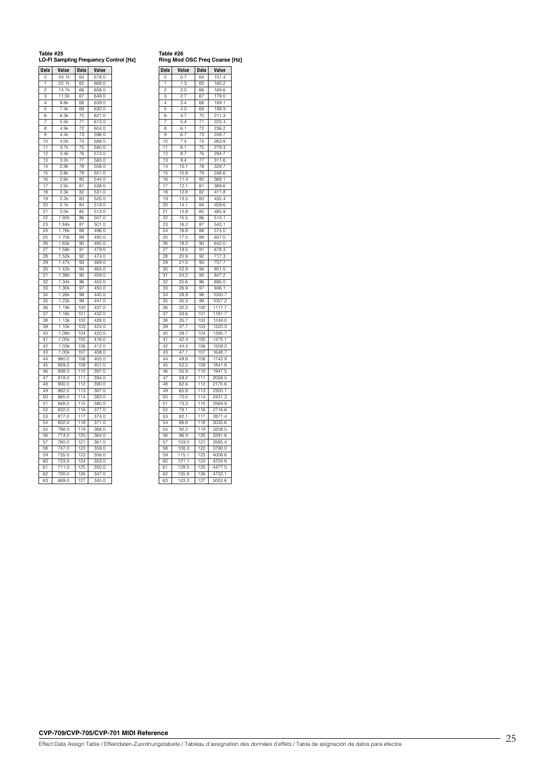**Table #25**
**LO-FI Sampling Frequency Control [Hz]**

| Data | Value | Data | Value |
|---|---|---|---|
| 0 | 44.1k | 64 | 678.0 |
| 1 | 22.1k | 65 | 668.0 |
| 2 | 14.7k | 66 | 658.0 |
| 3 | 11.0k | 67 | 649.0 |
| 4 | 8.8k | 68 | 639.0 |
| 5 | 7.4k | 69 | 630.0 |
| 6 | 6.3k | 70 | 621.0 |
| 7 | 5.5k | 71 | 613.0 |
| 8 | 4.9k | 72 | 604.0 |
| 9 | 4.4k | 73 | 596.0 |
| 10 | 4.0k | 74 | 588.0 |
| 11 | 3.7k | 75 | 580.0 |
| 12 | 3.4k | 76 | 573.0 |
| 13 | 3.2k | 77 | 565.0 |
| 14 | 2.9k | 78 | 558.0 |
| 15 | 2.8k | 79 | 551.0 |
| 16 | 2.6k | 80 | 544.0 |
| 17 | 2.5k | 81 | 538.0 |
| 18 | 2.3k | 82 | 531.0 |
| 19 | 2.2k | 83 | 525.0 |
| 20 | 2.1k | 84 | 519.0 |
| 21 | 2.0k | 85 | 513.0 |
| 22 | 1.92k | 86 | 507.0 |
| 23 | 1.84k | 87 | 501.0 |
| 24 | 1.76k | 88 | 496.0 |
| 25 | 1.70k | 89 | 490.0 |
| 26 | 1.63k | 90 | 485.0 |
| 27 | 1.58k | 91 | 479.0 |
| 28 | 1.52k | 92 | 474.0 |
| 29 | 1.47k | 93 | 469.0 |
| 30 | 1.42k | 94 | 464.0 |
| 31 | 1.38k | 95 | 459.0 |
| 32 | 1.34k | 96 | 455.0 |
| 33 | 1.30k | 97 | 450.0 |
| 34 | 1.26k | 98 | 445.0 |
| 35 | 1.23k | 99 | 441.0 |
| 36 | 1.19k | 100 | 437.0 |
| 37 | 1.16k | 101 | 432.0 |
| 38 | 1.13k | 102 | 428.0 |
| 39 | 1.10k | 103 | 424.0 |
| 40 | 1.08k | 104 | 420.0 |
| 41 | 1.05k | 105 | 416.0 |
| 42 | 1.03k | 106 | 412.0 |
| 43 | 1.00k | 107 | 408.0 |
| 44 | 980.0 | 108 | 405.0 |
| 45 | 959.0 | 109 | 401.0 |
| 46 | 938.0 | 110 | 397.0 |
| 47 | 919.0 | 111 | 394.0 |
| 48 | 900.0 | 112 | 390.0 |
| 49 | 882.0 | 113 | 387.0 |
| 50 | 865.0 | 114 | 383.0 |
| 51 | 848.0 | 115 | 380.0 |
| 52 | 832.0 | 116 | 377.0 |
| 53 | 817.0 | 117 | 374.0 |
| 54 | 802.0 | 118 | 371.0 |
| 55 | 788.0 | 119 | 368.0 |
| 56 | 774.0 | 120 | 364.0 |
| 57 | 760.0 | 121 | 361.0 |
| 58 | 747.0 | 122 | 359.0 |
| 59 | 735.0 | 123 | 356.0 |
| 60 | 723.0 | 124 | 353.0 |
| 61 | 711.0 | 125 | 350.0 |
| 62 | 700.0 | 126 | 347.0 |
| 63 | 689.0 | 127 | 345.0 |

**Table #26**
**Ring Mod OSC Freq Coarse [Hz]**

| Data | Value | Data | Value |
|---|---|---|---|
| 0 | 0.7 | 64 | 151.4 |
| 1 | 1.3 | 65 | 160.2 |
| 2 | 2.0 | 66 | 169.6 |
| 3 | 2.7 | 67 | 179.0 |
| 4 | 3.4 | 68 | 189.1 |
| 5 | 4.0 | 69 | 199.9 |
| 6 | 4.7 | 70 | 211.3 |
| 7 | 5.4 | 71 | 223.4 |
| 8 | 6.1 | 72 | 236.2 |
| 9 | 6.7 | 73 | 249.7 |
| 10 | 7.4 | 74 | 263.8 |
| 11 | 8.1 | 75 | 279.3 |
| 12 | 8.7 | 76 | 294.7 |
| 13 | 9.4 | 77 | 311.6 |
| 14 | 10.1 | 78 | 329.7 |
| 15 | 10.8 | 79 | 348.6 |
| 16 | 11.4 | 80 | 368.1 |
| 17 | 12.1 | 81 | 389.6 |
| 18 | 12.8 | 82 | 411.8 |
| 19 | 13.5 | 83 | 435.4 |
| 20 | 14.1 | 84 | 459.6 |
| 21 | 14.8 | 85 | 485.9 |
| 22 | 15.5 | 86 | 514.1 |
| 23 | 16.2 | 87 | 543.1 |
| 24 | 16.8 | 88 | 574.0 |
| 25 | 17.5 | 89 | 607.0 |
| 26 | 18.2 | 90 | 642.0 |
| 27 | 19.5 | 91 | 678.3 |
| 28 | 20.9 | 92 | 717.3 |
| 29 | 21.5 | 93 | 757.7 |
| 30 | 22.9 | 94 | 801.5 |
| 31 | 24.2 | 95 | 847.2 |
| 32 | 25.6 | 96 | 895.0 |
| 33 | 26.9 | 97 | 946.1 |
| 34 | 28.9 | 98 | 1000.7 |
| 35 | 30.3 | 99 | 1057.2 |
| 36 | 32.3 | 100 | 1117.7 |
| 37 | 33.6 | 101 | 1181.7 |
| 38 | 35.7 | 102 | 1249.0 |
| 39 | 37.7 | 103 | 1320.3 |
| 40 | 39.7 | 104 | 1395.7 |
| 41 | 42.4 | 105 | 1475.1 |
| 42 | 44.4 | 106 | 1559.2 |
| 43 | 47.1 | 107 | 1648.7 |
| 44 | 49.8 | 108 | 1742.9 |
| 45 | 52.5 | 109 | 1841.8 |
| 46 | 55.9 | 110 | 1947.5 |
| 47 | 59.2 | 111 | 2058.5 |
| 48 | 62.6 | 112 | 2175.6 |
| 49 | 65.9 | 113 | 2300.1 |
| 50 | 70.0 | 114 | 2431.3 |
| 51 | 73.3 | 115 | 2569.9 |
| 52 | 78.1 | 116 | 2716.6 |
| 53 | 82.1 | 117 | 2871.4 |
| 54 | 86.8 | 118 | 3035.6 |
| 55 | 92.2 | 119 | 3208.5 |
| 56 | 96.9 | 120 | 3391.6 |
| 57 | 103.0 | 121 | 3585.4 |
| 58 | 108.3 | 122 | 3790.0 |
| 59 | 115.1 | 123 | 4006.6 |
| 60 | 121.1 | 124 | 4234.8 |
| 61 | 128.5 | 125 | 4477.0 |
| 62 | 135.9 | 126 | 4732.1 |
| 63 | 143.3 | 127 | 5002.6 |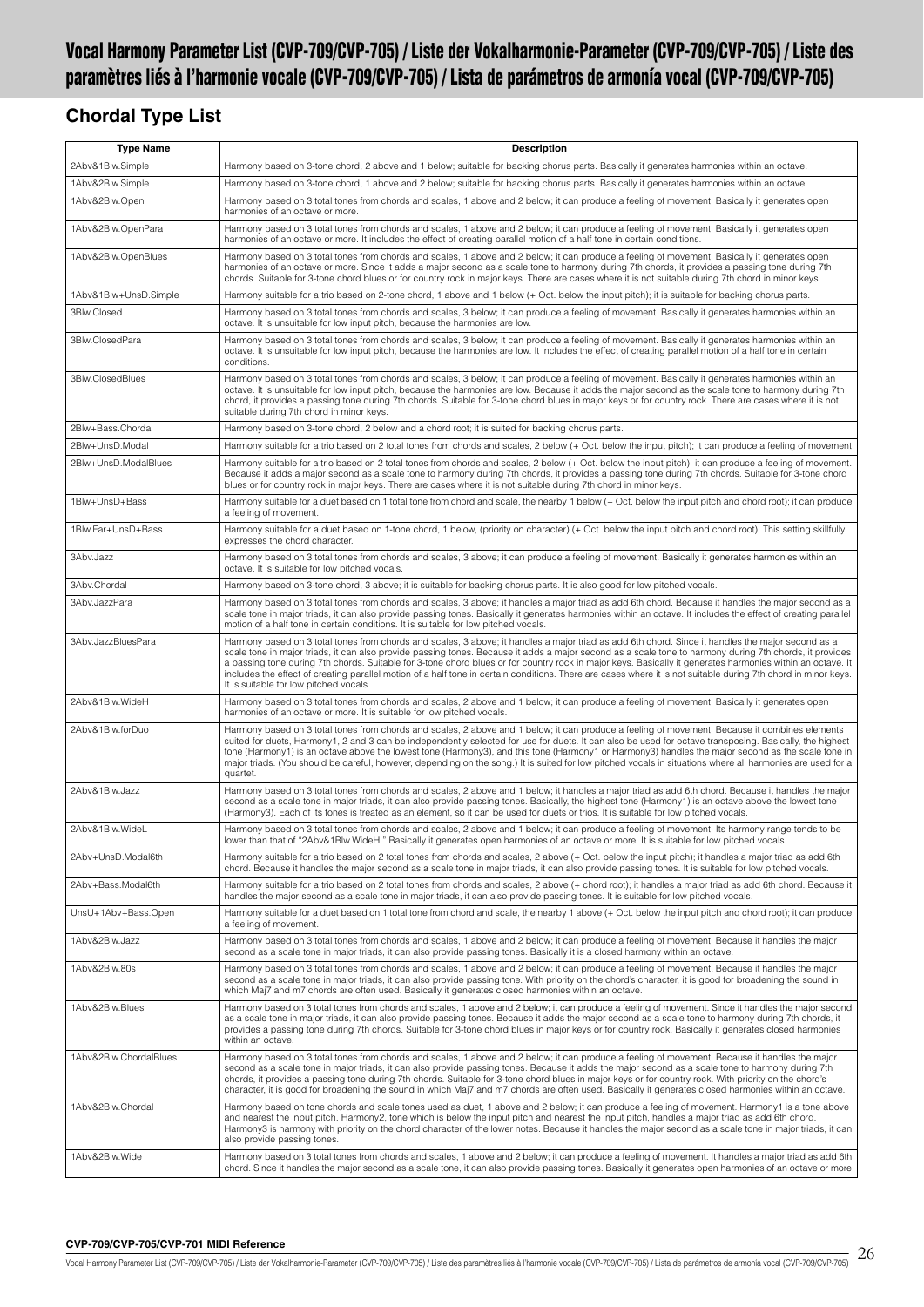# Vocal Harmony Parameter List (CVP-709/CVP-705) / Liste der Vokalharmonie-Parameter (CVP-709/CVP-705) / Liste des paramètres liés à l'harmonie vocale (CVP-709/CVP-705) / Lista de parámetros de armonía vocal (CVP-709/CVP-705)

## Chordal Type List

| Type Name | Description |
|---|---|
| 2Abv&1Blw.Simple | Harmony based on 3-tone chord, 2 above and 1 below; suitable for backing chorus parts. Basically it generates harmonies within an octave. |
| 1Abv&2Blw.Simple | Harmony based on 3-tone chord, 1 above and 2 below; suitable for backing chorus parts. Basically it generates harmonies within an octave. |
| 1Abv&2Blw.Open | Harmony based on 3 total tones from chords and scales, 1 above and 2 below; it can produce a feeling of movement. Basically it generates open harmonies of an octave or more. |
| 1Abv&2Blw.OpenPara | Harmony based on 3 total tones from chords and scales, 1 above and 2 below; it can produce a feeling of movement. Basically it generates open harmonies of an octave or more. It includes the effect of creating parallel motion of a half tone in certain conditions. |
| 1Abv&2Blw.OpenBlues | Harmony based on 3 total tones from chords and scales, 1 above and 2 below; it can produce a feeling of movement. Basically it generates open harmonies of an octave or more. Since it adds a major second as a scale tone to harmony during 7th chords, it provides a passing tone during 7th chords. Suitable for 3-tone chord blues or for country rock in major keys. There are cases where it is not suitable during 7th chord in minor keys. |
| 1Abv&1Blw+UnsD.Simple | Harmony suitable for a trio based on 2-tone chord, 1 above and 1 below (+ Oct. below the input pitch); it is suitable for backing chorus parts. |
| 3Blw.Closed | Harmony based on 3 total tones from chords and scales, 3 below; it can produce a feeling of movement. Basically it generates harmonies within an octave. It is unsuitable for low input pitch, because the harmonies are low. |
| 3Blw.ClosedPara | Harmony based on 3 total tones from chords and scales, 3 below; it can produce a feeling of movement. Basically it generates harmonies within an octave. It is unsuitable for low input pitch, because the harmonies are low. It includes the effect of creating parallel motion of a half tone in certain conditions. |
| 3Blw.ClosedBlues | Harmony based on 3 total tones from chords and scales, 3 below; it can produce a feeling of movement. Basically it generates harmonies within an octave. It is unsuitable for low input pitch, because the harmonies are low. Because it adds the major second as the scale tone to harmony during 7th chord, it provides a passing tone during 7th chords. Suitable for 3-tone chord blues in major keys or for country rock. There are cases where it is not suitable during 7th chord in minor keys. |
| 2Blw+Bass.Chordal | Harmony based on 3-tone chord, 2 below and a chord root; it is suited for backing chorus parts. |
| 2Blw+UnsD.Modal | Harmony suitable for a trio based on 2 total tones from chords and scales, 2 below (+ Oct. below the input pitch); it can produce a feeling of movement. |
| 2Blw+UnsD.ModalBlues | Harmony suitable for a trio based on 2 total tones from chords and scales, 2 below (+ Oct. below the input pitch); it can produce a feeling of movement. Because it adds a major second as a scale tone to harmony during 7th chords, it provides a passing tone during 7th chords. Suitable for 3-tone chord blues or for country rock in major keys. There are cases where it is not suitable during 7th chord in minor keys. |
| 1Blw+UnsD+Bass | Harmony suitable for a duet based on 1 total tone from chord and scale, the nearby 1 below (+ Oct. below the input pitch and chord root); it can produce a feeling of movement. |
| 1Blw.Far+UnsD+Bass | Harmony suitable for a duet based on 1-tone chord, 1 below, (priority on character) (+ Oct. below the input pitch and chord root). This setting skillfully expresses the chord character. |
| 3Abv.Jazz | Harmony based on 3 total tones from chords and scales, 3 above; it can produce a feeling of movement. Basically it generates harmonies within an octave. It is suitable for low pitched vocals. |
| 3Abv.Chordal | Harmony based on 3-tone chord, 3 above; it is suitable for backing chorus parts. It is also good for low pitched vocals. |
| 3Abv.JazzPara | Harmony based on 3 total tones from chords and scales, 3 above; it handles a major triad as add 6th chord. Because it handles the major second as a scale tone in major triads, it can also provide passing tones. Basically it generates harmonies within an octave. It includes the effect of creating parallel motion of a half tone in certain conditions. It is suitable for low pitched vocals. |
| 3Abv.JazzBluesPara | Harmony based on 3 total tones from chords and scales, 3 above; it handles a major triad as add 6th chord. Since it handles the major second as a scale tone in major triads, it can also provide passing tones. Because it adds a major second as a scale tone to harmony during 7th chords, it provides a passing tone during 7th chords. Suitable for 3-tone chord blues or for country rock in major keys. Basically it generates harmonies within an octave. It includes the effect of creating parallel motion of a half tone in certain conditions. There are cases where it is not suitable during 7th chord in minor keys. It is suitable for low pitched vocals. |
| 2Abv&1Blw.WideH | Harmony based on 3 total tones from chords and scales, 2 above and 1 below; it can produce a feeling of movement. Basically it generates open harmonies of an octave or more. It is suitable for low pitched vocals. |
| 2Abv&1Blw.forDuo | Harmony based on 3 total tones from chords and scales, 2 above and 1 below; it can produce a feeling of movement. Because it combines elements suited for duets, Harmony1, 2 and 3 can be independently selected for use for duets. It can also be used for octave transposing. Basically, the highest tone (Harmony1) is an octave above the lowest tone (Harmony3), and this tone (Harmony1 or Harmony3) handles the major second as the scale tone in major triads. (You should be careful, however, depending on the song.) It is suited for low pitched vocals in situations where all harmonies are used for a quartet. |
| 2Abv&1Blw.Jazz | Harmony based on 3 total tones from chords and scales, 2 above and 1 below; it handles a major triad as add 6th chord. Because it handles the major second as a scale tone in major triads, it can also provide passing tones. Basically, the highest tone (Harmony1) is an octave above the lowest tone (Harmony3). Each of its tones is treated as an element, so it can be used for duets or trios. It is suitable for low pitched vocals. |
| 2Abv&1Blw.WideL | Harmony based on 3 total tones from chords and scales, 2 above and 1 below; it can produce a feeling of movement. Its harmony range tends to be lower than that of "2Abv&1Blw.WideH." Basically it generates open harmonies of an octave or more. It is suitable for low pitched vocals. |
| 2Abv+UnsD.Modal6th | Harmony suitable for a trio based on 2 total tones from chords and scales, 2 above (+ Oct. below the input pitch); it handles a major triad as add 6th chord. Because it handles the major second as a scale tone in major triads, it can also provide passing tones. It is suitable for low pitched vocals. |
| 2Abv+Bass.Modal6th | Harmony suitable for a trio based on 2 total tones from chords and scales, 2 above (+ chord root); it handles a major triad as add 6th chord. Because it handles the major second as a scale tone in major triads, it can also provide passing tones. It is suitable for low pitched vocals. |
| UnsU+1Abv+Bass.Open | Harmony suitable for a duet based on 1 total tone from chord and scale, the nearby 1 above (+ Oct. below the input pitch and chord root); it can produce a feeling of movement. |
| 1Abv&2Blw.Jazz | Harmony based on 3 total tones from chords and scales, 1 above and 2 below; it can produce a feeling of movement. Because it handles the major second as a scale tone in major triads, it can also provide passing tones. Basically it is a closed harmony within an octave. |
| 1Abv&2Blw.80s | Harmony based on 3 total tones from chords and scales, 1 above and 2 below; it can produce a feeling of movement. Because it handles the major second as a scale tone in major triads, it can also provide passing tone. With priority on the chord's character, it is good for broadening the sound in which Maj7 and m7 chords are often used. Basically it generates closed harmonies within an octave. |
| 1Abv&2Blw.Blues | Harmony based on 3 total tones from chords and scales, 1 above and 2 below; it can produce a feeling of movement. Since it handles the major second as a scale tone in major triads, it can also provide passing tones. Because it adds the major second as a scale tone to harmony during 7th chords, it provides a passing tone during 7th chords. Suitable for 3-tone chord blues in major keys or for country rock. Basically it generates closed harmonies within an octave. |
| 1Abv&2Blw.ChordalBlues | Harmony based on 3 total tones from chords and scales, 1 above and 2 below; it can produce a feeling of movement. Because it handles the major second as a scale tone in major triads, it can also provide passing tones. Because it adds the major second as a scale tone to harmony during 7th chords, it provides a passing tone during 7th chords. Suitable for 3-tone chord blues in major keys or for country rock. With priority on the chord's character, it is good for broadening the sound in which Maj7 and m7 chords are often used. Basically it generates closed harmonies within an octave. |
| 1Abv&2Blw.Chordal | Harmony based on tone chords and scale tones used as duet, 1 above and 2 below; it can produce a feeling of movement. Harmony1 is a tone above and nearest the input pitch. Harmony2, tone which is below the input pitch and nearest the input pitch, handles a major triad as add 6th chord. Harmony3 is harmony with priority on the chord character of the lower notes. Because it handles the major second as a scale tone in major triads, it can also provide passing tones. |
| 1Abv&2Blw.Wide | Harmony based on 3 total tones from chords and scales, 1 above and 2 below; it can produce a feeling of movement. It handles a major triad as add 6th chord. Since it handles the major second as a scale tone, it can also provide passing tones. Basically it generates open harmonies of an octave or more. |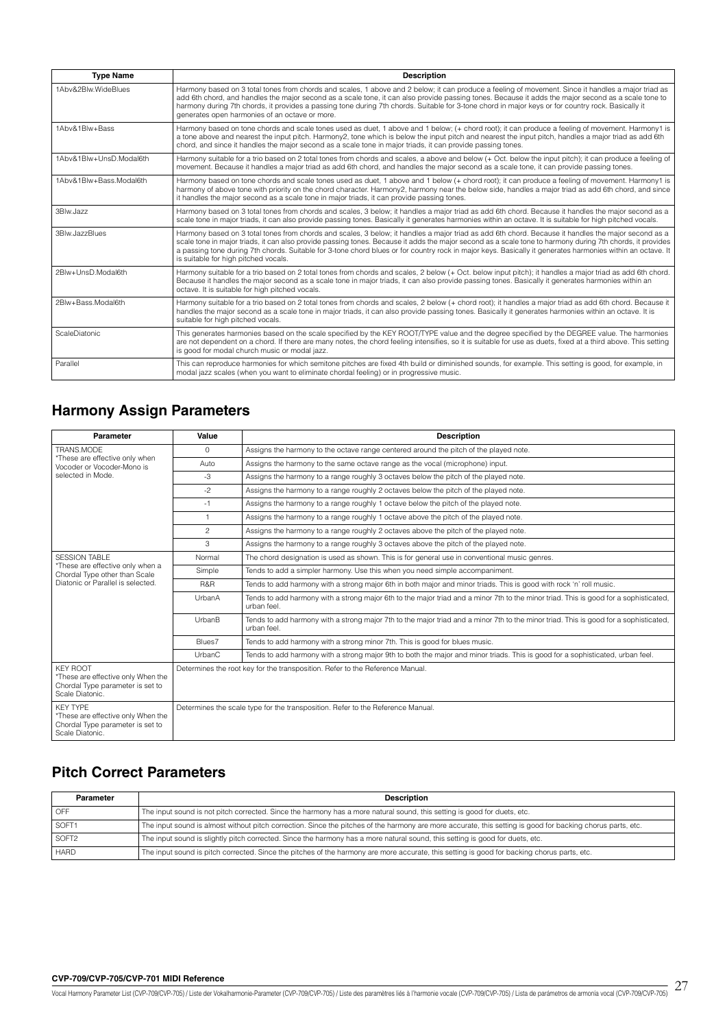| Type Name | Description |
|---|---|
| 1Abv&2Blw.WideBlues | Harmony based on 3 total tones from chords and scales, 1 above and 2 below; it can produce a feeling of movement. Since it handles a major triad as add 6th chord, and handles the major second as a scale tone, it can also provide passing tones. Because it adds the major second as a scale tone to harmony during 7th chords, it provides a passing tone during 7th chords. Suitable for 3-tone chord in major keys or for country rock. Basically it generates open harmonies of an octave or more. |
| 1Abv&1Blw+Bass | Harmony based on tone chords and scale tones used as duet, 1 above and 1 below; (+ chord root); it can produce a feeling of movement. Harmony1 is a tone above and nearest the input pitch. Harmony2, tone which is below the input pitch and nearest the input pitch, handles a major triad as add 6th chord, and since it handles the major second as a scale tone in major triads, it can provide passing tones. |
| 1Abv&1Blw+UnsD.Modal6th | Harmony suitable for a trio based on 2 total tones from chords and scales, a above and below (+ Oct. below the input pitch); it can produce a feeling of movement. Because it handles a major triad as add 6th chord, and handles the major second as a scale tone, it can provide passing tones. |
| 1Abv&1Blw+Bass.Modal6th | Harmony based on tone chords and scale tones used as duet, 1 above and 1 below (+ chord root); it can produce a feeling of movement. Harmony1 is harmony of above tone with priority on the chord character. Harmony2, harmony near the below side, handles a major triad as add 6th chord, and since it handles the major second as a scale tone in major triads, it can provide passing tones. |
| 3Blw.Jazz | Harmony based on 3 total tones from chords and scales, 3 below; it handles a major triad as add 6th chord. Because it handles the major second as a scale tone in major triads, it can also provide passing tones. Basically it generates harmonies within an octave. It is suitable for high pitched vocals. |
| 3Blw.JazzBlues | Harmony based on 3 total tones from chords and scales, 3 below; it handles a major triad as add 6th chord. Because it handles the major second as a scale tone in major triads, it can also provide passing tones. Because it adds the major second as a scale tone to harmony during 7th chords, it provides a passing tone during 7th chords. Suitable for 3-tone chord blues or for country rock in major keys. Basically it generates harmonies within an octave. It is suitable for high pitched vocals. |
| 2Blw+UnsD.Modal6th | Harmony suitable for a trio based on 2 total tones from chords and scales, 2 below (+ Oct. below input pitch); it handles a major triad as add 6th chord. Because it handles the major second as a scale tone in major triads, it can also provide passing tones. Basically it generates harmonies within an octave. It is suitable for high pitched vocals. |
| 2Blw+Bass.Modal6th | Harmony suitable for a trio based on 2 total tones from chords and scales, 2 below (+ chord root); it handles a major triad as add 6th chord. Because it handles the major second as a scale tone in major triads, it can also provide passing tones. Basically it generates harmonies within an octave. It is suitable for high pitched vocals. |
| ScaleDiatonic | This generates harmonies based on the scale specified by the KEY ROOT/TYPE value and the degree specified by the DEGREE value. The harmonies are not dependent on a chord. If there are many notes, the chord feeling intensifies, so it is suitable for use as duets, fixed at a third above. This setting is good for modal church music or modal jazz. |
| Parallel | This can reproduce harmonies for which semitone pitches are fixed 4th build or diminished sounds, for example. This setting is good, for example, in modal jazz scales (when you want to eliminate chordal feeling) or in progressive music. |

## Harmony Assign Parameters

| Parameter | Value | Description |
|---|---|---|
| TRANS.MODE<br>*These are effective only when Vocoder or Vocoder-Mono is selected in Mode. | 0 | Assigns the harmony to the octave range centered around the pitch of the played note. |
| | Auto | Assigns the harmony to the same octave range as the vocal (microphone) input. |
| | -3 | Assigns the harmony to a range roughly 3 octaves below the pitch of the played note. |
| | -2 | Assigns the harmony to a range roughly 2 octaves below the pitch of the played note. |
| | -1 | Assigns the harmony to a range roughly 1 octave below the pitch of the played note. |
| | 1 | Assigns the harmony to a range roughly 1 octave above the pitch of the played note. |
| | 2 | Assigns the harmony to a range roughly 2 octaves above the pitch of the played note. |
| | 3 | Assigns the harmony to a range roughly 3 octaves above the pitch of the played note. |
| SESSION TABLE<br>*These are effective only when a Chordal Type other than Scale Diatonic or Parallel is selected. | Normal | The chord designation is used as shown. This is for general use in conventional music genres. |
| | Simple | Tends to add a simpler harmony. Use this when you need simple accompaniment. |
| | R&R | Tends to add harmony with a strong major 6th in both major and minor triads. This is good with rock 'n' roll music. |
| | UrbanA | Tends to add harmony with a strong major 6th to the major triad and a minor 7th to the minor triad. This is good for a sophisticated, urban feel. |
| | UrbanB | Tends to add harmony with a strong major 7th to the major triad and a minor 7th to the minor triad. This is good for a sophisticated, urban feel. |
| | Blues7 | Tends to add harmony with a strong minor 7th. This is good for blues music. |
| | UrbanC | Tends to add harmony with a strong major 9th to both the major and minor triads. This is good for a sophisticated, urban feel. |
| KEY ROOT<br>*These are effective only When the Chordal Type parameter is set to Scale Diatonic. | Determines the root key for the transposition. Refer to the Reference Manual. | |
| KEY TYPE<br>*These are effective only When the Chordal Type parameter is set to Scale Diatonic. | Determines the scale type for the transposition. Refer to the Reference Manual. | |

## Pitch Correct Parameters

| Parameter | Description |
|---|---|
| OFF | The input sound is not pitch corrected. Since the harmony has a more natural sound, this setting is good for duets, etc. |
| SOFT1 | The input sound is almost without pitch correction. Since the pitches of the harmony are more accurate, this setting is good for backing chorus parts, etc. |
| SOFT2 | The input sound is slightly pitch corrected. Since the harmony has a more natural sound, this setting is good for duets, etc. |
| HARD | The input sound is pitch corrected. Since the pitches of the harmony are more accurate, this setting is good for backing chorus parts, etc. |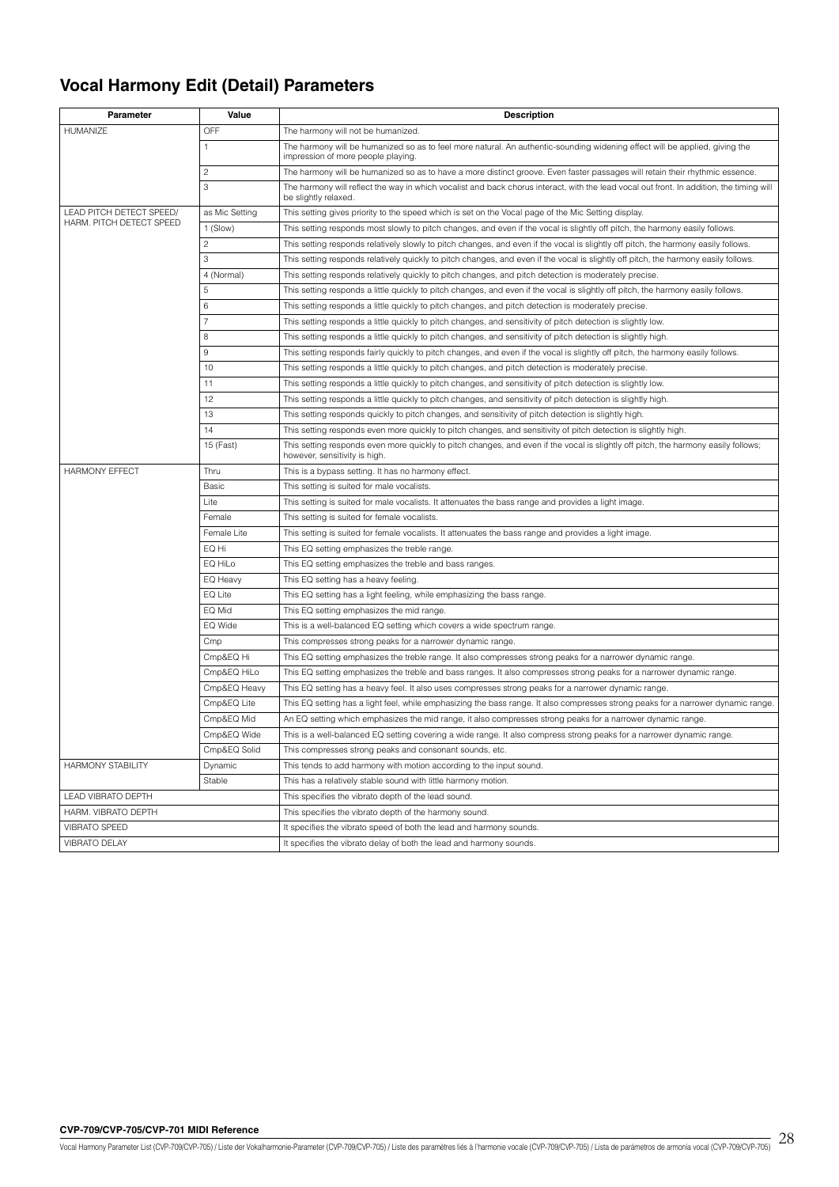## Vocal Harmony Edit (Detail) Parameters

| Parameter | Value | Description |
|---|---|---|
| HUMANIZE | OFF | The harmony will not be humanized. |
| | 1 | The harmony will be humanized so as to feel more natural. An authentic-sounding widening effect will be applied, giving the impression of more people playing. |
| | 2 | The harmony will be humanized so as to have a more distinct groove. Even faster passages will retain their rhythmic essence. |
| | 3 | The harmony will reflect the way in which vocalist and back chorus interact, with the lead vocal out front. In addition, the timing will be slightly relaxed. |
| LEAD PITCH DETECT SPEED/ HARM. PITCH DETECT SPEED | as Mic Setting | This setting gives priority to the speed which is set on the Vocal page of the Mic Setting display. |
| | 1 (Slow) | This setting responds most slowly to pitch changes, and even if the vocal is slightly off pitch, the harmony easily follows. |
| | 2 | This setting responds relatively slowly to pitch changes, and even if the vocal is slightly off pitch, the harmony easily follows. |
| | 3 | This setting responds relatively quickly to pitch changes, and even if the vocal is slightly off pitch, the harmony easily follows. |
| | 4 (Normal) | This setting responds relatively quickly to pitch changes, and pitch detection is moderately precise. |
| | 5 | This setting responds a little quickly to pitch changes, and even if the vocal is slightly off pitch, the harmony easily follows. |
| | 6 | This setting responds a little quickly to pitch changes, and pitch detection is moderately precise. |
| | 7 | This setting responds a little quickly to pitch changes, and sensitivity of pitch detection is slightly low. |
| | 8 | This setting responds a little quickly to pitch changes, and sensitivity of pitch detection is slightly high. |
| | 9 | This setting responds fairly quickly to pitch changes, and even if the vocal is slightly off pitch, the harmony easily follows. |
| | 10 | This setting responds a little quickly to pitch changes, and pitch detection is moderately precise. |
| | 11 | This setting responds a little quickly to pitch changes, and sensitivity of pitch detection is slightly low. |
| | 12 | This setting responds a little quickly to pitch changes, and sensitivity of pitch detection is slightly high. |
| | 13 | This setting responds quickly to pitch changes, and sensitivity of pitch detection is slightly high. |
| | 14 | This setting responds even more quickly to pitch changes, and sensitivity of pitch detection is slightly high. |
| | 15 (Fast) | This setting responds even more quickly to pitch changes, and even if the vocal is slightly off pitch, the harmony easily follows; however, sensitivity is high. |
| HARMONY EFFECT | Thru | This is a bypass setting. It has no harmony effect. |
| | Basic | This setting is suited for male vocalists. |
| | Lite | This setting is suited for male vocalists. It attenuates the bass range and provides a light image. |
| | Female | This setting is suited for female vocalists. |
| | Female Lite | This setting is suited for female vocalists. It attenuates the bass range and provides a light image. |
| | EQ Hi | This EQ setting emphasizes the treble range. |
| | EQ HiLo | This EQ setting emphasizes the treble and bass ranges. |
| | EQ Heavy | This EQ setting has a heavy feeling. |
| | EQ Lite | This EQ setting has a light feeling, while emphasizing the bass range. |
| | EQ Mid | This EQ setting emphasizes the mid range. |
| | EQ Wide | This is a well-balanced EQ setting which covers a wide spectrum range. |
| | Cmp | This compresses strong peaks for a narrower dynamic range. |
| | Cmp&EQ Hi | This EQ setting emphasizes the treble range. It also compresses strong peaks for a narrower dynamic range. |
| | Cmp&EQ HiLo | This EQ setting emphasizes the treble and bass ranges. It also compresses strong peaks for a narrower dynamic range. |
| | Cmp&EQ Heavy | This EQ setting has a heavy feel. It also uses compresses strong peaks for a narrower dynamic range. |
| | Cmp&EQ Lite | This EQ setting has a light feel, while emphasizing the bass range. It also compresses strong peaks for a narrower dynamic range. |
| | Cmp&EQ Mid | An EQ setting which emphasizes the mid range, it also compresses strong peaks for a narrower dynamic range. |
| | Cmp&EQ Wide | This is a well-balanced EQ setting covering a wide range. It also compress strong peaks for a narrower dynamic range. |
| | Cmp&EQ Solid | This compresses strong peaks and consonant sounds, etc. |
| HARMONY STABILITY | Dynamic | This tends to add harmony with motion according to the input sound. |
| | Stable | This has a relatively stable sound with little harmony motion. |
| LEAD VIBRATO DEPTH | | This specifies the vibrato depth of the lead sound. |
| HARM. VIBRATO DEPTH | | This specifies the vibrato depth of the harmony sound. |
| VIBRATO SPEED | | It specifies the vibrato speed of both the lead and harmony sounds. |
| VIBRATO DELAY | | It specifies the vibrato delay of both the lead and harmony sounds. |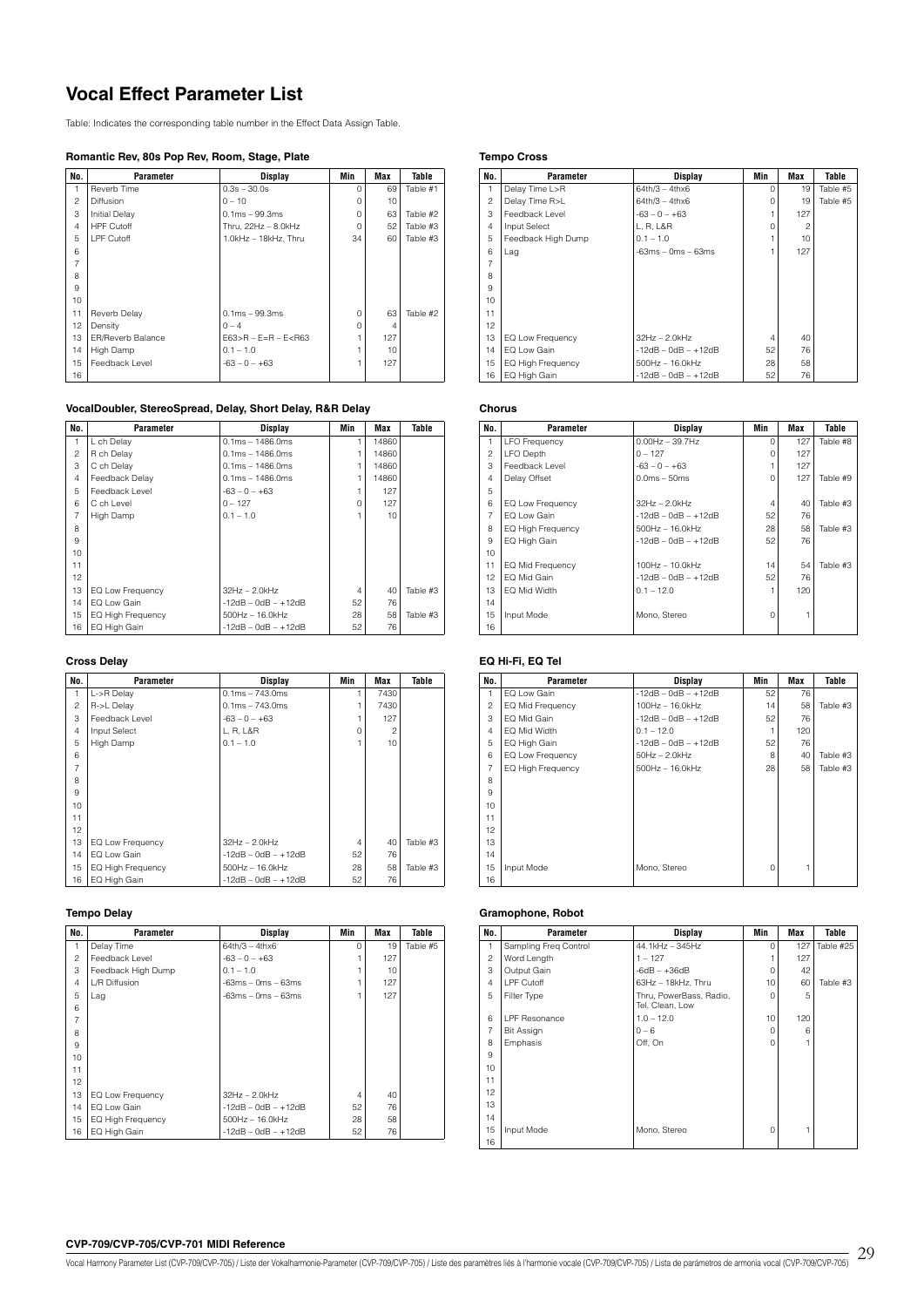# Vocal Effect Parameter List

Table: Indicates the corresponding table number in the Effect Data Assign Table.

### Romantic Rev, 80s Pop Rev, Room, Stage, Plate

| No. | Parameter | Display | Min | Max | Table |
|---|---|---|---|---|---|
| 1 | Reverb Time | 0.3s – 30.0s | 0 | 69 | Table #1 |
| 2 | Diffusion | 0 – 10 | 0 | 10 | |
| 3 | Initial Delay | 0.1ms – 99.3ms | 0 | 63 | Table #2 |
| 4 | HPF Cutoff | Thru, 22Hz – 8.0kHz | 0 | 52 | Table #3 |
| 5 | LPF Cutoff | 1.0kHz – 18kHz, Thru | 34 | 60 | Table #3 |
| 6 | | | | | |
| 7 | | | | | |
| 8 | | | | | |
| 9 | | | | | |
| 10 | | | | | |
| 11 | Reverb Delay | 0.1ms – 99.3ms | 0 | 63 | Table #2 |
| 12 | Density | 0 – 4 | 0 | 4 | |
| 13 | ER/Reverb Balance | E63>R – E=R – E<R63 | 1 | 127 | |
| 14 | High Damp | 0.1 – 1.0 | 1 | 10 | |
| 15 | Feedback Level | -63 – 0 – +63 | 1 | 127 | |
| 16 | | | | | |

### VocalDoubler, StereoSpread, Delay, Short Delay, R&R Delay

| No. | Parameter | Display | Min | Max | Table |
|---|---|---|---|---|---|
| 1 | L ch Delay | 0.1ms – 1486.0ms | 1 | 14860 | |
| 2 | R ch Delay | 0.1ms – 1486.0ms | 1 | 14860 | |
| 3 | C ch Delay | 0.1ms – 1486.0ms | 1 | 14860 | |
| 4 | Feedback Delay | 0.1ms – 1486.0ms | 1 | 14860 | |
| 5 | Feedback Level | -63 – 0 – +63 | 1 | 127 | |
| 6 | C ch Level | 0 – 127 | 0 | 127 | |
| 7 | High Damp | 0.1 – 1.0 | 1 | 10 | |
| 8 | | | | | |
| 9 | | | | | |
| 10 | | | | | |
| 11 | | | | | |
| 12 | | | | | |
| 13 | EQ Low Frequency | 32Hz – 2.0kHz | 4 | 40 | Table #3 |
| 14 | EQ Low Gain | -12dB – 0dB – +12dB | 52 | 76 | |
| 15 | EQ High Frequency | 500Hz – 16.0kHz | 28 | 58 | Table #3 |
| 16 | EQ High Gain | -12dB – 0dB – +12dB | 52 | 76 | |

### Cross Delay

| No. | Parameter | Display | Min | Max | Table |
|---|---|---|---|---|---|
| 1 | L->R Delay | 0.1ms – 743.0ms | 1 | 7430 | |
| 2 | R->L Delay | 0.1ms – 743.0ms | 1 | 7430 | |
| 3 | Feedback Level | -63 – 0 – +63 | 1 | 127 | |
| 4 | Input Select | L, R, L&R | 0 | 2 | |
| 5 | High Damp | 0.1 – 1.0 | 1 | 10 | |
| 6 | | | | | |
| 7 | | | | | |
| 8 | | | | | |
| 9 | | | | | |
| 10 | | | | | |
| 11 | | | | | |
| 12 | | | | | |
| 13 | EQ Low Frequency | 32Hz – 2.0kHz | 4 | 40 | Table #3 |
| 14 | EQ Low Gain | -12dB – 0dB – +12dB | 52 | 76 | |
| 15 | EQ High Frequency | 500Hz – 16.0kHz | 28 | 58 | Table #3 |
| 16 | EQ High Gain | -12dB – 0dB – +12dB | 52 | 76 | |

### Tempo Delay

| No. | Parameter | Display | Min | Max | Table |
|---|---|---|---|---|---|
| 1 | Delay Time | 64th/3 – 4thx6 | 0 | 19 | Table #5 |
| 2 | Feedback Level | -63 – 0 – +63 | 1 | 127 | |
| 3 | Feedback High Dump | 0.1 – 1.0 | 1 | 10 | |
| 4 | L/R Diffusion | -63ms – 0ms – 63ms | 1 | 127 | |
| 5 | Lag | -63ms – 0ms – 63ms | 1 | 127 | |
| 6 | | | | | |
| 7 | | | | | |
| 8 | | | | | |
| 9 | | | | | |
| 10 | | | | | |
| 11 | | | | | |
| 12 | | | | | |
| 13 | EQ Low Frequency | 32Hz – 2.0kHz | 4 | 40 | |
| 14 | EQ Low Gain | -12dB – 0dB – +12dB | 52 | 76 | |
| 15 | EQ High Frequency | 500Hz – 16.0kHz | 28 | 58 | |
| 16 | EQ High Gain | -12dB – 0dB – +12dB | 52 | 76 | |

### Tempo Cross

| No. | Parameter | Display | Min | Max | Table |
|---|---|---|---|---|---|
| 1 | Delay Time L>R | 64th/3 – 4thx6 | 0 | 19 | Table #5 |
| 2 | Delay Time R>L | 64th/3 – 4thx6 | 0 | 19 | Table #5 |
| 3 | Feedback Level | -63 – 0 – +63 | 1 | 127 | |
| 4 | Input Select | L, R, L&R | 0 | 2 | |
| 5 | Feedback High Dump | 0.1 – 1.0 | 1 | 10 | |
| 6 | Lag | -63ms – 0ms – 63ms | 1 | 127 | |
| 7 | | | | | |
| 8 | | | | | |
| 9 | | | | | |
| 10 | | | | | |
| 11 | | | | | |
| 12 | | | | | |
| 13 | EQ Low Frequency | 32Hz – 2.0kHz | 4 | 40 | |
| 14 | EQ Low Gain | -12dB – 0dB – +12dB | 52 | 76 | |
| 15 | EQ High Frequency | 500Hz – 16.0kHz | 28 | 58 | |
| 16 | EQ High Gain | -12dB – 0dB – +12dB | 52 | 76 | |

### Chorus

| No. | Parameter | Display | Min | Max | Table |
|---|---|---|---|---|---|
| 1 | LFO Frequency | 0.00Hz – 39.7Hz | 0 | 127 | Table #8 |
| 2 | LFO Depth | 0 – 127 | 0 | 127 | |
| 3 | Feedback Level | -63 – 0 – +63 | 1 | 127 | |
| 4 | Delay Offset | 0.0ms – 50ms | 0 | 127 | Table #9 |
| 5 | | | | | |
| 6 | EQ Low Frequency | 32Hz – 2.0kHz | 4 | 40 | Table #3 |
| 7 | EQ Low Gain | -12dB – 0dB – +12dB | 52 | 76 | |
| 8 | EQ High Frequency | 500Hz – 16.0kHz | 28 | 58 | Table #3 |
| 9 | EQ High Gain | -12dB – 0dB – +12dB | 52 | 76 | |
| 10 | | | | | |
| 11 | EQ Mid Frequency | 100Hz – 10.0kHz | 14 | 54 | Table #3 |
| 12 | EQ Mid Gain | -12dB – 0dB – +12dB | 52 | 76 | |
| 13 | EQ Mid Width | 0.1 – 12.0 | 1 | 120 | |
| 14 | | | | | |
| 15 | Input Mode | Mono, Stereo | 0 | 1 | |
| 16 | | | | | |

### EQ Hi-Fi, EQ Tel

| No. | Parameter | Display | Min | Max | Table |
|---|---|---|---|---|---|
| 1 | EQ Low Gain | -12dB – 0dB – +12dB | 52 | 76 | |
| 2 | EQ Mid Frequency | 100Hz – 16.0kHz | 14 | 58 | Table #3 |
| 3 | EQ Mid Gain | -12dB – 0dB – +12dB | 52 | 76 | |
| 4 | EQ Mid Width | 0.1 – 12.0 | 1 | 120 | |
| 5 | EQ High Gain | -12dB – 0dB – +12dB | 52 | 76 | |
| 6 | EQ Low Frequency | 50Hz – 2.0kHz | 8 | 40 | Table #3 |
| 7 | EQ High Frequency | 500Hz – 16.0kHz | 28 | 58 | Table #3 |
| 8 | | | | | |
| 9 | | | | | |
| 10 | | | | | |
| 11 | | | | | |
| 12 | | | | | |
| 13 | | | | | |
| 14 | | | | | |
| 15 | Input Mode | Mono, Stereo | 0 | 1 | |
| 16 | | | | | |

### Gramophone, Robot

| No. | Parameter | Display | Min | Max | Table |
|---|---|---|---|---|---|
| 1 | Sampling Freq Control | 44.1kHz – 345Hz | 0 | 127 | Table #25 |
| 2 | Word Length | 1 – 127 | 1 | 127 | |
| 3 | Output Gain | -6dB – +36dB | 0 | 42 | |
| 4 | LPF Cutoff | 63Hz – 18kHz, Thru | 10 | 60 | Table #3 |
| 5 | Filter Type | Thru, PowerBass, Radio, Tel, Clean, Low | 0 | 5 | |
| 6 | LPF Resonance | 1.0 – 12.0 | 10 | 120 | |
| 7 | Bit Assign | 0 – 6 | 0 | 6 | |
| 8 | Emphasis | Off, On | 0 | 1 | |
| 9 | | | | | |
| 10 | | | | | |
| 11 | | | | | |
| 12 | | | | | |
| 13 | | | | | |
| 14 | | | | | |
| 15 | Input Mode | Mono, Stereo | 0 | 1 | |
| 16 | | | | | |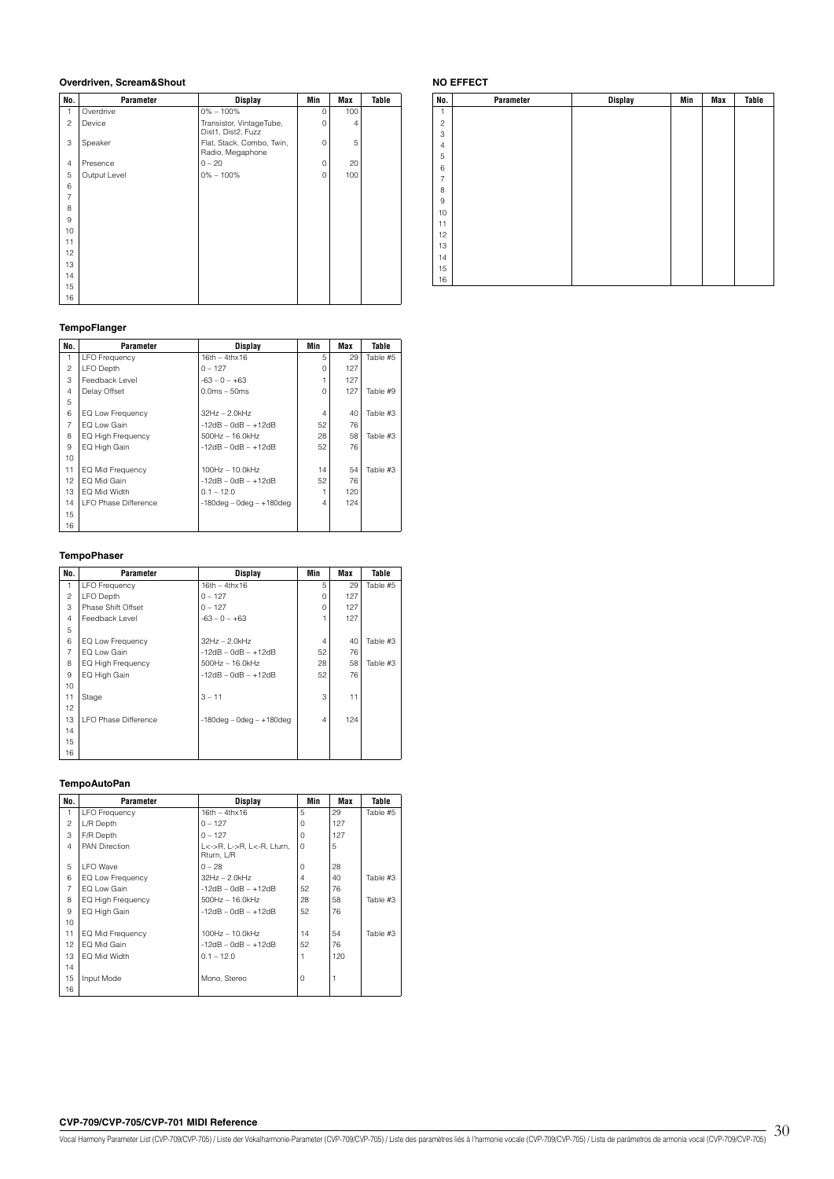### Overdriven, Scream&Shout

| No. | Parameter | Display | Min | Max | Table |
|---|---|---|---|---|---|
| 1 | Overdrive | 0% – 100% | 0 | 100 | |
| 2 | Device | Transistor, VintageTube, Dist1, Dist2, Fuzz | 0 | 4 | |
| 3 | Speaker | Flat, Stack, Combo, Twin, Radio, Megaphone | 0 | 5 | |
| 4 | Presence | 0 – 20 | 0 | 20 | |
| 5 | Output Level | 0% – 100% | 0 | 100 | |
| 6 | | | | | |
| 7 | | | | | |
| 8 | | | | | |
| 9 | | | | | |
| 10 | | | | | |
| 11 | | | | | |
| 12 | | | | | |
| 13 | | | | | |
| 14 | | | | | |
| 15 | | | | | |
| 16 | | | | | |

### NO EFFECT

| No. | Parameter | Display | Min | Max | Table |
|---|---|---|---|---|---|
| 1 | | | | | |
| 2 | | | | | |
| 3 | | | | | |
| 4 | | | | | |
| 5 | | | | | |
| 6 | | | | | |
| 7 | | | | | |
| 8 | | | | | |
| 9 | | | | | |
| 10 | | | | | |
| 11 | | | | | |
| 12 | | | | | |
| 13 | | | | | |
| 14 | | | | | |
| 15 | | | | | |
| 16 | | | | | |

### TempoFlanger

| No. | Parameter | Display | Min | Max | Table |
|---|---|---|---|---|---|
| 1 | LFO Frequency | 16th – 4thx16 | 5 | 29 | Table #5 |
| 2 | LFO Depth | 0 – 127 | 0 | 127 | |
| 3 | Feedback Level | -63 – 0 – +63 | 1 | 127 | |
| 4 | Delay Offset | 0.0ms – 50ms | 0 | 127 | Table #9 |
| 5 | | | | | |
| 6 | EQ Low Frequency | 32Hz – 2.0kHz | 4 | 40 | Table #3 |
| 7 | EQ Low Gain | -12dB – 0dB – +12dB | 52 | 76 | |
| 8 | EQ High Frequency | 500Hz – 16.0kHz | 28 | 58 | Table #3 |
| 9 | EQ High Gain | -12dB – 0dB – +12dB | 52 | 76 | |
| 10 | | | | | |
| 11 | EQ Mid Frequency | 100Hz – 10.0kHz | 14 | 54 | Table #3 |
| 12 | EQ Mid Gain | -12dB – 0dB – +12dB | 52 | 76 | |
| 13 | EQ Mid Width | 0.1 – 12.0 | 1 | 120 | |
| 14 | LFO Phase Difference | -180deg – 0deg – +180deg | 4 | 124 | |
| 15 | | | | | |
| 16 | | | | | |

### TempoPhaser

| No. | Parameter | Display | Min | Max | Table |
|---|---|---|---|---|---|
| 1 | LFO Frequency | 16th – 4thx16 | 5 | 29 | Table #5 |
| 2 | LFO Depth | 0 – 127 | 0 | 127 | |
| 3 | Phase Shift Offset | 0 – 127 | 0 | 127 | |
| 4 | Feedback Level | -63 – 0 – +63 | 1 | 127 | |
| 5 | | | | | |
| 6 | EQ Low Frequency | 32Hz – 2.0kHz | 4 | 40 | Table #3 |
| 7 | EQ Low Gain | -12dB – 0dB – +12dB | 52 | 76 | |
| 8 | EQ High Frequency | 500Hz – 16.0kHz | 28 | 58 | Table #3 |
| 9 | EQ High Gain | -12dB – 0dB – +12dB | 52 | 76 | |
| 10 | | | | | |
| 11 | Stage | 3 – 11 | 3 | 11 | |
| 12 | | | | | |
| 13 | LFO Phase Difference | -180deg – 0deg – +180deg | 4 | 124 | |
| 14 | | | | | |
| 15 | | | | | |
| 16 | | | | | |

### TempoAutoPan

| No. | Parameter | Display | Min | Max | Table |
|---|---|---|---|---|---|
| 1 | LFO Frequency | 16th – 4thx16 | 5 | 29 | Table #5 |
| 2 | L/R Depth | 0 – 127 | 0 | 127 | |
| 3 | F/R Depth | 0 – 127 | 0 | 127 | |
| 4 | PAN Direction | L<->R, L->R, L<-R, Lturn, Rturn, L/R | 0 | 5 | |
| 5 | LFO Wave | 0 – 28 | 0 | 28 | |
| 6 | EQ Low Frequency | 32Hz – 2.0kHz | 4 | 40 | Table #3 |
| 7 | EQ Low Gain | -12dB – 0dB – +12dB | 52 | 76 | |
| 8 | EQ High Frequency | 500Hz – 16.0kHz | 28 | 58 | Table #3 |
| 9 | EQ High Gain | -12dB – 0dB – +12dB | 52 | 76 | |
| 10 | | | | | |
| 11 | EQ Mid Frequency | 100Hz – 10.0kHz | 14 | 54 | Table #3 |
| 12 | EQ Mid Gain | -12dB – 0dB – +12dB | 52 | 76 | |
| 13 | EQ Mid Width | 0.1 – 12.0 | 1 | 120 | |
| 14 | | | | | |
| 15 | Input Mode | Mono, Stereo | 0 | 1 | |
| 16 | | | | | |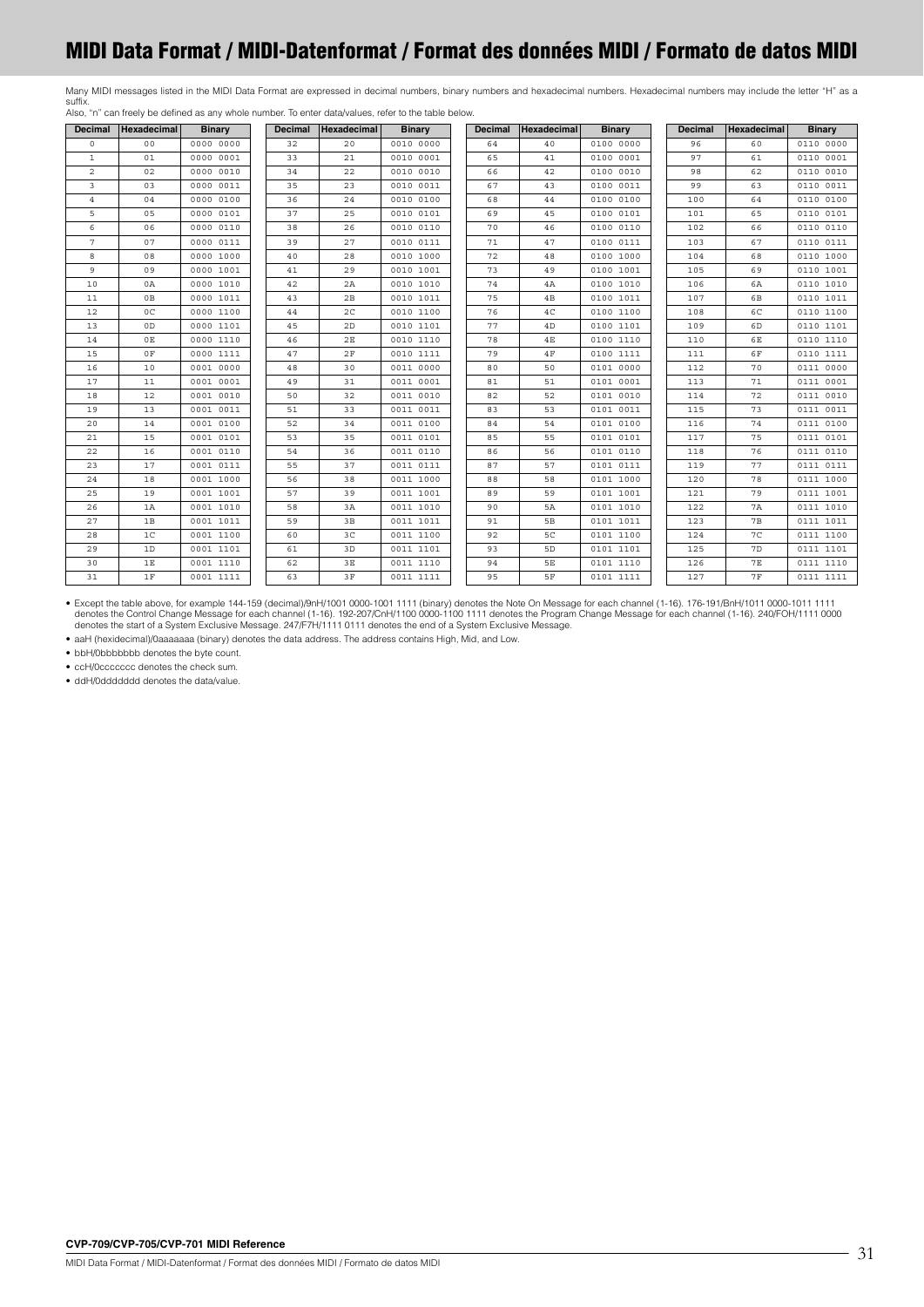# MIDI Data Format / MIDI-Datenformat / Format des données MIDI / Formato de datos MIDI

Many MIDI messages listed in the MIDI Data Format are expressed in decimal numbers, binary numbers and hexadecimal numbers. Hexadecimal numbers may include the letter "H" as a suffix.
Also, "n" can freely be defined as any whole number. To enter data/values, refer to the table below.

| Decimal | Hexadecimal | Binary | Decimal | Hexadecimal | Binary | Decimal | Hexadecimal | Binary | Decimal | Hexadecimal | Binary |
|---|---|---|---|---|---|---|---|---|---|---|---|
| 0 | 00 | 0000 0000 | 32 | 20 | 0010 0000 | 64 | 40 | 0100 0000 | 96 | 60 | 0110 0000 |
| 1 | 01 | 0000 0001 | 33 | 21 | 0010 0001 | 65 | 41 | 0100 0001 | 97 | 61 | 0110 0001 |
| 2 | 02 | 0000 0010 | 34 | 22 | 0010 0010 | 66 | 42 | 0100 0010 | 98 | 62 | 0110 0010 |
| 3 | 03 | 0000 0011 | 35 | 23 | 0010 0011 | 67 | 43 | 0100 0011 | 99 | 63 | 0110 0011 |
| 4 | 04 | 0000 0100 | 36 | 24 | 0010 0100 | 68 | 44 | 0100 0100 | 100 | 64 | 0110 0100 |
| 5 | 05 | 0000 0101 | 37 | 25 | 0010 0101 | 69 | 45 | 0100 0101 | 101 | 65 | 0110 0101 |
| 6 | 06 | 0000 0110 | 38 | 26 | 0010 0110 | 70 | 46 | 0100 0110 | 102 | 66 | 0110 0110 |
| 7 | 07 | 0000 0111 | 39 | 27 | 0010 0111 | 71 | 47 | 0100 0111 | 103 | 67 | 0110 0111 |
| 8 | 08 | 0000 1000 | 40 | 28 | 0010 1000 | 72 | 48 | 0100 1000 | 104 | 68 | 0110 1000 |
| 9 | 09 | 0000 1001 | 41 | 29 | 0010 1001 | 73 | 49 | 0100 1001 | 105 | 69 | 0110 1001 |
| 10 | 0A | 0000 1010 | 42 | 2A | 0010 1010 | 74 | 4A | 0100 1010 | 106 | 6A | 0110 1010 |
| 11 | 0B | 0000 1011 | 43 | 2B | 0010 1011 | 75 | 4B | 0100 1011 | 107 | 6B | 0110 1011 |
| 12 | 0C | 0000 1100 | 44 | 2C | 0010 1100 | 76 | 4C | 0100 1100 | 108 | 6C | 0110 1100 |
| 13 | 0D | 0000 1101 | 45 | 2D | 0010 1101 | 77 | 4D | 0100 1101 | 109 | 6D | 0110 1101 |
| 14 | 0E | 0000 1110 | 46 | 2E | 0010 1110 | 78 | 4E | 0100 1110 | 110 | 6E | 0110 1110 |
| 15 | 0F | 0000 1111 | 47 | 2F | 0010 1111 | 79 | 4F | 0100 1111 | 111 | 6F | 0110 1111 |
| 16 | 10 | 0001 0000 | 48 | 30 | 0011 0000 | 80 | 50 | 0101 0000 | 112 | 70 | 0111 0000 |
| 17 | 11 | 0001 0001 | 49 | 31 | 0011 0001 | 81 | 51 | 0101 0001 | 113 | 71 | 0111 0001 |
| 18 | 12 | 0001 0010 | 50 | 32 | 0011 0010 | 82 | 52 | 0101 0010 | 114 | 72 | 0111 0010 |
| 19 | 13 | 0001 0011 | 51 | 33 | 0011 0011 | 83 | 53 | 0101 0011 | 115 | 73 | 0111 0011 |
| 20 | 14 | 0001 0100 | 52 | 34 | 0011 0100 | 84 | 54 | 0101 0100 | 116 | 74 | 0111 0100 |
| 21 | 15 | 0001 0101 | 53 | 35 | 0011 0101 | 85 | 55 | 0101 0101 | 117 | 75 | 0111 0101 |
| 22 | 16 | 0001 0110 | 54 | 36 | 0011 0110 | 86 | 56 | 0101 0110 | 118 | 76 | 0111 0110 |
| 23 | 17 | 0001 0111 | 55 | 37 | 0011 0111 | 87 | 57 | 0101 0111 | 119 | 77 | 0111 0111 |
| 24 | 18 | 0001 1000 | 56 | 38 | 0011 1000 | 88 | 58 | 0101 1000 | 120 | 78 | 0111 1000 |
| 25 | 19 | 0001 1001 | 57 | 39 | 0011 1001 | 89 | 59 | 0101 1001 | 121 | 79 | 0111 1001 |
| 26 | 1A | 0001 1010 | 58 | 3A | 0011 1010 | 90 | 5A | 0101 1010 | 122 | 7A | 0111 1010 |
| 27 | 1B | 0001 1011 | 59 | 3B | 0011 1011 | 91 | 5B | 0101 1011 | 123 | 7B | 0111 1011 |
| 28 | 1C | 0001 1100 | 60 | 3C | 0011 1100 | 92 | 5C | 0101 1100 | 124 | 7C | 0111 1100 |
| 29 | 1D | 0001 1101 | 61 | 3D | 0011 1101 | 93 | 5D | 0101 1101 | 125 | 7D | 0111 1101 |
| 30 | 1E | 0001 1110 | 62 | 3E | 0011 1110 | 94 | 5E | 0101 1110 | 126 | 7E | 0111 1110 |
| 31 | 1F | 0001 1111 | 63 | 3F | 0011 1111 | 95 | 5F | 0101 1111 | 127 | 7F | 0111 1111 |

- Except the table above, for example 144-159 (decimal)/9nH/1001 0000-1001 1111 (binary) denotes the Note On Message for each channel (1-16). 176-191/BnH/1011 0000-1011 1111 denotes the Control Change Message for each channel (1-16). 192-207/CnH/1100 0000-1100 1111 denotes the Program Change Message for each channel (1-16). 240/FOH/1111 0000 denotes the start of a System Exclusive Message. 247/F7H/1111 0111 denotes the end of a System Exclusive Message.
- aaH (hexidecimal)/0aaaaaaa (binary) denotes the data address. The address contains High, Mid, and Low.
- bbH/0bbbbbbb denotes the byte count.
- ccH/0ccccccc denotes the check sum.
- ddH/0ddddddd denotes the data/value.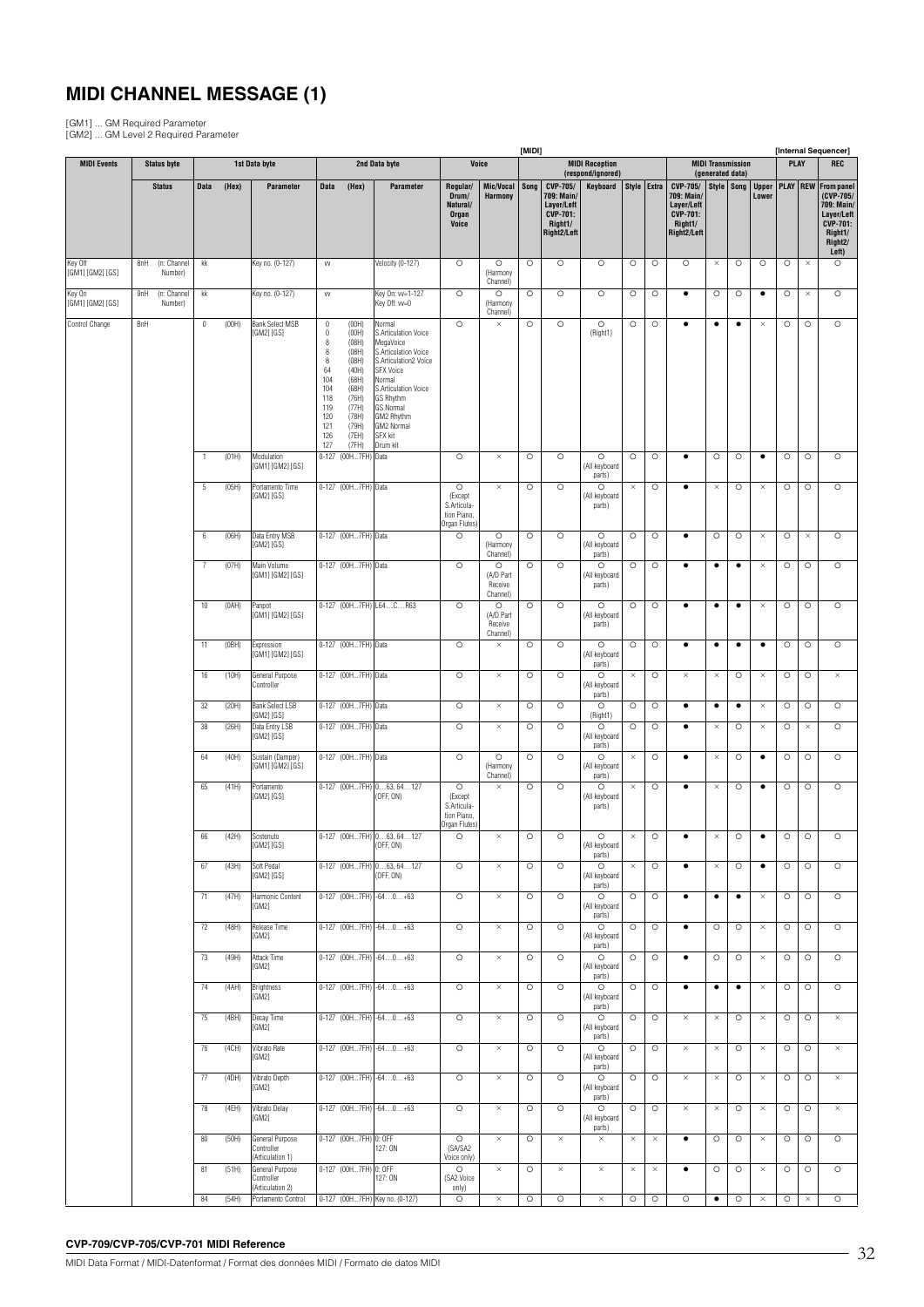# MIDI CHANNEL MESSAGE (1)

[GM1] ... GM Required Parameter
[GM2] ... GM Level 2 Required Parameter

| MIDI Events | Status byte | | 1st Data byte | | | 2nd Data byte | | | Voice | | [MIDI] MIDI Reception (respond/ignored) | | | | | MIDI Transmission (generated data) | | | | [Internal Sequencer] PLAY | | REC |
|---|---|---|---|---|---|---|---|---|---|---|---|---|---|---|---|---|---|---|---|---|---|---|
| | Status | | Data | (Hex) | Parameter | Data | (Hex) | Parameter | Regular/ Drum/ Natural/ Organ Voice | Mic/Vocal Harmony | Song | CVP-705/ 709: Main/ Layer/Left CVP-701: Right1/ Right2/Left | Keyboard | Style | Extra | CVP-705/ 709: Main/ Layer/Left CVP-701: Right1/ Right2/Left | Style | Song | Upper Lower | PLAY | REW | From panel (CVP-705/ 709: Main/ Layer/Left CVP-701: Right1/ Right2/ Left) |
| Key Off [GM1] [GM2] [GS] | 8nH | (n: Channel Number) | kk | | Key no. (0-127) | vv | | Velocity (0-127) | ○ | ○ (Harmony Channel) | ○ | ○ | ○ | ○ | ○ | ○ | × | ○ | ○ | ○ | × | ○ |
| Key On [GM1] [GM2] [GS] | 9nH | (n: Channel Number) | kk | | Key no. (0-127) | vv | | Key On: vv=1-127 Key Off: vv=0 | ○ | ○ (Harmony Channel) | ○ | ○ | ○ | ○ | ○ | ● | ○ | ○ | ● | ○ | × | ○ |
| Control Change | BnH | | 0 | (00H) | Bank Select MSB [GM2] [GS] | 0 0 8 8 8 64 104 104 118 119 120 121 126 127 | (00H) (00H) (08H) (08H) (08H) (40H) (68H) (68H) (76H) (77H) (78H) (79H) (7EH) (7FH) | Normal S.Articulation Voice MegaVoice S.Articulation Voice S.Articulation2 Voice SFX Voice Normal S.Articulation Voice GS Rhythm GS Normal GM2 Rhythm GM2 Normal SFX kit Drum kit | ○ | × | ○ | ○ | ○ (Right1) | ○ | ○ | ● | ● | ● | × | ○ | ○ | ○ |
| | | | 1 | (01H) | Modulation [GM1] [GM2] [GS] | 0-127 | (00H...7FH) | Data | ○ | × | ○ | ○ | ○ (All keyboard parts) | ○ | ○ | ● | ○ | ○ | ● | ○ | ○ | ○ |
| | | | 5 | (05H) | Portamento Time [GM2] [GS] | 0-127 | (00H...7FH) | Data | ○ (Except S.Articulation Piano, Organ Flutes) | × | ○ | ○ | ○ (All keyboard parts) | × | ○ | ● | × | ○ | × | ○ | ○ | ○ |
| | | | 6 | (06H) | Data Entry MSB [GM2] [GS] | 0-127 | (00H...7FH) | Data | ○ | ○ (Harmony Channel) | ○ | ○ | ○ (All keyboard parts) | ○ | ○ | ● | ○ | ○ | × | ○ | × | ○ |
| | | | 7 | (07H) | Main Volume [GM1] [GM2] [GS] | 0-127 | (00H...7FH) | Data | ○ | ○ (A/D Part Receive Channel) | ○ | ○ | ○ (All keyboard parts) | ○ | ○ | ● | ● | ● | × | ○ | ○ | ○ |
| | | | 10 | (0AH) | Panpot [GM1] [GM2] [GS] | 0-127 | (00H...7FH) | L64...C...R63 | ○ | ○ (A/D Part Receive Channel) | ○ | ○ | ○ (All keyboard parts) | ○ | ○ | ● | ● | ● | × | ○ | ○ | ○ |
| | | | 11 | (0BH) | Expression [GM1] [GM2] [GS] | 0-127 | (00H...7FH) | Data | ○ | × | ○ | ○ | ○ (All keyboard parts) | ○ | ○ | ● | ● | ● | ● | ○ | ○ | ○ |
| | | | 16 | (10H) | General Purpose Controller | 0-127 | (00H...7FH) | Data | ○ | × | ○ | ○ | ○ (All keyboard parts) | × | ○ | × | × | ○ | × | ○ | ○ | × |
| | | | 32 | (20H) | Bank Select LSB [GM2] [GS] | 0-127 | (00H...7FH) | Data | ○ | × | ○ | ○ | ○ (Right1) | ○ | ○ | ● | ● | ● | × | ○ | ○ | ○ |
| | | | 38 | (26H) | Data Entry LSB [GM2] [GS] | 0-127 | (00H...7FH) | Data | ○ | × | ○ | ○ | ○ (All keyboard parts) | ○ | ○ | ● | × | ○ | × | ○ | × | ○ |
| | | | 64 | (40H) | Sustain (Damper) [GM1] [GM2] [GS] | 0-127 | (00H...7FH) | Data | ○ | ○ (Harmony Channel) | ○ | ○ | ○ (All keyboard parts) | × | ○ | ● | × | ○ | ● | ○ | ○ | ○ |
| | | | 65 | (41H) | Portamento [GM2] [GS] | 0-127 | (00H...7FH) | 0...63, 64...127 (OFF, ON) | ○ (Except S.Articulation Piano, Organ Flutes) | × | ○ | ○ | ○ (All keyboard parts) | × | ○ | ● | × | ○ | ● | ○ | ○ | ○ |
| | | | 66 | (42H) | Sostenuto [GM2] [GS] | 0-127 | (00H...7FH) | 0...63, 64...127 (OFF, ON) | ○ | × | ○ | ○ | ○ (All keyboard parts) | × | ○ | ● | × | ○ | ● | ○ | ○ | ○ |
| | | | 67 | (43H) | Soft Pedal [GM2] [GS] | 0-127 | (00H...7FH) | 0...63, 64...127 (OFF, ON) | ○ | × | ○ | ○ | ○ (All keyboard parts) | × | ○ | ● | × | ○ | ● | ○ | ○ | ○ |
| | | | 71 | (47H) | Harmonic Content [GM2] | 0-127 | (00H...7FH) | -64...0...+63 | ○ | × | ○ | ○ | ○ (All keyboard parts) | ○ | ○ | ● | ● | ● | × | ○ | ○ | ○ |
| | | | 72 | (48H) | Release Time [GM2] | 0-127 | (00H...7FH) | -64...0...+63 | ○ | × | ○ | ○ | ○ (All keyboard parts) | ○ | ○ | ● | ○ | ○ | × | ○ | ○ | ○ |
| | | | 73 | (49H) | Attack Time [GM2] | 0-127 | (00H...7FH) | -64...0...+63 | ○ | × | ○ | ○ | ○ (All keyboard parts) | ○ | ○ | ● | ○ | ○ | × | ○ | ○ | ○ |
| | | | 74 | (4AH) | Brightness [GM2] | 0-127 | (00H...7FH) | -64...0...+63 | ○ | × | ○ | ○ | ○ (All keyboard parts) | ○ | ○ | ● | ● | ● | × | ○ | ○ | ○ |
| | | | 75 | (4BH) | Decay Time [GM2] | 0-127 | (00H...7FH) | -64...0...+63 | ○ | × | ○ | ○ | ○ (All keyboard parts) | ○ | ○ | × | × | ○ | × | ○ | ○ | × |
| | | | 76 | (4CH) | Vibrato Rate [GM2] | 0-127 | (00H...7FH) | -64...0...+63 | ○ | × | ○ | ○ | ○ (All keyboard parts) | ○ | ○ | × | × | ○ | × | ○ | ○ | × |
| | | | 77 | (4DH) | Vibrato Depth [GM2] | 0-127 | (00H...7FH) | -64...0...+63 | ○ | × | ○ | ○ | ○ (All keyboard parts) | ○ | ○ | × | × | ○ | × | ○ | ○ | × |
| | | | 78 | (4EH) | Vibrato Delay [GM2] | 0-127 | (00H...7FH) | -64...0...+63 | ○ | × | ○ | ○ | ○ (All keyboard parts) | ○ | ○ | × | × | ○ | × | ○ | ○ | × |
| | | | 80 | (50H) | General Purpose Controller (Articulation 1) | 0-127 | (00H...7FH) | 0: OFF 127: ON | ○ (SA/SA2 Voice only) | × | ○ | × | × | × | × | ● | ○ | ○ | × | ○ | ○ | ○ |
| | | | 81 | (51H) | General Purpose Controller (Articulation 2) | 0-127 | (00H...7FH) | 0: OFF 127: ON | ○ (SA2 Voice only) | × | ○ | × | × | × | × | ● | ○ | ○ | × | ○ | ○ | ○ |
| | | | 84 | (54H) | Portamento Control | 0-127 | (00H...7FH) | Key no. (0-127) | ○ | × | ○ | ○ | × | ○ | ○ | ○ | ● | ○ | × | ○ | × | ○ |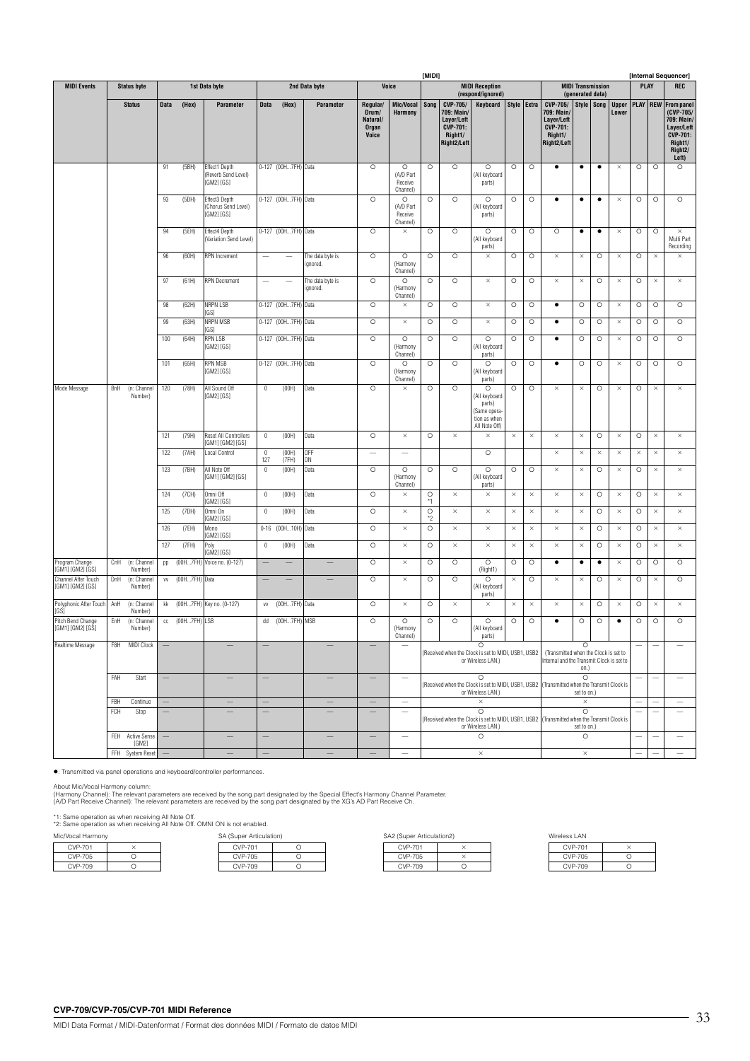| MIDI Events | Status byte | | 1st Data byte | | | 2nd Data byte | | | Voice | | [MIDI] MIDI Reception (respond/ignored) | | | | | MIDI Transmission (generated data) | | | | [Internal Sequencer] PLAY | | REC |
|---|---|---|---|---|---|---|---|---|---|---|---|---|---|---|---|---|---|---|---|---|---|---|
| | Status | | Data | (Hex) | Parameter | Data | (Hex) | Parameter | Regular/ Drum/ Natural/ Organ Voice | Mic/Vocal Harmony | Song | CVP-705/ 709: Main/ Layer/Left CVP-701: Right1/ Right2/Left | Keyboard | Style | Extra | CVP-705/ 709: Main/ Layer/Left CVP-701: Right1/ Right2/Left | Style | Song | Upper Lower | PLAY | REW | From panel (CVP-705/ 709: Main/ Layer/Left CVP-701: Right1/ Right2/ Left) |
| | | | 91 | (5BH) | Effect1 Depth (Reverb Send Level) [GM2] [GS] | 0-127 | (00H...7FH) | Data | ○ | ○ (A/D Part Receive Channel) | ○ | ○ | ○ (All keyboard parts) | ○ | ○ | ● | ● | ● | × | ○ | ○ | ○ |
| | | | 93 | (5DH) | Effect3 Depth (Chorus Send Level) [GM2] [GS] | 0-127 | (00H...7FH) | Data | ○ | ○ (A/D Part Receive Channel) | ○ | ○ | ○ (All keyboard parts) | ○ | ○ | ● | ● | ● | × | ○ | ○ | ○ |
| | | | 94 | (5EH) | Effect4 Depth (Variation Send Level) | 0-127 | (00H...7FH) | Data | ○ | × | ○ | ○ | ○ (All keyboard parts) | ○ | ○ | ○ | ● | ● | × | ○ | ○ | × Multi Part Recording |
| | | | 96 | (60H) | RPN Increment | — | — | The data byte is ignored. | ○ | ○ (Harmony Channel) | ○ | ○ | × | ○ | ○ | × | × | ○ | × | ○ | × | × |
| | | | 97 | (61H) | RPN Decrement | — | — | The data byte is ignored. | ○ | ○ (Harmony Channel) | ○ | ○ | × | ○ | ○ | × | × | ○ | × | ○ | × | × |
| | | | 98 | (62H) | NRPN LSB [GS] | 0-127 | (00H...7FH) | Data | ○ | × | ○ | ○ | × | ○ | ○ | ● | ○ | ○ | × | ○ | ○ | ○ |
| | | | 99 | (63H) | NRPN MSB [GS] | 0-127 | (00H...7FH) | Data | ○ | × | ○ | ○ | × | ○ | ○ | ● | ○ | ○ | × | ○ | ○ | ○ |
| | | | 100 | (64H) | RPN LSB [GM2] [GS] | 0-127 | (00H...7FH) | Data | ○ | ○ (Harmony Channel) | ○ | ○ | ○ (All keyboard parts) | ○ | ○ | ● | ○ | ○ | × | ○ | ○ | ○ |
| | | | 101 | (65H) | RPN MSB [GM2] [GS] | 0-127 | (00H...7FH) | Data | ○ | ○ (Harmony Channel) | ○ | ○ | ○ (All keyboard parts) | ○ | ○ | ● | ○ | ○ | × | ○ | ○ | ○ |
| Mode Message | BnH | (n: Channel Number) | 120 | (78H) | All Sound Off [GM2] [GS] | 0 | (00H) | Data | ○ | × | ○ | ○ | ○ (All keyboard parts) (Same operation as when All Note Off) | ○ | ○ | × | × | ○ | × | ○ | × | × |
| | | | 121 | (79H) | Reset All Controllers [GM1] [GM2] [GS] | 0 | (00H) | Data | ○ | × | ○ | × | × | × | × | × | × | ○ | × | ○ | × | × |
| | | | 122 | (7AH) | Local Control | 0 / 127 | (00H) / (7FH) | OFF / ON | — | — | | | ○ | | | × | × | × | × | × | × | × |
| | | | 123 | (7BH) | All Note Off [GM1] [GM2] [GS] | 0 | (00H) | Data | ○ | ○ (Harmony Channel) | ○ | ○ | ○ (All keyboard parts) | ○ | ○ | × | × | ○ | × | ○ | × | × |
| | | | 124 | (7CH) | Omni Off [GM2] [GS] | 0 | (00H) | Data | ○ | × | ○ *1 | × | × | × | × | × | × | ○ | × | ○ | × | × |
| | | | 125 | (7DH) | Omni On [GM2] [GS] | 0 | (00H) | Data | ○ | × | ○ *2 | × | × | × | × | × | × | ○ | × | ○ | × | × |
| | | | 126 | (7EH) | Mono [GM2] [GS] | 0-16 | (00H...10H) | Data | ○ | × | ○ | × | × | × | × | × | × | ○ | × | ○ | × | × |
| | | | 127 | (7FH) | Poly [GM2] [GS] | 0 | (00H) | Data | ○ | × | ○ | × | × | × | × | × | × | ○ | × | ○ | × | × |
| Program Change [GM1] [GM2] [GS] | CnH | (n: Channel Number) | pp | (00H...7FH) | Voice no. (0-127) | — | — | — | ○ | × | ○ | ○ | ○ (Right1) | ○ | ○ | ● | ● | ● | × | ○ | ○ | ○ |
| Channel After Touch [GM1] [GM2] [GS] | DnH | (n: Channel Number) | vv | (00H...7FH) | Data | — | — | — | ○ | × | ○ | ○ | ○ (All keyboard parts) | × | ○ | × | × | ○ | × | ○ | × | ○ |
| Polyphonic After Touch [GS] | AnH | (n: Channel Number) | kk | (00H...7FH) | Key no. (0-127) | vv | (00H...7FH) | Data | ○ | × | ○ | × | × | × | × | × | × | ○ | × | ○ | × | × |
| Pitch Bend Change [GM1] [GM2] [GS] | EnH | (n: Channel Number) | cc | (00H...7FH) | LSB | dd | (00H...7FH) | MSB | ○ | ○ (Harmony Channel) | ○ | ○ | ○ (All keyboard parts) | ○ | ○ | ● | ○ | ○ | ● | ○ | ○ | ○ |
| Realtime Message | F8H | MIDI Clock | — | | — | — | | — | — | — | ○ (Received when the Clock is set to MIDI, USB1, USB2 or Wireless LAN.) | | | | | ○ (Transmitted when the Clock is set to Internal and the Transmit Clock is set to on.) | | | | — | — | — |
| | FAH | Start | — | | — | — | | — | — | — | ○ (Received when the Clock is set to MIDI, USB1, USB2 or Wireless LAN.) | | | | | ○ (Transmitted when the Transmit Clock is set to on.) | | | | — | — | — |
| | FBH | Continue | — | | — | — | | — | — | — | × | | | | | × | | | | — | — | — |
| | FCH | Stop | — | | — | — | | — | — | — | ○ (Received when the Clock is set to MIDI, USB1, USB2 or Wireless LAN.) | | | | | ○ (Transmitted when the Transmit Clock is set to on.) | | | | — | — | — |
| | FEH | Active Sense [GM2] | — | | — | — | | — | — | — | ○ | | | | | ○ | | | | — | — | — |
| | FFH | System Reset | — | | — | — | | — | — | — | × | | | | | × | | | | — | — | — |

●: Transmitted via panel operations and keyboard/controller performances.

About Mic/Vocal Harmony column:
(Harmony Channel): The relevant parameters are received by the song part designated by the Special Effect's Harmony Channel Parameter.
(A/D Part Receive Channel): The relevant parameters are received by the song part designated by the XG's AD Part Receive Ch.

*1: Same operation as when receiving All Note Off.
*2: Same operation as when receiving All Note Off. OMNI ON is not enabled.

Mic/Vocal Harmony

| CVP-701 | × |
|---|---|
| CVP-705 | ○ |
| CVP-709 | ○ |

SA (Super Articulation)

| CVP-701 | ○ |
|---|---|
| CVP-705 | ○ |
| CVP-709 | ○ |

SA2 (Super Articulation2)

| CVP-701 | × |
|---|---|
| CVP-705 | × |
| CVP-709 | ○ |

Wireless LAN

| CVP-701 | × |
|---|---|
| CVP-705 | ○ |
| CVP-709 | ○ |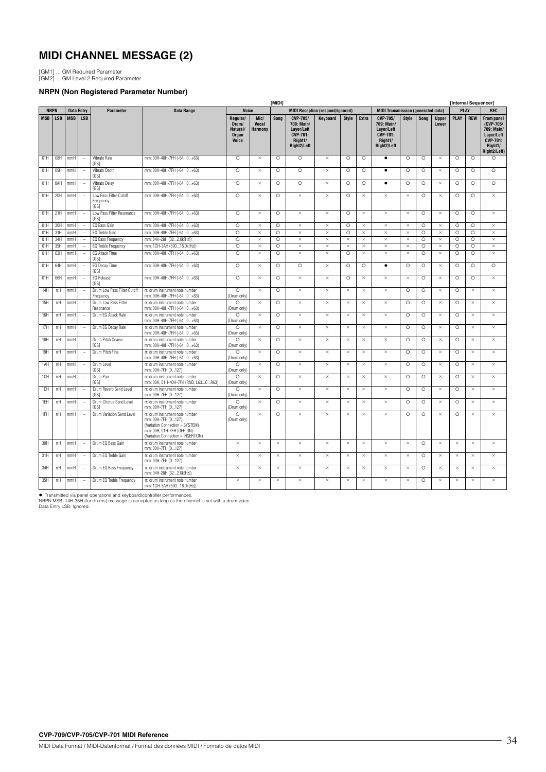# MIDI CHANNEL MESSAGE (2)

[GM1] ... GM Required Parameter
[GM2] ... GM Level 2 Required Parameter

### NRPN (Non Registered Parameter Number)

| NRPN | | Data Entry | | Parameter | Data Range | [MIDI] | | | | | | | | | | | | [Internal Sequencer] | | |
|---|---|---|---|---|---|---|---|---|---|---|---|---|---|---|---|---|---|---|---|---|
| | | | | | | Voice | | MIDI Reception (respond/ignored) | | | | | | MIDI Transmission (generated data) | | | | PLAY | | REC |
| MSB | LSB | MSB | LSB | | | Regular/ Drum/ Natural/ Organ Voice | Mic/ Vocal Harmony | Song | CVP-705/ 709: Main/ Layer/Left CVP-701: Right1/ Right2/Left | Keyboard | Style | Extra | CVP-705/ 709: Main/ Layer/Left CVP-701: Right1/ Right2/Left | Style | Song | Upper Lower | PLAY | REW | From panel (CVP-705/ 709: Main/ Layer/Left CVP-701: Right1/ Right2/Left) |
| 01H | 08H | mmH | – | Vibrato Rate [GS] | mm: 00H-40H-7FH (-64...0...+63) | ○ | × | ○ | ○ | × | ○ | ○ | ● | ○ | ○ | × | ○ | ○ | ○ |
| 01H | 09H | mmH | – | Vibrato Depth [GS] | mm: 00H-40H-7FH (-64...0...+63) | ○ | × | ○ | ○ | × | ○ | ○ | ● | ○ | ○ | × | ○ | ○ | ○ |
| 01H | 0AH | mmH | – | Vibrato Delay [GS] | mm: 00H-40H-7FH (-64...0...+63) | ○ | × | ○ | ○ | × | ○ | ○ | ● | ○ | ○ | × | ○ | ○ | ○ |
| 01H | 20H | mmH | – | Low Pass Filter Cutoff Frequency [GS] | mm: 00H-40H-7FH (-64...0...+63) | ○ | × | ○ | × | × | ○ | × | × | × | ○ | × | ○ | ○ | × |
| 01H | 21H | mmH | – | Low Pass Filter Resonance [GS] | mm: 00H-40H-7FH (-64...0...+63) | ○ | × | ○ | × | × | ○ | × | × | × | ○ | × | ○ | ○ | × |
| 01H | 30H | mmH | – | EQ Bass Gain | mm: 00H-40H-7FH (-64...0...+63) | ○ | × | ○ | × | × | ○ | × | × | × | ○ | × | ○ | ○ | × |
| 01H | 31H | mmH | – | EQ Treble Gain | mm: 00H-40H-7FH (-64...0...+63) | ○ | × | ○ | × | × | ○ | × | × | × | ○ | × | ○ | ○ | × |
| 01H | 34H | mmH | – | EQ Bass Frequency | mm: 04H-28H (32...2.0k[Hz]) | ○ | × | ○ | × | × | × | × | × | × | ○ | × | ○ | ○ | × |
| 01H | 35H | mmH | – | EQ Treble Frequency | mm: 1CH-3AH (500...16.0k[Hz]) | ○ | × | ○ | × | × | × | × | × | × | ○ | × | ○ | ○ | × |
| 01H | 63H | mmH | – | EG Attack Time [GS] | mm: 00H-40H-7FH (-64...0...+63) | ○ | × | ○ | × | × | ○ | × | × | × | ○ | × | ○ | ○ | × |
| 01H | 64H | mmH | – | EG Decay Time [GS] | mm: 00H-40H-7FH (-64...0...+63) | ○ | × | ○ | ○ | × | ○ | ○ | ● | ○ | ○ | × | ○ | ○ | ○ |
| 01H | 66H | mmH | – | EG Release [GS] | mm: 00H-40H-7FH (-64...0...+63) | ○ | × | ○ | × | × | ○ | × | × | × | ○ | × | ○ | ○ | × |
| 14H | rrH | mmH | – | Drum Low Pass Filter Cutoff Frequency | rr: drum instrument note number mm: 00H-40H-7FH (-64...0...+63) | ○ (Drum only) | × | ○ | × | × | × | × | × | ○ | ○ | × | ○ | × | × |
| 15H | rrH | mmH | – | Drum Low Pass Filter Resonance | rr: drum instrument note number mm: 00H-40H-7FH (-64...0...+63) | ○ (Drum only) | × | ○ | × | × | × | × | × | ○ | ○ | × | ○ | × | × |
| 16H | rrH | mmH | – | Drum EG Attack Rate | rr: drum instrument note number mm: 00H-40H-7FH (-64...0...+63) | ○ (Drum only) | × | ○ | × | × | × | × | × | ○ | ○ | × | ○ | × | × |
| 17H | rrH | mmH | – | Drum EG Decay Rate | rr: drum instrument note number mm: 00H-40H-7FH (-64...0...+63) | ○ (Drum only) | × | ○ | × | × | × | × | × | ○ | ○ | × | ○ | × | × |
| 18H | rrH | mmH | – | Drum Pitch Coarse [GS] | rr: drum instrument note number mm: 00H-40H-7FH (-64...0...+63) | ○ (Drum only) | × | ○ | × | × | × | × | × | ○ | ○ | × | ○ | × | × |
| 19H | rrH | mmH | – | Drum Pitch Fine | rr: drum instrument note number mm: 00H-40H-7FH (-64...0...+63) | ○ (Drum only) | × | ○ | × | × | × | × | × | ○ | ○ | × | ○ | × | × |
| 1AH | rrH | mmH | – | Drum Level [GS] | rr: drum instrument note number mm: 00H-7FH (0...127) | ○ (Drum only) | × | ○ | × | × | × | × | × | ○ | ○ | × | ○ | × | × |
| 1CH | rrH | mmH | – | Drum Pan [GS] | rr: drum instrument note number mm: 00H, 01H-40H-7FH (RND, L63...C...R63) | ○ (Drum only) | × | ○ | × | × | × | × | × | ○ | ○ | × | ○ | × | × |
| 1DH | rrH | mmH | – | Drum Reverb Send Level [GS] | rr: drum instrument note number mm: 00H-7FH (0...127) | ○ (Drum only) | × | ○ | × | × | × | × | × | ○ | ○ | × | ○ | × | × |
| 1EH | rrH | mmH | – | Drum Chorus Send Level [GS] | rr: drum instrument note number mm: 00H-7FH (0...127) | ○ (Drum only) | × | ○ | × | × | × | × | × | ○ | ○ | × | ○ | × | × |
| 1FH | rrH | mmH | – | Drum Variation Send Level | rr: drum instrument note number mm: 00H-7FH (0...127) (Variation Connection = SYSTEM) mm: 00H, 01H-7FH (OFF, ON) (Variation Connection = INSERTION) | ○ (Drum only) | × | ○ | × | × | × | × | × | ○ | ○ | × | ○ | × | × |
| 30H | rrH | mmH | – | Drum EQ Bass Gain | rr: drum instrument note number mm: 00H-7FH (0...127) | × | × | × | × | × | × | × | × | × | ○ | × | × | × | × |
| 31H | rrH | mmH | – | Drum EQ Treble Gain | rr: drum instrument note number mm: 00H-7FH (0...127) | × | × | × | × | × | × | × | × | × | ○ | × | × | × | × |
| 34H | rrH | mmH | – | Drum EQ Bass Frequency | rr: drum instrument note number mm: 04H-28H (32...2.0k[Hz]) | × | × | × | × | × | × | × | × | × | ○ | × | × | × | × |
| 35H | rrH | mmH | – | Drum EQ Treble Frequency | rr: drum instrument note number mm: 1CH-3AH (500...16.0k[Hz]) | × | × | × | × | × | × | × | × | × | ○ | × | × | × | × |

●: Transmitted via panel operations and keyboard/controller performances.
NRPN MSB: 14H-35H (for drums) message is accepted as long as the channel is set with a drum voice.
Data Entry LSB: Ignored.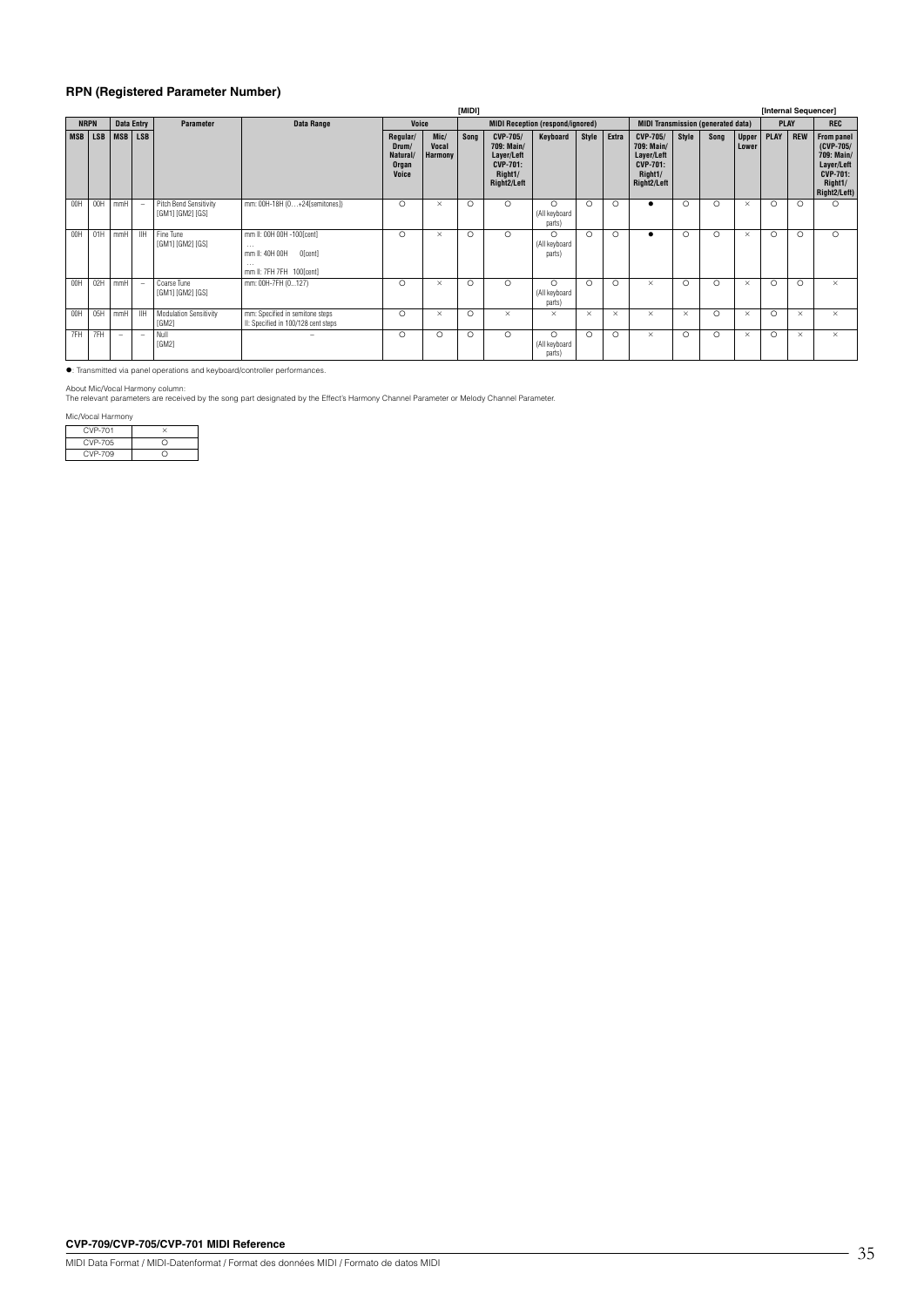## RPN (Registered Parameter Number)

| NRPN | | Data Entry | | Parameter | Data Range | [MIDI] Voice | | | | | | | | | | | | [Internal Sequencer] | | |
|---|---|---|---|---|---|---|---|---|---|---|---|---|---|---|---|---|---|---|---|---|
| | | | | | | Voice | | MIDI Reception (respond/ignored) | | | | | MIDI Transmission (generated data) | | | | | PLAY | | REC |
| MSB | LSB | MSB | LSB | | | Regular/ Drum/ Natural/ Organ Voice | Mic/ Vocal Harmony | Song | CVP-705/ 709: Main/ Layer/Left CVP-701: Right1/ Right2/Left | Keyboard | Style | Extra | CVP-705/ 709: Main/ Layer/Left CVP-701: Right1/ Right2/Left | Style | Song | Upper Lower | PLAY | REW | From panel (CVP-705/ 709: Main/ Layer/Left CVP-701: Right1/ Right2/Left) |
| 00H | 00H | mmH | – | Pitch Bend Sensitivity [GM1] [GM2] [GS] | mm: 00H-18H (0…+24[semitones]) | ○ | × | ○ | ○ | ○ (All keyboard parts) | ○ | ○ | ● | ○ | ○ | × | ○ | ○ | ○ |
| 00H | 01H | mmH | llH | Fine Tune [GM1] [GM2] [GS] | mm ll: 00H 00H -100[cent] … mm ll: 40H 00H 0[cent] … mm ll: 7FH 7FH 100[cent] | ○ | × | ○ | ○ | ○ (All keyboard parts) | ○ | ○ | ● | ○ | ○ | × | ○ | ○ | ○ |
| 00H | 02H | mmH | – | Coarse Tune [GM1] [GM2] [GS] | mm: 00H-7FH (0...127) | ○ | × | ○ | ○ | ○ (All keyboard parts) | ○ | ○ | × | ○ | ○ | × | ○ | ○ | × |
| 00H | 05H | mmH | llH | Modulation Sensitivity [GM2] | mm: Specified in semitone steps ll: Specified in 100/128 cent steps | ○ | × | ○ | × | × | × | × | × | × | ○ | × | ○ | × | × |
| 7FH | 7FH | – | – | Null [GM2] | – | ○ | ○ | ○ | ○ | ○ (All keyboard parts) | ○ | ○ | × | ○ | ○ | × | ○ | × | × |

●: Transmitted via panel operations and keyboard/controller performances.

About Mic/Vocal Harmony column:
The relevant parameters are received by the song part designated by the Effect's Harmony Channel Parameter or Melody Channel Parameter.

Mic/Vocal Harmony

| | |
|---|---|
| CVP-701 | × |
| CVP-705 | ○ |
| CVP-709 | ○ |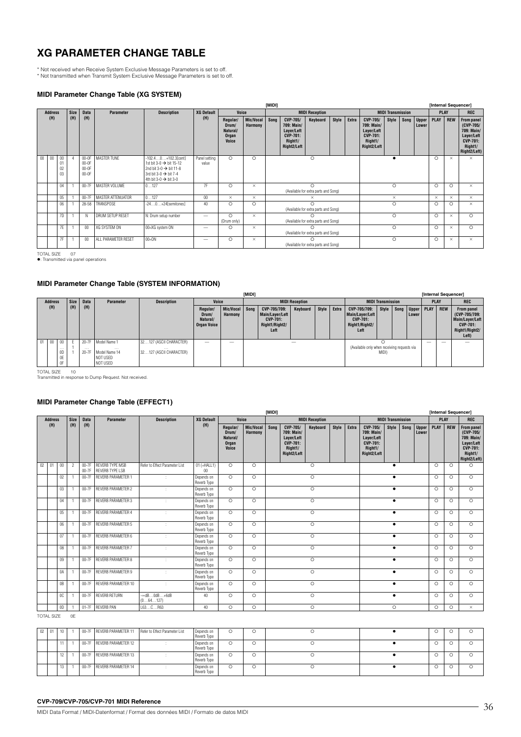# XG PARAMETER CHANGE TABLE

\* Not received when Receive System Exclusive Message Parameters is set to off.
\* Not transmitted when Transmit System Exclusive Message Parameters is set to off.

### MIDI Parameter Change Table (XG SYSTEM)

| Address (H) | | | Size (H) | Data (H) | Parameter | Description | XG Default (H) | [MIDI] Voice: Regular/ Drum/ Natural/ Organ Voice | Voice: Mic/Vocal Harmony | MIDI Reception: Song | MIDI Reception: CVP-705/ 709: Main/ Layer/Left CVP-701: Right1/ Right2/Left | MIDI Reception: Keyboard | MIDI Reception: Style | MIDI Reception: Extra | MIDI Transmission: CVP-705/ 709: Main/ Layer/Left CVP-701: Right1/ Right2/Left | MIDI Transmission: Style | MIDI Transmission: Song | MIDI Transmission: Upper Lower | [Internal Sequencer] PLAY: PLAY | PLAY: REW | REC: From panel (CVP-705/ 709: Main/ Layer/Left CVP-701: Right1/ Right2/Left) |
|---|---|---|---|---|---|---|---|---|---|---|---|---|---|---|---|---|---|---|---|---|---|
| 00 | 00 | 00<br>01<br>02<br>03 | 4 | 00-0F<br>00-0F<br>00-0F<br>00-0F | MASTER TUNE | -102.4…0…+102.3[cent]<br>1st bit 3-0 → bit 15-12<br>2nd bit 3-0 → bit 11-8<br>3rd bit 3-0 → bit 7-4<br>4th bit 3-0 → bit 3-0 | Panel setting value | ○ | ○ | | ○ | | | | ● | | | | ○ | × | × |
| | | 04 | 1 | 00-7F | MASTER VOLUME | 0…127 | 7F | ○ | × | | ○ (Available for extra parts and Song) | | | | ○ | | | | ○ | ○ | × |
| | | 05 | 1 | 00-7F | MASTER ATTENUATOR | 0…127 | 00 | × | × | | × | | | | × | | | | × | × | × |
| | | 06 | 1 | 28-58 | TRANSPOSE | -24…0…+24[semitones] | 40 | ○ | ○ | | ○ (Available for extra parts and Song) | | | | ○ | | | | ○ | ○ | × |
| | | 7D | 1 | N | DRUM SETUP RESET | N: Drum setup number | — | ○ (Drum only) | × | | ○ (Available for extra parts and Song) | | | | ○ | | | | ○ | × | ○ |
| | | 7E | 1 | 00 | XG SYSTEM ON | 00=XG system ON | — | ○ | × | | ○ (Available for extra parts and Song) | | | | ○ | | | | ○ | × | ○ |
| | | 7F | 1 | 00 | ALL PARAMETER RESET | 00=ON | — | ○ | × | | ○ (Available for extra parts and Song) | | | | ○ | | | | ○ | × | × |

TOTAL SIZE 07
●: Transmitted via panel operations

### MIDI Parameter Change Table (SYSTEM INFORMATION)

| Address (H) | | | Size (H) | Data (H) | Parameter | Description | [MIDI] Voice: Regular/ Drum/ Natural/ Organ Voice | Voice: Mic/Vocal Harmony | MIDI Reception: Song | MIDI Reception: CVP-705/709: Main/Layer/Left CVP-701: Right1/Right2/ Left | MIDI Reception: Keyboard | MIDI Reception: Style | MIDI Reception: Extra | MIDI Transmission: CVP-705/709: Main/Layer/Left CVP-701: Right1/Right2/ Left | MIDI Transmission: Style | MIDI Transmission: Song | MIDI Transmission: Upper Lower | [Internal Sequencer] PLAY: PLAY | PLAY: REW | REC: From panel (CVP-705/709: Main/Layer/Left CVP-701: Right1/Right2/ Left) |
|---|---|---|---|---|---|---|---|---|---|---|---|---|---|---|---|---|---|---|---|---|
| 01 | 00 | 00<br>…<br>0D<br>0E<br>0F | E | 20-7F<br>…<br>20-7F | Model Name 1<br>…<br>Model Name 14<br>NOT USED<br>NOT USED | 32…127 (ASCII CHARACTER)<br>…<br>32…127 (ASCII CHARACTER) | — | — | | — | | | | ○ (Available only when receiving requests via MIDI) | | | | — | — | — |

TOTAL SIZE 10
Transmitted in response to Dump Request. Not received.

### MIDI Parameter Change Table (EFFECT1)

| Address (H) | | | Size (H) | Data (H) | Parameter | Description | XG Default (H) | [MIDI] Voice: Regular/ Drum/ Natural/ Organ Voice | Voice: Mic/Vocal Harmony | MIDI Reception: Song | MIDI Reception: CVP-705/ 709: Main/ Layer/Left CVP-701: Right1/ Right2/Left | MIDI Reception: Keyboard | MIDI Reception: Style | MIDI Reception: Extra | MIDI Transmission: CVP-705/ 709: Main/ Layer/Left CVP-701: Right1/ Right2/Left | MIDI Transmission: Style | MIDI Transmission: Song | MIDI Transmission: Upper Lower | [Internal Sequencer] PLAY: PLAY | PLAY: REW | REC: From panel (CVP-705/ 709: Main/ Layer/Left CVP-701: Right1/ Right2/Left) |
|---|---|---|---|---|---|---|---|---|---|---|---|---|---|---|---|---|---|---|---|---|---|
| 02 | 01 | 00 | 2 | 00-7F<br>00-7F | REVERB TYPE MSB<br>REVERB TYPE LSB | Refer to Effect Parameter List | 01 (=HALL1)<br>00 | ○ | ○ | | ○ | | | | ● | | | | ○ | ○ | ○ |
| | | 02 | 1 | 00-7F | REVERB PARAMETER 1 | : | Depends on Reverb Type | ○ | ○ | | ○ | | | | ● | | | | ○ | ○ | ○ |
| | | 03 | 1 | 00-7F | REVERB PARAMETER 2 | : | Depends on Reverb Type | ○ | ○ | | ○ | | | | ● | | | | ○ | ○ | ○ |
| | | 04 | 1 | 00-7F | REVERB PARAMETER 3 | : | Depends on Reverb Type | ○ | ○ | | ○ | | | | ● | | | | ○ | ○ | ○ |
| | | 05 | 1 | 00-7F | REVERB PARAMETER 4 | : | Depends on Reverb Type | ○ | ○ | | ○ | | | | ● | | | | ○ | ○ | ○ |
| | | 06 | 1 | 00-7F | REVERB PARAMETER 5 | : | Depends on Reverb Type | ○ | ○ | | ○ | | | | ● | | | | ○ | ○ | ○ |
| | | 07 | 1 | 00-7F | REVERB PARAMETER 6 | : | Depends on Reverb Type | ○ | ○ | | ○ | | | | ● | | | | ○ | ○ | ○ |
| | | 08 | 1 | 00-7F | REVERB PARAMETER 7 | : | Depends on Reverb Type | ○ | ○ | | ○ | | | | ● | | | | ○ | ○ | ○ |
| | | 09 | 1 | 00-7F | REVERB PARAMETER 8 | : | Depends on Reverb Type | ○ | ○ | | ○ | | | | ● | | | | ○ | ○ | ○ |
| | | 0A | 1 | 00-7F | REVERB PARAMETER 9 | : | Depends on Reverb Type | ○ | ○ | | ○ | | | | ● | | | | ○ | ○ | ○ |
| | | 0B | 1 | 00-7F | REVERB PARAMETER 10 | : | Depends on Reverb Type | ○ | ○ | | ○ | | | | ● | | | | ○ | ○ | ○ |
| | | 0C | 1 | 00-7F | REVERB RETURN | -∞dB…0dB…+6dB (0…64…127) | 40 | ○ | ○ | | ○ | | | | ● | | | | ○ | ○ | ○ |
| | | 0D | 1 | 01-7F | REVERB PAN | L63…C…R63 | 40 | ○ | ○ | | ○ | | | | ○ | | | | ○ | ○ | × |
| TOTAL SIZE 0E | | | | | | | | | | | | | | | | | | | | | |
| 02 | 01 | 10 | 1 | 00-7F | REVERB PARAMETER 11 | Refer to Effect Parameter List | Depends on Reverb Type | ○ | ○ | | ○ | | | | ● | | | | ○ | ○ | ○ |
| | | 11 | 1 | 00-7F | REVERB PARAMETER 12 | : | Depends on Reverb Type | ○ | ○ | | ○ | | | | ● | | | | ○ | ○ | ○ |
| | | 12 | 1 | 00-7F | REVERB PARAMETER 13 | : | Depends on Reverb Type | ○ | ○ | | ○ | | | | ● | | | | ○ | ○ | ○ |
| | | 13 | 1 | 00-7F | REVERB PARAMETER 14 | : | Depends on Reverb Type | ○ | ○ | | ○ | | | | ● | | | | ○ | ○ | ○ |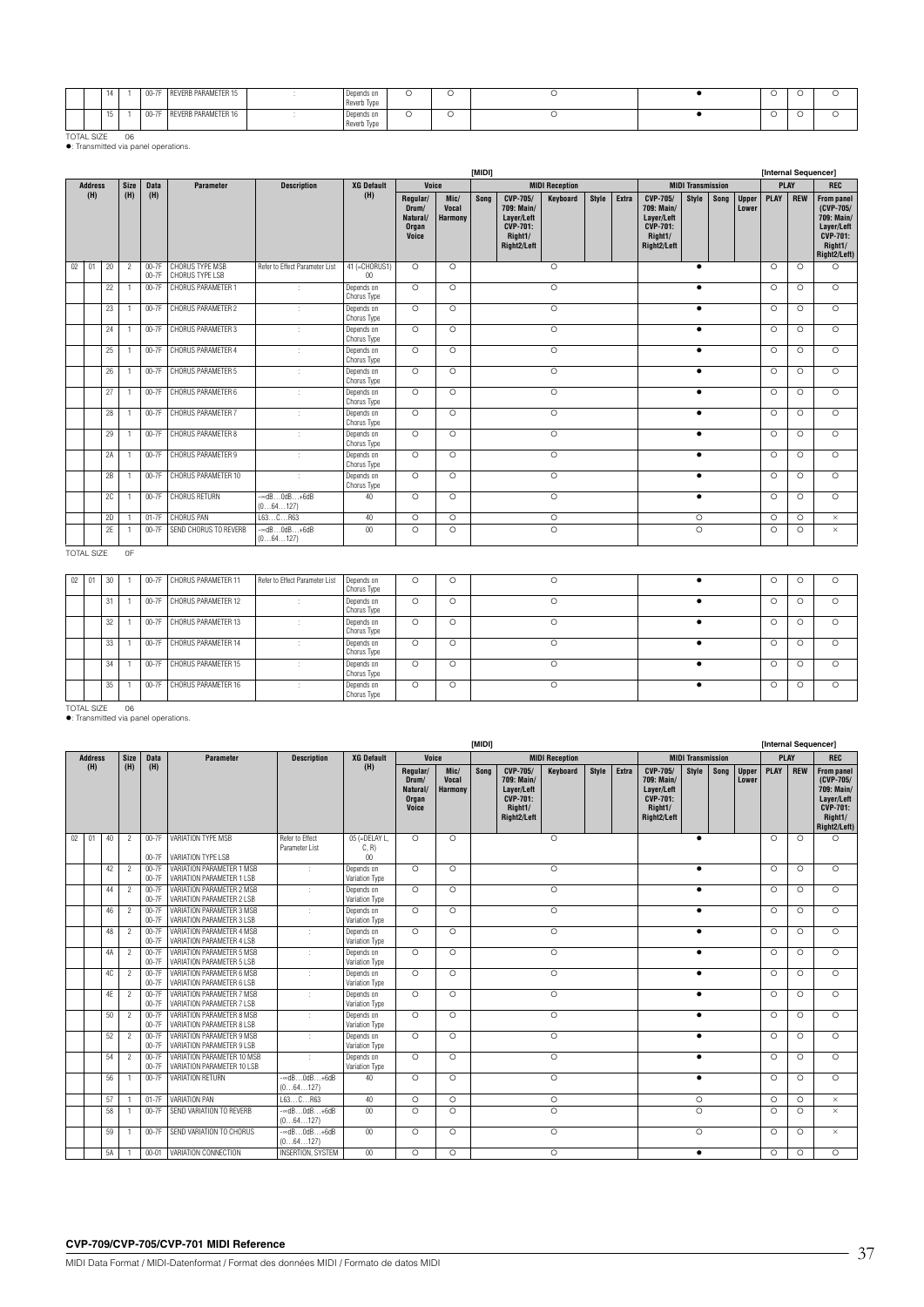| Address (H) | | | Size (H) | Data (H) | Parameter | Description | XG Default (H) | Voice: Regular/ Drum/ Natural/ Organ Voice | Voice: Mic/ Vocal Harmony | MIDI Reception: Song | MIDI Reception: CVP-705/ 709: Main/ Layer/Left CVP-701: Right1/ Right2/Left | MIDI Reception: Keyboard | MIDI Reception: Style | MIDI Reception: Extra | MIDI Transmission: CVP-705/ 709: Main/ Layer/Left CVP-701: Right1/ Right2/Left | MIDI Transmission: Style | MIDI Transmission: Song | MIDI Transmission: Upper Lower | PLAY | REW | REC: From panel (CVP-705/ 709: Main/ Layer/Left CVP-701: Right1/ Right2/Left) |
|---|---|---|---|---|---|---|---|---|---|---|---|---|---|---|---|---|---|---|---|---|---|
| | | 14 | 1 | 00-7F | REVERB PARAMETER 15 | : | Depends on Reverb Type | ○ | ○ | | | ○ | | | | ● | | | ○ | ○ | ○ |
| | | 15 | 1 | 00-7F | REVERB PARAMETER 16 | : | Depends on Reverb Type | ○ | ○ | | | ○ | | | | ● | | | ○ | ○ | ○ |

TOTAL SIZE 06

●: Transmitted via panel operations.

[MIDI] [Internal Sequencer]

| Address (H) | | | Size (H) | Data (H) | Parameter | Description | XG Default (H) | Voice: Regular/ Drum/ Natural/ Organ Voice | Voice: Mic/ Vocal Harmony | MIDI Reception: Song | MIDI Reception: CVP-705/ 709: Main/ Layer/Left CVP-701: Right1/ Right2/Left | MIDI Reception: Keyboard | MIDI Reception: Style | MIDI Reception: Extra | MIDI Transmission: CVP-705/ 709: Main/ Layer/Left CVP-701: Right1/ Right2/Left | MIDI Transmission: Style | MIDI Transmission: Song | MIDI Transmission: Upper Lower | PLAY | REW | REC: From panel (CVP-705/ 709: Main/ Layer/Left CVP-701: Right1/ Right2/Left) |
|---|---|---|---|---|---|---|---|---|---|---|---|---|---|---|---|---|---|---|---|---|---|
| 02 | 01 | 20 | 2 | 00-7F<br>00-7F | CHORUS TYPE MSB<br>CHORUS TYPE LSB | Refer to Effect Parameter List | 41 (=CHORUS1)<br>00 | ○ | ○ | | | ○ | | | | ● | | | ○ | ○ | ○ |
| | | 22 | 1 | 00-7F | CHORUS PARAMETER 1 | : | Depends on Chorus Type | ○ | ○ | | | ○ | | | | ● | | | ○ | ○ | ○ |
| | | 23 | 1 | 00-7F | CHORUS PARAMETER 2 | : | Depends on Chorus Type | ○ | ○ | | | ○ | | | | ● | | | ○ | ○ | ○ |
| | | 24 | 1 | 00-7F | CHORUS PARAMETER 3 | : | Depends on Chorus Type | ○ | ○ | | | ○ | | | | ● | | | ○ | ○ | ○ |
| | | 25 | 1 | 00-7F | CHORUS PARAMETER 4 | : | Depends on Chorus Type | ○ | ○ | | | ○ | | | | ● | | | ○ | ○ | ○ |
| | | 26 | 1 | 00-7F | CHORUS PARAMETER 5 | : | Depends on Chorus Type | ○ | ○ | | | ○ | | | | ● | | | ○ | ○ | ○ |
| | | 27 | 1 | 00-7F | CHORUS PARAMETER 6 | : | Depends on Chorus Type | ○ | ○ | | | ○ | | | | ● | | | ○ | ○ | ○ |
| | | 28 | 1 | 00-7F | CHORUS PARAMETER 7 | : | Depends on Chorus Type | ○ | ○ | | | ○ | | | | ● | | | ○ | ○ | ○ |
| | | 29 | 1 | 00-7F | CHORUS PARAMETER 8 | : | Depends on Chorus Type | ○ | ○ | | | ○ | | | | ● | | | ○ | ○ | ○ |
| | | 2A | 1 | 00-7F | CHORUS PARAMETER 9 | : | Depends on Chorus Type | ○ | ○ | | | ○ | | | | ● | | | ○ | ○ | ○ |
| | | 2B | 1 | 00-7F | CHORUS PARAMETER 10 | : | Depends on Chorus Type | ○ | ○ | | | ○ | | | | ● | | | ○ | ○ | ○ |
| | | 2C | 1 | 00-7F | CHORUS RETURN | -∞dB…0dB…+6dB (0…64…127) | 40 | ○ | ○ | | | ○ | | | | ● | | | ○ | ○ | ○ |
| | | 2D | 1 | 01-7F | CHORUS PAN | L63…C…R63 | 40 | ○ | ○ | | | ○ | | | | ○ | | | ○ | ○ | × |
| | | 2E | 1 | 00-7F | SEND CHORUS TO REVERB | -∞dB…0dB…+6dB (0…64…127) | 00 | ○ | ○ | | | ○ | | | | ○ | | | ○ | ○ | × |

TOTAL SIZE 0F

| Address (H) | | | Size (H) | Data (H) | Parameter | Description | XG Default (H) | Voice: Regular/ Drum/ Natural/ Organ Voice | Voice: Mic/ Vocal Harmony | MIDI Reception: Song | MIDI Reception: CVP-705/ 709: Main/ Layer/Left CVP-701: Right1/ Right2/Left | MIDI Reception: Keyboard | MIDI Reception: Style | MIDI Reception: Extra | MIDI Transmission: CVP-705/ 709: Main/ Layer/Left CVP-701: Right1/ Right2/Left | MIDI Transmission: Style | MIDI Transmission: Song | MIDI Transmission: Upper Lower | PLAY | REW | REC: From panel (CVP-705/ 709: Main/ Layer/Left CVP-701: Right1/ Right2/Left) |
|---|---|---|---|---|---|---|---|---|---|---|---|---|---|---|---|---|---|---|---|---|---|
| 02 | 01 | 30 | 1 | 00-7F | CHORUS PARAMETER 11 | Refer to Effect Parameter List | Depends on Chorus Type | ○ | ○ | | | ○ | | | | ● | | | ○ | ○ | ○ |
| | | 31 | 1 | 00-7F | CHORUS PARAMETER 12 | : | Depends on Chorus Type | ○ | ○ | | | ○ | | | | ● | | | ○ | ○ | ○ |
| | | 32 | 1 | 00-7F | CHORUS PARAMETER 13 | : | Depends on Chorus Type | ○ | ○ | | | ○ | | | | ● | | | ○ | ○ | ○ |
| | | 33 | 1 | 00-7F | CHORUS PARAMETER 14 | : | Depends on Chorus Type | ○ | ○ | | | ○ | | | | ● | | | ○ | ○ | ○ |
| | | 34 | 1 | 00-7F | CHORUS PARAMETER 15 | : | Depends on Chorus Type | ○ | ○ | | | ○ | | | | ● | | | ○ | ○ | ○ |
| | | 35 | 1 | 00-7F | CHORUS PARAMETER 16 | : | Depends on Chorus Type | ○ | ○ | | | ○ | | | | ● | | | ○ | ○ | ○ |

TOTAL SIZE 06

●: Transmitted via panel operations.

[MIDI] [Internal Sequencer]

| Address (H) | | | Size (H) | Data (H) | Parameter | Description | XG Default (H) | Voice: Regular/ Drum/ Natural/ Organ Voice | Voice: Mic/ Vocal Harmony | MIDI Reception: Song | MIDI Reception: CVP-705/ 709: Main/ Layer/Left CVP-701: Right1/ Right2/Left | MIDI Reception: Keyboard | MIDI Reception: Style | MIDI Reception: Extra | MIDI Transmission: CVP-705/ 709: Main/ Layer/Left CVP-701: Right1/ Right2/Left | MIDI Transmission: Style | MIDI Transmission: Song | MIDI Transmission: Upper Lower | PLAY | REW | REC: From panel (CVP-705/ 709: Main/ Layer/Left CVP-701: Right1/ Right2/Left) |
|---|---|---|---|---|---|---|---|---|---|---|---|---|---|---|---|---|---|---|---|---|---|
| 02 | 01 | 40 | 2 | 00-7F<br>00-7F | VARIATION TYPE MSB<br>VARIATION TYPE LSB | Refer to Effect Parameter List | 05 (=DELAY L, C, R)<br>00 | ○ | ○ | | | ○ | | | | ● | | | ○ | ○ | ○ |
| | | 42 | 2 | 00-7F<br>00-7F | VARIATION PARAMETER 1 MSB<br>VARIATION PARAMETER 1 LSB | : | Depends on Variation Type | ○ | ○ | | | ○ | | | | ● | | | ○ | ○ | ○ |
| | | 44 | 2 | 00-7F<br>00-7F | VARIATION PARAMETER 2 MSB<br>VARIATION PARAMETER 2 LSB | : | Depends on Variation Type | ○ | ○ | | | ○ | | | | ● | | | ○ | ○ | ○ |
| | | 46 | 2 | 00-7F<br>00-7F | VARIATION PARAMETER 3 MSB<br>VARIATION PARAMETER 3 LSB | : | Depends on Variation Type | ○ | ○ | | | ○ | | | | ● | | | ○ | ○ | ○ |
| | | 48 | 2 | 00-7F<br>00-7F | VARIATION PARAMETER 4 MSB<br>VARIATION PARAMETER 4 LSB | : | Depends on Variation Type | ○ | ○ | | | ○ | | | | ● | | | ○ | ○ | ○ |
| | | 4A | 2 | 00-7F<br>00-7F | VARIATION PARAMETER 5 MSB<br>VARIATION PARAMETER 5 LSB | : | Depends on Variation Type | ○ | ○ | | | ○ | | | | ● | | | ○ | ○ | ○ |
| | | 4C | 2 | 00-7F<br>00-7F | VARIATION PARAMETER 6 MSB<br>VARIATION PARAMETER 6 LSB | : | Depends on Variation Type | ○ | ○ | | | ○ | | | | ● | | | ○ | ○ | ○ |
| | | 4E | 2 | 00-7F<br>00-7F | VARIATION PARAMETER 7 MSB<br>VARIATION PARAMETER 7 LSB | : | Depends on Variation Type | ○ | ○ | | | ○ | | | | ● | | | ○ | ○ | ○ |
| | | 50 | 2 | 00-7F<br>00-7F | VARIATION PARAMETER 8 MSB<br>VARIATION PARAMETER 8 LSB | : | Depends on Variation Type | ○ | ○ | | | ○ | | | | ● | | | ○ | ○ | ○ |
| | | 52 | 2 | 00-7F<br>00-7F | VARIATION PARAMETER 9 MSB<br>VARIATION PARAMETER 9 LSB | : | Depends on Variation Type | ○ | ○ | | | ○ | | | | ● | | | ○ | ○ | ○ |
| | | 54 | 2 | 00-7F<br>00-7F | VARIATION PARAMETER 10 MSB<br>VARIATION PARAMETER 10 LSB | : | Depends on Variation Type | ○ | ○ | | | ○ | | | | ● | | | ○ | ○ | ○ |
| | | 56 | 1 | 00-7F | VARIATION RETURN | -∞dB…0dB…+6dB (0…64…127) | 40 | ○ | ○ | | | ○ | | | | ● | | | ○ | ○ | ○ |
| | | 57 | 1 | 01-7F | VARIATION PAN | L63…C…R63 | 40 | ○ | ○ | | | ○ | | | | ○ | | | ○ | ○ | × |
| | | 58 | 1 | 00-7F | SEND VARIATION TO REVERB | -∞dB…0dB…+6dB (0…64…127) | 00 | ○ | ○ | | | ○ | | | | ○ | | | ○ | ○ | × |
| | | 59 | 1 | 00-7F | SEND VARIATION TO CHORUS | -∞dB…0dB…+6dB (0…64…127) | 00 | ○ | ○ | | | ○ | | | | ○ | | | ○ | ○ | × |
| | | 5A | 1 | 00-01 | VARIATION CONNECTION | INSERTION, SYSTEM | 00 | ○ | ○ | | | ○ | | | | ● | | | ○ | ○ | ○ |

**CVP-709/CVP-705/CVP-701 MIDI Reference**

MIDI Data Format / MIDI-Datenformat / Format des données MIDI / Formato de datos MIDI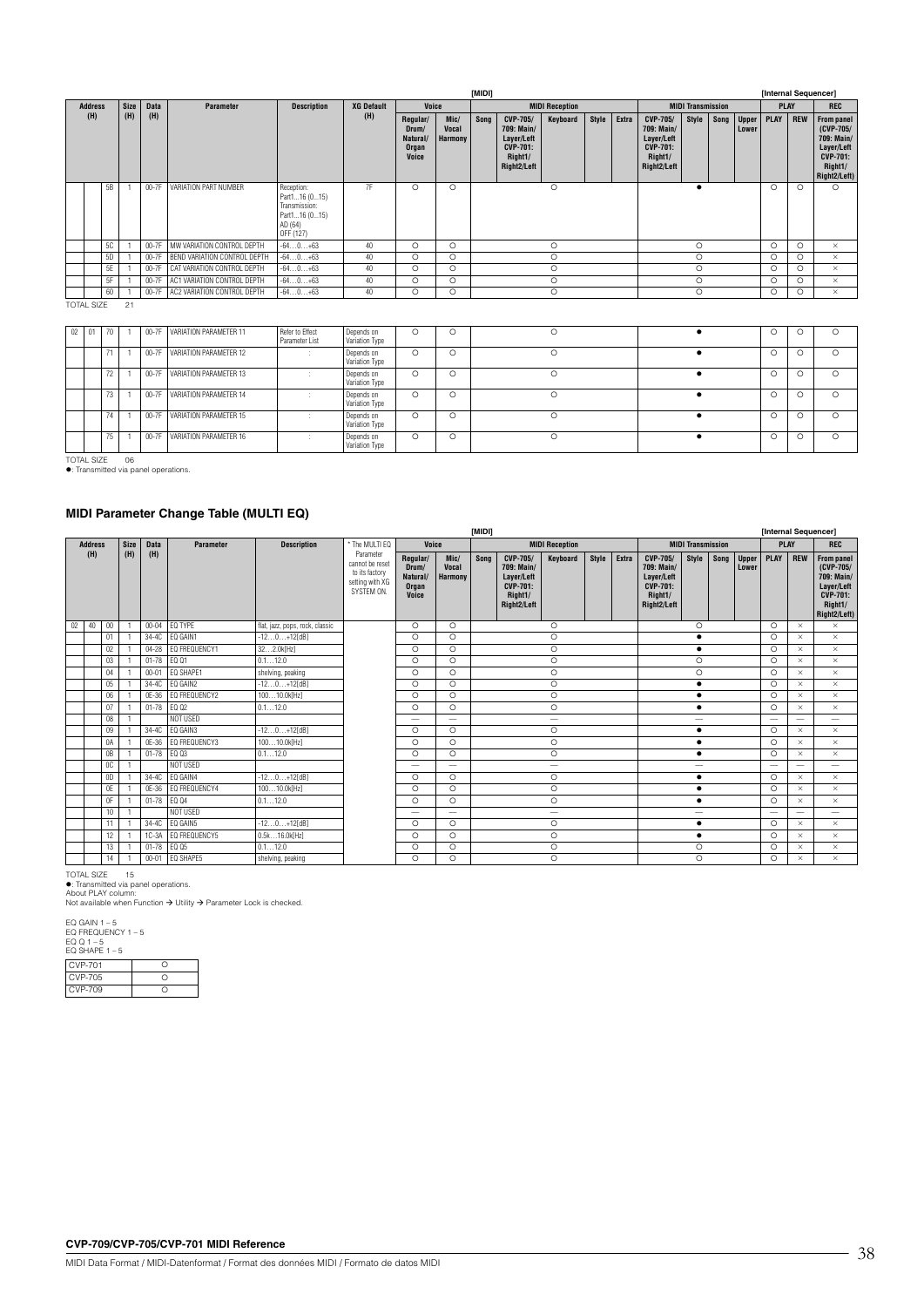| Address (H) | | | Size (H) | Data (H) | Parameter | Description | XG Default (H) | Voice: Regular/ Drum/ Natural/ Organ Voice | Voice: Mic/ Vocal Harmony | MIDI Reception: Song | MIDI Reception: CVP-705/ 709: Main/ Layer/Left CVP-701: Right1/ Right2/Left | MIDI Reception: Keyboard | MIDI Reception: Style | MIDI Reception: Extra | MIDI Transmission: CVP-705/ 709: Main/ Layer/Left CVP-701: Right1/ Right2/Left | MIDI Transmission: Style | MIDI Transmission: Song | MIDI Transmission: Upper Lower | PLAY: PLAY | PLAY: REW | REC: From panel (CVP-705/ 709: Main/ Layer/Left CVP-701: Right1/ Right2/Left) |
|---|---|---|---|---|---|---|---|---|---|---|---|---|---|---|---|---|---|---|---|---|---|
| | | 5B | 1 | 00-7F | VARIATION PART NUMBER | Reception: Part1…16 (0…15) Transmission: Part1…16 (0…15) AD (64) OFF (127) | 7F | ○ | ○ | | | ○ | | | | ● | | | ○ | ○ | ○ |
| | | 5C | 1 | 00-7F | MW VARIATION CONTROL DEPTH | -64…0…+63 | 40 | ○ | ○ | | | ○ | | | | ○ | | | ○ | ○ | × |
| | | 5D | 1 | 00-7F | BEND VARIATION CONTROL DEPTH | -64…0…+63 | 40 | ○ | ○ | | | ○ | | | | ○ | | | ○ | ○ | × |
| | | 5E | 1 | 00-7F | CAT VARIATION CONTROL DEPTH | -64…0…+63 | 40 | ○ | ○ | | | ○ | | | | ○ | | | ○ | ○ | × |
| | | 5F | 1 | 00-7F | AC1 VARIATION CONTROL DEPTH | -64…0…+63 | 40 | ○ | ○ | | | ○ | | | | ○ | | | ○ | ○ | × |
| | | 60 | 1 | 00-7F | AC2 VARIATION CONTROL DEPTH | -64…0…+63 | 40 | ○ | ○ | | | ○ | | | | ○ | | | ○ | ○ | × |

TOTAL SIZE 21

| Address (H) | | | Size (H) | Data (H) | Parameter | Description | XG Default (H) | Voice: Regular/ Drum/ Natural/ Organ Voice | Voice: Mic/ Vocal Harmony | MIDI Reception: Song | MIDI Reception: CVP-705/ 709: Main/ Layer/Left CVP-701: Right1/ Right2/Left | MIDI Reception: Keyboard | MIDI Reception: Style | MIDI Reception: Extra | MIDI Transmission: CVP-705/ 709: Main/ Layer/Left CVP-701: Right1/ Right2/Left | MIDI Transmission: Style | MIDI Transmission: Song | MIDI Transmission: Upper Lower | PLAY: PLAY | PLAY: REW | REC: From panel |
|---|---|---|---|---|---|---|---|---|---|---|---|---|---|---|---|---|---|---|---|---|---|
| 02 | 01 | 70 | 1 | 00-7F | VARIATION PARAMETER 11 | Refer to Effect Parameter List | Depends on Variation Type | ○ | ○ | | | ○ | | | | ● | | | ○ | ○ | ○ |
| | | 71 | 1 | 00-7F | VARIATION PARAMETER 12 | : | Depends on Variation Type | ○ | ○ | | | ○ | | | | ● | | | ○ | ○ | ○ |
| | | 72 | 1 | 00-7F | VARIATION PARAMETER 13 | : | Depends on Variation Type | ○ | ○ | | | ○ | | | | ● | | | ○ | ○ | ○ |
| | | 73 | 1 | 00-7F | VARIATION PARAMETER 14 | : | Depends on Variation Type | ○ | ○ | | | ○ | | | | ● | | | ○ | ○ | ○ |
| | | 74 | 1 | 00-7F | VARIATION PARAMETER 15 | : | Depends on Variation Type | ○ | ○ | | | ○ | | | | ● | | | ○ | ○ | ○ |
| | | 75 | 1 | 00-7F | VARIATION PARAMETER 16 | : | Depends on Variation Type | ○ | ○ | | | ○ | | | | ● | | | ○ | ○ | ○ |

TOTAL SIZE 06

●: Transmitted via panel operations.

## MIDI Parameter Change Table (MULTI EQ)

\* The MULTI EQ Parameter cannot be reset to its factory setting with XG SYSTEM ON.

| Address (H) | | | Size (H) | Data (H) | Parameter | Description | Voice: Regular/ Drum/ Natural/ Organ Voice | Voice: Mic/ Vocal Harmony | MIDI Reception: Song | MIDI Reception: CVP-705/ 709: Main/ Layer/Left CVP-701: Right1/ Right2/Left | MIDI Reception: Keyboard | MIDI Reception: Style | MIDI Reception: Extra | MIDI Transmission: CVP-705/ 709: Main/ Layer/Left CVP-701: Right1/ Right2/Left | MIDI Transmission: Style | MIDI Transmission: Song | MIDI Transmission: Upper Lower | PLAY: PLAY | PLAY: REW | REC: From panel (CVP-705/ 709: Main/ Layer/Left CVP-701: Right1/ Right2/Left) |
|---|---|---|---|---|---|---|---|---|---|---|---|---|---|---|---|---|---|---|---|---|
| 02 | 40 | 00 | 1 | 00-04 | EQ TYPE | flat, jazz, pops, rock, classic | ○ | ○ | | | ○ | | | | ○ | | | ○ | × | × |
| | | 01 | 1 | 34-4C | EQ GAIN1 | -12…0…+12[dB] | ○ | ○ | | | ○ | | | | ● | | | ○ | × | × |
| | | 02 | 1 | 04-28 | EQ FREQUENCY1 | 32…2.0k[Hz] | ○ | ○ | | | ○ | | | | ● | | | ○ | × | × |
| | | 03 | 1 | 01-78 | EQ Q1 | 0.1…12.0 | ○ | ○ | | | ○ | | | | ○ | | | ○ | × | × |
| | | 04 | 1 | 00-01 | EQ SHAPE1 | shelving, peaking | ○ | ○ | | | ○ | | | | ○ | | | ○ | × | × |
| | | 05 | 1 | 34-4C | EQ GAIN2 | -12…0…+12[dB] | ○ | ○ | | | ○ | | | | ● | | | ○ | × | × |
| | | 06 | 1 | 0E-36 | EQ FREQUENCY2 | 100…10.0k[Hz] | ○ | ○ | | | ○ | | | | ● | | | ○ | × | × |
| | | 07 | 1 | 01-78 | EQ Q2 | 0.1…12.0 | ○ | ○ | | | ○ | | | | ● | | | ○ | × | × |
| | | 08 | 1 | | NOT USED | | — | — | | | — | | | | — | | | — | — | — |
| | | 09 | 1 | 34-4C | EQ GAIN3 | -12…0…+12[dB] | ○ | ○ | | | ○ | | | | ● | | | ○ | × | × |
| | | 0A | 1 | 0E-36 | EQ FREQUENCY3 | 100…10.0k[Hz] | ○ | ○ | | | ○ | | | | ● | | | ○ | × | × |
| | | 0B | 1 | 01-78 | EQ Q3 | 0.1…12.0 | ○ | ○ | | | ○ | | | | ● | | | ○ | × | × |
| | | 0C | 1 | | NOT USED | | — | — | | | — | | | | — | | | — | — | — |
| | | 0D | 1 | 34-4C | EQ GAIN4 | -12…0…+12[dB] | ○ | ○ | | | ○ | | | | ● | | | ○ | × | × |
| | | 0E | 1 | 0E-36 | EQ FREQUENCY4 | 100…10.0k[Hz] | ○ | ○ | | | ○ | | | | ● | | | ○ | × | × |
| | | 0F | 1 | 01-78 | EQ Q4 | 0.1…12.0 | ○ | ○ | | | ○ | | | | ● | | | ○ | × | × |
| | | 10 | 1 | | NOT USED | | — | — | | | — | | | | — | | | — | — | — |
| | | 11 | 1 | 34-4C | EQ GAIN5 | -12…0…+12[dB] | ○ | ○ | | | ○ | | | | ● | | | ○ | × | × |
| | | 12 | 1 | 1C-3A | EQ FREQUENCY5 | 0.5k…16.0k[Hz] | ○ | ○ | | | ○ | | | | ● | | | ○ | × | × |
| | | 13 | 1 | 01-78 | EQ Q5 | 0.1…12.0 | ○ | ○ | | | ○ | | | | ○ | | | ○ | × | × |
| | | 14 | 1 | 00-01 | EQ SHAPE5 | shelving, peaking | ○ | ○ | | | ○ | | | | ○ | | | ○ | × | × |

TOTAL SIZE 15

●: Transmitted via panel operations.
About PLAY column:
Not available when Function → Utility → Parameter Lock is checked.

EQ GAIN 1 – 5
EQ FREQUENCY 1 – 5
EQ Q 1 – 5
EQ SHAPE 1 – 5

| | |
|---|---|
| CVP-701 | ○ |
| CVP-705 | ○ |
| CVP-709 | ○ |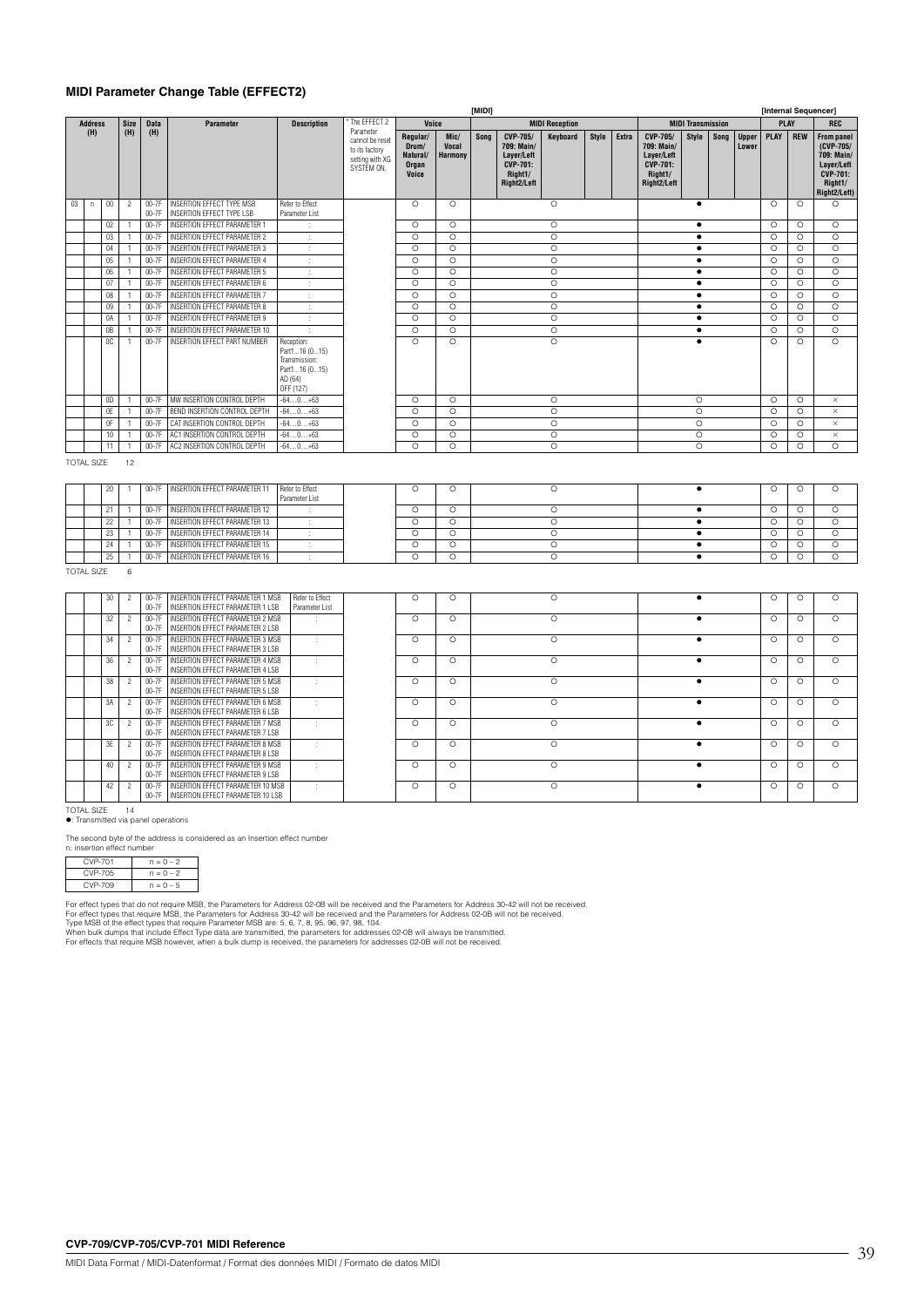## MIDI Parameter Change Table (EFFECT2)

| Address (H) | | | Size (H) | Data (H) | Parameter | Description | * The EFFECT 2 Parameter cannot be reset to its factory setting with XG SYSTEM ON. | [MIDI] Voice: Regular/ Drum/ Natural/ Organ Voice | Voice: Mic/ Vocal Harmony | MIDI Reception: Song | MIDI Reception: CVP-705/ 709: Main/ Layer/Left CVP-701: Right1/ Right2/Left | MIDI Reception: Keyboard | MIDI Reception: Style | MIDI Reception: Extra | MIDI Transmission: CVP-705/ 709: Main/ Layer/Left CVP-701: Right1/ Right2/Left | MIDI Transmission: Style | MIDI Transmission: Song | MIDI Transmission: Upper Lower | [Internal Sequencer] PLAY: PLAY | PLAY: REW | REC: From panel (CVP-705/ 709: Main/ Layer/Left CVP-701: Right1/ Right2/Left) |
|---|---|---|---|---|---|---|---|---|---|---|---|---|---|---|---|---|---|---|---|---|---|
| 03 | n | 00 | 2 | 00-7F<br>00-7F | INSERTION EFFECT TYPE MSB<br>INSERTION EFFECT TYPE LSB | Refer to Effect Parameter List | | ○ | ○ | | | ○ | | | | ● | | | ○ | ○ | ○ |
| | | 02 | 1 | 00-7F | INSERTION EFFECT PARAMETER 1 | : | | ○ | ○ | | | ○ | | | | ● | | | ○ | ○ | ○ |
| | | 03 | 1 | 00-7F | INSERTION EFFECT PARAMETER 2 | : | | ○ | ○ | | | ○ | | | | ● | | | ○ | ○ | ○ |
| | | 04 | 1 | 00-7F | INSERTION EFFECT PARAMETER 3 | : | | ○ | ○ | | | ○ | | | | ● | | | ○ | ○ | ○ |
| | | 05 | 1 | 00-7F | INSERTION EFFECT PARAMETER 4 | : | | ○ | ○ | | | ○ | | | | ● | | | ○ | ○ | ○ |
| | | 06 | 1 | 00-7F | INSERTION EFFECT PARAMETER 5 | : | | ○ | ○ | | | ○ | | | | ● | | | ○ | ○ | ○ |
| | | 07 | 1 | 00-7F | INSERTION EFFECT PARAMETER 6 | : | | ○ | ○ | | | ○ | | | | ● | | | ○ | ○ | ○ |
| | | 08 | 1 | 00-7F | INSERTION EFFECT PARAMETER 7 | : | | ○ | ○ | | | ○ | | | | ● | | | ○ | ○ | ○ |
| | | 09 | 1 | 00-7F | INSERTION EFFECT PARAMETER 8 | : | | ○ | ○ | | | ○ | | | | ● | | | ○ | ○ | ○ |
| | | 0A | 1 | 00-7F | INSERTION EFFECT PARAMETER 9 | : | | ○ | ○ | | | ○ | | | | ● | | | ○ | ○ | ○ |
| | | 0B | 1 | 00-7F | INSERTION EFFECT PARAMETER 10 | : | | ○ | ○ | | | ○ | | | | ● | | | ○ | ○ | ○ |
| | | 0C | 1 | 00-7F | INSERTION EFFECT PART NUMBER | Reception: Part1...16 (0...15) Transmission: Part1...16 (0...15) AD (64) OFF (127) | | ○ | ○ | | | ○ | | | | ● | | | ○ | ○ | ○ |
| | | 0D | 1 | 00-7F | MW INSERTION CONTROL DEPTH | -64...0...+63 | | ○ | ○ | | | ○ | | | | ○ | | | ○ | ○ | × |
| | | 0E | 1 | 00-7F | BEND INSERTION CONTROL DEPTH | -64...0...+63 | | ○ | ○ | | | ○ | | | | ○ | | | ○ | ○ | × |
| | | 0F | 1 | 00-7F | CAT INSERTION CONTROL DEPTH | -64...0...+63 | | ○ | ○ | | | ○ | | | | ○ | | | ○ | ○ | × |
| | | 10 | 1 | 00-7F | AC1 INSERTION CONTROL DEPTH | -64...0...+63 | | ○ | ○ | | | ○ | | | | ○ | | | ○ | ○ | × |
| | | 11 | 1 | 00-7F | AC2 INSERTION CONTROL DEPTH | -64...0...+63 | | ○ | ○ | | | ○ | | | | ○ | | | ○ | ○ | ○ |

TOTAL SIZE 12

| Address (H) | | | Size (H) | Data (H) | Parameter | Description | | Voice: Regular | Voice: Mic | Song | Main | Keyboard | Style | Extra | Main | Style | Song | Upper Lower | PLAY | REW | REC |
|---|---|---|---|---|---|---|---|---|---|---|---|---|---|---|---|---|---|---|---|---|---|
| | | 20 | 1 | 00-7F | INSERTION EFFECT PARAMETER 11 | Refer to Effect Parameter List | | ○ | ○ | | | ○ | | | | ● | | | ○ | ○ | ○ |
| | | 21 | 1 | 00-7F | INSERTION EFFECT PARAMETER 12 | : | | ○ | ○ | | | ○ | | | | ● | | | ○ | ○ | ○ |
| | | 22 | 1 | 00-7F | INSERTION EFFECT PARAMETER 13 | : | | ○ | ○ | | | ○ | | | | ● | | | ○ | ○ | ○ |
| | | 23 | 1 | 00-7F | INSERTION EFFECT PARAMETER 14 | : | | ○ | ○ | | | ○ | | | | ● | | | ○ | ○ | ○ |
| | | 24 | 1 | 00-7F | INSERTION EFFECT PARAMETER 15 | : | | ○ | ○ | | | ○ | | | | ● | | | ○ | ○ | ○ |
| | | 25 | 1 | 00-7F | INSERTION EFFECT PARAMETER 16 | : | | ○ | ○ | | | ○ | | | | ● | | | ○ | ○ | ○ |

TOTAL SIZE 6

| Address (H) | | | Size (H) | Data (H) | Parameter | Description | | Voice: Regular | Voice: Mic | Song | Main | Keyboard | Style | Extra | Main | Style | Song | Upper Lower | PLAY | REW | REC |
|---|---|---|---|---|---|---|---|---|---|---|---|---|---|---|---|---|---|---|---|---|---|
| | | 30 | 2 | 00-7F<br>00-7F | INSERTION EFFECT PARAMETER 1 MSB<br>INSERTION EFFECT PARAMETER 1 LSB | Refer to Effect Parameter List | | ○ | ○ | | | ○ | | | | ● | | | ○ | ○ | ○ |
| | | 32 | 2 | 00-7F<br>00-7F | INSERTION EFFECT PARAMETER 2 MSB<br>INSERTION EFFECT PARAMETER 2 LSB | : | | ○ | ○ | | | ○ | | | | ● | | | ○ | ○ | ○ |
| | | 34 | 2 | 00-7F<br>00-7F | INSERTION EFFECT PARAMETER 3 MSB<br>INSERTION EFFECT PARAMETER 3 LSB | : | | ○ | ○ | | | ○ | | | | ● | | | ○ | ○ | ○ |
| | | 36 | 2 | 00-7F<br>00-7F | INSERTION EFFECT PARAMETER 4 MSB<br>INSERTION EFFECT PARAMETER 4 LSB | : | | ○ | ○ | | | ○ | | | | ● | | | ○ | ○ | ○ |
| | | 38 | 2 | 00-7F<br>00-7F | INSERTION EFFECT PARAMETER 5 MSB<br>INSERTION EFFECT PARAMETER 5 LSB | : | | ○ | ○ | | | ○ | | | | ● | | | ○ | ○ | ○ |
| | | 3A | 2 | 00-7F<br>00-7F | INSERTION EFFECT PARAMETER 6 MSB<br>INSERTION EFFECT PARAMETER 6 LSB | : | | ○ | ○ | | | ○ | | | | ● | | | ○ | ○ | ○ |
| | | 3C | 2 | 00-7F<br>00-7F | INSERTION EFFECT PARAMETER 7 MSB<br>INSERTION EFFECT PARAMETER 7 LSB | : | | ○ | ○ | | | ○ | | | | ● | | | ○ | ○ | ○ |
| | | 3E | 2 | 00-7F<br>00-7F | INSERTION EFFECT PARAMETER 8 MSB<br>INSERTION EFFECT PARAMETER 8 LSB | : | | ○ | ○ | | | ○ | | | | ● | | | ○ | ○ | ○ |
| | | 40 | 2 | 00-7F<br>00-7F | INSERTION EFFECT PARAMETER 9 MSB<br>INSERTION EFFECT PARAMETER 9 LSB | : | | ○ | ○ | | | ○ | | | | ● | | | ○ | ○ | ○ |
| | | 42 | 2 | 00-7F<br>00-7F | INSERTION EFFECT PARAMETER 10 MSB<br>INSERTION EFFECT PARAMETER 10 LSB | : | | ○ | ○ | | | ○ | | | | ● | | | ○ | ○ | ○ |

TOTAL SIZE 14

●: Transmitted via panel operations

The second byte of the address is considered as an Insertion effect number
n: insertion effect number

| | |
|---|---|
| CVP-701 | n = 0 – 2 |
| CVP-705 | n = 0 – 2 |
| CVP-709 | n = 0 – 5 |

For effect types that do not require MSB, the Parameters for Address 02-0B will be received and the Parameters for Address 30-42 will not be received.
For effect types that require MSB, the Parameters for Address 30-42 will be received and the Parameters for Address 02-0B will not be received.
Type MSB of the effect types that require Parameter MSB are: 5, 6, 7, 8, 95, 96, 97, 98, 104.
When bulk dumps that include Effect Type data are transmitted, the parameters for addresses 02-0B will always be transmitted.
For effects that require MSB however, when a bulk dump is received, the parameters for addresses 02-0B will not be received.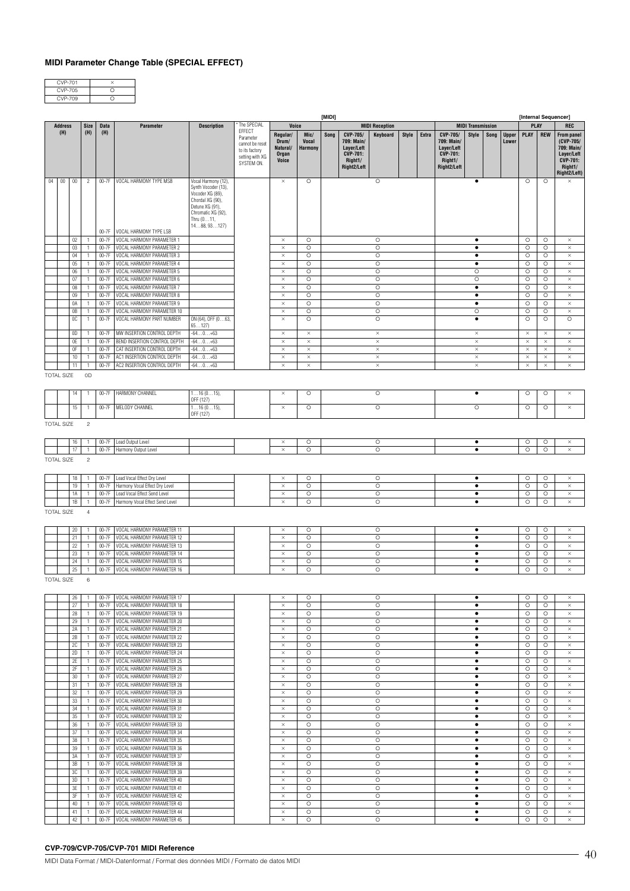## MIDI Parameter Change Table (SPECIAL EFFECT)

| | |
|---|---|
| CVP-701 | × |
| CVP-705 | ○ |
| CVP-709 | ○ |

| Address (H) | | | Size (H) | Data (H) | Parameter | Description | * The SPECIAL EFFECT Parameter cannot be reset to its factory setting with XG SYSTEM ON. | [MIDI] Voice: Regular/ Drum/ Natural/ Organ Voice | Voice: Mic/ Vocal Harmony | MIDI Reception: Song | MIDI Reception: CVP-705/ 709: Main/ Layer/Left CVP-701: Right1/ Right2/Left | MIDI Reception: Keyboard | MIDI Reception: Style | MIDI Reception: Extra | MIDI Transmission: CVP-705/ 709: Main/ Layer/Left CVP-701: Right1/ Right2/Left | MIDI Transmission: Style | MIDI Transmission: Song | MIDI Transmission: Upper Lower | [Internal Sequencer] PLAY: PLAY | PLAY: REW | REC: From panel (CVP-705/ 709: Main/ Layer/Left CVP-701: Right1/ Right2/Left) |
|---|---|---|---|---|---|---|---|---|---|---|---|---|---|---|---|---|---|---|---|---|---|
| 04 | 00 | 00 | 2 | 00-7F | VOCAL HARMONY TYPE MSB | Vocal Harmony (12), Synth Vocoder (13), Vocoder XG (89), Chordal XG (90), Detune XG (91), Chromatic XG (92), Thru (0…11, 14…88, 93…127) | | × | ○ | | | ○ | | | | ● | | | ○ | ○ | × |
| | | | | 00-7F | VOCAL HARMONY TYPE LSB | | | | | | | | | | | | | | | | |
| | | 02 | 1 | 00-7F | VOCAL HARMONY PARAMETER 1 | | | × | ○ | | | ○ | | | | ● | | | ○ | ○ | × |
| | | 03 | 1 | 00-7F | VOCAL HARMONY PARAMETER 2 | | | × | ○ | | | ○ | | | | ● | | | ○ | ○ | × |
| | | 04 | 1 | 00-7F | VOCAL HARMONY PARAMETER 3 | | | × | ○ | | | ○ | | | | ● | | | ○ | ○ | × |
| | | 05 | 1 | 00-7F | VOCAL HARMONY PARAMETER 4 | | | × | ○ | | | ○ | | | | ● | | | ○ | ○ | × |
| | | 06 | 1 | 00-7F | VOCAL HARMONY PARAMETER 5 | | | × | ○ | | | ○ | | | | ○ | | | ○ | ○ | × |
| | | 07 | 1 | 00-7F | VOCAL HARMONY PARAMETER 6 | | | × | ○ | | | ○ | | | | ○ | | | ○ | ○ | × |
| | | 08 | 1 | 00-7F | VOCAL HARMONY PARAMETER 7 | | | × | ○ | | | ○ | | | | ● | | | ○ | ○ | × |
| | | 09 | 1 | 00-7F | VOCAL HARMONY PARAMETER 8 | | | × | ○ | | | ○ | | | | ● | | | ○ | ○ | × |
| | | 0A | 1 | 00-7F | VOCAL HARMONY PARAMETER 9 | | | × | ○ | | | ○ | | | | ● | | | ○ | ○ | × |
| | | 0B | 1 | 00-7F | VOCAL HARMONY PARAMETER 10 | | | × | ○ | | | ○ | | | | ○ | | | ○ | ○ | × |
| | | 0C | 1 | 00-7F | VOCAL HARMONY PART NUMBER | ON (64), OFF (0…63, 65…127) | | × | ○ | | | ○ | | | | ● | | | ○ | ○ | ○ |
| | | 0D | 1 | 00-7F | MW INSERTION CONTROL DEPTH | -64…0…+63 | | × | × | | | × | | | | × | | | × | × | × |
| | | 0E | 1 | 00-7F | BEND INSERTION CONTROL DEPTH | -64…0…+63 | | × | × | | | × | | | | × | | | × | × | × |
| | | 0F | 1 | 00-7F | CAT INSERTION CONTROL DEPTH | -64…0…+63 | | × | × | | | × | | | | × | | | × | × | × |
| | | 10 | 1 | 00-7F | AC1 INSERTION CONTROL DEPTH | -64…0…+63 | | × | × | | | × | | | | × | | | × | × | × |
| | | 11 | 1 | 00-7F | AC2 INSERTION CONTROL DEPTH | -64…0…+63 | | × | × | | | × | | | | × | | | × | × | × |
| TOTAL SIZE | | | 0D | | | | | | | | | | | | | | | | | | |
| | | 14 | 1 | 00-7F | HARMONY CHANNEL | 1…16 (0…15), OFF (127) | | × | ○ | | | ○ | | | | ● | | | ○ | ○ | × |
| | | 15 | 1 | 00-7F | MELODY CHANNEL | 1…16 (0…15), OFF (127) | | × | ○ | | | ○ | | | | ○ | | | ○ | ○ | × |
| TOTAL SIZE | | | 2 | | | | | | | | | | | | | | | | | | |
| | | 16 | 1 | 00-7F | Lead Output Level | | | × | ○ | | | ○ | | | | ● | | | ○ | ○ | × |
| | | 17 | 1 | 00-7F | Harmony Output Level | | | × | ○ | | | ○ | | | | ● | | | ○ | ○ | × |
| TOTAL SIZE | | | 2 | | | | | | | | | | | | | | | | | | |
| | | 18 | 1 | 00-7F | Lead Vocal Effect Dry Level | | | × | ○ | | | ○ | | | | ● | | | ○ | ○ | × |
| | | 19 | 1 | 00-7F | Harmony Vocal Effect Dry Level | | | × | ○ | | | ○ | | | | ● | | | ○ | ○ | × |
| | | 1A | 1 | 00-7F | Lead Vocal Effect Send Level | | | × | ○ | | | ○ | | | | ● | | | ○ | ○ | × |
| | | 1B | 1 | 00-7F | Harmony Vocal Effect Send Level | | | × | ○ | | | ○ | | | | ● | | | ○ | ○ | × |
| TOTAL SIZE | | | 4 | | | | | | | | | | | | | | | | | | |
| | | 20 | 1 | 00-7F | VOCAL HARMONY PARAMETER 11 | | | × | ○ | | | ○ | | | | ● | | | ○ | ○ | × |
| | | 21 | 1 | 00-7F | VOCAL HARMONY PARAMETER 12 | | | × | ○ | | | ○ | | | | ● | | | ○ | ○ | × |
| | | 22 | 1 | 00-7F | VOCAL HARMONY PARAMETER 13 | | | × | ○ | | | ○ | | | | ● | | | ○ | ○ | × |
| | | 23 | 1 | 00-7F | VOCAL HARMONY PARAMETER 14 | | | × | ○ | | | ○ | | | | ● | | | ○ | ○ | × |
| | | 24 | 1 | 00-7F | VOCAL HARMONY PARAMETER 15 | | | × | ○ | | | ○ | | | | ● | | | ○ | ○ | × |
| | | 25 | 1 | 00-7F | VOCAL HARMONY PARAMETER 16 | | | × | ○ | | | ○ | | | | ● | | | ○ | ○ | × |
| TOTAL SIZE | | | 6 | | | | | | | | | | | | | | | | | | |
| | | 26 | 1 | 00-7F | VOCAL HARMONY PARAMETER 17 | | | × | ○ | | | ○ | | | | ● | | | ○ | ○ | × |
| | | 27 | 1 | 00-7F | VOCAL HARMONY PARAMETER 18 | | | × | ○ | | | ○ | | | | ● | | | ○ | ○ | × |
| | | 28 | 1 | 00-7F | VOCAL HARMONY PARAMETER 19 | | | × | ○ | | | ○ | | | | ● | | | ○ | ○ | × |
| | | 29 | 1 | 00-7F | VOCAL HARMONY PARAMETER 20 | | | × | ○ | | | ○ | | | | ● | | | ○ | ○ | × |
| | | 2A | 1 | 00-7F | VOCAL HARMONY PARAMETER 21 | | | × | ○ | | | ○ | | | | ● | | | ○ | ○ | × |
| | | 2B | 1 | 00-7F | VOCAL HARMONY PARAMETER 22 | | | × | ○ | | | ○ | | | | ● | | | ○ | ○ | × |
| | | 2C | 1 | 00-7F | VOCAL HARMONY PARAMETER 23 | | | × | ○ | | | ○ | | | | ● | | | ○ | ○ | × |
| | | 2D | 1 | 00-7F | VOCAL HARMONY PARAMETER 24 | | | × | ○ | | | ○ | | | | ● | | | ○ | ○ | × |
| | | 2E | 1 | 00-7F | VOCAL HARMONY PARAMETER 25 | | | × | ○ | | | ○ | | | | ● | | | ○ | ○ | × |
| | | 2F | 1 | 00-7F | VOCAL HARMONY PARAMETER 26 | | | × | ○ | | | ○ | | | | ● | | | ○ | ○ | × |
| | | 30 | 1 | 00-7F | VOCAL HARMONY PARAMETER 27 | | | × | ○ | | | ○ | | | | ● | | | ○ | ○ | × |
| | | 31 | 1 | 00-7F | VOCAL HARMONY PARAMETER 28 | | | × | ○ | | | ○ | | | | ● | | | ○ | ○ | × |
| | | 32 | 1 | 00-7F | VOCAL HARMONY PARAMETER 29 | | | × | ○ | | | ○ | | | | ● | | | ○ | ○ | × |
| | | 33 | 1 | 00-7F | VOCAL HARMONY PARAMETER 30 | | | × | ○ | | | ○ | | | | ● | | | ○ | ○ | × |
| | | 34 | 1 | 00-7F | VOCAL HARMONY PARAMETER 31 | | | × | ○ | | | ○ | | | | ● | | | ○ | ○ | × |
| | | 35 | 1 | 00-7F | VOCAL HARMONY PARAMETER 32 | | | × | ○ | | | ○ | | | | ● | | | ○ | ○ | × |
| | | 36 | 1 | 00-7F | VOCAL HARMONY PARAMETER 33 | | | × | ○ | | | ○ | | | | ● | | | ○ | ○ | × |
| | | 37 | 1 | 00-7F | VOCAL HARMONY PARAMETER 34 | | | × | ○ | | | ○ | | | | ● | | | ○ | ○ | × |
| | | 38 | 1 | 00-7F | VOCAL HARMONY PARAMETER 35 | | | × | ○ | | | ○ | | | | ● | | | ○ | ○ | × |
| | | 39 | 1 | 00-7F | VOCAL HARMONY PARAMETER 36 | | | × | ○ | | | ○ | | | | ● | | | ○ | ○ | × |
| | | 3A | 1 | 00-7F | VOCAL HARMONY PARAMETER 37 | | | × | ○ | | | ○ | | | | ● | | | ○ | ○ | × |
| | | 3B | 1 | 00-7F | VOCAL HARMONY PARAMETER 38 | | | × | ○ | | | ○ | | | | ● | | | ○ | ○ | × |
| | | 3C | 1 | 00-7F | VOCAL HARMONY PARAMETER 39 | | | × | ○ | | | ○ | | | | ● | | | ○ | ○ | × |
| | | 3D | 1 | 00-7F | VOCAL HARMONY PARAMETER 40 | | | × | ○ | | | ○ | | | | ● | | | ○ | ○ | × |
| | | 3E | 1 | 00-7F | VOCAL HARMONY PARAMETER 41 | | | × | ○ | | | ○ | | | | ● | | | ○ | ○ | × |
| | | 3F | 1 | 00-7F | VOCAL HARMONY PARAMETER 42 | | | × | ○ | | | ○ | | | | ● | | | ○ | ○ | × |
| | | 40 | 1 | 00-7F | VOCAL HARMONY PARAMETER 43 | | | × | ○ | | | ○ | | | | ● | | | ○ | ○ | × |
| | | 41 | 1 | 00-7F | VOCAL HARMONY PARAMETER 44 | | | × | ○ | | | ○ | | | | ● | | | ○ | ○ | × |
| | | 42 | 1 | 00-7F | VOCAL HARMONY PARAMETER 45 | | | × | ○ | | | ○ | | | | ● | | | ○ | ○ | × |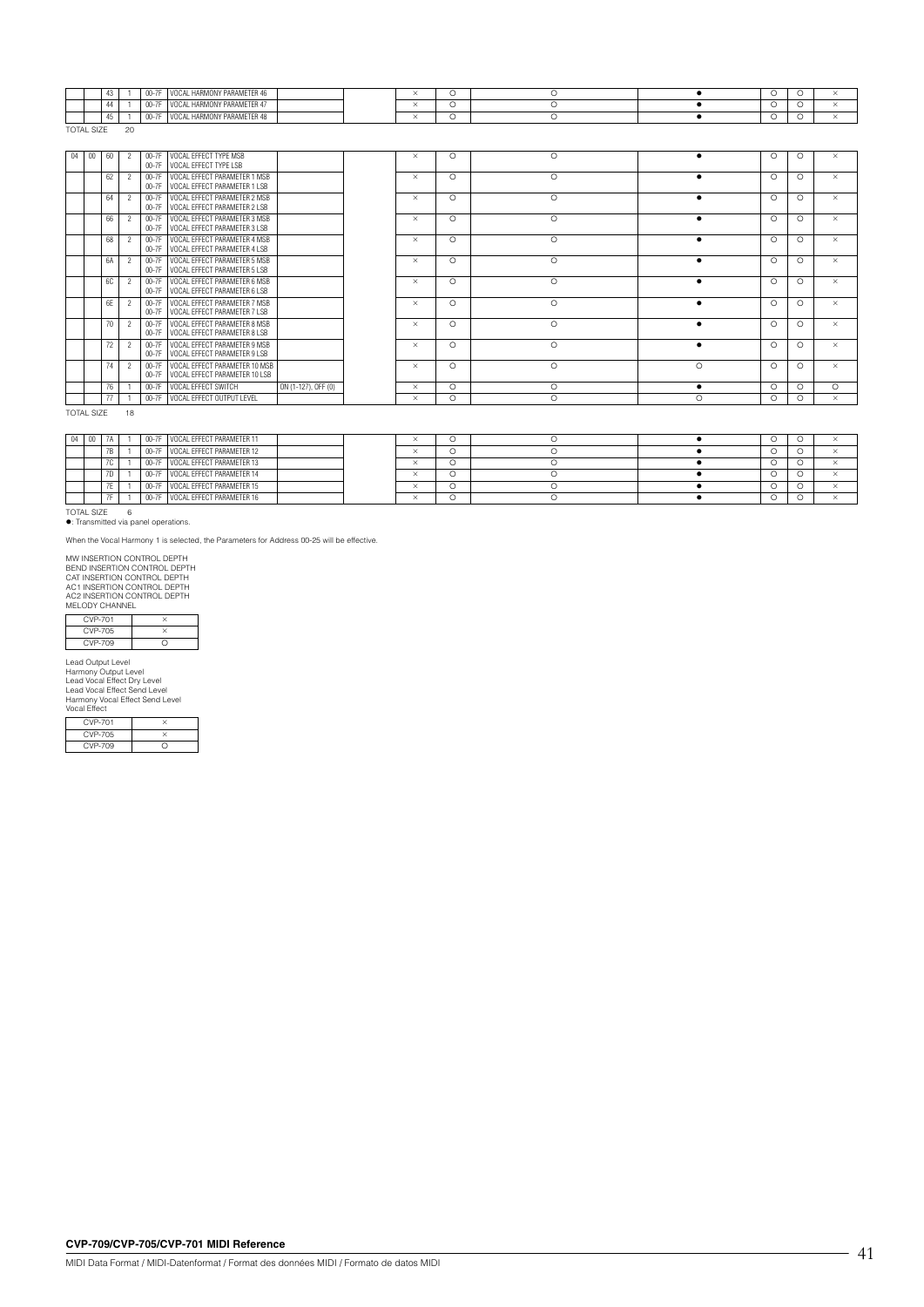| | | | | | | | | | | | | | | |
|---|---|---|---|---|---|---|---|---|---|---|---|---|---|---|
| | | 43 | 1 | 00-7F | VOCAL HARMONY PARAMETER 46 | | | × | ○ | ○ | ● | ○ | ○ | × |
| | | 44 | 1 | 00-7F | VOCAL HARMONY PARAMETER 47 | | | × | ○ | ○ | ● | ○ | ○ | × |
| | | 45 | 1 | 00-7F | VOCAL HARMONY PARAMETER 48 | | | × | ○ | ○ | ● | ○ | ○ | × |

TOTAL SIZE 20

| | | | | | | | | | | | | | | |
|---|---|---|---|---|---|---|---|---|---|---|---|---|---|---|
| 04 | 00 | 60 | 2 | 00-7F<br>00-7F | VOCAL EFFECT TYPE MSB<br>VOCAL EFFECT TYPE LSB | | | × | ○ | ○ | ● | ○ | ○ | × |
| | | 62 | 2 | 00-7F<br>00-7F | VOCAL EFFECT PARAMETER 1 MSB<br>VOCAL EFFECT PARAMETER 1 LSB | | | × | ○ | ○ | ● | ○ | ○ | × |
| | | 64 | 2 | 00-7F<br>00-7F | VOCAL EFFECT PARAMETER 2 MSB<br>VOCAL EFFECT PARAMETER 2 LSB | | | × | ○ | ○ | ● | ○ | ○ | × |
| | | 66 | 2 | 00-7F<br>00-7F | VOCAL EFFECT PARAMETER 3 MSB<br>VOCAL EFFECT PARAMETER 3 LSB | | | × | ○ | ○ | ● | ○ | ○ | × |
| | | 68 | 2 | 00-7F<br>00-7F | VOCAL EFFECT PARAMETER 4 MSB<br>VOCAL EFFECT PARAMETER 4 LSB | | | × | ○ | ○ | ● | ○ | ○ | × |
| | | 6A | 2 | 00-7F<br>00-7F | VOCAL EFFECT PARAMETER 5 MSB<br>VOCAL EFFECT PARAMETER 5 LSB | | | × | ○ | ○ | ● | ○ | ○ | × |
| | | 6C | 2 | 00-7F<br>00-7F | VOCAL EFFECT PARAMETER 6 MSB<br>VOCAL EFFECT PARAMETER 6 LSB | | | × | ○ | ○ | ● | ○ | ○ | × |
| | | 6E | 2 | 00-7F<br>00-7F | VOCAL EFFECT PARAMETER 7 MSB<br>VOCAL EFFECT PARAMETER 7 LSB | | | × | ○ | ○ | ● | ○ | ○ | × |
| | | 70 | 2 | 00-7F<br>00-7F | VOCAL EFFECT PARAMETER 8 MSB<br>VOCAL EFFECT PARAMETER 8 LSB | | | × | ○ | ○ | ● | ○ | ○ | × |
| | | 72 | 2 | 00-7F<br>00-7F | VOCAL EFFECT PARAMETER 9 MSB<br>VOCAL EFFECT PARAMETER 9 LSB | | | × | ○ | ○ | ● | ○ | ○ | × |
| | | 74 | 2 | 00-7F<br>00-7F | VOCAL EFFECT PARAMETER 10 MSB<br>VOCAL EFFECT PARAMETER 10 LSB | | | × | ○ | ○ | ○ | ○ | ○ | × |
| | | 76 | 1 | 00-7F | VOCAL EFFECT SWITCH | ON (1-127), OFF (0) | | × | ○ | ○ | ● | ○ | ○ | ○ |
| | | 77 | 1 | 00-7F | VOCAL EFFECT OUTPUT LEVEL | | | × | ○ | ○ | ○ | ○ | ○ | × |

TOTAL SIZE 18

| | | | | | | | | | | | | | | |
|---|---|---|---|---|---|---|---|---|---|---|---|---|---|---|
| 04 | 00 | 7A | 1 | 00-7F | VOCAL EFFECT PARAMETER 11 | | | × | ○ | ○ | ● | ○ | ○ | × |
| | | 7B | 1 | 00-7F | VOCAL EFFECT PARAMETER 12 | | | × | ○ | ○ | ● | ○ | ○ | × |
| | | 7C | 1 | 00-7F | VOCAL EFFECT PARAMETER 13 | | | × | ○ | ○ | ● | ○ | ○ | × |
| | | 7D | 1 | 00-7F | VOCAL EFFECT PARAMETER 14 | | | × | ○ | ○ | ● | ○ | ○ | × |
| | | 7E | 1 | 00-7F | VOCAL EFFECT PARAMETER 15 | | | × | ○ | ○ | ● | ○ | ○ | × |
| | | 7F | 1 | 00-7F | VOCAL EFFECT PARAMETER 16 | | | × | ○ | ○ | ● | ○ | ○ | × |

TOTAL SIZE 6

●: Transmitted via panel operations.

When the Vocal Harmony 1 is selected, the Parameters for Address 00-25 will be effective.

MW INSERTION CONTROL DEPTH
BEND INSERTION CONTROL DEPTH
CAT INSERTION CONTROL DEPTH
AC1 INSERTION CONTROL DEPTH
AC2 INSERTION CONTROL DEPTH
MELODY CHANNEL

| | |
|---|---|
| CVP-701 | × |
| CVP-705 | × |
| CVP-709 | ○ |

Lead Output Level
Harmony Output Level
Lead Vocal Effect Dry Level
Lead Vocal Effect Send Level
Harmony Vocal Effect Send Level
Vocal Effect

| | |
|---|---|
| CVP-701 | × |
| CVP-705 | × |
| CVP-709 | ○ |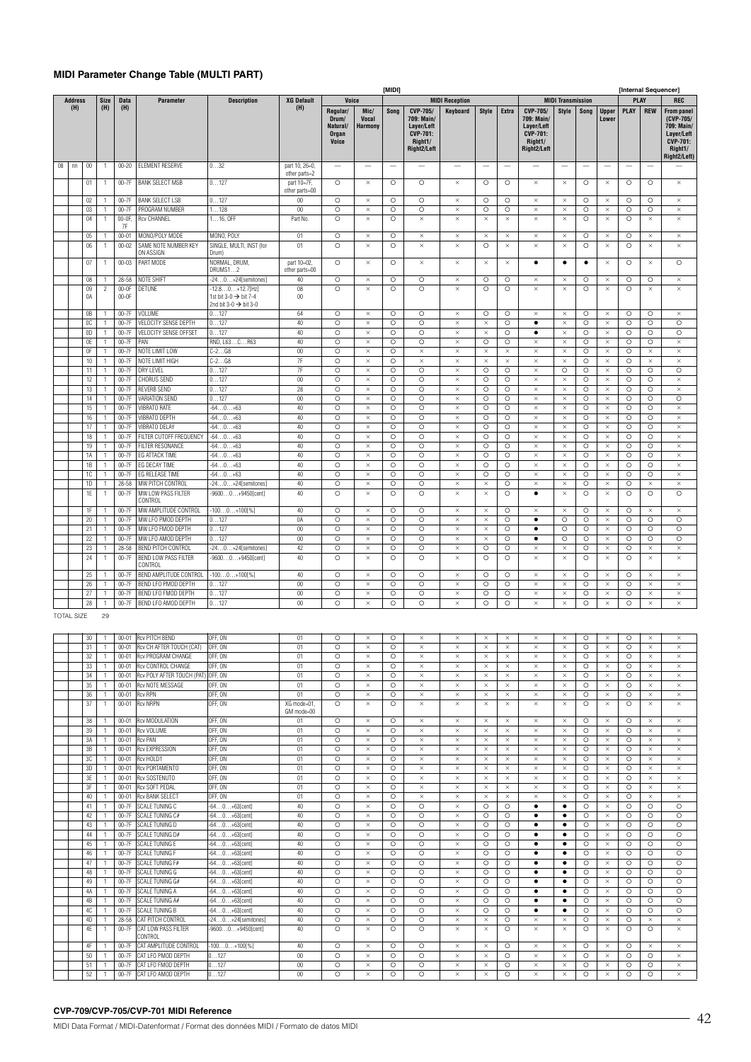## MIDI Parameter Change Table (MULTI PART)

| Address (H) | | | Size (H) | Data (H) | Parameter | Description | XG Default (H) | [MIDI] Voice: Regular/ Drum/ Natural/ Organ Voice | Voice: Mic/ Vocal Harmony | Song | MIDI Reception: CVP-705/ 709: Main/ Layer/Left CVP-701: Right1/ Right2/Left | MIDI Reception: Keyboard | MIDI Reception: Style | MIDI Reception: Extra | MIDI Transmission: CVP-705/ 709: Main/ Layer/Left CVP-701: Right1/ Right2/Left | MIDI Transmission: Style | MIDI Transmission: Song | MIDI Transmission: Upper Lower | [Internal Sequencer] PLAY: PLAY | PLAY: REW | REC: From panel (CVP-705/ 709: Main/ Layer/Left CVP-701: Right1/ Right2/Left) |
|---|---|---|---|---|---|---|---|---|---|---|---|---|---|---|---|---|---|---|---|---|---|
| 08 | nn | 00 | 1 | 00-20 | ELEMENT RESERVE | 0…32 | part 10, 26=0, other parts=2 | — | — | — | — | — | — | — | — | — | — | — | — | — | — |
| | | 01 | 1 | 00-7F | BANK SELECT MSB | 0…127 | part 10=7F, other parts=00 | ○ | × | ○ | ○ | × | ○ | ○ | × | × | ○ | × | ○ | ○ | × |
| | | 02 | 1 | 00-7F | BANK SELECT LSB | 0…127 | 00 | ○ | × | ○ | ○ | × | ○ | ○ | × | × | ○ | × | ○ | ○ | × |
| | | 03 | 1 | 00-7F | PROGRAM NUMBER | 1…128 | 00 | ○ | × | ○ | ○ | × | ○ | ○ | × | × | ○ | × | ○ | ○ | × |
| | | 04 | 1 | 00-0F, 7F | Rcv CHANNEL | 1…16, OFF | Part No. | ○ | × | ○ | × | × | × | × | × | × | ○ | × | ○ | × | × |
| | | 05 | 1 | 00-01 | MONO/POLY MODE | MONO, POLY | 01 | ○ | × | ○ | × | × | × | × | × | × | ○ | × | ○ | × | × |
| | | 06 | 1 | 00-02 | SAME NOTE NUMBER KEY ON ASSIGN | SINGLE, MULTI, INST (for Drum) | 01 | ○ | × | ○ | × | × | ○ | × | × | × | ○ | × | ○ | × | × |
| | | 07 | 1 | 00-03 | PART MODE | NORMAL, DRUM, DRUMS1…2 | part 10=02, other parts=00 | ○ | × | ○ | × | × | × | × | ● | ● | ● | × | ○ | × | ○ |
| | | 08 | 1 | 28-58 | NOTE SHIFT | -24…0…+24[semitones] | 40 | ○ | × | ○ | ○ | × | ○ | ○ | × | × | ○ | × | ○ | ○ | × |
| | | 09 0A | 2 | 00-0F 00-0F | DETUNE | -12.8…0…+12.7[Hz] 1st bit 3-0 → bit 7-4 2nd bit 3-0 → bit 3-0 | 08 00 | ○ | × | ○ | ○ | × | ○ | ○ | × | × | ○ | × | ○ | × | × |
| | | 0B | 1 | 00-7F | VOLUME | 0…127 | 64 | ○ | × | ○ | ○ | × | ○ | ○ | × | × | ○ | × | ○ | ○ | × |
| | | 0C | 1 | 00-7F | VELOCITY SENSE DEPTH | 0…127 | 40 | ○ | × | ○ | ○ | × | × | ○ | ● | × | ○ | × | ○ | ○ | ○ |
| | | 0D | 1 | 00-7F | VELOCITY SENSE OFFSET | 0…127 | 40 | ○ | × | ○ | ○ | × | × | ○ | ● | × | ○ | × | ○ | ○ | ○ |
| | | 0E | 1 | 00-7F | PAN | RND, L63…C…R63 | 40 | ○ | × | ○ | ○ | × | ○ | ○ | × | × | ○ | × | ○ | ○ | × |
| | | 0F | 1 | 00-7F | NOTE LIMIT LOW | C-2…G8 | 00 | ○ | × | ○ | × | × | × | × | × | × | ○ | × | ○ | × | × |
| | | 10 | 1 | 00-7F | NOTE LIMIT HIGH | C-2…G8 | 7F | ○ | × | ○ | × | × | × | × | × | × | ○ | × | ○ | × | × |
| | | 11 | 1 | 00-7F | DRY LEVEL | 0…127 | 7F | ○ | × | ○ | ○ | × | ○ | ○ | × | ○ | ○ | × | ○ | ○ | ○ |
| | | 12 | 1 | 00-7F | CHORUS SEND | 0…127 | 00 | ○ | × | ○ | ○ | × | ○ | ○ | × | × | ○ | × | ○ | ○ | × |
| | | 13 | 1 | 00-7F | REVERB SEND | 0…127 | 28 | ○ | × | ○ | ○ | × | ○ | ○ | × | × | ○ | × | ○ | ○ | × |
| | | 14 | 1 | 00-7F | VARIATION SEND | 0…127 | 00 | ○ | × | ○ | ○ | × | ○ | ○ | × | × | ○ | × | ○ | ○ | ○ |
| | | 15 | 1 | 00-7F | VIBRATO RATE | -64…0…+63 | 40 | ○ | × | ○ | ○ | × | ○ | ○ | × | × | ○ | × | ○ | ○ | × |
| | | 16 | 1 | 00-7F | VIBRATO DEPTH | -64…0…+63 | 40 | ○ | × | ○ | ○ | × | ○ | ○ | × | × | ○ | × | ○ | ○ | × |
| | | 17 | 1 | 00-7F | VIBRATO DELAY | -64…0…+63 | 40 | ○ | × | ○ | ○ | × | ○ | ○ | × | × | ○ | × | ○ | ○ | × |
| | | 18 | 1 | 00-7F | FILTER CUTOFF FREQUENCY | -64…0…+63 | 40 | ○ | × | ○ | ○ | × | ○ | ○ | × | × | ○ | × | ○ | ○ | × |
| | | 19 | 1 | 00-7F | FILTER RESONANCE | -64…0…+63 | 40 | ○ | × | ○ | ○ | × | ○ | ○ | × | × | ○ | × | ○ | ○ | × |
| | | 1A | 1 | 00-7F | EG ATTACK TIME | -64…0…+63 | 40 | ○ | × | ○ | ○ | × | ○ | ○ | × | × | ○ | × | ○ | ○ | × |
| | | 1B | 1 | 00-7F | EG DECAY TIME | -64…0…+63 | 40 | ○ | × | ○ | ○ | × | ○ | ○ | × | × | ○ | × | ○ | ○ | × |
| | | 1C | 1 | 00-7F | EG RELEASE TIME | -64…0…+63 | 40 | ○ | × | ○ | ○ | × | ○ | ○ | × | × | ○ | × | ○ | ○ | × |
| | | 1D | 1 | 28-58 | MW PITCH CONTROL | -24…0…+24[semitones] | 40 | ○ | × | ○ | ○ | × | × | ○ | × | × | ○ | × | ○ | × | × |
| | | 1E | 1 | 00-7F | MW LOW PASS FILTER CONTROL | -9600…0…+9450[cent] | 40 | ○ | × | ○ | ○ | × | × | ○ | ● | × | ○ | × | ○ | ○ | ○ |
| | | 1F | 1 | 00-7F | MW AMPLITUDE CONTROL | -100…0…+100[%] | 40 | ○ | × | ○ | ○ | × | × | ○ | × | × | ○ | × | ○ | × | × |
| | | 20 | 1 | 00-7F | MW LFO PMOD DEPTH | 0…127 | 0A | ○ | × | ○ | ○ | × | × | ○ | ● | ○ | ○ | × | ○ | ○ | ○ |
| | | 21 | 1 | 00-7F | MW LFO FMOD DEPTH | 0…127 | 00 | ○ | × | ○ | ○ | × | × | ○ | ● | ○ | ○ | × | ○ | ○ | ○ |
| | | 22 | 1 | 00-7F | MW LFO AMOD DEPTH | 0…127 | 00 | ○ | × | ○ | ○ | × | × | ○ | ● | ○ | ○ | × | ○ | ○ | ○ |
| | | 23 | 1 | 28-58 | BEND PITCH CONTROL | -24…0…+24[semitones] | 42 | ○ | × | ○ | ○ | × | ○ | ○ | × | × | ○ | × | ○ | × | × |
| | | 24 | 1 | 00-7F | BEND LOW PASS FILTER CONTROL | -9600…0…+9450[cent] | 40 | ○ | × | ○ | ○ | × | ○ | ○ | × | × | ○ | × | ○ | × | × |
| | | 25 | 1 | 00-7F | BEND AMPLITUDE CONTROL | -100…0…+100[%] | 40 | ○ | × | ○ | ○ | × | ○ | ○ | × | × | ○ | × | ○ | × | × |
| | | 26 | 1 | 00-7F | BEND LFO PMOD DEPTH | 0…127 | 00 | ○ | × | ○ | ○ | × | ○ | ○ | × | × | ○ | × | ○ | × | × |
| | | 27 | 1 | 00-7F | BEND LFO FMOD DEPTH | 0…127 | 00 | ○ | × | ○ | ○ | × | ○ | ○ | × | × | ○ | × | ○ | × | × |
| | | 28 | 1 | 00-7F | BEND LFO AMOD DEPTH | 0…127 | 00 | ○ | × | ○ | ○ | × | ○ | ○ | × | × | ○ | × | ○ | × | × |

TOTAL SIZE 29

| Address (H) | | | Size (H) | Data (H) | Parameter | Description | XG Default (H) | Voice: Regular/ Drum/ Natural/ Organ Voice | Voice: Mic/ Vocal Harmony | Song | MIDI Reception: CVP-705/ 709: Main/ Layer/Left CVP-701: Right1/ Right2/Left | MIDI Reception: Keyboard | MIDI Reception: Style | MIDI Reception: Extra | MIDI Transmission: CVP-705/ 709: Main/ Layer/Left CVP-701: Right1/ Right2/Left | MIDI Transmission: Style | MIDI Transmission: Song | MIDI Transmission: Upper Lower | PLAY: PLAY | PLAY: REW | REC: From panel |
|---|---|---|---|---|---|---|---|---|---|---|---|---|---|---|---|---|---|---|---|---|---|
| | | 30 | 1 | 00-01 | Rcv PITCH BEND | OFF, ON | 01 | ○ | × | ○ | × | × | × | × | × | × | ○ | × | ○ | × | × |
| | | 31 | 1 | 00-01 | Rcv CH AFTER TOUCH (CAT) | OFF, ON | 01 | ○ | × | ○ | × | × | × | × | × | × | ○ | × | ○ | × | × |
| | | 32 | 1 | 00-01 | Rcv PROGRAM CHANGE | OFF, ON | 01 | ○ | × | ○ | × | × | × | × | × | × | ○ | × | ○ | × | × |
| | | 33 | 1 | 00-01 | Rcv CONTROL CHANGE | OFF, ON | 01 | ○ | × | ○ | × | × | × | × | × | × | ○ | × | ○ | × | × |
| | | 34 | 1 | 00-01 | Rcv POLY AFTER TOUCH (PAT) | OFF, ON | 01 | ○ | × | ○ | × | × | × | × | × | × | ○ | × | ○ | × | × |
| | | 35 | 1 | 00-01 | Rcv NOTE MESSAGE | OFF, ON | 01 | ○ | × | ○ | × | × | × | × | × | × | ○ | × | ○ | × | × |
| | | 36 | 1 | 00-01 | Rcv RPN | OFF, ON | 01 | ○ | × | ○ | × | × | × | × | × | × | ○ | × | ○ | × | × |
| | | 37 | 1 | 00-01 | Rcv NRPN | OFF, ON | XG mode=01, GM mode=00 | ○ | × | ○ | × | × | × | × | × | × | ○ | × | ○ | × | × |
| | | 38 | 1 | 00-01 | Rcv MODULATION | OFF, ON | 01 | ○ | × | ○ | × | × | × | × | × | × | ○ | × | ○ | × | × |
| | | 39 | 1 | 00-01 | Rcv VOLUME | OFF, ON | 01 | ○ | × | ○ | × | × | × | × | × | × | ○ | × | ○ | × | × |
| | | 3A | 1 | 00-01 | Rcv PAN | OFF, ON | 01 | ○ | × | ○ | × | × | × | × | × | × | ○ | × | ○ | × | × |
| | | 3B | 1 | 00-01 | Rcv EXPRESSION | OFF, ON | 01 | ○ | × | ○ | × | × | × | × | × | × | ○ | × | ○ | × | × |
| | | 3C | 1 | 00-01 | Rcv HOLD1 | OFF, ON | 01 | ○ | × | ○ | × | × | × | × | × | × | ○ | × | ○ | × | × |
| | | 3D | 1 | 00-01 | Rcv PORTAMENTO | OFF, ON | 01 | ○ | × | ○ | × | × | × | × | × | × | ○ | × | ○ | × | × |
| | | 3E | 1 | 00-01 | Rcv SOSTENUTO | OFF, ON | 01 | ○ | × | ○ | × | × | × | × | × | × | ○ | × | ○ | × | × |
| | | 3F | 1 | 00-01 | Rcv SOFT PEDAL | OFF, ON | 01 | ○ | × | ○ | × | × | × | × | × | × | ○ | × | ○ | × | × |
| | | 40 | 1 | 00-01 | Rcv BANK SELECT | OFF, ON | 01 | ○ | × | ○ | × | × | × | × | × | × | ○ | × | ○ | × | × |
| | | 41 | 1 | 00-7F | SCALE TUNING C | -64…0…+63[cent] | 40 | ○ | × | ○ | ○ | × | ○ | ○ | ● | ● | ○ | × | ○ | ○ | ○ |
| | | 42 | 1 | 00-7F | SCALE TUNING C# | -64…0…+63[cent] | 40 | ○ | × | ○ | ○ | × | ○ | ○ | ● | ● | ○ | × | ○ | ○ | ○ |
| | | 43 | 1 | 00-7F | SCALE TUNING D | -64…0…+63[cent] | 40 | ○ | × | ○ | ○ | × | ○ | ○ | ● | ● | ○ | × | ○ | ○ | ○ |
| | | 44 | 1 | 00-7F | SCALE TUNING D# | -64…0…+63[cent] | 40 | ○ | × | ○ | ○ | × | ○ | ○ | ● | ● | ○ | × | ○ | ○ | ○ |
| | | 45 | 1 | 00-7F | SCALE TUNING E | -64…0…+63[cent] | 40 | ○ | × | ○ | ○ | × | ○ | ○ | ● | ● | ○ | × | ○ | ○ | ○ |
| | | 46 | 1 | 00-7F | SCALE TUNING F | -64…0…+63[cent] | 40 | ○ | × | ○ | ○ | × | ○ | ○ | ● | ● | ○ | × | ○ | ○ | ○ |
| | | 47 | 1 | 00-7F | SCALE TUNING F# | -64…0…+63[cent] | 40 | ○ | × | ○ | ○ | × | ○ | ○ | ● | ● | ○ | × | ○ | ○ | ○ |
| | | 48 | 1 | 00-7F | SCALE TUNING G | -64…0…+63[cent] | 40 | ○ | × | ○ | ○ | × | ○ | ○ | ● | ● | ○ | × | ○ | ○ | ○ |
| | | 49 | 1 | 00-7F | SCALE TUNING G# | -64…0…+63[cent] | 40 | ○ | × | ○ | ○ | × | ○ | ○ | ● | ● | ○ | × | ○ | ○ | ○ |
| | | 4A | 1 | 00-7F | SCALE TUNING A | -64…0…+63[cent] | 40 | ○ | × | ○ | ○ | × | ○ | ○ | ● | ● | ○ | × | ○ | ○ | ○ |
| | | 4B | 1 | 00-7F | SCALE TUNING A# | -64…0…+63[cent] | 40 | ○ | × | ○ | ○ | × | ○ | ○ | ● | ● | ○ | × | ○ | ○ | ○ |
| | | 4C | 1 | 00-7F | SCALE TUNING B | -64…0…+63[cent] | 40 | ○ | × | ○ | ○ | × | ○ | ○ | ● | ● | ○ | × | ○ | ○ | ○ |
| | | 4D | 1 | 28-58 | CAT PITCH CONTROL | -24…0…+24[semitones] | 40 | ○ | × | ○ | ○ | × | × | ○ | × | × | ○ | × | ○ | × | × |
| | | 4E | 1 | 00-7F | CAT LOW PASS FILTER CONTROL | -9600…0…+9450[cent] | 40 | ○ | × | ○ | ○ | × | × | ○ | × | × | ○ | × | ○ | ○ | × |
| | | 4F | 1 | 00-7F | CAT AMPLITUDE CONTROL | -100…0…+100[%] | 40 | ○ | × | ○ | ○ | × | × | ○ | × | × | ○ | × | ○ | × | × |
| | | 50 | 1 | 00-7F | CAT LFO PMOD DEPTH | 0…127 | 00 | ○ | × | ○ | ○ | × | × | ○ | × | × | ○ | × | ○ | ○ | × |
| | | 51 | 1 | 00-7F | CAT LFO FMOD DEPTH | 0…127 | 00 | ○ | × | ○ | ○ | × | × | ○ | × | × | ○ | × | ○ | ○ | × |
| | | 52 | 1 | 00-7F | CAT LFO AMOD DEPTH | 0…127 | 00 | ○ | × | ○ | ○ | × | × | ○ | × | × | ○ | × | ○ | ○ | × |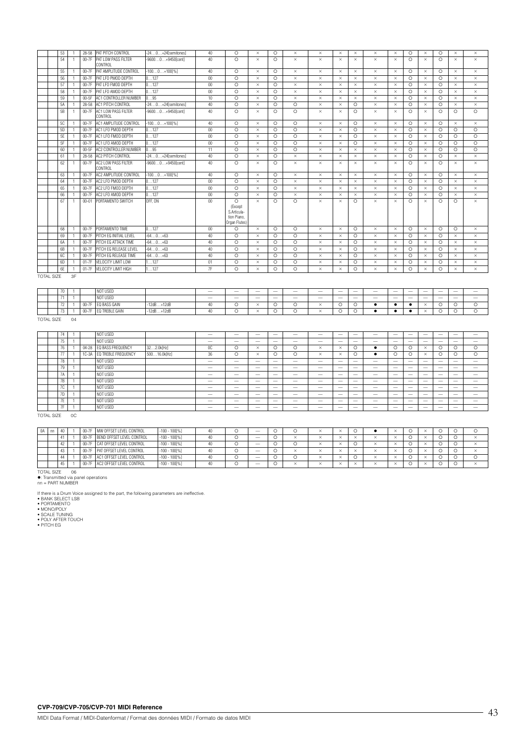| | | 53 | 1 | 28-58 | PAT PITCH CONTROL | -24…0…+24[semitones] | 40 | ○ | × | ○ | × | × | × | × | × | × | ○ | × | ○ | × | × |
|---|---|---|---|---|---|---|---|---|---|---|---|---|---|---|---|---|---|---|---|---|---|
| | | 54 | 1 | 00-7F | PAT LOW PASS FILTER CONTROL | -9600…0…+9450[cent] | 40 | ○ | × | ○ | × | × | × | × | × | × | ○ | × | ○ | × | × |
| | | 55 | 1 | 00-7F | PAT AMPLITUDE CONTROL | -100…0…+100[%] | 40 | ○ | × | ○ | × | × | × | × | × | × | ○ | × | ○ | × | × |
| | | 56 | 1 | 00-7F | PAT LFO PMOD DEPTH | 0…127 | 00 | ○ | × | ○ | × | × | × | × | × | × | ○ | × | ○ | × | × |
| | | 57 | 1 | 00-7F | PAT LFO FMOD DEPTH | 0…127 | 00 | ○ | × | ○ | × | × | × | × | × | × | ○ | × | ○ | × | × |
| | | 58 | 1 | 00-7F | PAT LFO AMOD DEPTH | 0…127 | 00 | ○ | × | ○ | × | × | × | × | × | × | ○ | × | ○ | × | × |
| | | 59 | 1 | 00-5F | AC1 CONTROLLER NUMBER | 0…95 | 10 | ○ | × | ○ | × | × | × | × | × | × | ○ | × | ○ | × | × |
| | | 5A | 1 | 28-58 | AC1 PITCH CONTROL | -24…0…+24[semitones] | 40 | ○ | × | ○ | ○ | × | × | ○ | × | × | ○ | × | ○ | × | × |
| | | 5B | 1 | 00-7F | AC1 LOW PASS FILTER CONTROL | -9600…0…+9450[cent] | 40 | ○ | × | ○ | ○ | × | × | ○ | × | × | ○ | × | ○ | ○ | ○ |
| | | 5C | 1 | 00-7F | AC1 AMPLITUDE CONTROL | -100…0…+100[%] | 40 | ○ | × | ○ | ○ | × | × | ○ | × | × | ○ | × | ○ | × | × |
| | | 5D | 1 | 00-7F | AC1 LFO PMOD DEPTH | 0…127 | 00 | ○ | × | ○ | ○ | × | × | ○ | × | × | ○ | × | ○ | ○ | ○ |
| | | 5E | 1 | 00-7F | AC1 LFO FMOD DEPTH | 0…127 | 00 | ○ | × | ○ | ○ | × | × | ○ | × | × | ○ | × | ○ | ○ | ○ |
| | | 5F | 1 | 00-7F | AC1 LFO AMOD DEPTH | 0…127 | 00 | ○ | × | ○ | ○ | × | × | ○ | × | × | ○ | × | ○ | ○ | ○ |
| | | 60 | 1 | 00-5F | AC2 CONTROLLER NUMBER | 0…95 | 11 | ○ | × | ○ | ○ | × | × | × | × | × | ○ | × | ○ | ○ | ○ |
| | | 61 | 1 | 28-58 | AC2 PITCH CONTROL | -24…0…+24[semitones] | 40 | ○ | × | ○ | × | × | × | × | × | × | ○ | × | ○ | × | × |
| | | 62 | 1 | 00-7F | AC2 LOW PASS FILTER CONTROL | -9600…0…+9450[cent] | 40 | ○ | × | ○ | × | × | × | × | × | × | ○ | × | ○ | × | × |
| | | 63 | 1 | 00-7F | AC2 AMPLITUDE CONTROL | -100…0…+100[%] | 40 | ○ | × | ○ | × | × | × | × | × | × | ○ | × | ○ | × | × |
| | | 64 | 1 | 00-7F | AC2 LFO PMOD DEPTH | 0…127 | 00 | ○ | × | ○ | × | × | × | × | × | × | ○ | × | ○ | × | × |
| | | 65 | 1 | 00-7F | AC2 LFO FMOD DEPTH | 0…127 | 00 | ○ | × | ○ | × | × | × | × | × | × | ○ | × | ○ | × | × |
| | | 66 | 1 | 00-7F | AC2 LFO AMOD DEPTH | 0…127 | 00 | ○ | × | ○ | × | × | × | × | × | × | ○ | × | ○ | × | × |
| | | 67 | 1 | 00-01 | PORTAMENTO SWITCH | OFF, ON | 00 | ○ (Except S.Articulation Piano, Organ Flutes) | × | ○ | ○ | × | × | ○ | × | × | ○ | × | ○ | ○ | × |
| | | 68 | 1 | 00-7F | PORTAMENTO TIME | 0…127 | 00 | ○ | × | ○ | ○ | × | × | ○ | × | × | ○ | × | ○ | ○ | × |
| | | 69 | 1 | 00-7F | PITCH EG INITIAL LEVEL | -64…0…+63 | 40 | ○ | × | ○ | ○ | × | × | ○ | × | × | ○ | × | ○ | × | × |
| | | 6A | 1 | 00-7F | PITCH EG ATTACK TIME | -64…0…+63 | 40 | ○ | × | ○ | ○ | × | × | ○ | × | × | ○ | × | ○ | × | × |
| | | 6B | 1 | 00-7F | PITCH EG RELEASE LEVEL | -64…0…+63 | 40 | ○ | × | ○ | ○ | × | × | ○ | × | × | ○ | × | ○ | × | × |
| | | 6C | 1 | 00-7F | PITCH EG RELEASE TIME | -64…0…+63 | 40 | ○ | × | ○ | ○ | × | × | ○ | × | × | ○ | × | ○ | × | × |
| | | 6D | 1 | 01-7F | VELOCITY LIMIT LOW | 1…127 | 01 | ○ | × | ○ | ○ | × | × | ○ | × | × | ○ | × | ○ | × | × |
| | | 6E | 1 | 01-7F | VELOCITY LIMIT HIGH | 1…127 | 7F | ○ | × | ○ | ○ | × | × | ○ | × | × | ○ | × | ○ | × | × |

TOTAL SIZE 3F

| | | 70 | 1 | | NOT USED | | — | — | — | — | — | — | — | — | — | — | — | — | — | — | — |
|---|---|---|---|---|---|---|---|---|---|---|---|---|---|---|---|---|---|---|---|---|---|
| | | 71 | 1 | | NOT USED | | — | — | — | — | — | — | — | — | — | — | — | — | — | — | — |
| | | 72 | 1 | 00-7F | EQ BASS GAIN | -12dB…+12dB | 40 | ○ | × | ○ | ○ | × | ○ | ○ | ● | ● | ● | × | ○ | ○ | ○ |
| | | 73 | 1 | 00-7F | EQ TREBLE GAIN | -12dB…+12dB | 40 | ○ | × | ○ | ○ | × | ○ | ○ | ● | ● | ● | × | ○ | ○ | ○ |

TOTAL SIZE 04

| | | 74 | 1 | | NOT USED | | — | — | — | — | — | — | — | — | — | — | — | — | — | — | — |
|---|---|---|---|---|---|---|---|---|---|---|---|---|---|---|---|---|---|---|---|---|---|
| | | 75 | 1 | | NOT USED | | — | — | — | — | — | — | — | — | — | — | — | — | — | — | — |
| | | 76 | 1 | 04-28 | EQ BASS FREQUENCY | 32…2.0k[Hz] | 0C | ○ | × | ○ | ○ | × | × | ○ | ● | ○ | ○ | × | ○ | ○ | ○ |
| | | 77 | 1 | 1C-3A | EQ TREBLE FREQUENCY | 500…16.0k[Hz] | 36 | ○ | × | ○ | ○ | × | × | ○ | ● | ○ | ○ | × | ○ | ○ | ○ |
| | | 78 | 1 | | NOT USED | | — | — | — | — | — | — | — | — | — | — | — | — | — | — | — |
| | | 79 | 1 | | NOT USED | | — | — | — | — | — | — | — | — | — | — | — | — | — | — | — |
| | | 7A | 1 | | NOT USED | | — | — | — | — | — | — | — | — | — | — | — | — | — | — | — |
| | | 7B | 1 | | NOT USED | | — | — | — | — | — | — | — | — | — | — | — | — | — | — | — |
| | | 7C | 1 | | NOT USED | | — | — | — | — | — | — | — | — | — | — | — | — | — | — | — |
| | | 7D | 1 | | NOT USED | | — | — | — | — | — | — | — | — | — | — | — | — | — | — | — |
| | | 7E | 1 | | NOT USED | | — | — | — | — | — | — | — | — | — | — | — | — | — | — | — |
| | | 7F | 1 | | NOT USED | | — | — | — | — | — | — | — | — | — | — | — | — | — | — | — |

TOTAL SIZE 0C

| 0A | nn | 40 | 1 | 00-7F | MW OFFSET LEVEL CONTROL | -100 - 100[%] | 40 | ○ | — | ○ | ○ | × | × | ○ | ● | × | ○ | × | ○ | ○ | ○ |
|---|---|---|---|---|---|---|---|---|---|---|---|---|---|---|---|---|---|---|---|---|---|
| | | 41 | 1 | 00-7F | BEND OFFSET LEVEL CONTROL | -100 - 100[%] | 40 | ○ | — | ○ | × | × | × | × | × | × | ○ | × | ○ | ○ | × |
| | | 42 | 1 | 00-7F | CAT OFFSET LEVEL CONTROL | -100 - 100[%] | 40 | ○ | — | ○ | ○ | × | × | ○ | × | × | ○ | × | ○ | ○ | × |
| | | 43 | 1 | 00-7F | PAT OFFSET LEVEL CONTROL | -100 - 100[%] | 40 | ○ | — | ○ | × | × | × | × | × | × | ○ | × | ○ | ○ | × |
| | | 44 | 1 | 00-7F | AC1 OFFSET LEVEL CONTROL | -100 - 100[%] | 40 | ○ | — | ○ | ○ | × | × | ○ | × | × | ○ | × | ○ | ○ | ○ |
| | | 45 | 1 | 00-7F | AC2 OFFSET LEVEL CONTROL | -100 - 100[%] | 40 | ○ | — | ○ | × | × | × | × | × | × | ○ | × | ○ | ○ | × |

TOTAL SIZE 06

●: Transmitted via panel operations
nn = PART NUMBER

If there is a Drum Voice assigned to the part, the following parameters are ineffective.
- BANK SELECT LSB
- PORTAMENTO
- MONO/POLY
- SCALE TUNING
- POLY AFTER TOUCH
- PITCH EG

**CVP-709/CVP-705/CVP-701 MIDI Reference**

MIDI Data Format / MIDI-Datenformat / Format des données MIDI / Formato de datos MIDI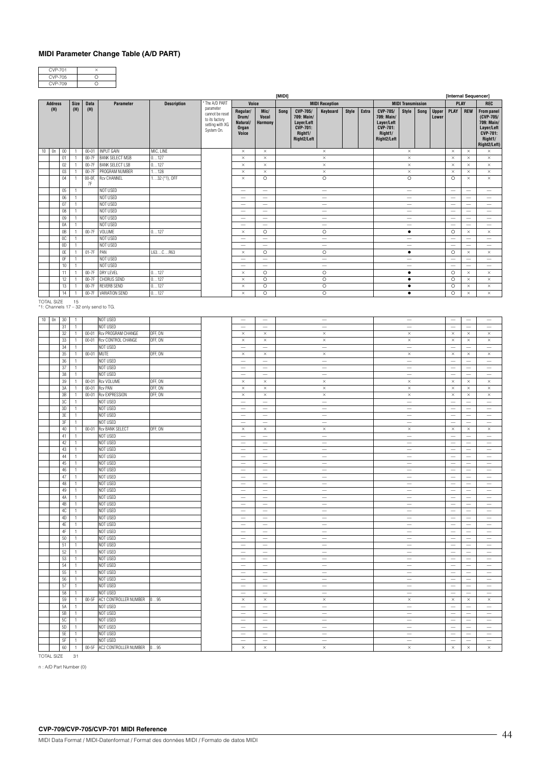## MIDI Parameter Change Table (A/D PART)

| | |
|---|---|
| CVP-701 | × |
| CVP-705 | ○ |
| CVP-709 | ○ |

| Address (H) | | | Size (H) | Data (H) | Parameter | Description | * The A/D PART parameter cannot be reset to its factory setting with XG System On. | [MIDI] Voice: Regular/ Drum/ Natural/ Organ Voice | Voice: Mic/ Vocal Harmony | MIDI Reception: Song, CVP-705/709: Main/ Layer/Left CVP-701: Right1/ Right2/Left, Keyboard, Style, Extra | MIDI Transmission: CVP-705/709: Main/ Layer/Left CVP-701: Right1/ Right2/Left, Style, Song, Upper Lower | [Internal Sequencer] PLAY: PLAY | PLAY: REW | REC: From panel (CVP-705/709: Main/ Layer/Left CVP-701: Right1/ Right2/Left) |
|---|---|---|---|---|---|---|---|---|---|---|---|---|---|---|
| 10 | 0n | 00 | 1 | 00-01 | INPUT GAIN | MIC, LINE | | × | × | × | × | × | × | × |
| | | 01 | 1 | 00-7F | BANK SELECT MSB | 0…127 | | × | × | × | × | × | × | × |
| | | 02 | 1 | 00-7F | BANK SELECT LSB | 0…127 | | × | × | × | × | × | × | × |
| | | 03 | 1 | 00-7F | PROGRAM NUMBER | 1…128 | | × | × | × | × | × | × | × |
| | | 04 | 1 | 00-0F, 7F | Rcv CHANNEL | 1…32 (*1), OFF | | × | ○ | ○ | ○ | ○ | × | × |
| | | 05 | 1 | | NOT USED | | | — | — | — | — | — | — | — |
| | | 06 | 1 | | NOT USED | | | — | — | — | — | — | — | — |
| | | 07 | 1 | | NOT USED | | | — | — | — | — | — | — | — |
| | | 08 | 1 | | NOT USED | | | — | — | — | — | — | — | — |
| | | 09 | 1 | | NOT USED | | | — | — | — | — | — | — | — |
| | | 0A | 1 | | NOT USED | | | — | — | — | — | — | — | — |
| | | 0B | 1 | 00-7F | VOLUME | 0…127 | | × | ○ | ○ | ● | ○ | × | × |
| | | 0C | 1 | | NOT USED | | | — | — | — | — | — | — | — |
| | | 0D | 1 | | NOT USED | | | — | — | — | — | — | — | — |
| | | 0E | 1 | 01-7F | PAN | L63…C…R63 | | × | ○ | ○ | ● | ○ | × | × |
| | | 0F | 1 | | NOT USED | | | — | — | — | — | — | — | — |
| | | 10 | 1 | | NOT USED | | | — | — | — | — | — | — | — |
| | | 11 | 1 | 00-7F | DRY LEVEL | 0…127 | | × | ○ | ○ | ● | ○ | × | × |
| | | 12 | 1 | 00-7F | CHORUS SEND | 0…127 | | × | ○ | ○ | ● | ○ | × | × |
| | | 13 | 1 | 00-7F | REVERB SEND | 0…127 | | × | ○ | ○ | ● | ○ | × | × |
| | | 14 | 1 | 00-7F | VARIATION SEND | 0…127 | | × | ○ | ○ | ● | ○ | × | × |

TOTAL SIZE 15

*1: Channels 17 – 32 only send to TG.

| Address (H) | | | Size (H) | Data (H) | Parameter | Description | | Regular/ Drum/ Natural/ Organ Voice | Mic/ Vocal Harmony | MIDI Reception | MIDI Transmission | PLAY | REW | REC |
|---|---|---|---|---|---|---|---|---|---|---|---|---|---|---|
| 10 | 0n | 30 | 1 | | NOT USED | | | — | — | — | — | — | — | — |
| | | 31 | 1 | | NOT USED | | | — | — | — | — | — | — | — |
| | | 32 | 1 | 00-01 | Rcv PROGRAM CHANGE | OFF, ON | | × | × | × | × | × | × | × |
| | | 33 | 1 | 00-01 | Rcv CONTROL CHANGE | OFF, ON | | × | × | × | × | × | × | × |
| | | 34 | 1 | | NOT USED | | | — | — | — | — | — | — | — |
| | | 35 | 1 | 00-01 | MUTE | OFF, ON | | × | × | × | × | × | × | × |
| | | 36 | 1 | | NOT USED | | | — | — | — | — | — | — | — |
| | | 37 | 1 | | NOT USED | | | — | — | — | — | — | — | — |
| | | 38 | 1 | | NOT USED | | | — | — | — | — | — | — | — |
| | | 39 | 1 | 00-01 | Rcv VOLUME | OFF, ON | | × | × | × | × | × | × | × |
| | | 3A | 1 | 00-01 | Rcv PAN | OFF, ON | | × | × | × | × | × | × | × |
| | | 3B | 1 | 00-01 | Rcv EXPRESSION | OFF, ON | | × | × | × | × | × | × | × |
| | | 3C | 1 | | NOT USED | | | — | — | — | — | — | — | — |
| | | 3D | 1 | | NOT USED | | | — | — | — | — | — | — | — |
| | | 3E | 1 | | NOT USED | | | — | — | — | — | — | — | — |
| | | 3F | 1 | | NOT USED | | | — | — | — | — | — | — | — |
| | | 40 | 1 | 00-01 | Rcv BANK SELECT | OFF, ON | | × | × | × | × | × | × | × |
| | | 41 | 1 | | NOT USED | | | — | — | — | — | — | — | — |
| | | 42 | 1 | | NOT USED | | | — | — | — | — | — | — | — |
| | | 43 | 1 | | NOT USED | | | — | — | — | — | — | — | — |
| | | 44 | 1 | | NOT USED | | | — | — | — | — | — | — | — |
| | | 45 | 1 | | NOT USED | | | — | — | — | — | — | — | — |
| | | 46 | 1 | | NOT USED | | | — | — | — | — | — | — | — |
| | | 47 | 1 | | NOT USED | | | — | — | — | — | — | — | — |
| | | 48 | 1 | | NOT USED | | | — | — | — | — | — | — | — |
| | | 49 | 1 | | NOT USED | | | — | — | — | — | — | — | — |
| | | 4A | 1 | | NOT USED | | | — | — | — | — | — | — | — |
| | | 4B | 1 | | NOT USED | | | — | — | — | — | — | — | — |
| | | 4C | 1 | | NOT USED | | | — | — | — | — | — | — | — |
| | | 4D | 1 | | NOT USED | | | — | — | — | — | — | — | — |
| | | 4E | 1 | | NOT USED | | | — | — | — | — | — | — | — |
| | | 4F | 1 | | NOT USED | | | — | — | — | — | — | — | — |
| | | 50 | 1 | | NOT USED | | | — | — | — | — | — | — | — |
| | | 51 | 1 | | NOT USED | | | — | — | — | — | — | — | — |
| | | 52 | 1 | | NOT USED | | | — | — | — | — | — | — | — |
| | | 53 | 1 | | NOT USED | | | — | — | — | — | — | — | — |
| | | 54 | 1 | | NOT USED | | | — | — | — | — | — | — | — |
| | | 55 | 1 | | NOT USED | | | — | — | — | — | — | — | — |
| | | 56 | 1 | | NOT USED | | | — | — | — | — | — | — | — |
| | | 57 | 1 | | NOT USED | | | — | — | — | — | — | — | — |
| | | 58 | 1 | | NOT USED | | | — | — | — | — | — | — | — |
| | | 59 | 1 | 00-5F | AC1 CONTROLLER NUMBER | 0…95 | | × | × | × | × | × | × | × |
| | | 5A | 1 | | NOT USED | | | — | — | — | — | — | — | — |
| | | 5B | 1 | | NOT USED | | | — | — | — | — | — | — | — |
| | | 5C | 1 | | NOT USED | | | — | — | — | — | — | — | — |
| | | 5D | 1 | | NOT USED | | | — | — | — | — | — | — | — |
| | | 5E | 1 | | NOT USED | | | — | — | — | — | — | — | — |
| | | 5F | 1 | | NOT USED | | | — | — | — | — | — | — | — |
| | | 60 | 1 | 00-5F | AC2 CONTROLLER NUMBER | 0…95 | | × | × | × | × | × | × | × |

TOTAL SIZE 31

n : A/D Part Number (0)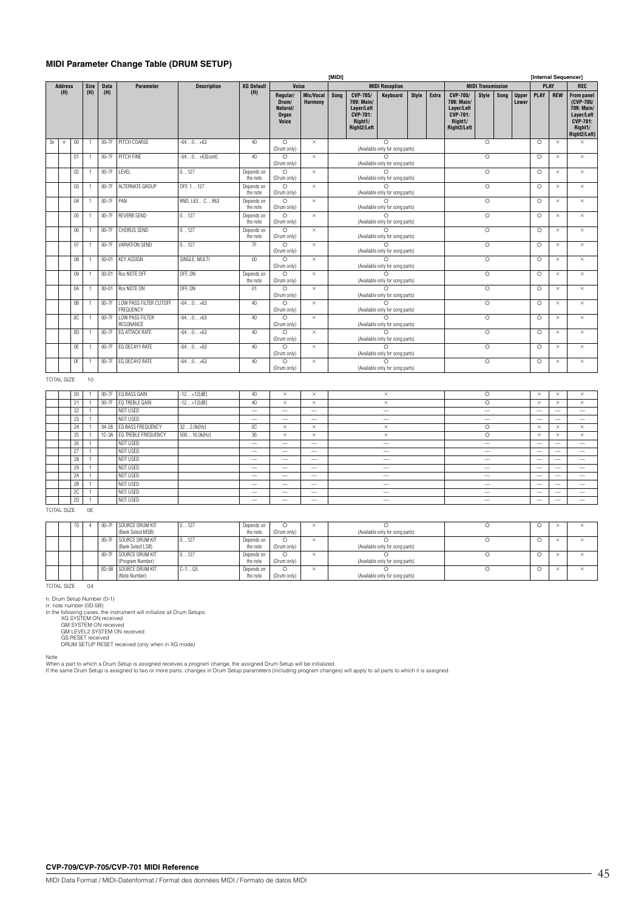## MIDI Parameter Change Table (DRUM SETUP)

| Address (H) | | | Size (H) | Data (H) | Parameter | Description | XG Default (H) | [MIDI] Voice: Regular/ Drum/ Natural/ Organ Voice | Voice: Mic/Vocal Harmony | MIDI Reception: Song | MIDI Reception: CVP-705/ 709: Main/ Layer/Left CVP-701: Right1/ Right2/Left | MIDI Reception: Keyboard | MIDI Reception: Style | MIDI Reception: Extra | MIDI Transmission: CVP-705/ 709: Main/ Layer/Left CVP-701: Right1/ Right2/Left | MIDI Transmission: Style | MIDI Transmission: Song | MIDI Transmission: Upper Lower | [Internal Sequencer] PLAY: PLAY | PLAY: REW | REC: From panel (CVP-705/ 709: Main/ Layer/Left CVP-701: Right1/ Right2/Left) |
|---|---|---|---|---|---|---|---|---|---|---|---|---|---|---|---|---|---|---|---|---|---|
| 3n | rr | 00 | 1 | 00-7F | PITCH COARSE | -64…0…+63 | 40 | O (Drum only) | × | | O (Available only for song parts) | | | | O | | | | O | × | × |
| | | 01 | 1 | 00-7F | PITCH FINE | -64…0…+63[cent] | 40 | O (Drum only) | × | | O (Available only for song parts) | | | | O | | | | O | × | × |
| | | 02 | 1 | 00-7F | LEVEL | 0…127 | Depends on the note | O (Drum only) | × | | O (Available only for song parts) | | | | O | | | | O | × | × |
| | | 03 | 1 | 00-7F | ALTERNATE GROUP | OFF, 1…127 | Depends on the note | O (Drum only) | × | | O (Available only for song parts) | | | | O | | | | O | × | × |
| | | 04 | 1 | 00-7F | PAN | RND, L63…C…R63 | Depends on the note | O (Drum only) | × | | O (Available only for song parts) | | | | O | | | | O | × | × |
| | | 05 | 1 | 00-7F | REVERB SEND | 0…127 | Depends on the note | O (Drum only) | × | | O (Available only for song parts) | | | | O | | | | O | × | × |
| | | 06 | 1 | 00-7F | CHORUS SEND | 0…127 | Depends on the note | O (Drum only) | × | | O (Available only for song parts) | | | | O | | | | O | × | × |
| | | 07 | 1 | 00-7F | VARIATION SEND | 0…127 | 7F | O (Drum only) | × | | O (Available only for song parts) | | | | O | | | | O | × | × |
| | | 08 | 1 | 00-01 | KEY ASSIGN | SINGLE, MULTI | 00 | O (Drum only) | × | | O (Available only for song parts) | | | | O | | | | O | × | × |
| | | 09 | 1 | 00-01 | Rcv NOTE OFF | OFF, ON | Depends on the note | O (Drum only) | × | | O (Available only for song parts) | | | | O | | | | O | × | × |
| | | 0A | 1 | 00-01 | Rcv NOTE ON | OFF, ON | 01 | O (Drum only) | × | | O (Available only for song parts) | | | | O | | | | O | × | × |
| | | 0B | 1 | 00-7F | LOW PASS FILTER CUTOFF FREQUENCY | -64…0…+63 | 40 | O (Drum only) | × | | O (Available only for song parts) | | | | O | | | | O | × | × |
| | | 0C | 1 | 00-7F | LOW PASS FILTER RESONANCE | -64…0…+63 | 40 | O (Drum only) | × | | O (Available only for song parts) | | | | O | | | | O | × | × |
| | | 0D | 1 | 00-7F | EG ATTACK RATE | -64…0…+63 | 40 | O (Drum only) | × | | O (Available only for song parts) | | | | O | | | | O | × | × |
| | | 0E | 1 | 00-7F | EG DECAY1 RATE | -64…0…+63 | 40 | O (Drum only) | × | | O (Available only for song parts) | | | | O | | | | O | × | × |
| | | 0F | 1 | 00-7F | EG DECAY2 RATE | -64…0…+63 | 40 | O (Drum only) | × | | O (Available only for song parts) | | | | O | | | | O | × | × |
| TOTAL SIZE | | | 10 | | | | | | | | | | | | | | | | | | |
| | | 20 | 1 | 00-7F | EQ BASS GAIN | -12…+12[dB] | 40 | × | × | | × | | | | O | | | | × | × | × |
| | | 21 | 1 | 00-7F | EQ TREBLE GAIN | -12…+12[dB] | 40 | × | × | | × | | | | O | | | | × | × | × |
| | | 22 | 1 | | NOT USED | | — | — | — | | — | | | | — | | | | — | — | — |
| | | 23 | 1 | | NOT USED | | — | — | — | | — | | | | — | | | | — | — | — |
| | | 24 | 1 | 04-28 | EQ BASS FREQUENCY | 32…2.0k[Hz] | 0C | × | × | | × | | | | O | | | | × | × | × |
| | | 25 | 1 | 1C-3A | EQ TREBLE FREQUENCY | 500…16.0k[Hz] | 36 | × | × | | × | | | | O | | | | × | × | × |
| | | 26 | 1 | | NOT USED | | — | — | — | | — | | | | — | | | | — | — | — |
| | | 27 | 1 | | NOT USED | | — | — | — | | — | | | | — | | | | — | — | — |
| | | 28 | 1 | | NOT USED | | — | — | — | | — | | | | — | | | | — | — | — |
| | | 29 | 1 | | NOT USED | | — | — | — | | — | | | | — | | | | — | — | — |
| | | 2A | 1 | | NOT USED | | — | — | — | | — | | | | — | | | | — | — | — |
| | | 2B | 1 | | NOT USED | | — | — | — | | — | | | | — | | | | — | — | — |
| | | 2C | 1 | | NOT USED | | — | — | — | | — | | | | — | | | | — | — | — |
| | | 2D | 1 | | NOT USED | | — | — | — | | — | | | | — | | | | — | — | — |
| TOTAL SIZE | | | 0E | | | | | | | | | | | | | | | | | | |
| | | 70 | 4 | 00-7F | SOURCE DRUM KIT (Bank Select MSB) | 0…127 | Depends on the note | O (Drum only) | × | | O (Available only for song parts) | | | | O | | | | O | × | × |
| | | | | 00-7F | SOURCE DRUM KIT (Bank Select LSB) | 0…127 | Depends on the note | O (Drum only) | × | | O (Available only for song parts) | | | | O | | | | O | × | × |
| | | | | 00-7F | SOURCE DRUM KIT (Program Number) | 0…127 | Depends on the note | O (Drum only) | × | | O (Available only for song parts) | | | | O | | | | O | × | × |
| | | | | 0D-5B | SOURCE DRUM KIT (Note Number) | C-1…G5 | Depends on the note | O (Drum only) | × | | O (Available only for song parts) | | | | O | | | | O | × | × |
| TOTAL SIZE | | | 04 | | | | | | | | | | | | | | | | | | |

n: Drum Setup Number (0-1)
rr: note number (0D-5B)
In the following cases, the instrument will initialize all Drum Setups.
- XG SYSTEM ON received
- GM SYSTEM ON received
- GM LEVEL2 SYSTEM ON received
- GS RESET received
- DRUM SETUP RESET received (only when in XG mode)

Note
When a part to which a Drum Setup is assigned receives a program change, the assigned Drum Setup will be initialized.
If the same Drum Setup is assigned to two or more parts, changes in Drum Setup parameters (including program changes) will apply to all parts to which it is assigned.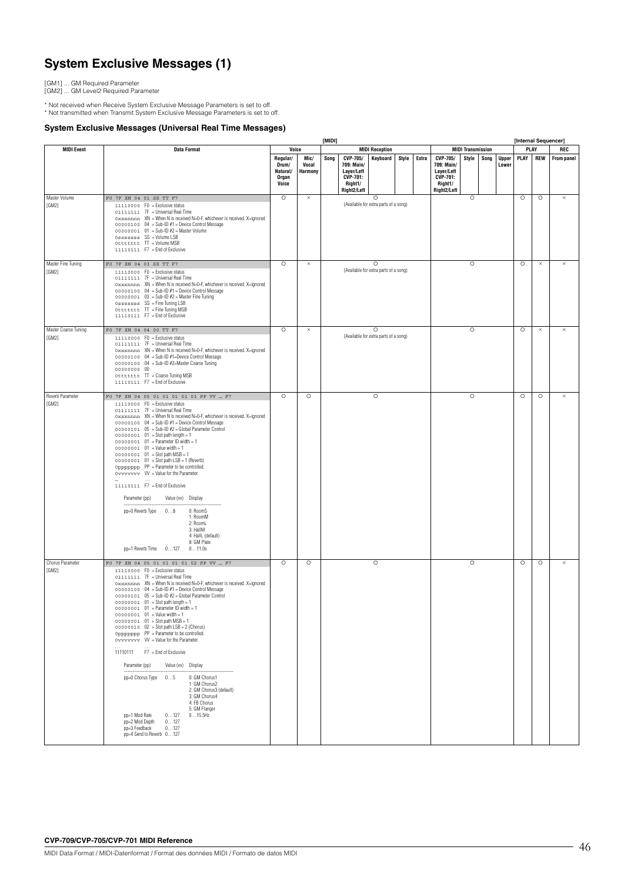# System Exclusive Messages (1)

[GM1] ... GM Required Parameter
[GM2] ... GM Level2 Required Parameter

* Not received when Receive System Exclusive Message Parameters is set to off.
* Not transmitted when Transmit System Exclusive Message Parameters is set to off.

### System Exclusive Messages (Universal Real Time Messages)

| MIDI Event | Data Format | [MIDI] Voice: Regular/ Drum/ Natural/ Organ Voice | Voice: Mic/ Vocal Harmony | MIDI Reception: Song | MIDI Reception: CVP-705/ 709: Main/ Layer/Left CVP-701: Right1/ Right2/Left | MIDI Reception: Keyboard | MIDI Reception: Style | MIDI Reception: Extra | MIDI Transmission: CVP-705/ 709: Main/ Layer/Left CVP-701: Right1/ Right2/Left | MIDI Transmission: Style | MIDI Transmission: Song | MIDI Transmission: Upper Lower | [Internal Sequencer] PLAY: PLAY | PLAY: REW | REC: From panel |
|---|---|---|---|---|---|---|---|---|---|---|---|---|---|---|---|
| Master Volume [GM2] | F0 7F XN 04 01 SS TT F7<br>11110000 F0 = Exclusive status<br>01111111 7F = Universal Real Time<br>0xxxnnnn XN = When N is received N=0-F, whichever is received. X=ignored<br>00000100 04 = Sub-ID #1 = Device Control Message<br>00000001 01 = Sub-ID #2 = Master Volume<br>0sssssss SS = Volume LSB<br>0ttttttt TT = Volume MSB<br>11110111 F7 = End of Exclusive | ○ | × | ○ (Available for extra parts of a song) | | | | | ○ | | | | ○ | ○ | × |
| Master Fine Tuning [GM2] | F0 7F XN 04 03 SS TT F7<br>11110000 F0 = Exclusive status<br>01111111 7F = Universal Real Time<br>0xxxnnnn XN = When N is received N=0-F, whichever is received. X=ignored<br>00000100 04 = Sub-ID #1 = Device Control Message<br>00000001 03 = Sub-ID #2 = Master Fine Tuning<br>0sssssss SS = Fine Tuning LSB<br>0ttttttt TT = Fine Tuning MSB<br>11110111 F7 = End of Exclusive | ○ | × | ○ (Available for extra parts of a song) | | | | | ○ | | | | ○ | × | × |
| Master Coarse Tuning [GM2] | F0 7F XN 04 04 00 TT F7<br>11110000 F0 = Exclusive status<br>01111111 7F = Universal Real Time<br>0xxxnnnn XN = When N is received N=0-F, whichever is received. X=ignored<br>00000100 04 = Sub-ID #1=Device Control Message<br>00000100 04 = Sub-ID #2=Master Coarse Tuning<br>00000000 00<br>0ttttttt TT = Coarse Tuning MSB<br>11110111 F7 = End of Exclusive | ○ | × | ○ (Available for extra parts of a song) | | | | | ○ | | | | ○ | × | × |
| Reverb Parameter [GM2] | F0 7F XN 04 05 01 01 01 01 01 PP VV … F7<br>11110000 F0 = Exclusive status<br>01111111 7F = Universal Real Time<br>0xxxnnnn XN = When N is received N=0-F, whichever is received. X=ignored<br>00000100 04 = Sub-ID #1 = Device Control Message<br>00000101 05 = Sub-ID #2 = Global Parameter Control<br>00000001 01 = Slot path length = 1<br>00000001 01 = Parameter ID width = 1<br>00000001 01 = Value width = 1<br>00000001 01 = Slot path MSB = 1<br>00000001 01 = Slot path LSB = 1 (Reverb)<br>0ppppppp PP = Parameter to be controlled.<br>0vvvvvvv VV = Value for the Parameter.<br>… …<br>11110111 F7 = End of Exclusive<br><br>Parameter (pp) / Value (vv) / Display<br>pp=0 Reverb Type / 0…8 / 0: RoomS, 1: RoomM, 2: RoomL, 3: HallM, 4: HallL (default), 8: GM Plate<br>pp=1 Reverb Time / 0…127 / 0…11.0s | ○ | ○ | ○ | | | | | ○ | | | | ○ | ○ | × |
| Chorus Parameter [GM2] | F0 7F XN 04 05 01 01 01 01 02 PP VV … F7<br>11110000 F0 = Exclusive status<br>01111111 7F = Universal Real Time<br>0xxxnnnn XN = When N is received N=0-F, whichever is received. X=ignored<br>00000100 04 = Sub-ID #1 = Device Control Message<br>00000101 05 = Sub-ID #2 = Global Parameter Control<br>00000001 01 = Slot path length = 1<br>00000001 01 = Parameter ID width = 1<br>00000001 01 = Value width = 1<br>00000001 01 = Slot path MSB = 1<br>00000010 02 = Slot path LSB = 2 (Chorus)<br>0ppppppp PP = Parameter to be controlled.<br>0vvvvvvv VV = Value for the Parameter.<br>… …<br>11110111 F7 = End of Exclusive<br><br>Parameter (pp) / Value (vv) / Display<br>pp=0 Chorus Type / 0…5 / 0: GM Chorus1, 1: GM Chorus2, 2: GM Chorus3 (default), 3: GM Chorus4, 4: FB Chorus, 5: GM Flanger<br>pp=1 Mod Rate / 0…127 / 0…15.5Hz<br>pp=2 Mod Depth / 0…127<br>pp=3 Feedback / 0…127<br>pp=4 Send to Reverb / 0…127 | ○ | ○ | ○ | | | | | ○ | | | | ○ | ○ | × |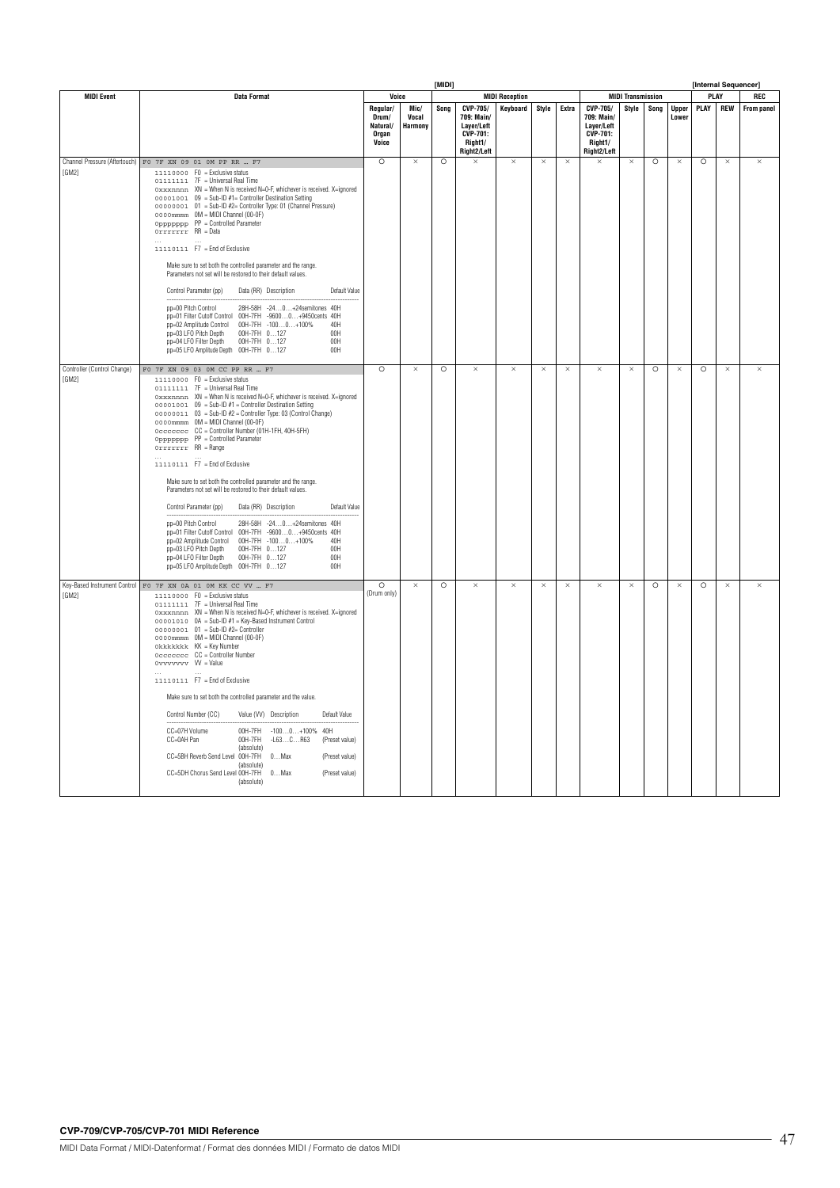| MIDI Event | Data Format | [MIDI] Voice | | | [MIDI] MIDI Reception | | | | | [MIDI] MIDI Transmission | | | | [Internal Sequencer] PLAY | | REC |
|---|---|---|---|---|---|---|---|---|---|---|---|---|---|---|---|---|
| | | Regular/ Drum/ Natural/ Organ Voice | Mic/ Vocal Harmony | Song | CVP-705/ 709: Main/ Layer/Left CVP-701: Right1/ Right2/Left | Keyboard | Style | Extra | CVP-705/ 709: Main/ Layer/Left CVP-701: Right1/ Right2/Left | Style | Song | Upper Lower | PLAY | REW | From panel |
| Channel Pressure (Aftertouch) [GM2] | F0 7F XN 09 01 0M PP RR … F7<br>11110000 F0 = Exclusive status<br>01111111 7F = Universal Real Time<br>0xxxnnnn XN = When N is received N=0-F, whichever is received. X=ignored<br>00001001 09 = Sub-ID #1= Controller Destination Setting<br>00000001 01 = Sub-ID #2= Controller Type: 01 (Channel Pressure)<br>0000mmmm 0M = MIDI Channel (00-0F)<br>0ppppppp PP = Controlled Parameter<br>0rrrrrrr RR = Data<br>… …<br>11110111 F7 = End of Exclusive<br><br>Make sure to set both the controlled parameter and the range. Parameters not set will be restored to their default values.<br><br>Control Parameter (pp) / Data (RR) / Description / Default Value<br>pp=00 Pitch Control / 28H-58H / -24…0…+24semitones / 40H<br>pp=01 Filter Cutoff Control / 00H-7FH / -9600…0…+9450cents / 40H<br>pp=02 Amplitude Control / 00H-7FH / -100…0…+100% / 40H<br>pp=03 LFO Pitch Depth / 00H-7FH / 0…127 / 00H<br>pp=04 LFO Filter Depth / 00H-7FH / 0…127 / 00H<br>pp=05 LFO Amplitude Depth / 00H-7FH / 0…127 / 00H | ○ | × | ○ | × | × | × | × | × | × | ○ | × | ○ | × | × |
| Controller (Control Change) [GM2] | F0 7F XN 09 03 0M CC PP RR … F7<br>11110000 F0 = Exclusive status<br>01111111 7F = Universal Real Time<br>0xxxnnnn XN = When N is received N=0-F, whichever is received. X=ignored<br>00001001 09 = Sub-ID #1 = Controller Destination Setting<br>00000011 03 = Sub-ID #2 = Controller Type: 03 (Control Change)<br>0000mmmm 0M = MIDI Channel (00-0F)<br>0ccccccc CC = Controller Number (01H-1FH, 40H-5FH)<br>0ppppppp PP = Controlled Parameter<br>0rrrrrrr RR = Range<br>… …<br>11110111 F7 = End of Exclusive<br><br>Make sure to set both the controlled parameter and the range. Parameters not set will be restored to their default values.<br><br>Control Parameter (pp) / Data (RR) / Description / Default Value<br>pp=00 Pitch Control / 28H-58H / -24…0…+24semitones / 40H<br>pp=01 Filter Cutoff Control / 00H-7FH / -9600…0…+9450cents / 40H<br>pp=02 Amplitude Control / 00H-7FH / -100…0…+100% / 40H<br>pp=03 LFO Pitch Depth / 00H-7FH / 0…127 / 00H<br>pp=04 LFO Filter Depth / 00H-7FH / 0…127 / 00H<br>pp=05 LFO Amplitude Depth / 00H-7FH / 0…127 / 00H | ○ | × | ○ | × | × | × | × | × | × | ○ | × | ○ | × | × |
| Key-Based Instrument Control [GM2] | F0 7F XN 0A 01 0M KK CC VV … F7<br>11110000 F0 = Exclusive status<br>01111111 7F = Universal Real Time<br>0xxxnnnn XN = When N is received N=0-F, whichever is received. X=ignored<br>00001010 0A = Sub-ID #1 = Key-Based Instrument Control<br>00000001 01 = Sub-ID #2= Controller<br>0000mmmm 0M = MIDI Channel (00-0F)<br>0kkkkkkk KK = Key Number<br>0ccccccc CC = Controller Number<br>0vvvvvvv VV = Value<br>… …<br>11110111 F7 = End of Exclusive<br><br>Make sure to set both the controlled parameter and the value.<br><br>Control Number (CC) / Value (VV) / Description / Default Value<br>CC=07H Volume / 00H-7FH / -100…0…+100% / 40H<br>CC=0AH Pan / 00H-7FH (absolute) / -L63…C…R63 / (Preset value)<br>CC=5BH Reverb Send Level / 00H-7FH (absolute) / 0…Max / (Preset value)<br>CC=5DH Chorus Send Level / 00H-7FH (absolute) / 0…Max / (Preset value) | ○ (Drum only) | × | ○ | × | × | × | × | × | × | ○ | × | ○ | × | × |

**CVP-709/CVP-705/CVP-701 MIDI Reference**

MIDI Data Format / MIDI-Datenformat / Format des données MIDI / Formato de datos MIDI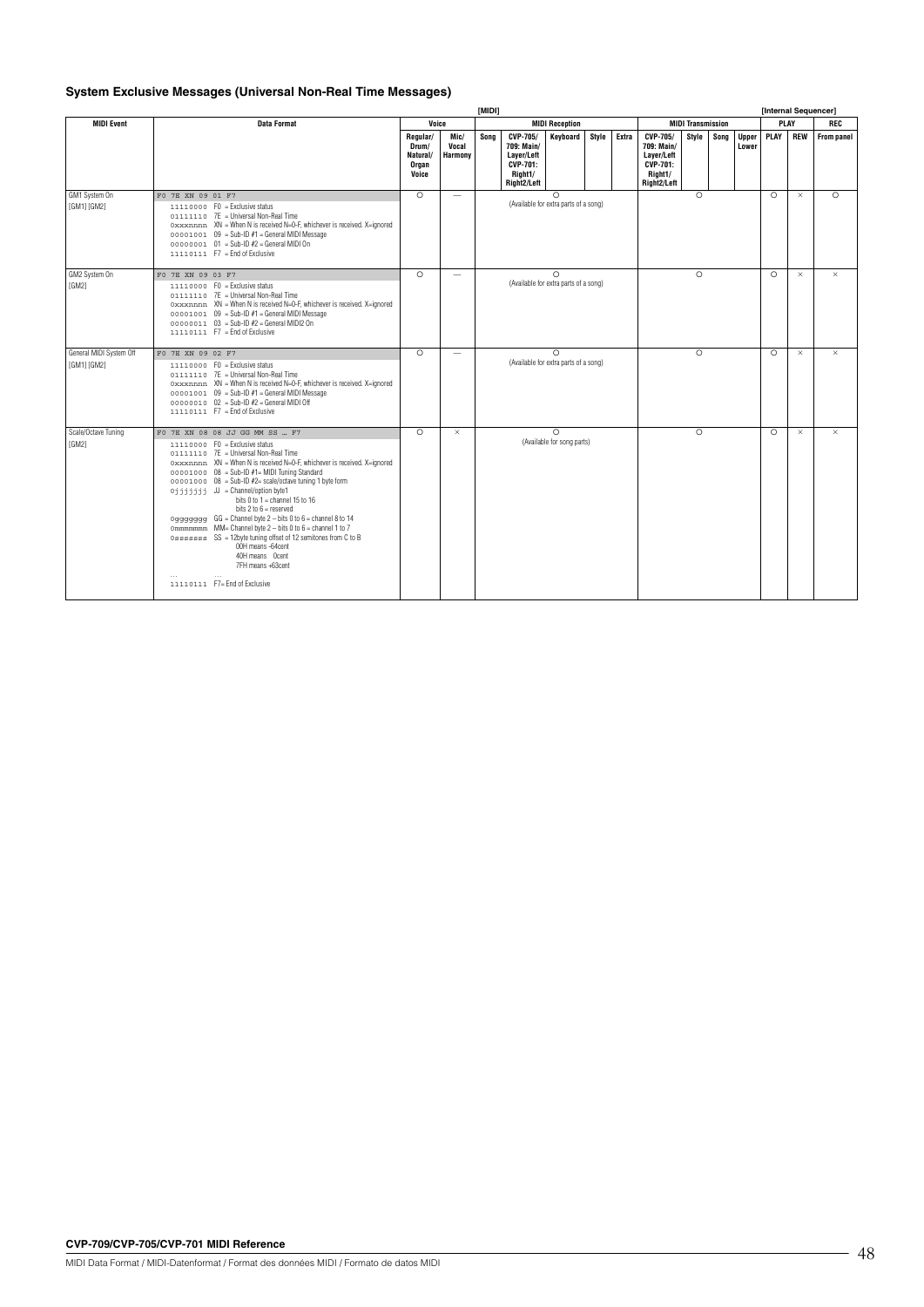## System Exclusive Messages (Universal Non-Real Time Messages)

| MIDI Event | Data Format | [MIDI] | | | | | | | | | | | | [Internal Sequencer] | | |
|---|---|---|---|---|---|---|---|---|---|---|---|---|---|---|---|---|
| | | Voice | | MIDI Reception | | | | | MIDI Transmission | | | | PLAY | | REC |
| | | Regular/ Drum/ Natural/ Organ Voice | Mic/ Vocal Harmony | Song | CVP-705/ 709: Main/ Layer/Left CVP-701: Right1/ Right2/Left | Keyboard | Style | Extra | CVP-705/ 709: Main/ Layer/Left CVP-701: Right1/ Right2/Left | Style | Song | Upper Lower | PLAY | REW | From panel |
| GM1 System On [GM1] [GM2] | F0 7E XN 09 01 F7<br>11110000 F0 = Exclusive status<br>01111110 7E = Universal Non-Real Time<br>0xxxnnnn XN = When N is received N=0-F, whichever is received. X=ignored<br>00001001 09 = Sub-ID #1 = General MIDI Message<br>00000001 01 = Sub-ID #2 = General MIDI On<br>11110111 F7 = End of Exclusive | ○ | — | ○ (Available for extra parts of a song) | | | | | ○ | | | | ○ | × | ○ |
| GM2 System On [GM2] | F0 7E XN 09 03 F7<br>11110000 F0 = Exclusive status<br>01111110 7E = Universal Non-Real Time<br>0xxxnnnn XN = When N is received N=0-F, whichever is received. X=ignored<br>00001001 09 = Sub-ID #1 = General MIDI Message<br>00000011 03 = Sub-ID #2 = General MIDI2 On<br>11110111 F7 = End of Exclusive | ○ | — | ○ (Available for extra parts of a song) | | | | | ○ | | | | ○ | × | × |
| General MIDI System Off [GM1] [GM2] | F0 7E XN 09 02 F7<br>11110000 F0 = Exclusive status<br>01111110 7E = Universal Non-Real Time<br>0xxxnnnn XN = When N is received N=0-F, whichever is received. X=ignored<br>00001001 09 = Sub-ID #1 = General MIDI Message<br>00000010 02 = Sub-ID #2 = General MIDI Off<br>11110111 F7 = End of Exclusive | ○ | — | ○ (Available for extra parts of a song) | | | | | ○ | | | | ○ | × | × |
| Scale/Octave Tuning [GM2] | F0 7E XN 08 08 JJ GG MM SS … F7<br>11110000 F0 = Exclusive status<br>01111110 7E = Universal Non-Real Time<br>0xxxnnnn XN = When N is received N=0-F, whichever is received. X=ignored<br>00001000 08 = Sub-ID #1= MIDI Tuning Standard<br>00001000 08 = Sub-ID #2= scale/octave tuning 1 byte form<br>0jjjjjjj JJ = Channel/option byte1<br>bits 0 to 1 = channel 15 to 16<br>bits 2 to 6 = reserved<br>0ggggggg GG = Channel byte 2 – bits 0 to 6 = channel 8 to 14<br>0mmmmmmm MM= Channel byte 2 – bits 0 to 6 = channel 1 to 7<br>0sssssss SS = 12byte tuning offset of 12 semitones from C to B<br>00H means -64cent<br>40H means 0cent<br>7FH means +63cent<br>… …<br>11110111 F7= End of Exclusive | ○ | × | ○ (Available for song parts) | | | | | ○ | | | | ○ | × | × |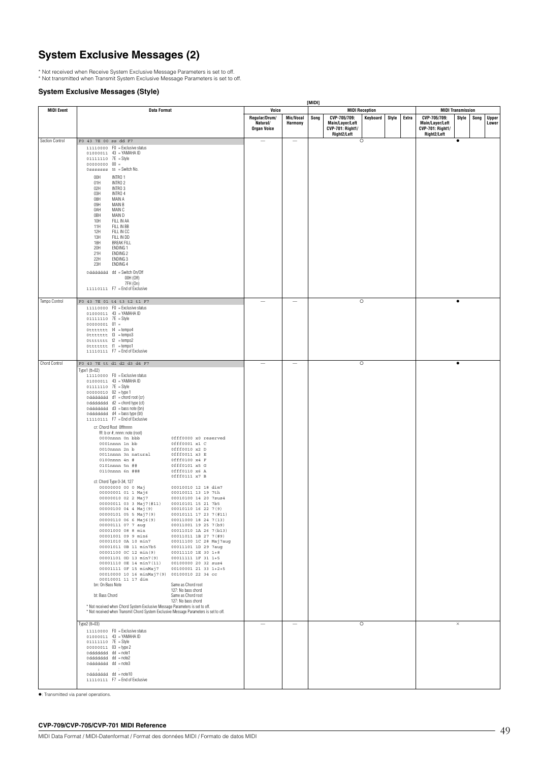# System Exclusive Messages (2)

\* Not received when Receive System Exclusive Message Parameters is set to off.
\* Not transmitted when Transmit System Exclusive Message Parameters is set to off.

### System Exclusive Messages (Style)

| MIDI Event | Data Format | [MIDI] Voice: Regular/Drum/ Natural/ Organ Voice | Voice: Mic/Vocal Harmony | MIDI Reception: Song | MIDI Reception: CVP-705/709: Main/Layer/Left CVP-701: Right1/ Right2/Left | MIDI Reception: Keyboard | MIDI Reception: Style | MIDI Reception: Extra | MIDI Transmission: CVP-705/709: Main/Layer/Left CVP-701: Right1/ Right2/Left | MIDI Transmission: Style | MIDI Transmission: Song | MIDI Transmission: Upper Lower |
|---|---|---|---|---|---|---|---|---|---|---|---|---|
| Section Control | F0 43 7E 00 ss dd F7<br>11110000 F0 = Exclusive status<br>01000011 43 = YAMAHA ID<br>01111110 7E = Style<br>00000000 00 =<br>0sssssss ss = Switch No.<br>00H INTRO 1<br>01H INTRO 2<br>02H INTRO 3<br>03H INTRO 4<br>08H MAIN A<br>09H MAIN B<br>0AH MAIN C<br>0BH MAIN D<br>10H FILL IN AA<br>11H FILL IN BB<br>12H FILL IN CC<br>13H FILL IN DD<br>18H BREAK FILL<br>20H ENDING 1<br>21H ENDING 2<br>22H ENDING 3<br>23H ENDING 4<br>0ddddddd dd = Switch On/Off<br>00H (Off)<br>7FH (On)<br>11110111 F7 = End of Exclusive | — | — | | | | ○ | | | ● | | |
| Tempo Control | F0 43 7E 01 t4 t3 t2 t1 F7<br>11110000 F0 = Exclusive status<br>01000011 43 = YAMAHA ID<br>01111110 7E = Style<br>00000001 01 =<br>0ttttttt t4 = tempo4<br>0ttttttt t3 = tempo3<br>0ttttttt t2 = tempo2<br>0ttttttt t1 = tempo1<br>11110111 F7 = End of Exclusive | — | — | | | | ○ | | | ● | | |
| Chord Control | F0 43 7E tt d1 d2 d3 d4 F7<br>Type1 (tt=02)<br>11110000 F0 = Exclusive status<br>01000011 43 = YAMAHA ID<br>01111110 7E = Style<br>00000010 02 = type 1<br>0ddddddd d1 = chord root (cr)<br>0ddddddd d2 = chord type (ct)<br>0ddddddd d3 = bass note (bn)<br>0ddddddd d4 = bass type (bt)<br>11110111 F7 = End of Exclusive<br>cr: Chord Root 0fffnnnn<br>fff: b or #, nnnn: note (root)<br>0000nnnn 0n bbb / 0fff0000 x0 reserved<br>0001nnnn 1n bb / 0fff0001 x1 C<br>0010nnnn 2n b / 0fff0010 x2 D<br>0011nnnn 3n natural / 0fff0011 x3 E<br>0100nnnn 4n # / 0fff0100 x4 F<br>0101nnnn 5n ## / 0fff0101 x5 G<br>0110nnnn 6n ### / 0fff0110 x6 A<br>0fff0111 x7 B<br>ct: Chord Type 0-34, 127<br>00000000 00 0 Maj / 00010010 12 18 dim7<br>00000001 01 1 Maj6 / 00010011 13 19 7th<br>00000010 02 2 Maj7 / 00010100 14 20 7sus4<br>00000011 03 3 Maj7(#11) / 00010101 15 21 7b5<br>00000100 04 4 Maj(9) / 00010110 16 22 7(9)<br>00000101 05 5 Maj7(9) / 00010111 17 23 7(#11)<br>00000110 06 6 Maj6(9) / 00011000 18 24 7(13)<br>00000111 07 7 aug / 00011001 19 25 7(b9)<br>00001000 08 8 min / 00011010 1A 26 7(b13)<br>00001001 09 9 min6 / 00011011 1B 27 7(#9)<br>00001010 0A 10 min7 / 00011100 1C 28 Maj7aug<br>00001011 0B 11 min7b5 / 00011101 1D 29 7aug<br>00001100 0C 12 min(9) / 00011110 1E 30 1+8<br>00001101 0D 13 min7(9) / 00011111 1F 31 1+5<br>00001110 0E 14 min7(11) / 00100000 20 32 sus4<br>00001111 0F 15 minMaj7 / 00100001 21 33 1+2+5<br>00010000 10 16 minMaj7(9) / 00100010 22 34 cc<br>00010001 11 17 dim<br>bn: On Bass Note — Same as Chord root, 127: No bass chord<br>bt: Bass Chord — Same as Chord root, 127: No bass chord<br>\* Not received when Chord System Exclusive Message Parameters is set to off.<br>\* Not received when Transmit Chord System Exclusive Message Parameters is set to off. | — | — | | | | ○ | | | ● | | |
| | Type2 (tt=03)<br>11110000 F0 = Exclusive status<br>01000011 43 = YAMAHA ID<br>01111110 7E = Style<br>00000011 03 = type 2<br>0ddddddd dd = note1<br>0ddddddd dd = note2<br>0ddddddd dd = note3<br>: :<br>0ddddddd dd = note10<br>11110111 F7 = End of Exclusive | — | — | | | | ○ | | | × | | |

●: Transmitted via panel operations.

**CVP-709/CVP-705/CVP-701 MIDI Reference**

MIDI Data Format / MIDI-Datenformat / Format des données MIDI / Formato de datos MIDI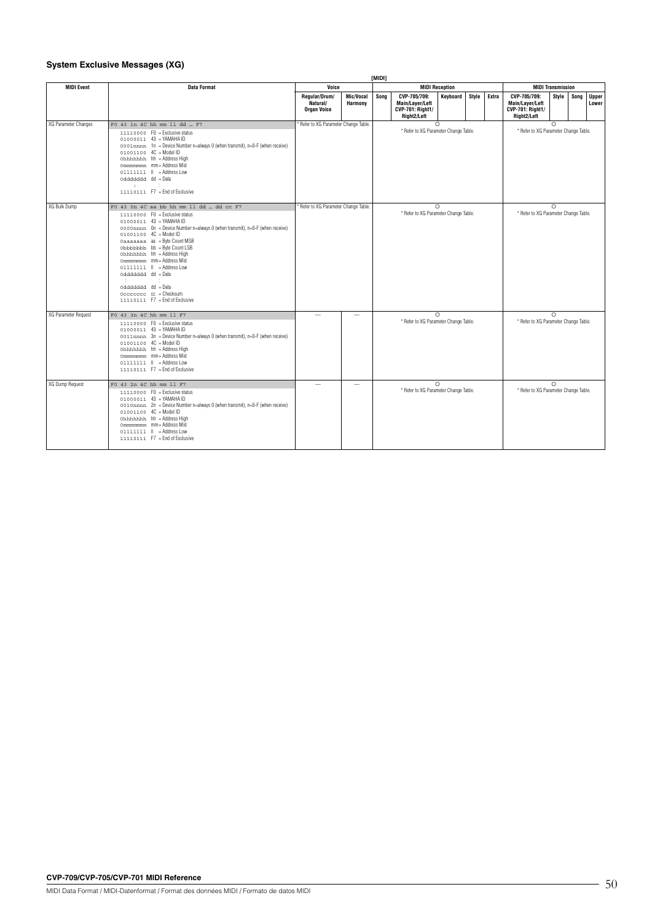### System Exclusive Messages (XG)

[MIDI]

| MIDI Event | Data Format | Voice | | MIDI Reception | | | | | MIDI Transmission | | | |
|---|---|---|---|---|---|---|---|---|---|---|---|---|
| | | Regular/Drum/ Natural/ Organ Voice | Mic/Vocal Harmony | Song | CVP-705/709: Main/Layer/Left CVP-701: Right1/ Right2/Left | Keyboard | Style | Extra | CVP-705/709: Main/Layer/Left CVP-701: Right1/ Right2/Left | Style | Song | Upper Lower |
| XG Parameter Changes | F0 43 1n 4C hh mm ll dd … F7<br>11110000 F0 = Exclusive status<br>01000011 43 = YAMAHA ID<br>0001nnnn 1n = Device Number n=always 0 (when transmit), n=0-F (when receive)<br>01001100 4C = Model ID<br>0hhhhhhh hh = Address High<br>0mmmmmmm mm = Address Mid<br>01111111 ll = Address Low<br>0ddddddd dd = Data<br>: :<br>11110111 F7 = End of Exclusive | * Refer to XG Parameter Change Table. | | ○<br>* Refer to XG Parameter Change Table. | | | | | ○<br>* Refer to XG Parameter Change Table. | | | |
| XG Bulk Dump | F0 43 0n 4C aa bb hh mm ll dd … dd cc F7<br>11110000 F0 = Exclusive status<br>01000011 43 = YAMAHA ID<br>0000nnnn 0n = Device Number n=always 0 (when transmit), n=0-F (when receive)<br>01001100 4C = Model ID<br>0aaaaaaa aa = Byte Count MSB<br>0bbbbbbb bb = Byte Count LSB<br>0hhhhhhh hh = Address High<br>0mmmmmmm mm = Address Mid<br>01111111 ll = Address Low<br>0ddddddd dd = Data<br>: :<br>0ddddddd dd = Data<br>0ccccccc cc = Checksum<br>11110111 F7 = End of Exclusive | * Refer to XG Parameter Change Table. | | ○<br>* Refer to XG Parameter Change Table. | | | | | ○<br>* Refer to XG Parameter Change Table. | | | |
| XG Parameter Request | F0 43 3n 4C hh mm ll F7<br>11110000 F0 = Exclusive status<br>01000011 43 = YAMAHA ID<br>0011nnnn 3n = Device Number n=always 0 (when transmit), n=0-F (when receive)<br>01001100 4C = Model ID<br>0hhhhhhh hh = Address High<br>0mmmmmmm mm = Address Mid<br>01111111 ll = Address Low<br>11110111 F7 = End of Exclusive | — | — | ○<br>* Refer to XG Parameter Change Table. | | | | | ○<br>* Refer to XG Parameter Change Table. | | | |
| XG Dump Request | F0 43 2n 4C hh mm ll F7<br>11110000 F0 = Exclusive status<br>01000011 43 = YAMAHA ID<br>0010nnnn 2n = Device Number n=always 0 (when transmit), n=0-F (when receive)<br>01001100 4C = Model ID<br>0hhhhhhh hh = Address High<br>0mmmmmmm mm = Address Mid<br>01111111 ll = Address Low<br>11110111 F7 = End of Exclusive | — | — | ○<br>* Refer to XG Parameter Change Table. | | | | | ○<br>* Refer to XG Parameter Change Table. | | | |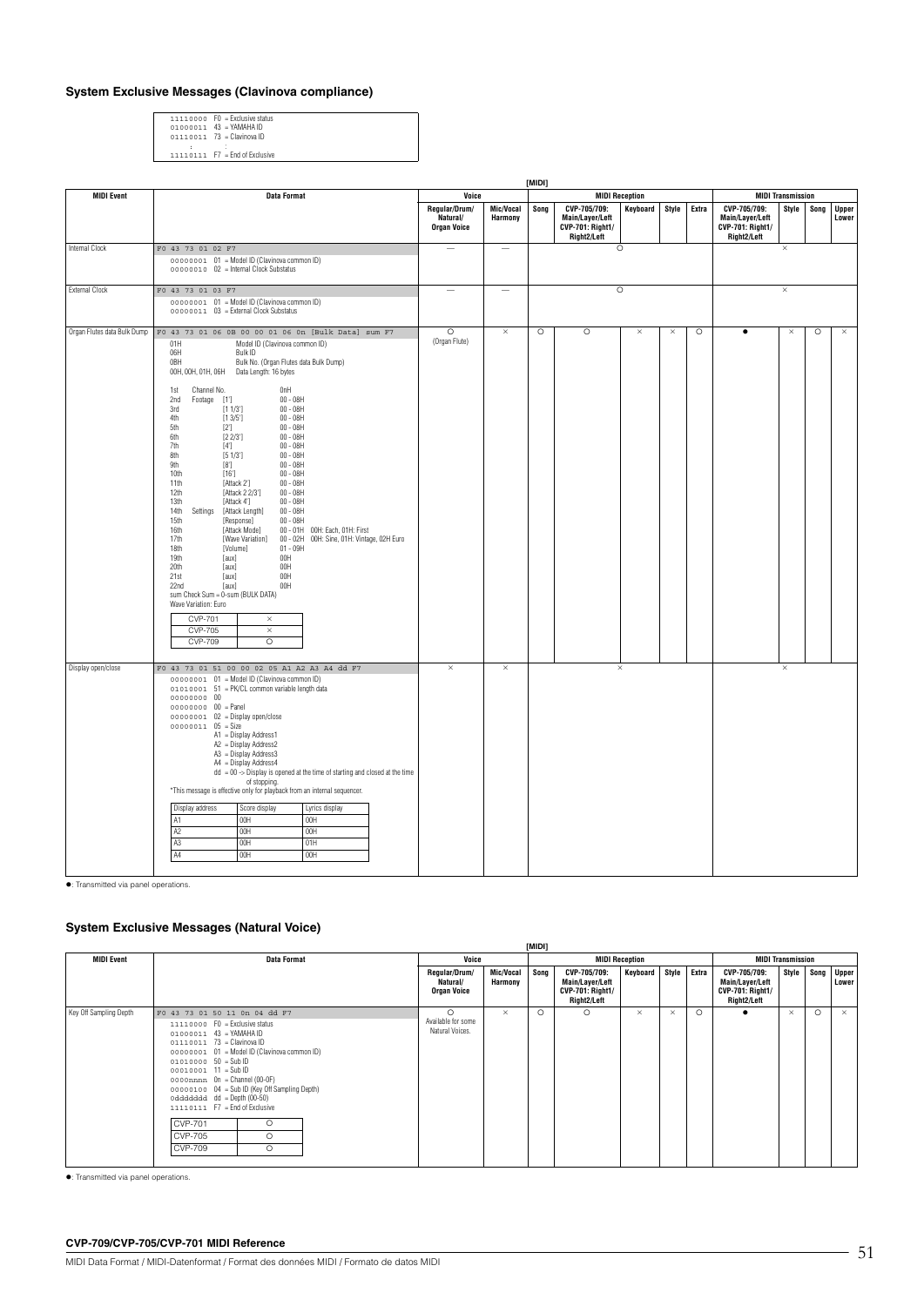### System Exclusive Messages (Clavinova compliance)

```
11110000  F0 = Exclusive status
01000011  43 = YAMAHA ID
01110011  73 = Clavinova ID
   :         :
11110111  F7 = End of Exclusive
```

[MIDI]

| MIDI Event | Data Format | Voice | | MIDI Reception | | | | | MIDI Transmission | | | |
|---|---|---|---|---|---|---|---|---|---|---|---|---|
| | | Regular/Drum/ Natural/ Organ Voice | Mic/Vocal Harmony | Song | CVP-705/709: Main/Layer/Left CVP-701: Right1/ Right2/Left | Keyboard | Style | Extra | CVP-705/709: Main/Layer/Left CVP-701: Right1/ Right2/Left | Style | Song | Upper Lower |
| Internal Clock | F0 43 73 01 02 F7<br>00000001 01 = Model ID (Clavinova common ID)<br>00000010 02 = Internal Clock Substatus | — | — | ○ | | | | | × | | | |
| External Clock | F0 43 73 01 03 F7<br>00000001 01 = Model ID (Clavinova common ID)<br>00000011 03 = External Clock Substatus | — | — | ○ | | | | | × | | | |
| Organ Flutes data Bulk Dump | F0 43 73 01 06 0B 00 00 01 06 0n [Bulk Data] sum F7<br>01H Model ID (Clavinova common ID)<br>06H Bulk ID<br>0BH Bulk No. (Organ Flutes data Bulk Dump)<br>00H, 00H, 01H, 06H Data Length: 16 bytes<br>1st Channel No. 0nH<br>2nd Footage [1'] 00 - 08H<br>3rd [1 1/3'] 00 - 08H<br>4th [1 3/5'] 00 - 08H<br>5th [2'] 00 - 08H<br>6th [2 2/3'] 00 - 08H<br>7th [4'] 00 - 08H<br>8th [5 1/3'] 00 - 08H<br>9th [8'] 00 - 08H<br>10th [16'] 00 - 08H<br>11th [Attack 2'] 00 - 08H<br>12th [Attack 2 2/3'] 00 - 08H<br>13th [Attack 4'] 00 - 08H<br>14th Settings [Attack Length] 00 - 08H<br>15th [Response] 00 - 08H<br>16th [Attack Mode] 00 - 01H 00H: Each, 01H: First<br>17th [Wave Variation] 00 - 02H 00H: Sine, 01H: Vintage, 02H Euro<br>18th [Volume] 01 - 09H<br>19th [aux] 00H<br>20th [aux] 00H<br>21st [aux] 00H<br>22nd [aux] 00H<br>sum Check Sum = 0-sum (BULK DATA)<br>Wave Variation: Euro<br>CVP-701: ×<br>CVP-705: ×<br>CVP-709: ○ | ○ (Organ Flute) | × | ○ | ○ | × | × | ○ | ● | × | ○ | × |
| Display open/close | F0 43 73 01 51 00 00 02 05 A1 A2 A3 A4 dd F7<br>00000001 01 = Model ID (Clavinova common ID)<br>01010001 51 = PK/CL common variable length data<br>00000000 00<br>00000000 00 = Panel<br>00000001 02 = Display open/close<br>00000011 05 = Size<br>A1 = Display Address1<br>A2 = Display Address2<br>A3 = Display Address3<br>A4 = Display Address4<br>dd = 00 -> Display is opened at the time of starting and closed at the time of stopping.<br>*This message is effective only for playback from an internal sequencer.<br>Display address / Score display / Lyrics display<br>A1: 00H / 00H<br>A2: 00H / 00H<br>A3: 00H / 01H<br>A4: 00H / 00H | × | × | × | | | | | × | | | |

●: Transmitted via panel operations.

### System Exclusive Messages (Natural Voice)

[MIDI]

| MIDI Event | Data Format | Voice | | MIDI Reception | | | | | MIDI Transmission | | | |
|---|---|---|---|---|---|---|---|---|---|---|---|---|
| | | Regular/Drum/ Natural/ Organ Voice | Mic/Vocal Harmony | Song | CVP-705/709: Main/Layer/Left CVP-701: Right1/ Right2/Left | Keyboard | Style | Extra | CVP-705/709: Main/Layer/Left CVP-701: Right1/ Right2/Left | Style | Song | Upper Lower |
| Key Off Sampling Depth | F0 43 73 01 50 11 0n 04 dd F7<br>11110000 F0 = Exclusive status<br>01000011 43 = YAMAHA ID<br>01110011 73 = Clavinova ID<br>00000001 01 = Model ID (Clavinova common ID)<br>01010000 50 = Sub ID<br>00010001 11 = Sub ID<br>0000nnnn 0n = Channel (00-0F)<br>00000100 04 = Sub ID (Key Off Sampling Depth)<br>0ddddddd dd = Depth (00-50)<br>11110111 F7 = End of Exclusive<br>CVP-701: ○<br>CVP-705: ○<br>CVP-709: ○ | ○ Available for some Natural Voices. | × | ○ | ○ | × | × | ○ | ● | × | ○ | × |

●: Transmitted via panel operations.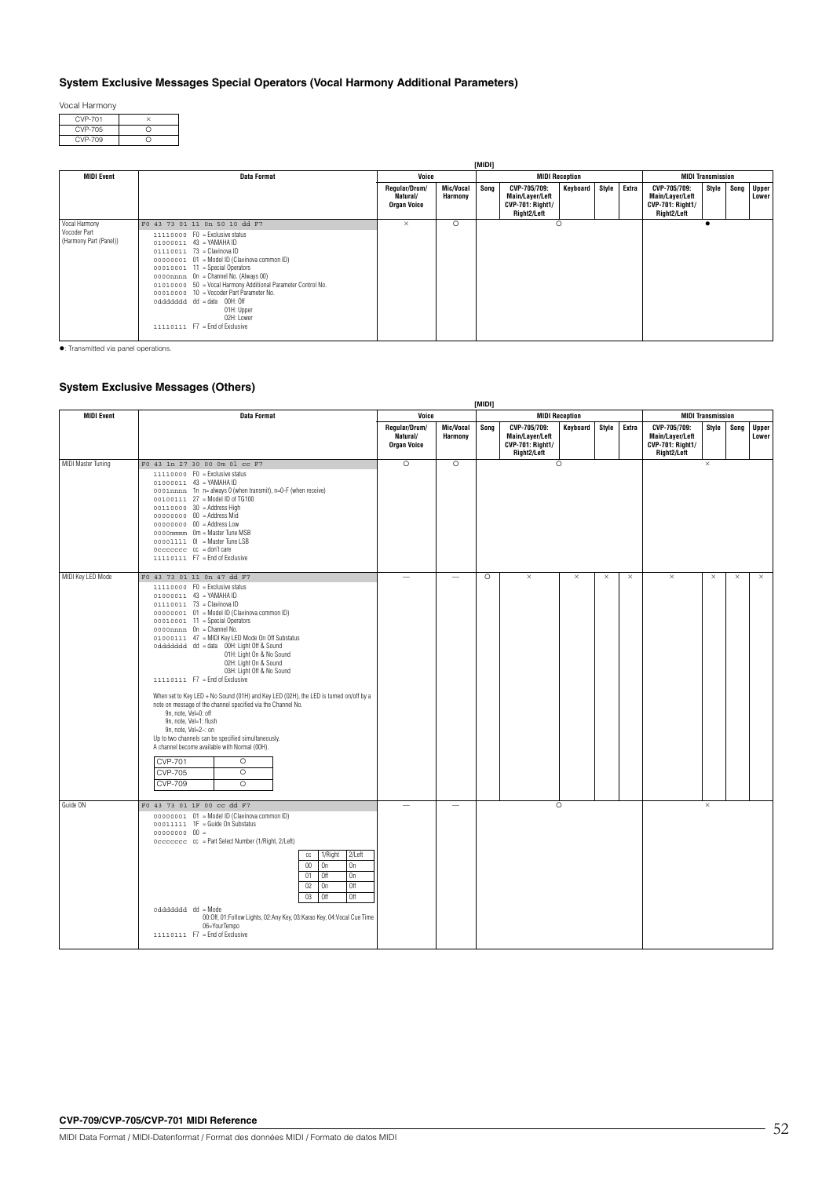### System Exclusive Messages Special Operators (Vocal Harmony Additional Parameters)

Vocal Harmony

| | |
|---|---|
| CVP-701 | × |
| CVP-705 | ○ |
| CVP-709 | ○ |

[MIDI]

| MIDI Event | Data Format | Voice: Regular/Drum/Natural/Organ Voice | Voice: Mic/Vocal Harmony | MIDI Reception: Song | MIDI Reception: CVP-705/709: Main/Layer/Left CVP-701: Right1/Right2/Left | MIDI Reception: Keyboard | MIDI Reception: Style | MIDI Reception: Extra | MIDI Transmission: CVP-705/709: Main/Layer/Left CVP-701: Right1/Right2/Left | MIDI Transmission: Style | MIDI Transmission: Song | MIDI Transmission: Upper Lower |
|---|---|---|---|---|---|---|---|---|---|---|---|---|
| Vocal Harmony Vocoder Part (Harmony Part (Panel)) | F0 43 73 01 11 0n 50 10 dd F7<br>11110000 F0 = Exclusive status<br>01000011 43 = YAMAHA ID<br>01110011 73 = Clavinova ID<br>00000001 01 = Model ID (Clavinova common ID)<br>00010001 11 = Special Operators<br>0000nnnn 0n = Channel No. (Always 00)<br>01010000 50 = Vocal Harmony Additional Parameter Control No.<br>00010000 10 = Vocoder Part Parameter No.<br>0ddddddd dd = data 00H: Off<br>01H: Upper<br>02H: Lower<br>11110111 F7 = End of Exclusive | × | ○ | ○ | | | | | ● | | | |

●: Transmitted via panel operations.

### System Exclusive Messages (Others)

[MIDI]

| MIDI Event | Data Format | Voice: Regular/Drum/Natural/Organ Voice | Voice: Mic/Vocal Harmony | MIDI Reception: Song | MIDI Reception: CVP-705/709: Main/Layer/Left CVP-701: Right1/Right2/Left | MIDI Reception: Keyboard | MIDI Reception: Style | MIDI Reception: Extra | MIDI Transmission: CVP-705/709: Main/Layer/Left CVP-701: Right1/Right2/Left | MIDI Transmission: Style | MIDI Transmission: Song | MIDI Transmission: Upper Lower |
|---|---|---|---|---|---|---|---|---|---|---|---|---|
| MIDI Master Tuning | F0 43 1n 27 30 00 0m 0l cc F7<br>11110000 F0 = Exclusive status<br>01000011 43 = YAMAHA ID<br>0001nnnn 1n n= always 0 (when transmit), n=0-F (when receive)<br>00100111 27 = Model ID of TG100<br>00110000 30 = Address High<br>00000000 00 = Address Mid<br>00000000 00 = Address Low<br>0000mmmm 0m = Master Tune MSB<br>00001111 0l = Master Tune LSB<br>0ccccccc cc = don't care<br>11110111 F7 = End of Exclusive | ○ | ○ | ○ | | | | | × | | | |
| MIDI Key LED Mode | F0 43 73 01 11 0n 47 dd F7<br>11110000 F0 = Exclusive status<br>01000011 43 = YAMAHA ID<br>01110011 73 = Clavinova ID<br>00000001 01 = Model ID (Clavinova common ID)<br>00010001 11 = Special Operators<br>0000nnnn 0n = Channel No.<br>01000111 47 = MIDI Key LED Mode On Off Substatus<br>0ddddddd dd = data 00H: Light Off & Sound<br>01H: Light On & No Sound<br>02H: Light On & Sound<br>03H: Light Off & No Sound<br>11110111 F7 = End of Exclusive<br><br>When set to Key LED + No Sound (01H) and Key LED (02H), the LED is turned on/off by a note on message of the channel specified via the Channel No.<br>9n, note, Vel=0: off<br>9n, note, Vel=1: flush<br>9n, note, Vel=2~: on<br>Up to two channels can be specified simultaneously.<br>A channel become available with Normal (00H).<br>CVP-701 ○<br>CVP-705 ○<br>CVP-709 ○ | — | — | ○ | × | × | × | × | × | × | × | × |
| Guide ON | F0 43 73 01 1F 00 cc dd F7<br>00000001 01 = Model ID (Clavinova common ID)<br>00011111 1F = Guide On Substatus<br>00000000 00 =<br>0ccccccc cc = Part Select Number (1/Right, 2/Left)<br>cc / 1/Right / 2/Left: 00 On On; 01 Off On; 02 On Off; 03 Off Off<br>0ddddddd dd = Mode<br>00:Off, 01:Follow Lights, 02:Any Key, 03:Karao Key, 04:Vocal Cue Time<br>06=YourTempo<br>11110111 F7 = End of Exclusive | — | — | ○ | | | | | × | | | |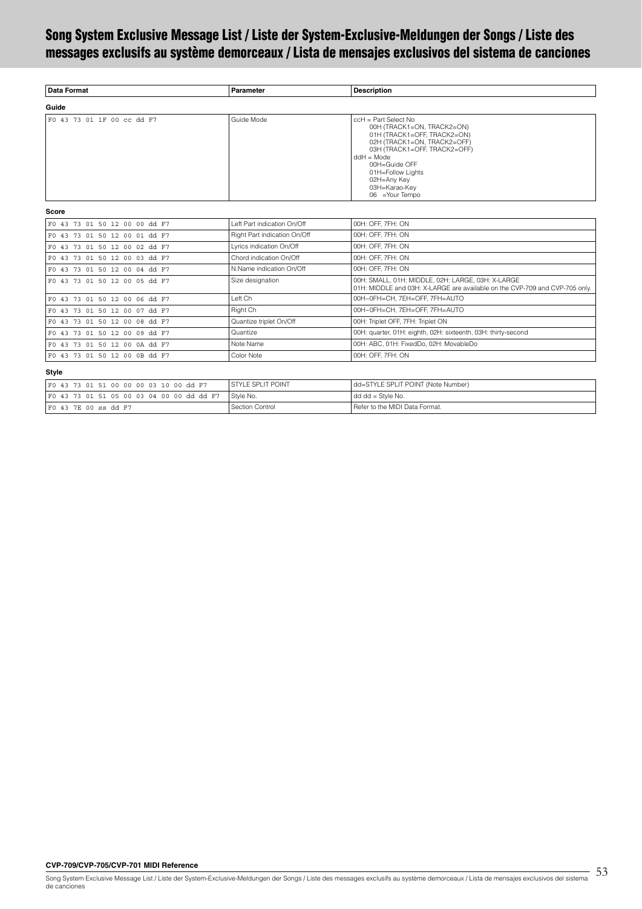# Song System Exclusive Message List / Liste der System-Exclusive-Meldungen der Songs / Liste des messages exclusifs au système demorceaux / Lista de mensajes exclusivos del sistema de canciones

| Data Format | Parameter | Description |
| --- | --- | --- |
| **Guide** | | |
| F0 43 73 01 1F 00 cc dd F7 | Guide Mode | ccH = Part Select No<br>00H (TRACK1=ON, TRACK2=ON)<br>01H (TRACK1=OFF, TRACK2=ON)<br>02H (TRACK1=ON, TRACK2=OFF)<br>03H (TRACK1=OFF, TRACK2=OFF)<br>ddH = Mode<br>00H=Guide OFF<br>01H=Follow Lights<br>02H=Any Key<br>03H=Karao-Key<br>06 =Your Tempo |
| **Score** | | |
| F0 43 73 01 50 12 00 00 dd F7 | Left Part indication On/Off | 00H: OFF, 7FH: ON |
| F0 43 73 01 50 12 00 01 dd F7 | Right Part indication On/Off | 00H: OFF, 7FH: ON |
| F0 43 73 01 50 12 00 02 dd F7 | Lyrics indication On/Off | 00H: OFF, 7FH: ON |
| F0 43 73 01 50 12 00 03 dd F7 | Chord indication On/Off | 00H: OFF, 7FH: ON |
| F0 43 73 01 50 12 00 04 dd F7 | N.Name indication On/Off | 00H: OFF, 7FH: ON |
| F0 43 73 01 50 12 00 05 dd F7 | Size designation | 00H: SMALL, 01H: MIDDLE, 02H: LARGE, 03H: X-LARGE<br>01H: MIDDLE and 03H: X-LARGE are available on the CVP-709 and CVP-705 only. |
| F0 43 73 01 50 12 00 06 dd F7 | Left Ch | 00H~0FH=CH, 7EH=OFF, 7FH=AUTO |
| F0 43 73 01 50 12 00 07 dd F7 | Right Ch | 00H~0FH=CH, 7EH=OFF, 7FH=AUTO |
| F0 43 73 01 50 12 00 08 dd F7 | Quantize triplet On/Off | 00H: Triplet OFF, 7FH: Triplet ON |
| F0 43 73 01 50 12 00 09 dd F7 | Quantize | 00H: quarter, 01H: eighth, 02H: sixteenth, 03H: thirty-second |
| F0 43 73 01 50 12 00 0A dd F7 | Note Name | 00H: ABC, 01H: FixedDo, 02H: MovableDo |
| F0 43 73 01 50 12 00 0B dd F7 | Color Note | 00H: OFF, 7FH: ON |
| **Style** | | |
| F0 43 73 01 51 00 00 00 03 10 00 dd F7 | STYLE SPLIT POINT | dd=STYLE SPLIT POINT (Note Number) |
| F0 43 73 01 51 05 00 03 04 00 00 dd dd F7 | Style No. | dd dd = Style No. |
| F0 43 7E 00 ss dd F7 | Section Control | Refer to the MIDI Data Format. |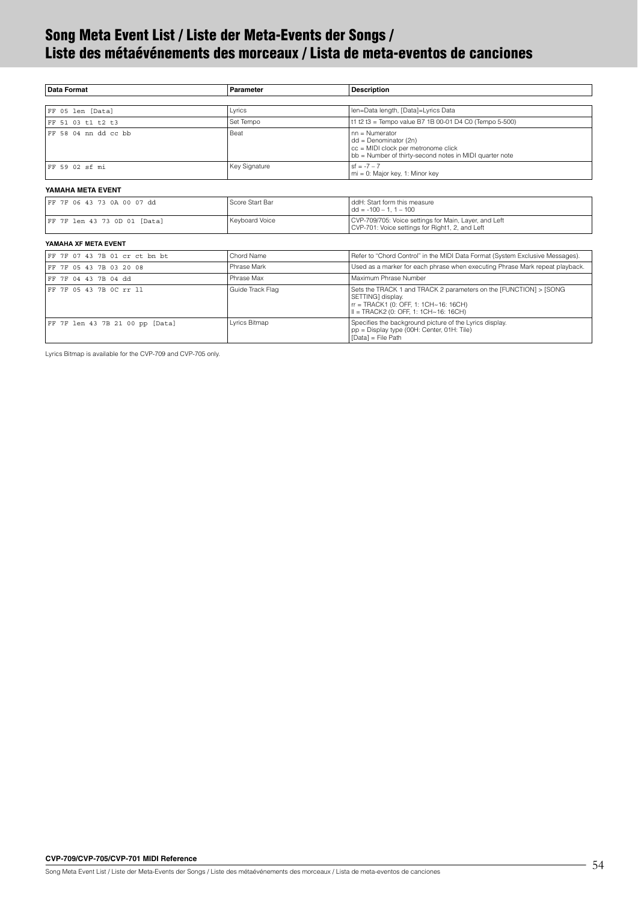# Song Meta Event List / Liste der Meta-Events der Songs / Liste des métaévénements des morceaux / Lista de meta-eventos de canciones

| Data Format | Parameter | Description |
|---|---|---|
| FF 05 len [Data] | Lyrics | len=Data length, [Data]=Lyrics Data |
| FF 51 03 t1 t2 t3 | Set Tempo | t1 t2 t3 = Tempo value B7 1B 00-01 D4 C0 (Tempo 5-500) |
| FF 58 04 nn dd cc bb | Beat | nn = Numerator<br>dd = Denominator (2n)<br>cc = MIDI clock per metronome click<br>bb = Number of thirty-second notes in MIDI quarter note |
| FF 59 02 sf mi | Key Signature | sf = -7 – 7<br>mi = 0: Major key, 1: Minor key |

**YAMAHA META EVENT**

| Data Format | Parameter | Description |
|---|---|---|
| FF 7F 06 43 73 0A 00 07 dd | Score Start Bar | ddH: Start form this measure<br>dd = -100 – 1, 1 – 100 |
| FF 7F len 43 73 0D 01 [Data] | Keyboard Voice | CVP-709/705: Voice settings for Main, Layer, and Left<br>CVP-701: Voice settings for Right1, 2, and Left |

**YAMAHA XF META EVENT**

| Data Format | Parameter | Description |
|---|---|---|
| FF 7F 07 43 7B 01 cr ct bn bt | Chord Name | Refer to "Chord Control" in the MIDI Data Format (System Exclusive Messages). |
| FF 7F 05 43 7B 03 20 08 | Phrase Mark | Used as a marker for each phrase when executing Phrase Mark repeat playback. |
| FF 7F 04 43 7B 04 dd | Phrase Max | Maximum Phrase Number |
| FF 7F 05 43 7B 0C rr ll | Guide Track Flag | Sets the TRACK 1 and TRACK 2 parameters on the [FUNCTION] > [SONG SETTING] display.<br>rr = TRACK1 (0: OFF, 1: 1CH~16: 16CH)<br>ll = TRACK2 (0: OFF, 1: 1CH~16: 16CH) |
| FF 7F len 43 7B 21 00 pp [Data] | Lyrics Bitmap | Specifies the background picture of the Lyrics display.<br>pp = Display type (00H: Center, 01H: Tile)<br>[Data] = File Path |

Lyrics Bitmap is available for the CVP-709 and CVP-705 only.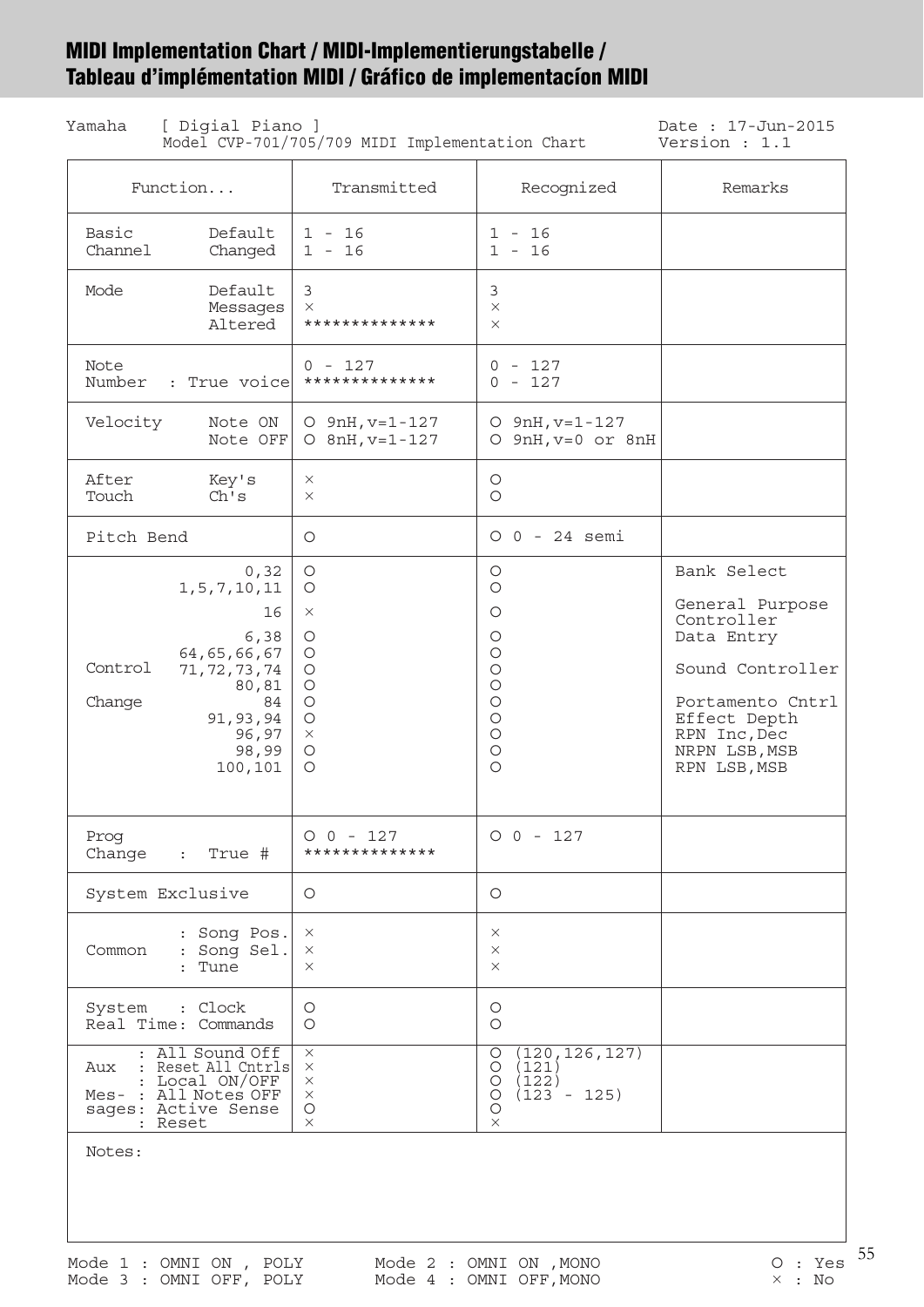# MIDI Implementation Chart / MIDI-Implementierungstabelle / Tableau d'implémentation MIDI / Gráfico de implementacíon MIDI

Yamaha [ Digial Piano ]
Model CVP-701/705/709 MIDI Implementation Chart

Date : 17-Jun-2015
Version : 1.1

| Function... | | Transmitted | Recognized | Remarks |
|---|---|---|---|---|
| Basic Channel | Default | 1 - 16 | 1 - 16 | |
| | Changed | 1 - 16 | 1 - 16 | |
| Mode | Default | 3 | 3 | |
| | Messages | × | × | |
| | Altered | ************** | × | |
| Note Number | : True voice | 0 - 127 | 0 - 127 | |
| | | ************** | 0 - 127 | |
| Velocity | Note ON | O 9nH,v=1-127 | O 9nH,v=1-127 | |
| | Note OFF | O 8nH,v=1-127 | O 9nH,v=0 or 8nH | |
| After Touch | Key's | × | O | |
| | Ch's | × | O | |
| Pitch Bend | | O | O 0 - 24 semi | |
| Control Change | 0,32 | O | O | Bank Select |
| | 1,5,7,10,11 | O | O | |
| | 16 | × | O | General Purpose Controller |
| | 6,38 | O | O | Data Entry |
| | 64,65,66,67 | O | O | |
| | 71,72,73,74 | O | O | Sound Controller |
| | 80,81 | O | O | |
| | 84 | O | O | Portamento Cntrl |
| | 91,93,94 | O | O | Effect Depth |
| | 96,97 | × | O | RPN Inc,Dec |
| | 98,99 | O | O | NRPN LSB,MSB |
| | 100,101 | O | O | RPN LSB,MSB |
| Prog Change | : True # | O 0 - 127 | O 0 - 127 | |
| | | ************** | | |
| System Exclusive | | O | O | |
| Common | : Song Pos. | × | × | |
| | : Song Sel. | × | × | |
| | : Tune | × | × | |
| System Real Time | : Clock | O | O | |
| | : Commands | O | O | |
| Aux Messages | : All Sound Off | × | O (120,126,127) | |
| | : Reset All Cntrls | × | O (121) | |
| | : Local ON/OFF | × | O (122) | |
| | : All Notes OFF | × | O (123 - 125) | |
| | : Active Sense | O | O | |
| | : Reset | × | × | |

Notes:

Mode 1 : OMNI ON , POLY  Mode 2 : OMNI ON ,MONO  O : Yes
Mode 3 : OMNI OFF, POLY  Mode 4 : OMNI OFF,MONO  × : No